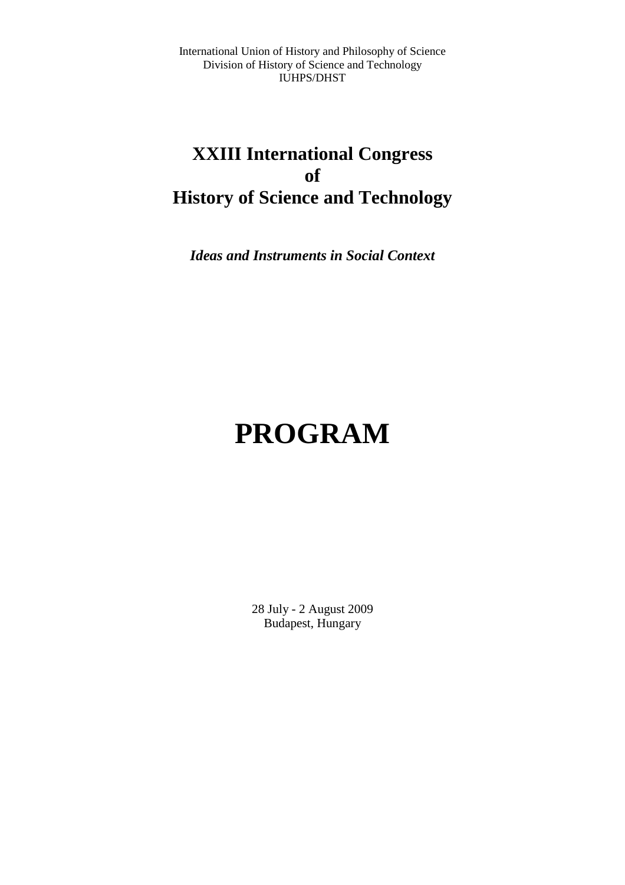International Union of History and Philosophy of Science
Division of History of Science and Technology
IUHPS/DHST

# XXIII International Congress of History of Science and Technology

***Ideas and Instruments in Social Context***

# PROGRAM

28 July - 2 August 2009
Budapest, Hungary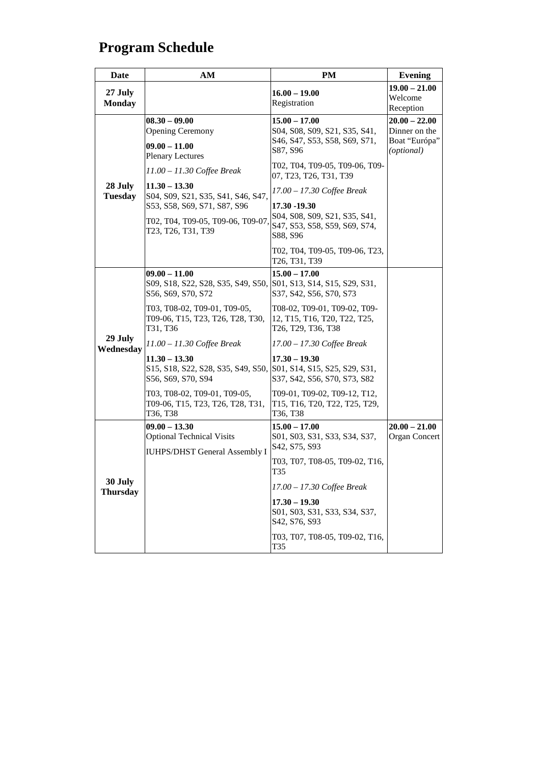# Program Schedule

| Date | AM | PM | Evening |
|---|---|---|---|
| **27 July Monday** | | **16.00 – 19.00** Registration | **19.00 – 21.00** Welcome Reception |
| **28 July Tuesday** | **08.30 – 09.00** Opening Ceremony<br>**09.00 – 11.00** Plenary Lectures<br>*11.00 – 11.30 Coffee Break*<br>**11.30 – 13.30** S04, S09, S21, S35, S41, S46, S47, S53, S58, S69, S71, S87, S96<br>T02, T04, T09-05, T09-06, T09-07, T23, T26, T31, T39 | **15.00 – 17.00** S04, S08, S09, S21, S35, S41, S46, S47, S53, S58, S69, S71, S87, S96<br>T02, T04, T09-05, T09-06, T09-07, T23, T26, T31, T39<br>*17.00 – 17.30 Coffee Break*<br>**17.30 -19.30** S04, S08, S09, S21, S35, S41, S47, S53, S58, S59, S69, S74, S88, S96<br>T02, T04, T09-05, T09-06, T23, T26, T31, T39 | **20.00 – 22.00** Dinner on the Boat "Európa" *(optional)* |
| **29 July Wednesday** | **09.00 – 11.00** S09, S18, S22, S28, S35, S49, S50, S56, S69, S70, S72<br>T03, T08-02, T09-01, T09-05, T09-06, T15, T23, T26, T28, T30, T31, T36<br>*11.00 – 11.30 Coffee Break*<br>**11.30 – 13.30** S15, S18, S22, S28, S35, S49, S50, S56, S69, S70, S94<br>T03, T08-02, T09-01, T09-05, T09-06, T15, T23, T26, T28, T31, T36, T38 | **15.00 – 17.00** S01, S13, S14, S15, S29, S31, S37, S42, S56, S70, S73<br>T08-02, T09-01, T09-02, T09-12, T15, T16, T20, T22, T25, T26, T29, T36, T38<br>*17.00 – 17.30 Coffee Break*<br>**17.30 – 19.30** S01, S14, S15, S25, S29, S31, S37, S42, S56, S70, S73, S82<br>T09-01, T09-02, T09-12, T12, T15, T16, T20, T22, T25, T29, T36, T38 | |
| **30 July Thursday** | **09.00 – 13.30** Optional Technical Visits<br>IUHPS/DHST General Assembly I | **15.00 – 17.00** S01, S03, S31, S33, S34, S37, S42, S75, S93<br>T03, T07, T08-05, T09-02, T16, T35<br>*17.00 – 17.30 Coffee Break*<br>**17.30 – 19.30** S01, S03, S31, S33, S34, S37, S42, S76, S93<br>T03, T07, T08-05, T09-02, T16, T35 | **20.00 – 21.00** Organ Concert |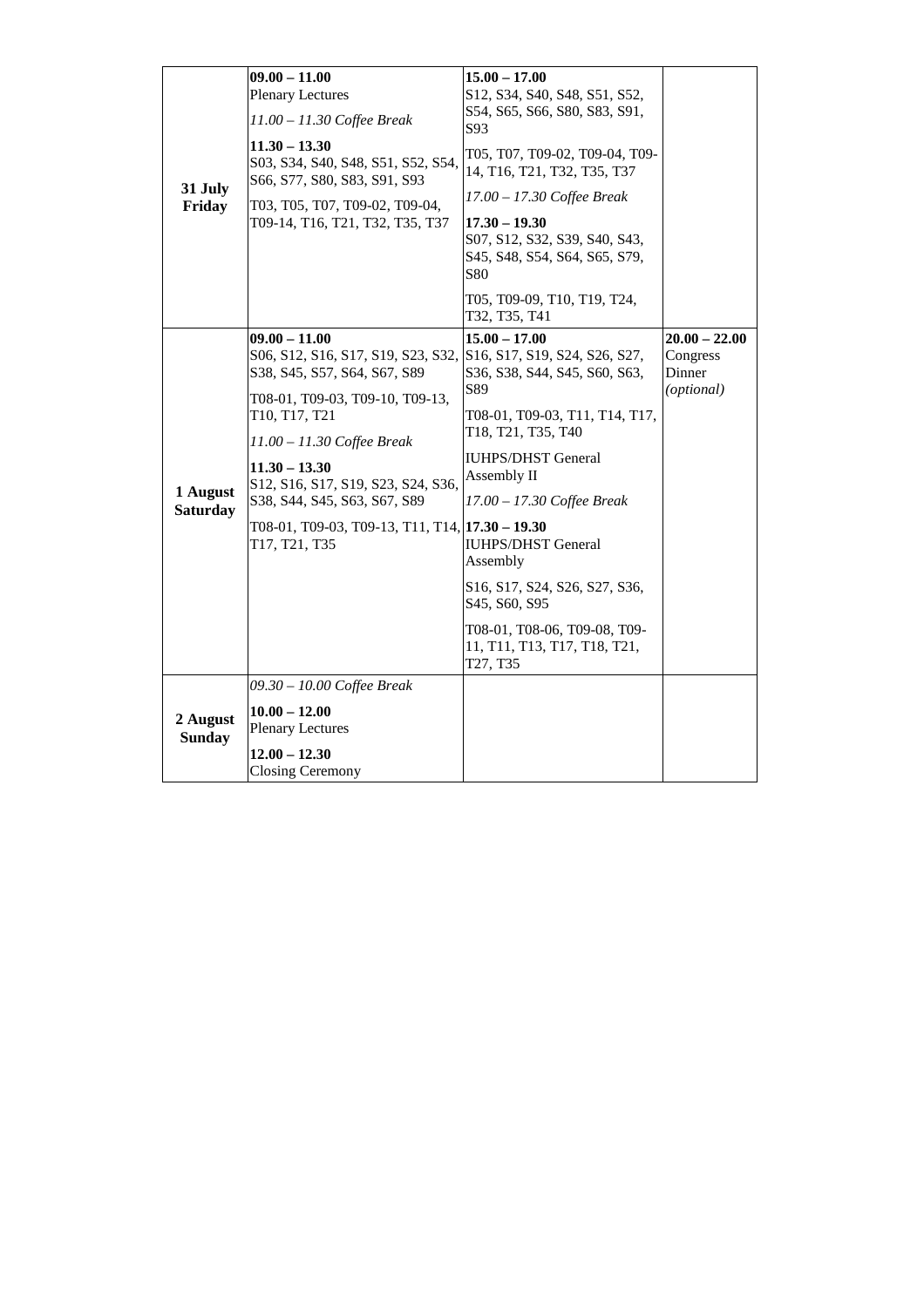| | | | |
|---|---|---|---|
| **31 July Friday** | **09.00 – 11.00**<br>Plenary Lectures<br>*11.00 – 11.30 Coffee Break*<br>**11.30 – 13.30**<br>S03, S34, S40, S48, S51, S52, S54, S66, S77, S80, S83, S91, S93<br>T03, T05, T07, T09-02, T09-04, T09-14, T16, T21, T32, T35, T37 | **15.00 – 17.00**<br>S12, S34, S40, S48, S51, S52, S54, S65, S66, S80, S83, S91, S93<br>T05, T07, T09-02, T09-04, T09-14, T16, T21, T32, T35, T37<br>*17.00 – 17.30 Coffee Break*<br>**17.30 – 19.30**<br>S07, S12, S32, S39, S40, S43, S45, S48, S54, S64, S65, S79, S80<br>T05, T09-09, T10, T19, T24, T32, T35, T41 | |
| **1 August Saturday** | **09.00 – 11.00**<br>S06, S12, S16, S17, S19, S23, S32, S38, S45, S57, S64, S67, S89<br>T08-01, T09-03, T09-10, T09-13, T10, T17, T21<br>*11.00 – 11.30 Coffee Break*<br>**11.30 – 13.30**<br>S12, S16, S17, S19, S23, S24, S36, S38, S44, S45, S63, S67, S89<br>T08-01, T09-03, T09-13, T11, T14, T17, T21, T35 | **15.00 – 17.00**<br>S16, S17, S19, S24, S26, S27, S36, S38, S44, S45, S60, S63, S89<br>T08-01, T09-03, T11, T14, T17, T18, T21, T35, T40<br>IUHPS/DHST General Assembly II<br>*17.00 – 17.30 Coffee Break*<br>**17.30 – 19.30**<br>IUHPS/DHST General Assembly<br>S16, S17, S24, S26, S27, S36, S45, S60, S95<br>T08-01, T08-06, T09-08, T09-11, T11, T13, T17, T18, T21, T27, T35 | **20.00 – 22.00**<br>Congress Dinner<br>*(optional)* |
| **2 August Sunday** | *09.30 – 10.00 Coffee Break*<br>**10.00 – 12.00**<br>Plenary Lectures<br>**12.00 – 12.30**<br>Closing Ceremony | | |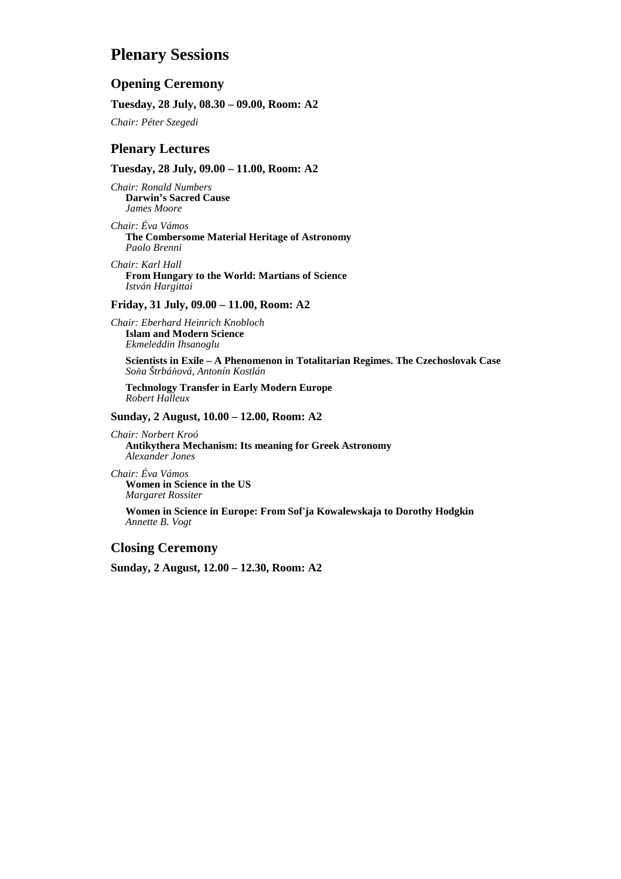# Plenary Sessions

## Opening Ceremony

**Tuesday, 28 July, 08.30 – 09.00, Room: A2**

*Chair: Péter Szegedi*

## Plenary Lectures

**Tuesday, 28 July, 09.00 – 11.00, Room: A2**

*Chair: Ronald Numbers*
**Darwin's Sacred Cause**
*James Moore*

*Chair: Éva Vámos*
**The Combersome Material Heritage of Astronomy**
*Paolo Brenni*

*Chair: Karl Hall*
**From Hungary to the World: Martians of Science**
*István Hargittai*

**Friday, 31 July, 09.00 – 11.00, Room: A2**

*Chair: Eberhard Heinrich Knobloch*
**Islam and Modern Science**
*Ekmeleddin Ihsanoglu*

**Scientists in Exile – A Phenomenon in Totalitarian Regimes. The Czechoslovak Case**
*Soňa Štrbáňová, Antonín Kostlán*

**Technology Transfer in Early Modern Europe**
*Robert Halleux*

**Sunday, 2 August, 10.00 – 12.00, Room: A2**

*Chair: Norbert Kroó*
**Antikythera Mechanism: Its meaning for Greek Astronomy**
*Alexander Jones*

*Chair: Éva Vámos*
**Women in Science in the US**
*Margaret Rossiter*

**Women in Science in Europe: From Sof'ja Kowalewskaja to Dorothy Hodgkin**
*Annette B. Vogt*

## Closing Ceremony

**Sunday, 2 August, 12.00 – 12.30, Room: A2**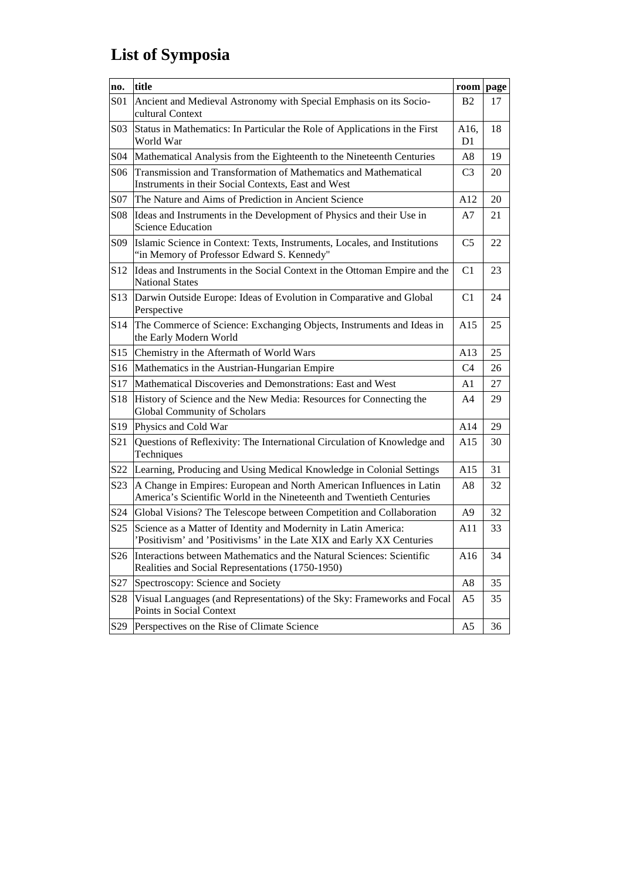# List of Symposia

| no. | title | room | page |
|---|---|---|---|
| S01 | Ancient and Medieval Astronomy with Special Emphasis on its Socio-cultural Context | B2 | 17 |
| S03 | Status in Mathematics: In Particular the Role of Applications in the First World War | A16, D1 | 18 |
| S04 | Mathematical Analysis from the Eighteenth to the Nineteenth Centuries | A8 | 19 |
| S06 | Transmission and Transformation of Mathematics and Mathematical Instruments in their Social Contexts, East and West | C3 | 20 |
| S07 | The Nature and Aims of Prediction in Ancient Science | A12 | 20 |
| S08 | Ideas and Instruments in the Development of Physics and their Use in Science Education | A7 | 21 |
| S09 | Islamic Science in Context: Texts, Instruments, Locales, and Institutions "in Memory of Professor Edward S. Kennedy" | C5 | 22 |
| S12 | Ideas and Instruments in the Social Context in the Ottoman Empire and the National States | C1 | 23 |
| S13 | Darwin Outside Europe: Ideas of Evolution in Comparative and Global Perspective | C1 | 24 |
| S14 | The Commerce of Science: Exchanging Objects, Instruments and Ideas in the Early Modern World | A15 | 25 |
| S15 | Chemistry in the Aftermath of World Wars | A13 | 25 |
| S16 | Mathematics in the Austrian-Hungarian Empire | C4 | 26 |
| S17 | Mathematical Discoveries and Demonstrations: East and West | A1 | 27 |
| S18 | History of Science and the New Media: Resources for Connecting the Global Community of Scholars | A4 | 29 |
| S19 | Physics and Cold War | A14 | 29 |
| S21 | Questions of Reflexivity: The International Circulation of Knowledge and Techniques | A15 | 30 |
| S22 | Learning, Producing and Using Medical Knowledge in Colonial Settings | A15 | 31 |
| S23 | A Change in Empires: European and North American Influences in Latin America's Scientific World in the Nineteenth and Twentieth Centuries | A8 | 32 |
| S24 | Global Visions? The Telescope between Competition and Collaboration | A9 | 32 |
| S25 | Science as a Matter of Identity and Modernity in Latin America: 'Positivism' and 'Positivisms' in the Late XIX and Early XX Centuries | A11 | 33 |
| S26 | Interactions between Mathematics and the Natural Sciences: Scientific Realities and Social Representations (1750-1950) | A16 | 34 |
| S27 | Spectroscopy: Science and Society | A8 | 35 |
| S28 | Visual Languages (and Representations) of the Sky: Frameworks and Focal Points in Social Context | A5 | 35 |
| S29 | Perspectives on the Rise of Climate Science | A5 | 36 |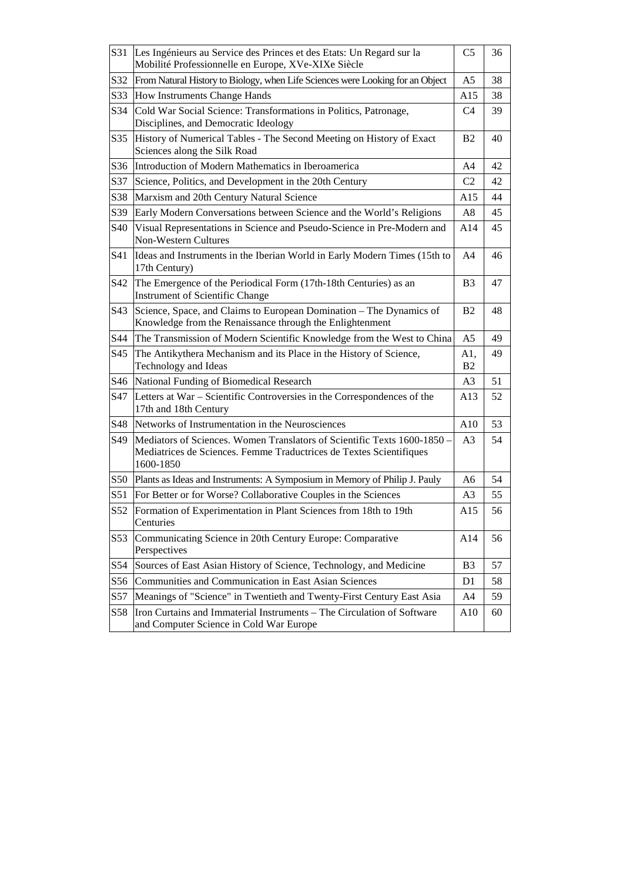| S31 | Les Ingénieurs au Service des Princes et des Etats: Un Regard sur la Mobilité Professionnelle en Europe, XVe-XIXe Siècle | C5 | 36 |
|---|---|---|---|
| S32 | From Natural History to Biology, when Life Sciences were Looking for an Object | A5 | 38 |
| S33 | How Instruments Change Hands | A15 | 38 |
| S34 | Cold War Social Science: Transformations in Politics, Patronage, Disciplines, and Democratic Ideology | C4 | 39 |
| S35 | History of Numerical Tables - The Second Meeting on History of Exact Sciences along the Silk Road | B2 | 40 |
| S36 | Introduction of Modern Mathematics in Iberoamerica | A4 | 42 |
| S37 | Science, Politics, and Development in the 20th Century | C2 | 42 |
| S38 | Marxism and 20th Century Natural Science | A15 | 44 |
| S39 | Early Modern Conversations between Science and the World's Religions | A8 | 45 |
| S40 | Visual Representations in Science and Pseudo-Science in Pre-Modern and Non-Western Cultures | A14 | 45 |
| S41 | Ideas and Instruments in the Iberian World in Early Modern Times (15th to 17th Century) | A4 | 46 |
| S42 | The Emergence of the Periodical Form (17th-18th Centuries) as an Instrument of Scientific Change | B3 | 47 |
| S43 | Science, Space, and Claims to European Domination – The Dynamics of Knowledge from the Renaissance through the Enlightenment | B2 | 48 |
| S44 | The Transmission of Modern Scientific Knowledge from the West to China | A5 | 49 |
| S45 | The Antikythera Mechanism and its Place in the History of Science, Technology and Ideas | A1, B2 | 49 |
| S46 | National Funding of Biomedical Research | A3 | 51 |
| S47 | Letters at War – Scientific Controversies in the Correspondences of the 17th and 18th Century | A13 | 52 |
| S48 | Networks of Instrumentation in the Neurosciences | A10 | 53 |
| S49 | Mediators of Sciences. Women Translators of Scientific Texts 1600-1850 – Mediatrices de Sciences. Femme Traductrices de Textes Scientifiques 1600-1850 | A3 | 54 |
| S50 | Plants as Ideas and Instruments: A Symposium in Memory of Philip J. Pauly | A6 | 54 |
| S51 | For Better or for Worse? Collaborative Couples in the Sciences | A3 | 55 |
| S52 | Formation of Experimentation in Plant Sciences from 18th to 19th Centuries | A15 | 56 |
| S53 | Communicating Science in 20th Century Europe: Comparative Perspectives | A14 | 56 |
| S54 | Sources of East Asian History of Science, Technology, and Medicine | B3 | 57 |
| S56 | Communities and Communication in East Asian Sciences | D1 | 58 |
| S57 | Meanings of "Science" in Twentieth and Twenty-First Century East Asia | A4 | 59 |
| S58 | Iron Curtains and Immaterial Instruments – The Circulation of Software and Computer Science in Cold War Europe | A10 | 60 |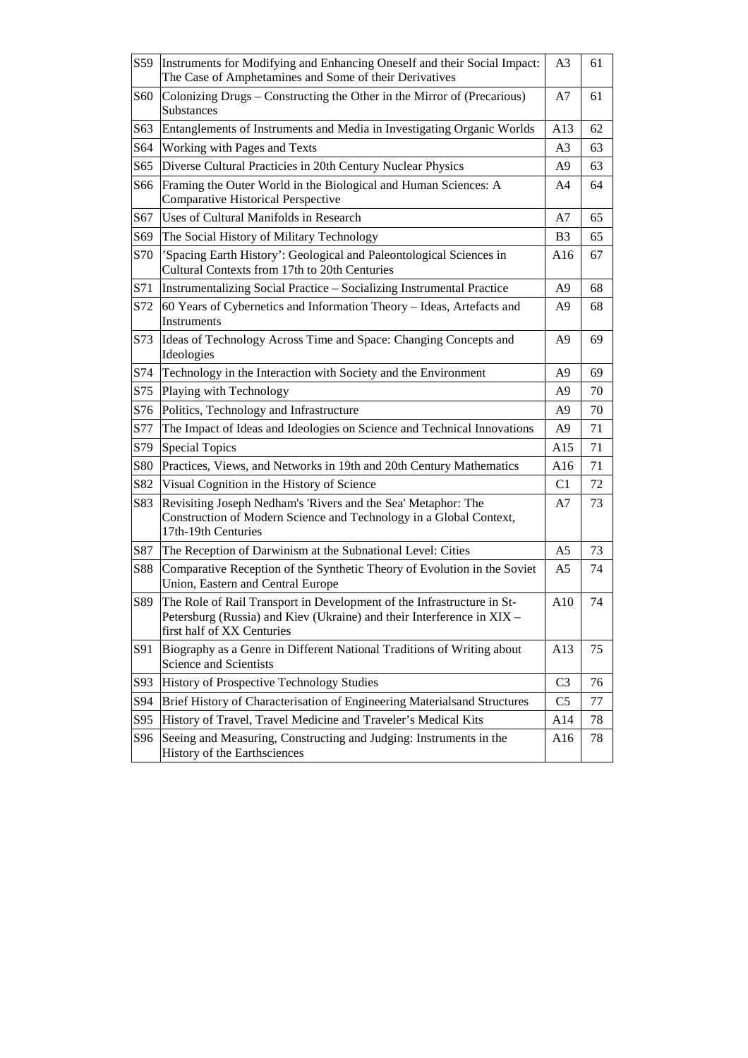| | | | |
|---|---|---|---|
| S59 | Instruments for Modifying and Enhancing Oneself and their Social Impact: The Case of Amphetamines and Some of their Derivatives | A3 | 61 |
| S60 | Colonizing Drugs – Constructing the Other in the Mirror of (Precarious) Substances | A7 | 61 |
| S63 | Entanglements of Instruments and Media in Investigating Organic Worlds | A13 | 62 |
| S64 | Working with Pages and Texts | A3 | 63 |
| S65 | Diverse Cultural Practicies in 20th Century Nuclear Physics | A9 | 63 |
| S66 | Framing the Outer World in the Biological and Human Sciences: A Comparative Historical Perspective | A4 | 64 |
| S67 | Uses of Cultural Manifolds in Research | A7 | 65 |
| S69 | The Social History of Military Technology | B3 | 65 |
| S70 | 'Spacing Earth History': Geological and Paleontological Sciences in Cultural Contexts from 17th to 20th Centuries | A16 | 67 |
| S71 | Instrumentalizing Social Practice – Socializing Instrumental Practice | A9 | 68 |
| S72 | 60 Years of Cybernetics and Information Theory – Ideas, Artefacts and Instruments | A9 | 68 |
| S73 | Ideas of Technology Across Time and Space: Changing Concepts and Ideologies | A9 | 69 |
| S74 | Technology in the Interaction with Society and the Environment | A9 | 69 |
| S75 | Playing with Technology | A9 | 70 |
| S76 | Politics, Technology and Infrastructure | A9 | 70 |
| S77 | The Impact of Ideas and Ideologies on Science and Technical Innovations | A9 | 71 |
| S79 | Special Topics | A15 | 71 |
| S80 | Practices, Views, and Networks in 19th and 20th Century Mathematics | A16 | 71 |
| S82 | Visual Cognition in the History of Science | C1 | 72 |
| S83 | Revisiting Joseph Nedham's 'Rivers and the Sea' Metaphor: The Construction of Modern Science and Technology in a Global Context, 17th-19th Centuries | A7 | 73 |
| S87 | The Reception of Darwinism at the Subnational Level: Cities | A5 | 73 |
| S88 | Comparative Reception of the Synthetic Theory of Evolution in the Soviet Union, Eastern and Central Europe | A5 | 74 |
| S89 | The Role of Rail Transport in Development of the Infrastructure in St-Petersburg (Russia) and Kiev (Ukraine) and their Interference in XIX – first half of XX Centuries | A10 | 74 |
| S91 | Biography as a Genre in Different National Traditions of Writing about Science and Scientists | A13 | 75 |
| S93 | History of Prospective Technology Studies | C3 | 76 |
| S94 | Brief History of Characterisation of Engineering Materialsand Structures | C5 | 77 |
| S95 | History of Travel, Travel Medicine and Traveler's Medical Kits | A14 | 78 |
| S96 | Seeing and Measuring, Constructing and Judging: Instruments in the History of the Earthsciences | A16 | 78 |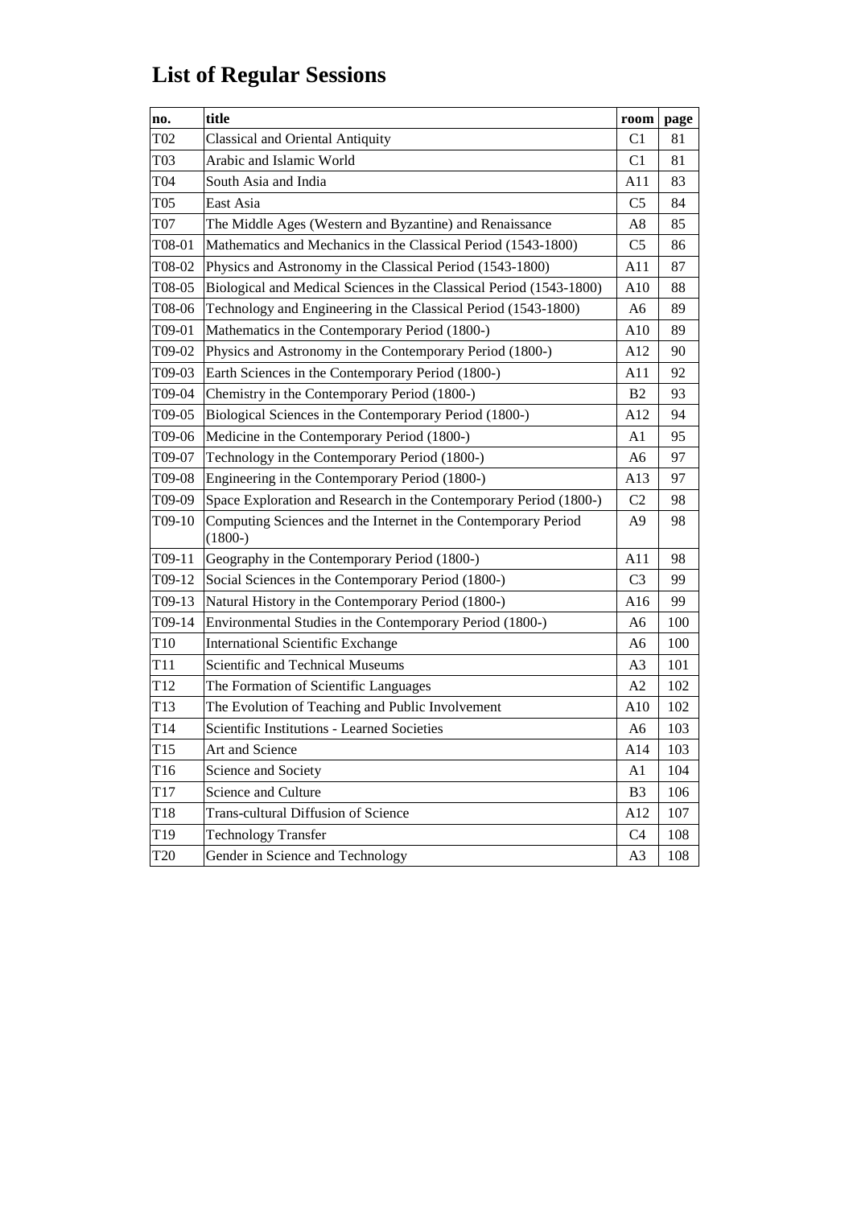# List of Regular Sessions

| no. | title | room | page |
|---|---|---|---|
| T02 | Classical and Oriental Antiquity | C1 | 81 |
| T03 | Arabic and Islamic World | C1 | 81 |
| T04 | South Asia and India | A11 | 83 |
| T05 | East Asia | C5 | 84 |
| T07 | The Middle Ages (Western and Byzantine) and Renaissance | A8 | 85 |
| T08-01 | Mathematics and Mechanics in the Classical Period (1543-1800) | C5 | 86 |
| T08-02 | Physics and Astronomy in the Classical Period (1543-1800) | A11 | 87 |
| T08-05 | Biological and Medical Sciences in the Classical Period (1543-1800) | A10 | 88 |
| T08-06 | Technology and Engineering in the Classical Period (1543-1800) | A6 | 89 |
| T09-01 | Mathematics in the Contemporary Period (1800-) | A10 | 89 |
| T09-02 | Physics and Astronomy in the Contemporary Period (1800-) | A12 | 90 |
| T09-03 | Earth Sciences in the Contemporary Period (1800-) | A11 | 92 |
| T09-04 | Chemistry in the Contemporary Period (1800-) | B2 | 93 |
| T09-05 | Biological Sciences in the Contemporary Period (1800-) | A12 | 94 |
| T09-06 | Medicine in the Contemporary Period (1800-) | A1 | 95 |
| T09-07 | Technology in the Contemporary Period (1800-) | A6 | 97 |
| T09-08 | Engineering in the Contemporary Period (1800-) | A13 | 97 |
| T09-09 | Space Exploration and Research in the Contemporary Period (1800-) | C2 | 98 |
| T09-10 | Computing Sciences and the Internet in the Contemporary Period (1800-) | A9 | 98 |
| T09-11 | Geography in the Contemporary Period (1800-) | A11 | 98 |
| T09-12 | Social Sciences in the Contemporary Period (1800-) | C3 | 99 |
| T09-13 | Natural History in the Contemporary Period (1800-) | A16 | 99 |
| T09-14 | Environmental Studies in the Contemporary Period (1800-) | A6 | 100 |
| T10 | International Scientific Exchange | A6 | 100 |
| T11 | Scientific and Technical Museums | A3 | 101 |
| T12 | The Formation of Scientific Languages | A2 | 102 |
| T13 | The Evolution of Teaching and Public Involvement | A10 | 102 |
| T14 | Scientific Institutions - Learned Societies | A6 | 103 |
| T15 | Art and Science | A14 | 103 |
| T16 | Science and Society | A1 | 104 |
| T17 | Science and Culture | B3 | 106 |
| T18 | Trans-cultural Diffusion of Science | A12 | 107 |
| T19 | Technology Transfer | C4 | 108 |
| T20 | Gender in Science and Technology | A3 | 108 |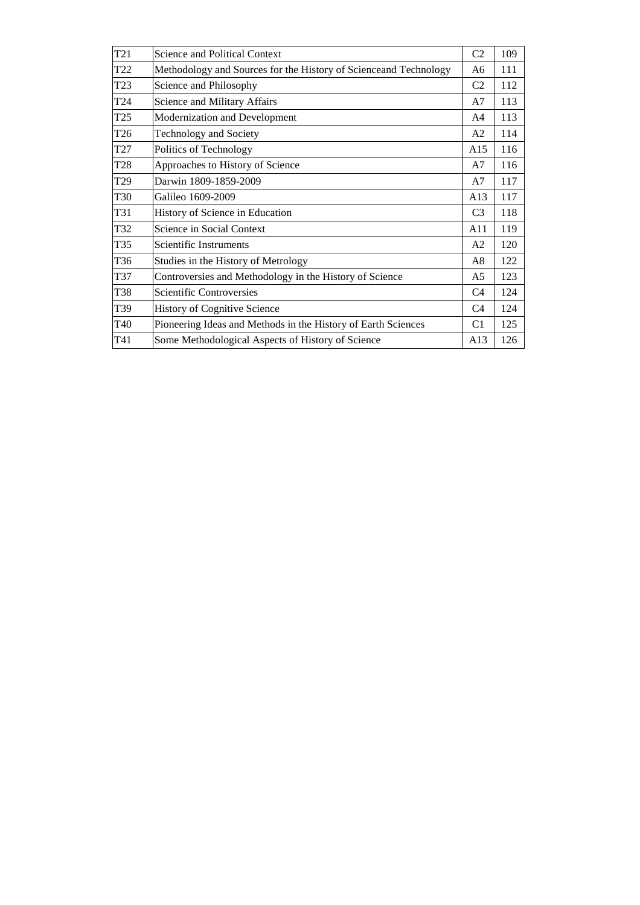| T21 | Science and Political Context | C2 | 109 |
|---|---|---|---|
| T22 | Methodology and Sources for the History of Scienceand Technology | A6 | 111 |
| T23 | Science and Philosophy | C2 | 112 |
| T24 | Science and Military Affairs | A7 | 113 |
| T25 | Modernization and Development | A4 | 113 |
| T26 | Technology and Society | A2 | 114 |
| T27 | Politics of Technology | A15 | 116 |
| T28 | Approaches to History of Science | A7 | 116 |
| T29 | Darwin 1809-1859-2009 | A7 | 117 |
| T30 | Galileo 1609-2009 | A13 | 117 |
| T31 | History of Science in Education | C3 | 118 |
| T32 | Science in Social Context | A11 | 119 |
| T35 | Scientific Instruments | A2 | 120 |
| T36 | Studies in the History of Metrology | A8 | 122 |
| T37 | Controversies and Methodology in the History of Science | A5 | 123 |
| T38 | Scientific Controversies | C4 | 124 |
| T39 | History of Cognitive Science | C4 | 124 |
| T40 | Pioneering Ideas and Methods in the History of Earth Sciences | C1 | 125 |
| T41 | Some Methodological Aspects of History of Science | A13 | 126 |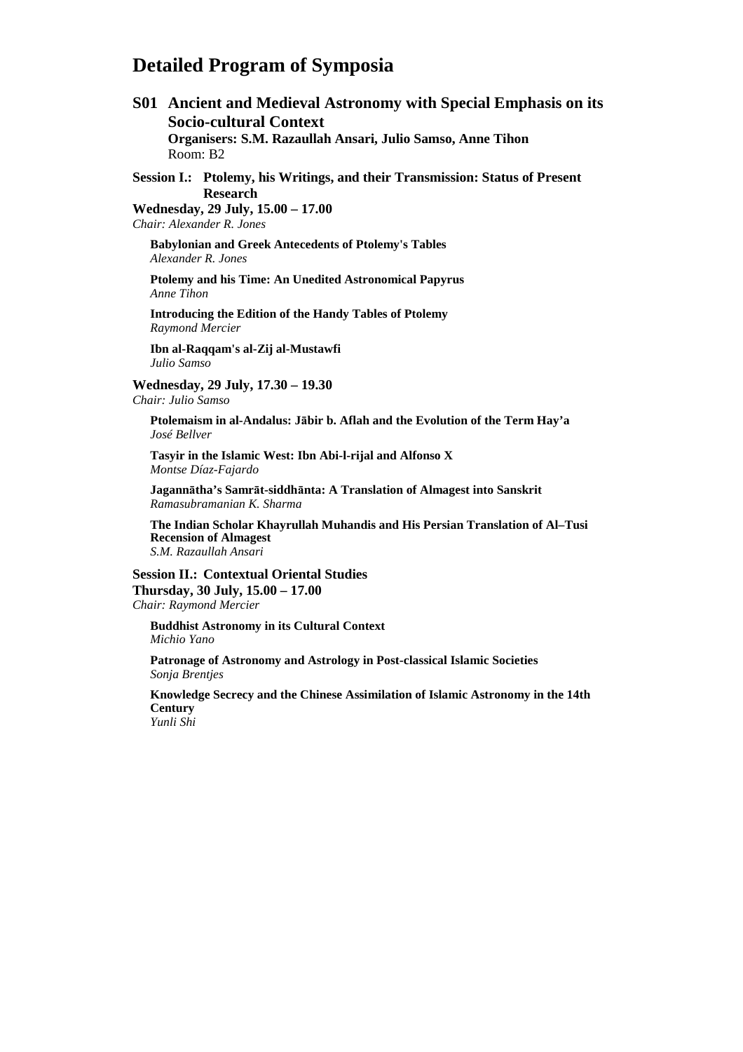# Detailed Program of Symposia

## S01 Ancient and Medieval Astronomy with Special Emphasis on its Socio-cultural Context

**Organisers: S.M. Razaullah Ansari, Julio Samso, Anne Tihon**
Room: B2

### Session I.: Ptolemy, his Writings, and their Transmission: Status of Present Research

**Wednesday, 29 July, 15.00 – 17.00**
*Chair: Alexander R. Jones*

**Babylonian and Greek Antecedents of Ptolemy's Tables**
*Alexander R. Jones*

**Ptolemy and his Time: An Unedited Astronomical Papyrus**
*Anne Tihon*

**Introducing the Edition of the Handy Tables of Ptolemy**
*Raymond Mercier*

**Ibn al-Raqqam's al-Zij al-Mustawfi**
*Julio Samso*

**Wednesday, 29 July, 17.30 – 19.30**
*Chair: Julio Samso*

**Ptolemaism in al-Andalus: Jābir b. Aflah and the Evolution of the Term Hay'a**
*José Bellver*

**Tasyir in the Islamic West: Ibn Abi-l-rijal and Alfonso X**
*Montse Díaz-Fajardo*

**Jagannātha's Samrāt-siddhānta: A Translation of Almagest into Sanskrit**
*Ramasubramanian K. Sharma*

**The Indian Scholar Khayrullah Muhandis and His Persian Translation of Al–Tusi Recension of Almagest**
*S.M. Razaullah Ansari*

### Session II.: Contextual Oriental Studies

**Thursday, 30 July, 15.00 – 17.00**
*Chair: Raymond Mercier*

**Buddhist Astronomy in its Cultural Context**
*Michio Yano*

**Patronage of Astronomy and Astrology in Post-classical Islamic Societies**
*Sonja Brentjes*

**Knowledge Secrecy and the Chinese Assimilation of Islamic Astronomy in the 14th Century**
*Yunli Shi*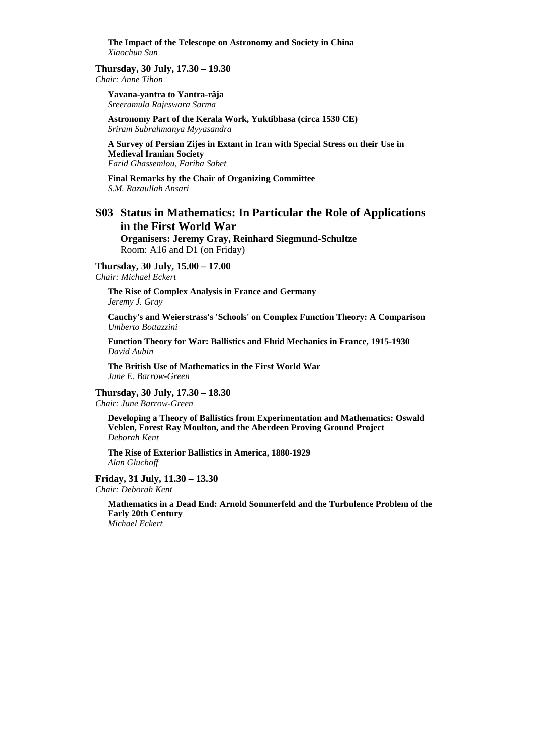**The Impact of the Telescope on Astronomy and Society in China**
*Xiaochun Sun*

**Thursday, 30 July, 17.30 – 19.30**
*Chair: Anne Tihon*

**Yavana-yantra to Yantra-râja**
*Sreeramula Rajeswara Sarma*

**Astronomy Part of the Kerala Work, Yuktibhasa (circa 1530 CE)**
*Sriram Subrahmanya Myyasandra*

**A Survey of Persian Zijes in Extant in Iran with Special Stress on their Use in Medieval Iranian Society**
*Farid Ghassemlou, Fariba Sabet*

**Final Remarks by the Chair of Organizing Committee**
*S.M. Razaullah Ansari*

## S03 Status in Mathematics: In Particular the Role of Applications in the First World War

**Organisers: Jeremy Gray, Reinhard Siegmund-Schultze**
Room: A16 and D1 (on Friday)

**Thursday, 30 July, 15.00 – 17.00**
*Chair: Michael Eckert*

**The Rise of Complex Analysis in France and Germany**
*Jeremy J. Gray*

**Cauchy's and Weierstrass's 'Schools' on Complex Function Theory: A Comparison**
*Umberto Bottazzini*

**Function Theory for War: Ballistics and Fluid Mechanics in France, 1915-1930**
*David Aubin*

**The British Use of Mathematics in the First World War**
*June E. Barrow-Green*

**Thursday, 30 July, 17.30 – 18.30**
*Chair: June Barrow-Green*

**Developing a Theory of Ballistics from Experimentation and Mathematics: Oswald Veblen, Forest Ray Moulton, and the Aberdeen Proving Ground Project**
*Deborah Kent*

**The Rise of Exterior Ballistics in America, 1880-1929**
*Alan Gluchoff*

**Friday, 31 July, 11.30 – 13.30**
*Chair: Deborah Kent*

**Mathematics in a Dead End: Arnold Sommerfeld and the Turbulence Problem of the Early 20th Century**
*Michael Eckert*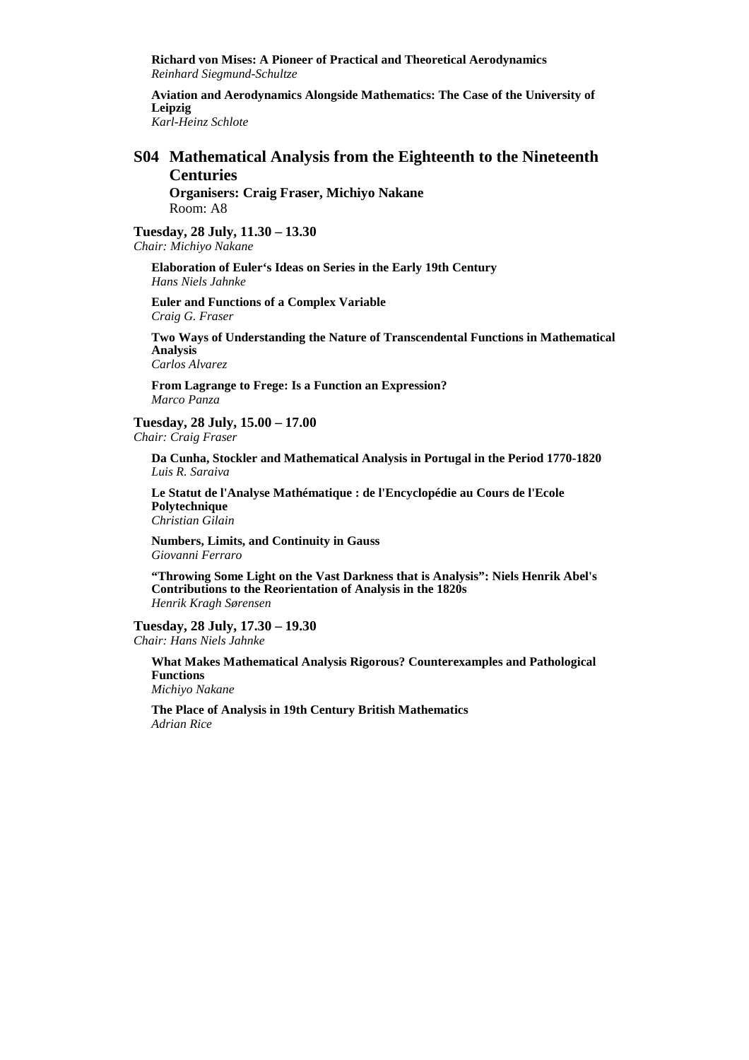**Richard von Mises: A Pioneer of Practical and Theoretical Aerodynamics**
*Reinhard Siegmund-Schultze*

**Aviation and Aerodynamics Alongside Mathematics: The Case of the University of Leipzig**
*Karl-Heinz Schlote*

## S04 Mathematical Analysis from the Eighteenth to the Nineteenth Centuries

**Organisers: Craig Fraser, Michiyo Nakane**
Room: A8

**Tuesday, 28 July, 11.30 – 13.30**
*Chair: Michiyo Nakane*

**Elaboration of Euler‘s Ideas on Series in the Early 19th Century**
*Hans Niels Jahnke*

**Euler and Functions of a Complex Variable**
*Craig G. Fraser*

**Two Ways of Understanding the Nature of Transcendental Functions in Mathematical Analysis**
*Carlos Alvarez*

**From Lagrange to Frege: Is a Function an Expression?**
*Marco Panza*

**Tuesday, 28 July, 15.00 – 17.00**
*Chair: Craig Fraser*

**Da Cunha, Stockler and Mathematical Analysis in Portugal in the Period 1770-1820**
*Luis R. Saraiva*

**Le Statut de l'Analyse Mathématique : de l'Encyclopédie au Cours de l'Ecole Polytechnique**
*Christian Gilain*

**Numbers, Limits, and Continuity in Gauss**
*Giovanni Ferraro*

**"Throwing Some Light on the Vast Darkness that is Analysis": Niels Henrik Abel's Contributions to the Reorientation of Analysis in the 1820s**
*Henrik Kragh Sørensen*

**Tuesday, 28 July, 17.30 – 19.30**
*Chair: Hans Niels Jahnke*

**What Makes Mathematical Analysis Rigorous? Counterexamples and Pathological Functions**
*Michiyo Nakane*

**The Place of Analysis in 19th Century British Mathematics**
*Adrian Rice*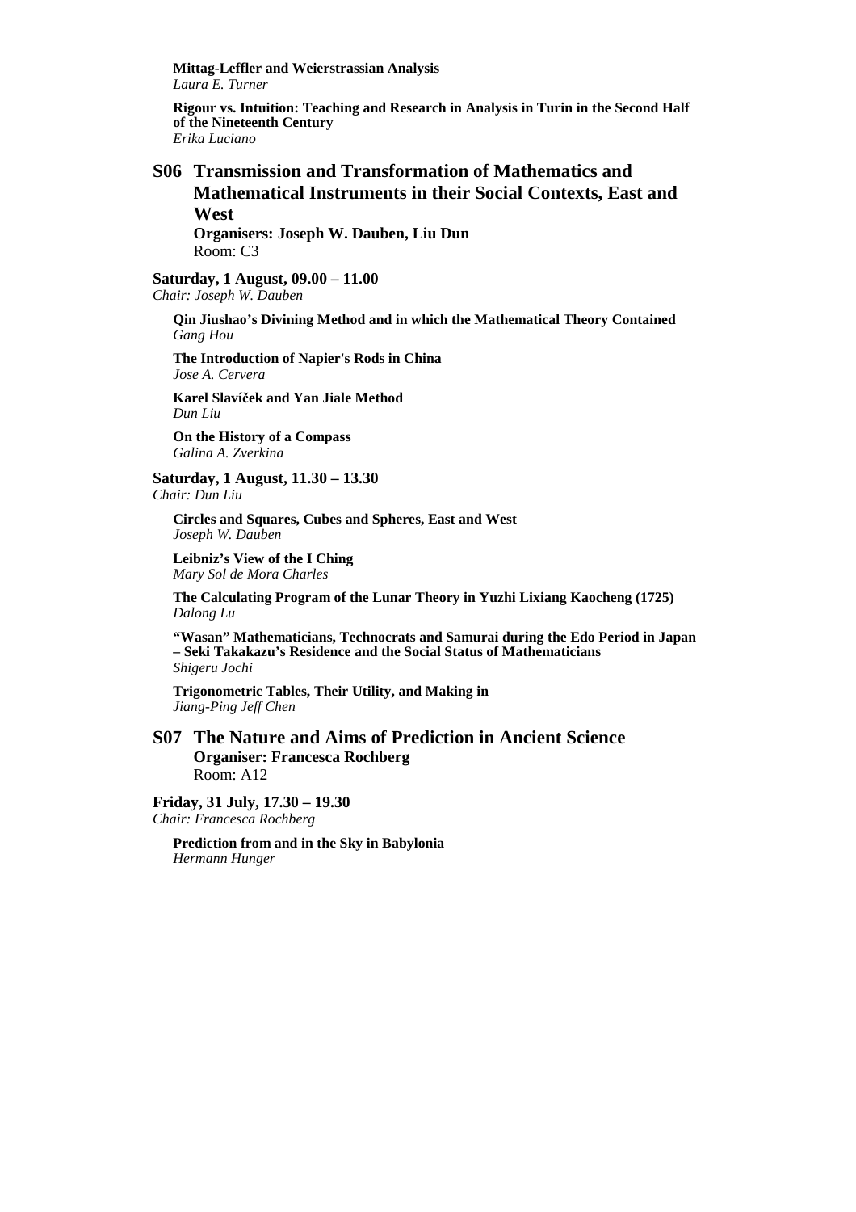**Mittag-Leffler and Weierstrassian Analysis**
*Laura E. Turner*

**Rigour vs. Intuition: Teaching and Research in Analysis in Turin in the Second Half of the Nineteenth Century**
*Erika Luciano*

## S06 Transmission and Transformation of Mathematics and Mathematical Instruments in their Social Contexts, East and West

**Organisers: Joseph W. Dauben, Liu Dun**
Room: C3

**Saturday, 1 August, 09.00 – 11.00**
*Chair: Joseph W. Dauben*

**Qin Jiushao's Divining Method and in which the Mathematical Theory Contained**
*Gang Hou*

**The Introduction of Napier's Rods in China**
*Jose A. Cervera*

**Karel Slavíček and Yan Jiale Method**
*Dun Liu*

**On the History of a Compass**
*Galina A. Zverkina*

**Saturday, 1 August, 11.30 – 13.30**
*Chair: Dun Liu*

**Circles and Squares, Cubes and Spheres, East and West**
*Joseph W. Dauben*

**Leibniz's View of the I Ching**
*Mary Sol de Mora Charles*

**The Calculating Program of the Lunar Theory in Yuzhi Lixiang Kaocheng (1725)**
*Dalong Lu*

**"Wasan" Mathematicians, Technocrats and Samurai during the Edo Period in Japan – Seki Takakazu's Residence and the Social Status of Mathematicians**
*Shigeru Jochi*

**Trigonometric Tables, Their Utility, and Making in**
*Jiang-Ping Jeff Chen*

## S07 The Nature and Aims of Prediction in Ancient Science

**Organiser: Francesca Rochberg**
Room: A12

**Friday, 31 July, 17.30 – 19.30**
*Chair: Francesca Rochberg*

**Prediction from and in the Sky in Babylonia**
*Hermann Hunger*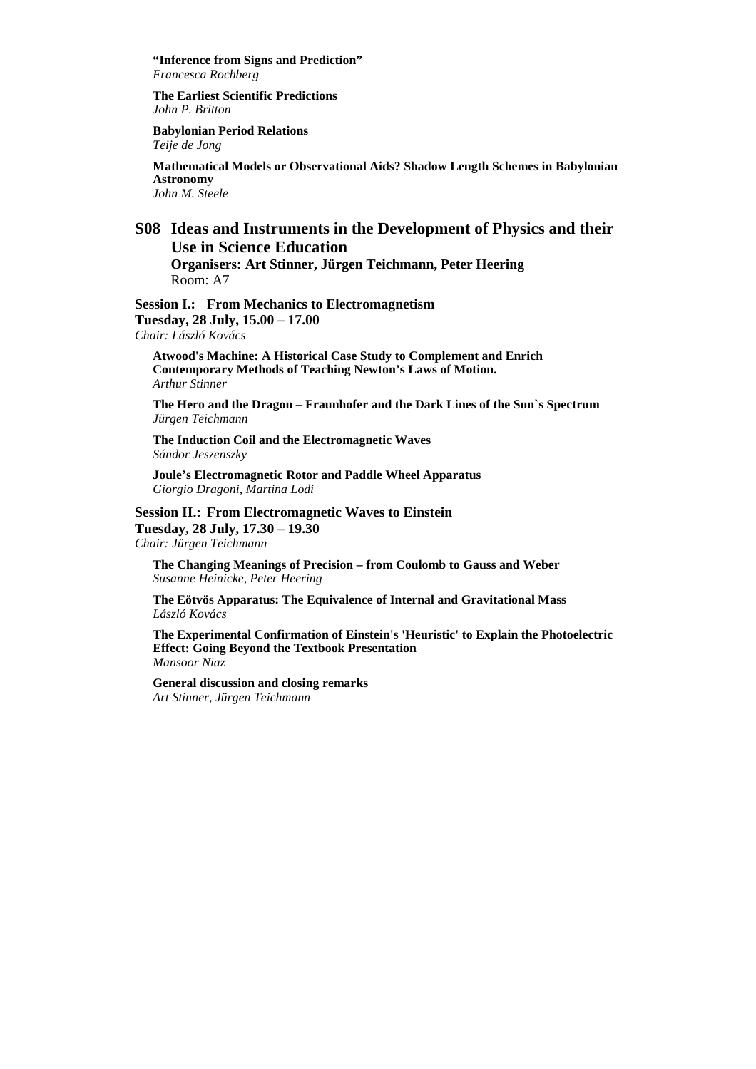**“Inference from Signs and Prediction”**
*Francesca Rochberg*

**The Earliest Scientific Predictions**
*John P. Britton*

**Babylonian Period Relations**
*Teije de Jong*

**Mathematical Models or Observational Aids? Shadow Length Schemes in Babylonian Astronomy**
*John M. Steele*

## S08 Ideas and Instruments in the Development of Physics and their Use in Science Education

**Organisers: Art Stinner, Jürgen Teichmann, Peter Heering**
Room: A7

**Session I.: From Mechanics to Electromagnetism**
**Tuesday, 28 July, 15.00 – 17.00**
*Chair: László Kovács*

**Atwood's Machine: A Historical Case Study to Complement and Enrich Contemporary Methods of Teaching Newton’s Laws of Motion.**
*Arthur Stinner*

**The Hero and the Dragon – Fraunhofer and the Dark Lines of the Sun`s Spectrum**
*Jürgen Teichmann*

**The Induction Coil and the Electromagnetic Waves**
*Sándor Jeszenszky*

**Joule’s Electromagnetic Rotor and Paddle Wheel Apparatus**
*Giorgio Dragoni, Martina Lodi*

**Session II.: From Electromagnetic Waves to Einstein**
**Tuesday, 28 July, 17.30 – 19.30**
*Chair: Jürgen Teichmann*

**The Changing Meanings of Precision – from Coulomb to Gauss and Weber**
*Susanne Heinicke, Peter Heering*

**The Eötvös Apparatus: The Equivalence of Internal and Gravitational Mass**
*László Kovács*

**The Experimental Confirmation of Einstein's 'Heuristic' to Explain the Photoelectric Effect: Going Beyond the Textbook Presentation**
*Mansoor Niaz*

**General discussion and closing remarks**
*Art Stinner, Jürgen Teichmann*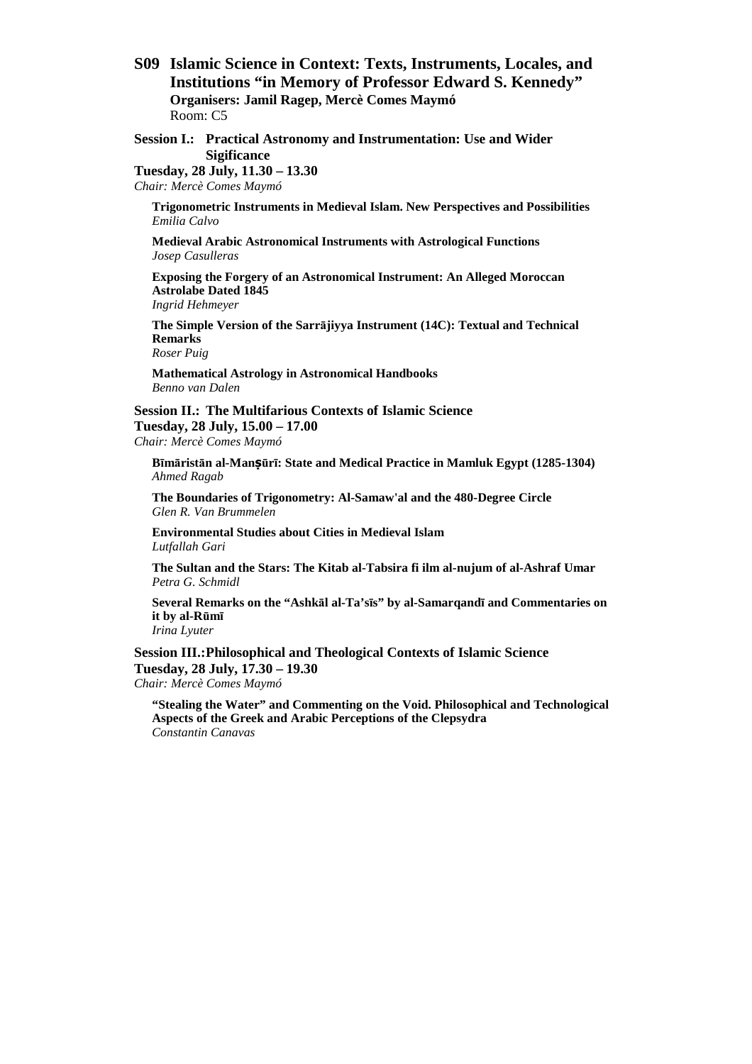## S09 Islamic Science in Context: Texts, Instruments, Locales, and Institutions "in Memory of Professor Edward S. Kennedy"

**Organisers: Jamil Ragep, Mercè Comes Maymó**
Room: C5

### Session I.: Practical Astronomy and Instrumentation: Use and Wider Sigificance

**Tuesday, 28 July, 11.30 – 13.30**
*Chair: Mercè Comes Maymó*

**Trigonometric Instruments in Medieval Islam. New Perspectives and Possibilities**
*Emilia Calvo*

**Medieval Arabic Astronomical Instruments with Astrological Functions**
*Josep Casulleras*

**Exposing the Forgery of an Astronomical Instrument: An Alleged Moroccan Astrolabe Dated 1845**
*Ingrid Hehmeyer*

**The Simple Version of the Sarrājiyya Instrument (14C): Textual and Technical Remarks**
*Roser Puig*

**Mathematical Astrology in Astronomical Handbooks**
*Benno van Dalen*

### Session II.: The Multifarious Contexts of Islamic Science

**Tuesday, 28 July, 15.00 – 17.00**
*Chair: Mercè Comes Maymó*

**Bīmāristān al-Manṣūrī: State and Medical Practice in Mamluk Egypt (1285-1304)**
*Ahmed Ragab*

**The Boundaries of Trigonometry: Al-Samaw'al and the 480-Degree Circle**
*Glen R. Van Brummelen*

**Environmental Studies about Cities in Medieval Islam**
*Lutfallah Gari*

**The Sultan and the Stars: The Kitab al-Tabsira fi ilm al-nujum of al-Ashraf Umar**
*Petra G. Schmidl*

**Several Remarks on the "Ashkāl al-Ta'sīs" by al-Samarqandī and Commentaries on it by al-Rūmī**
*Irina Lyuter*

### Session III.:Philosophical and Theological Contexts of Islamic Science

**Tuesday, 28 July, 17.30 – 19.30**
*Chair: Mercè Comes Maymó*

**"Stealing the Water" and Commenting on the Void. Philosophical and Technological Aspects of the Greek and Arabic Perceptions of the Clepsydra**
*Constantin Canavas*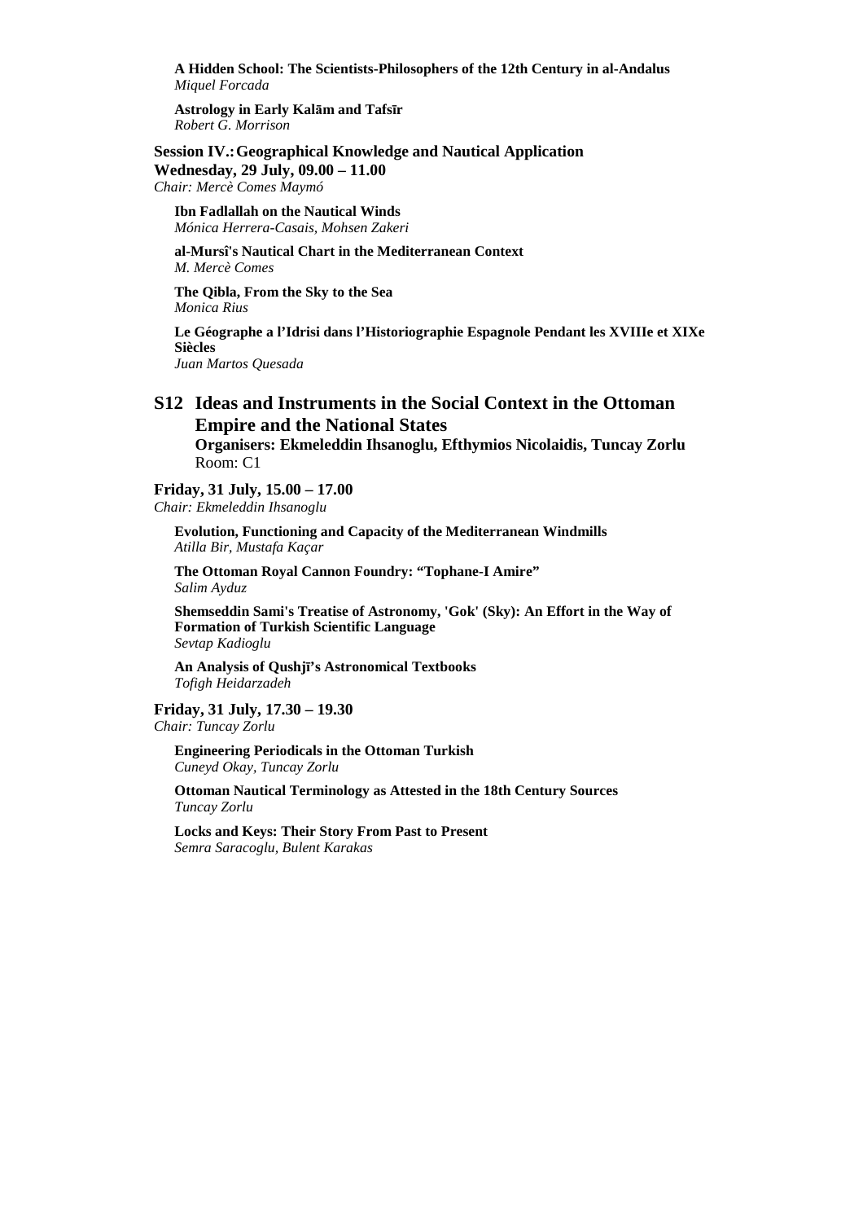**A Hidden School: The Scientists-Philosophers of the 12th Century in al-Andalus**
*Miquel Forcada*

**Astrology in Early Kalām and Tafsīr**
*Robert G. Morrison*

**Session IV.: Geographical Knowledge and Nautical Application**
**Wednesday, 29 July, 09.00 – 11.00**
*Chair: Mercè Comes Maymó*

**Ibn Fadlallah on the Nautical Winds**
*Mónica Herrera-Casais, Mohsen Zakeri*

**al-Mursî's Nautical Chart in the Mediterranean Context**
*M. Mercè Comes*

**The Qibla, From the Sky to the Sea**
*Monica Rius*

**Le Géographe a l'Idrisi dans l'Historiographie Espagnole Pendant les XVIIIe et XIXe Siècles**
*Juan Martos Quesada*

## S12 Ideas and Instruments in the Social Context in the Ottoman Empire and the National States

**Organisers: Ekmeleddin Ihsanoglu, Efthymios Nicolaidis, Tuncay Zorlu**
Room: C1

**Friday, 31 July, 15.00 – 17.00**
*Chair: Ekmeleddin Ihsanoglu*

**Evolution, Functioning and Capacity of the Mediterranean Windmills**
*Atilla Bir, Mustafa Kaçar*

**The Ottoman Royal Cannon Foundry: "Tophane-I Amire"**
*Salim Ayduz*

**Shemseddin Sami's Treatise of Astronomy, 'Gok' (Sky): An Effort in the Way of Formation of Turkish Scientific Language**
*Sevtap Kadioglu*

**An Analysis of Qushjī's Astronomical Textbooks**
*Tofigh Heidarzadeh*

**Friday, 31 July, 17.30 – 19.30**
*Chair: Tuncay Zorlu*

**Engineering Periodicals in the Ottoman Turkish**
*Cuneyd Okay, Tuncay Zorlu*

**Ottoman Nautical Terminology as Attested in the 18th Century Sources**
*Tuncay Zorlu*

**Locks and Keys: Their Story From Past to Present**
*Semra Saracoglu, Bulent Karakas*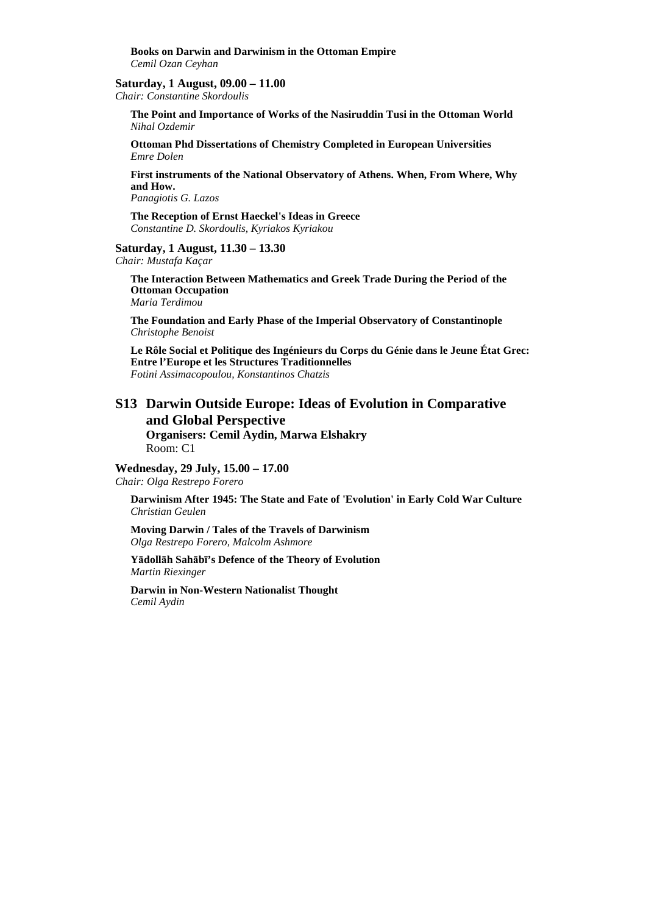**Books on Darwin and Darwinism in the Ottoman Empire**
*Cemil Ozan Ceyhan*

**Saturday, 1 August, 09.00 – 11.00**
*Chair: Constantine Skordoulis*

**The Point and Importance of Works of the Nasiruddin Tusi in the Ottoman World**
*Nihal Ozdemir*

**Ottoman Phd Dissertations of Chemistry Completed in European Universities**
*Emre Dolen*

**First instruments of the National Observatory of Athens. When, From Where, Why and How.**
*Panagiotis G. Lazos*

**The Reception of Ernst Haeckel's Ideas in Greece**
*Constantine D. Skordoulis, Kyriakos Kyriakou*

**Saturday, 1 August, 11.30 – 13.30**
*Chair: Mustafa Kaçar*

**The Interaction Between Mathematics and Greek Trade During the Period of the Ottoman Occupation**
*Maria Terdimou*

**The Foundation and Early Phase of the Imperial Observatory of Constantinople**
*Christophe Benoist*

**Le Rôle Social et Politique des Ingénieurs du Corps du Génie dans le Jeune État Grec: Entre l'Europe et les Structures Traditionnelles**
*Fotini Assimacopoulou, Konstantinos Chatzis*

## S13 Darwin Outside Europe: Ideas of Evolution in Comparative and Global Perspective

**Organisers: Cemil Aydin, Marwa Elshakry**
Room: C1

**Wednesday, 29 July, 15.00 – 17.00**
*Chair: Olga Restrepo Forero*

**Darwinism After 1945: The State and Fate of 'Evolution' in Early Cold War Culture**
*Christian Geulen*

**Moving Darwin / Tales of the Travels of Darwinism**
*Olga Restrepo Forero, Malcolm Ashmore*

**Yādollāh Sahābī's Defence of the Theory of Evolution**
*Martin Riexinger*

**Darwin in Non-Western Nationalist Thought**
*Cemil Aydin*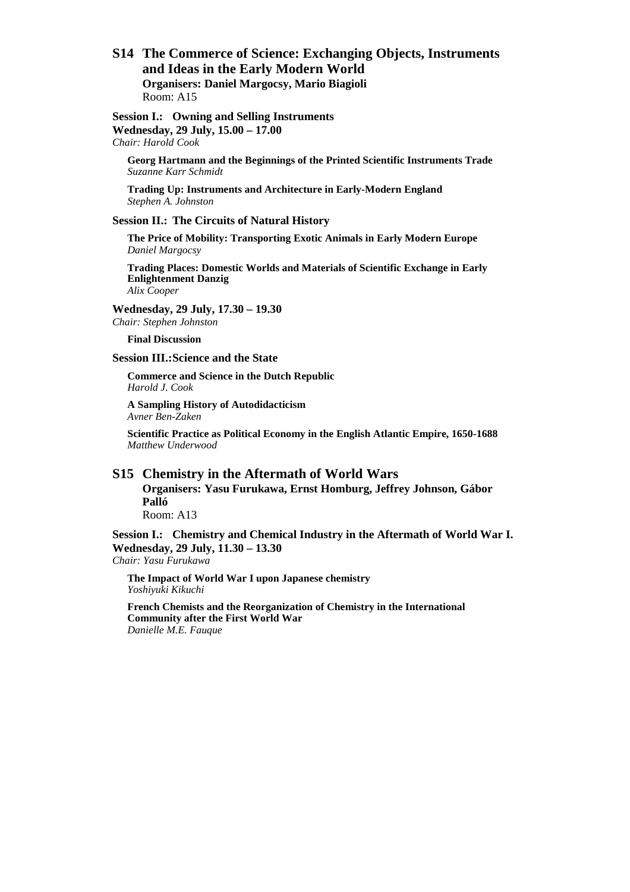## S14 The Commerce of Science: Exchanging Objects, Instruments and Ideas in the Early Modern World

**Organisers: Daniel Margocsy, Mario Biagioli**
Room: A15

**Session I.: Owning and Selling Instruments**
**Wednesday, 29 July, 15.00 – 17.00**
*Chair: Harold Cook*

**Georg Hartmann and the Beginnings of the Printed Scientific Instruments Trade**
*Suzanne Karr Schmidt*

**Trading Up: Instruments and Architecture in Early-Modern England**
*Stephen A. Johnston*

**Session II.: The Circuits of Natural History**

**The Price of Mobility: Transporting Exotic Animals in Early Modern Europe**
*Daniel Margocsy*

**Trading Places: Domestic Worlds and Materials of Scientific Exchange in Early Enlightenment Danzig**
*Alix Cooper*

**Wednesday, 29 July, 17.30 – 19.30**
*Chair: Stephen Johnston*

**Final Discussion**

**Session III.:Science and the State**

**Commerce and Science in the Dutch Republic**
*Harold J. Cook*

**A Sampling History of Autodidacticism**
*Avner Ben-Zaken*

**Scientific Practice as Political Economy in the English Atlantic Empire, 1650-1688**
*Matthew Underwood*

## S15 Chemistry in the Aftermath of World Wars

**Organisers: Yasu Furukawa, Ernst Homburg, Jeffrey Johnson, Gábor Palló**
Room: A13

**Session I.: Chemistry and Chemical Industry in the Aftermath of World War I.**
**Wednesday, 29 July, 11.30 – 13.30**
*Chair: Yasu Furukawa*

**The Impact of World War I upon Japanese chemistry**
*Yoshiyuki Kikuchi*

**French Chemists and the Reorganization of Chemistry in the International Community after the First World War**
*Danielle M.E. Fauque*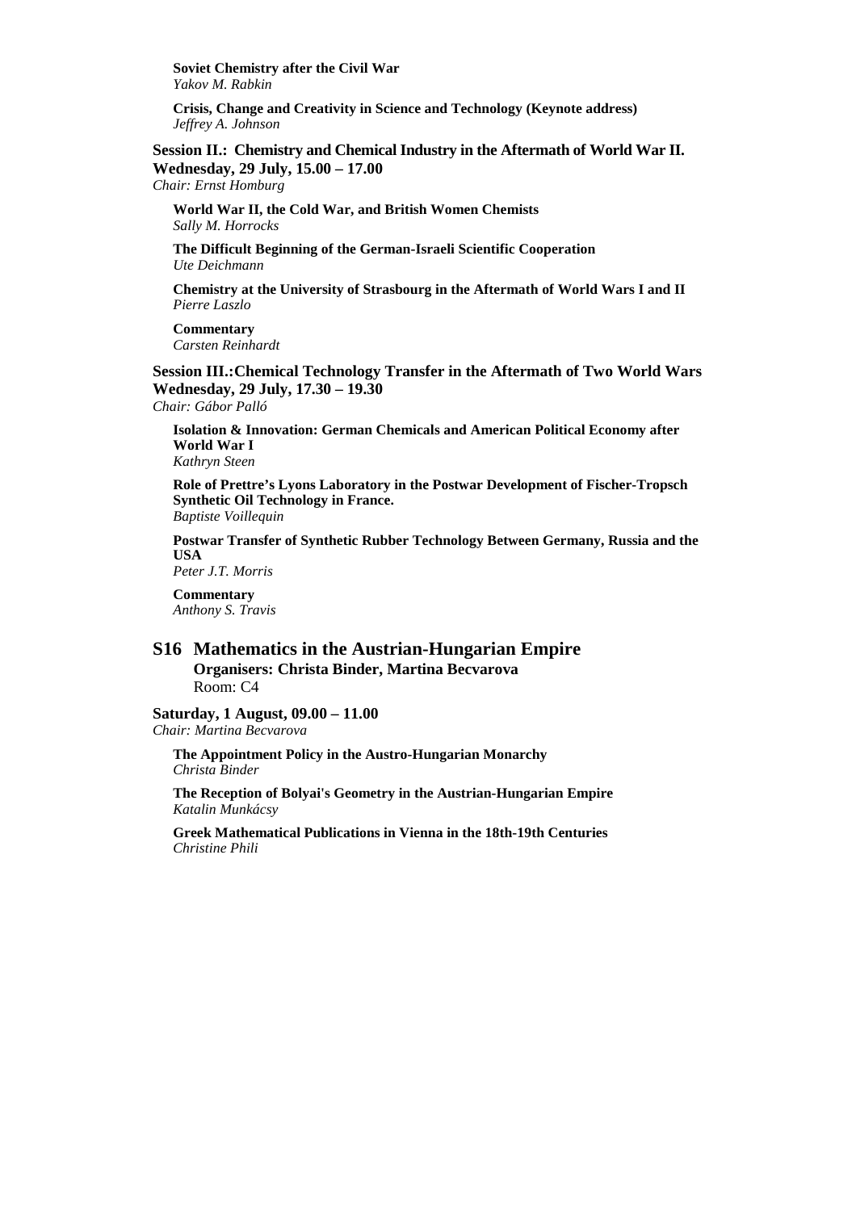**Soviet Chemistry after the Civil War**
*Yakov M. Rabkin*

**Crisis, Change and Creativity in Science and Technology (Keynote address)**
*Jeffrey A. Johnson*

**Session II.: Chemistry and Chemical Industry in the Aftermath of World War II.**
**Wednesday, 29 July, 15.00 – 17.00**
*Chair: Ernst Homburg*

**World War II, the Cold War, and British Women Chemists**
*Sally M. Horrocks*

**The Difficult Beginning of the German-Israeli Scientific Cooperation**
*Ute Deichmann*

**Chemistry at the University of Strasbourg in the Aftermath of World Wars I and II**
*Pierre Laszlo*

**Commentary**
*Carsten Reinhardt*

**Session III.:Chemical Technology Transfer in the Aftermath of Two World Wars**
**Wednesday, 29 July, 17.30 – 19.30**
*Chair: Gábor Palló*

**Isolation & Innovation: German Chemicals and American Political Economy after World War I**
*Kathryn Steen*

**Role of Prettre's Lyons Laboratory in the Postwar Development of Fischer-Tropsch Synthetic Oil Technology in France.**
*Baptiste Voillequin*

**Postwar Transfer of Synthetic Rubber Technology Between Germany, Russia and the USA**
*Peter J.T. Morris*

**Commentary**
*Anthony S. Travis*

## S16 Mathematics in the Austrian-Hungarian Empire

**Organisers: Christa Binder, Martina Becvarova**
Room: C4

**Saturday, 1 August, 09.00 – 11.00**
*Chair: Martina Becvarova*

**The Appointment Policy in the Austro-Hungarian Monarchy**
*Christa Binder*

**The Reception of Bolyai's Geometry in the Austrian-Hungarian Empire**
*Katalin Munkácsy*

**Greek Mathematical Publications in Vienna in the 18th-19th Centuries**
*Christine Phili*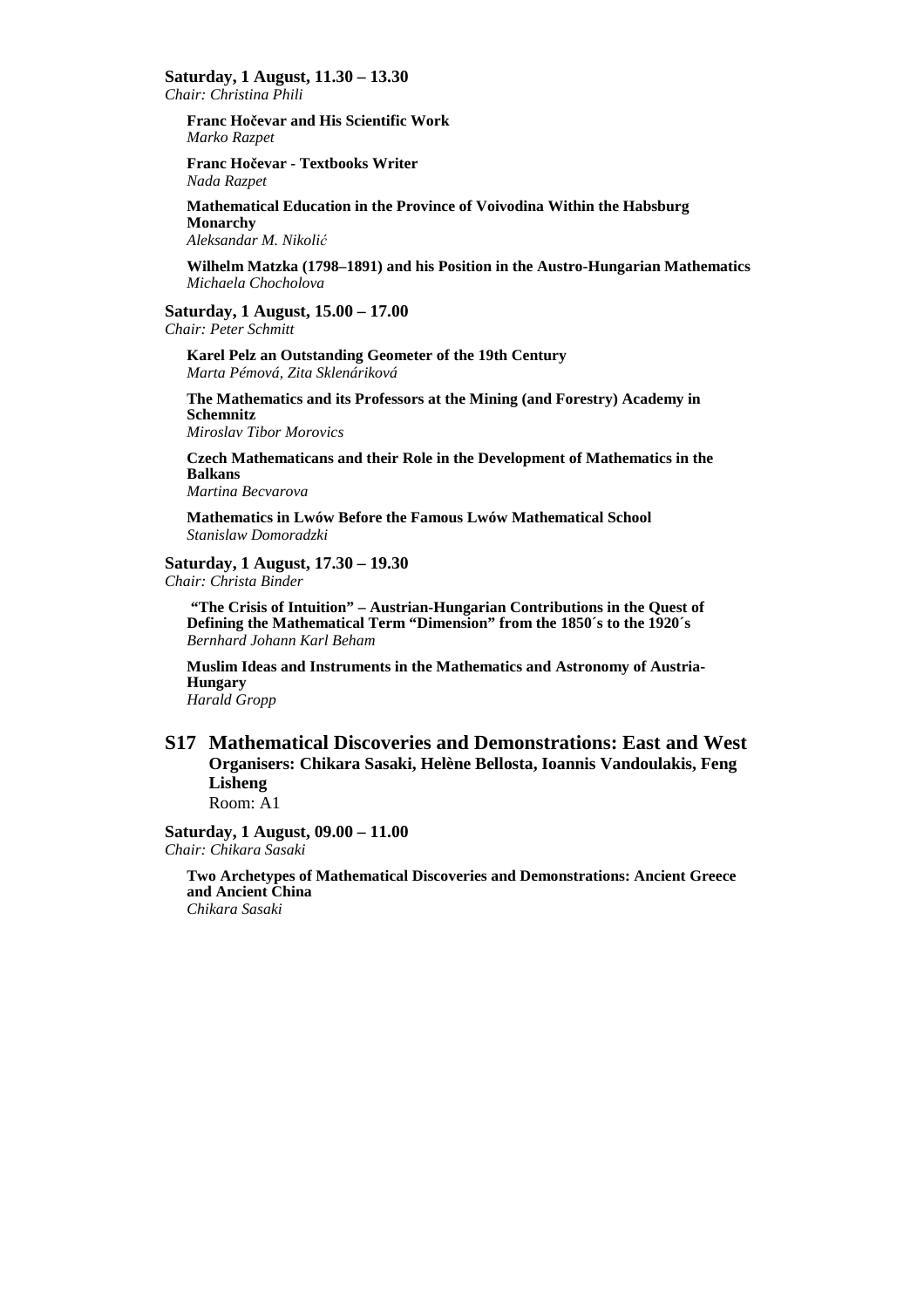**Saturday, 1 August, 11.30 – 13.30**
*Chair: Christina Phili*

**Franc Hočevar and His Scientific Work**
*Marko Razpet*

**Franc Hočevar - Textbooks Writer**
*Nada Razpet*

**Mathematical Education in the Province of Voivodina Within the Habsburg Monarchy**
*Aleksandar M. Nikolić*

**Wilhelm Matzka (1798–1891) and his Position in the Austro-Hungarian Mathematics**
*Michaela Chocholova*

**Saturday, 1 August, 15.00 – 17.00**
*Chair: Peter Schmitt*

**Karel Pelz an Outstanding Geometer of the 19th Century**
*Marta Pémová, Zita Sklenáriková*

**The Mathematics and its Professors at the Mining (and Forestry) Academy in Schemnitz**
*Miroslav Tibor Morovics*

**Czech Mathematicans and their Role in the Development of Mathematics in the Balkans**
*Martina Becvarova*

**Mathematics in Lwów Before the Famous Lwów Mathematical School**
*Stanislaw Domoradzki*

**Saturday, 1 August, 17.30 – 19.30**
*Chair: Christa Binder*

**"The Crisis of Intuition" – Austrian-Hungarian Contributions in the Quest of Defining the Mathematical Term "Dimension" from the 1850´s to the 1920´s**
*Bernhard Johann Karl Beham*

**Muslim Ideas and Instruments in the Mathematics and Astronomy of Austria-Hungary**
*Harald Gropp*

## S17 Mathematical Discoveries and Demonstrations: East and West

**Organisers: Chikara Sasaki, Helène Bellosta, Ioannis Vandoulakis, Feng Lisheng**
Room: A1

**Saturday, 1 August, 09.00 – 11.00**
*Chair: Chikara Sasaki*

**Two Archetypes of Mathematical Discoveries and Demonstrations: Ancient Greece and Ancient China**
*Chikara Sasaki*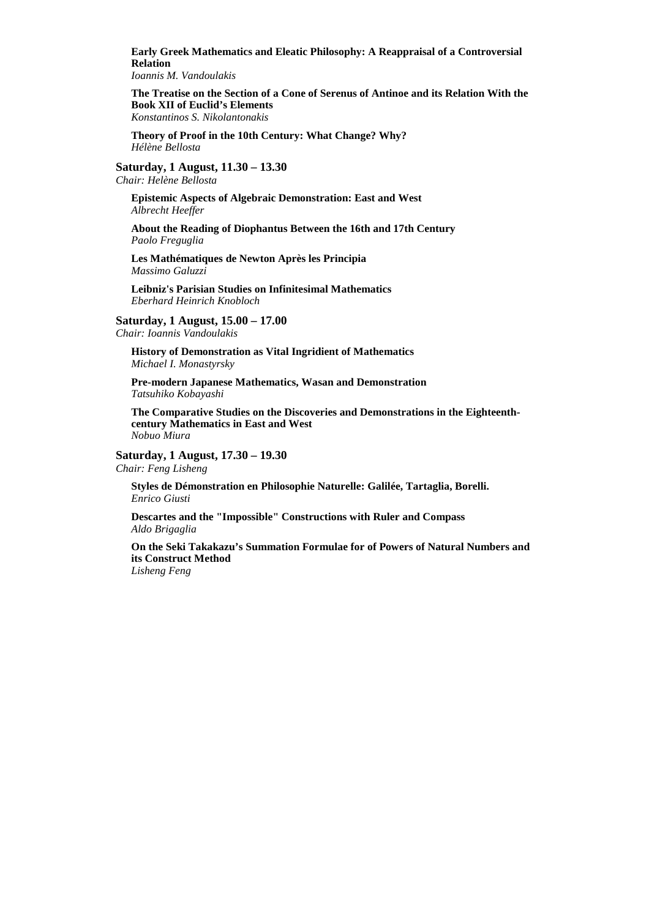**Early Greek Mathematics and Eleatic Philosophy: A Reappraisal of a Controversial Relation**
*Ioannis M. Vandoulakis*

**The Treatise on the Section of a Cone of Serenus of Antinoe and its Relation With the Book XII of Euclid's Elements**
*Konstantinos S. Nikolantonakis*

**Theory of Proof in the 10th Century: What Change? Why?**
*Hélène Bellosta*

**Saturday, 1 August, 11.30 – 13.30**
*Chair: Helène Bellosta*

**Epistemic Aspects of Algebraic Demonstration: East and West**
*Albrecht Heeffer*

**About the Reading of Diophantus Between the 16th and 17th Century**
*Paolo Freguglia*

**Les Mathématiques de Newton Après les Principia**
*Massimo Galuzzi*

**Leibniz's Parisian Studies on Infinitesimal Mathematics**
*Eberhard Heinrich Knobloch*

**Saturday, 1 August, 15.00 – 17.00**
*Chair: Ioannis Vandoulakis*

**History of Demonstration as Vital Ingridient of Mathematics**
*Michael I. Monastyrsky*

**Pre-modern Japanese Mathematics, Wasan and Demonstration**
*Tatsuhiko Kobayashi*

**The Comparative Studies on the Discoveries and Demonstrations in the Eighteenth-century Mathematics in East and West**
*Nobuo Miura*

**Saturday, 1 August, 17.30 – 19.30**
*Chair: Feng Lisheng*

**Styles de Démonstration en Philosophie Naturelle: Galilée, Tartaglia, Borelli.**
*Enrico Giusti*

**Descartes and the "Impossible" Constructions with Ruler and Compass**
*Aldo Brigaglia*

**On the Seki Takakazu's Summation Formulae for of Powers of Natural Numbers and its Construct Method**
*Lisheng Feng*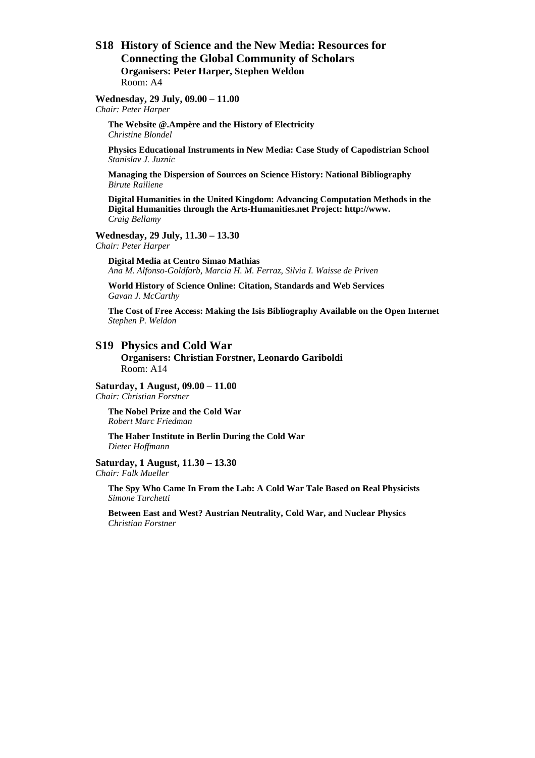## S18 History of Science and the New Media: Resources for Connecting the Global Community of Scholars

**Organisers: Peter Harper, Stephen Weldon**
Room: A4

**Wednesday, 29 July, 09.00 – 11.00**
*Chair: Peter Harper*

**The Website @.Ampère and the History of Electricity**
*Christine Blondel*

**Physics Educational Instruments in New Media: Case Study of Capodistrian School**
*Stanislav J. Juznic*

**Managing the Dispersion of Sources on Science History: National Bibliography**
*Birute Railiene*

**Digital Humanities in the United Kingdom: Advancing Computation Methods in the Digital Humanities through the Arts-Humanities.net Project: http://www.**
*Craig Bellamy*

**Wednesday, 29 July, 11.30 – 13.30**
*Chair: Peter Harper*

**Digital Media at Centro Simao Mathias**
*Ana M. Alfonso-Goldfarb, Marcia H. M. Ferraz, Silvia I. Waisse de Priven*

**World History of Science Online: Citation, Standards and Web Services**
*Gavan J. McCarthy*

**The Cost of Free Access: Making the Isis Bibliography Available on the Open Internet**
*Stephen P. Weldon*

## S19 Physics and Cold War

**Organisers: Christian Forstner, Leonardo Gariboldi**
Room: A14

**Saturday, 1 August, 09.00 – 11.00**
*Chair: Christian Forstner*

**The Nobel Prize and the Cold War**
*Robert Marc Friedman*

**The Haber Institute in Berlin During the Cold War**
*Dieter Hoffmann*

**Saturday, 1 August, 11.30 – 13.30**
*Chair: Falk Mueller*

**The Spy Who Came In From the Lab: A Cold War Tale Based on Real Physicists**
*Simone Turchetti*

**Between East and West? Austrian Neutrality, Cold War, and Nuclear Physics**
*Christian Forstner*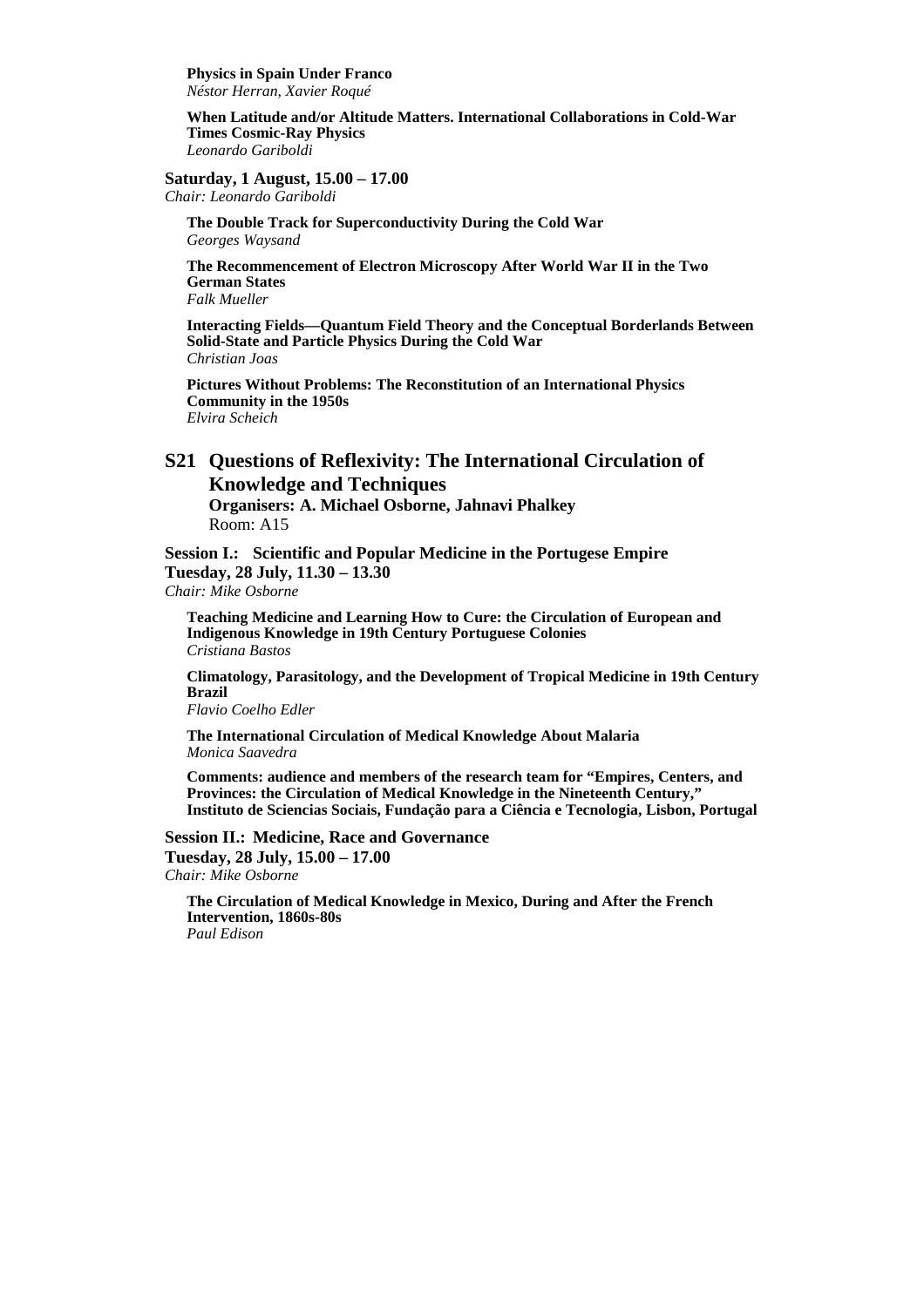**Physics in Spain Under Franco**
*Néstor Herran, Xavier Roqué*

**When Latitude and/or Altitude Matters. International Collaborations in Cold-War Times Cosmic-Ray Physics**
*Leonardo Gariboldi*

**Saturday, 1 August, 15.00 – 17.00**
*Chair: Leonardo Gariboldi*

**The Double Track for Superconductivity During the Cold War**
*Georges Waysand*

**The Recommencement of Electron Microscopy After World War II in the Two German States**
*Falk Mueller*

**Interacting Fields—Quantum Field Theory and the Conceptual Borderlands Between Solid-State and Particle Physics During the Cold War**
*Christian Joas*

**Pictures Without Problems: The Reconstitution of an International Physics Community in the 1950s**
*Elvira Scheich*

## S21 Questions of Reflexivity: The International Circulation of Knowledge and Techniques

**Organisers: A. Michael Osborne, Jahnavi Phalkey**
Room: A15

**Session I.: Scientific and Popular Medicine in the Portugese Empire**
**Tuesday, 28 July, 11.30 – 13.30**
*Chair: Mike Osborne*

**Teaching Medicine and Learning How to Cure: the Circulation of European and Indigenous Knowledge in 19th Century Portuguese Colonies**
*Cristiana Bastos*

**Climatology, Parasitology, and the Development of Tropical Medicine in 19th Century Brazil**
*Flavio Coelho Edler*

**The International Circulation of Medical Knowledge About Malaria**
*Monica Saavedra*

**Comments: audience and members of the research team for "Empires, Centers, and Provinces: the Circulation of Medical Knowledge in the Nineteenth Century," Instituto de Sciencias Sociais, Fundação para a Ciência e Tecnologia, Lisbon, Portugal**

**Session II.: Medicine, Race and Governance**
**Tuesday, 28 July, 15.00 – 17.00**
*Chair: Mike Osborne*

**The Circulation of Medical Knowledge in Mexico, During and After the French Intervention, 1860s-80s**
*Paul Edison*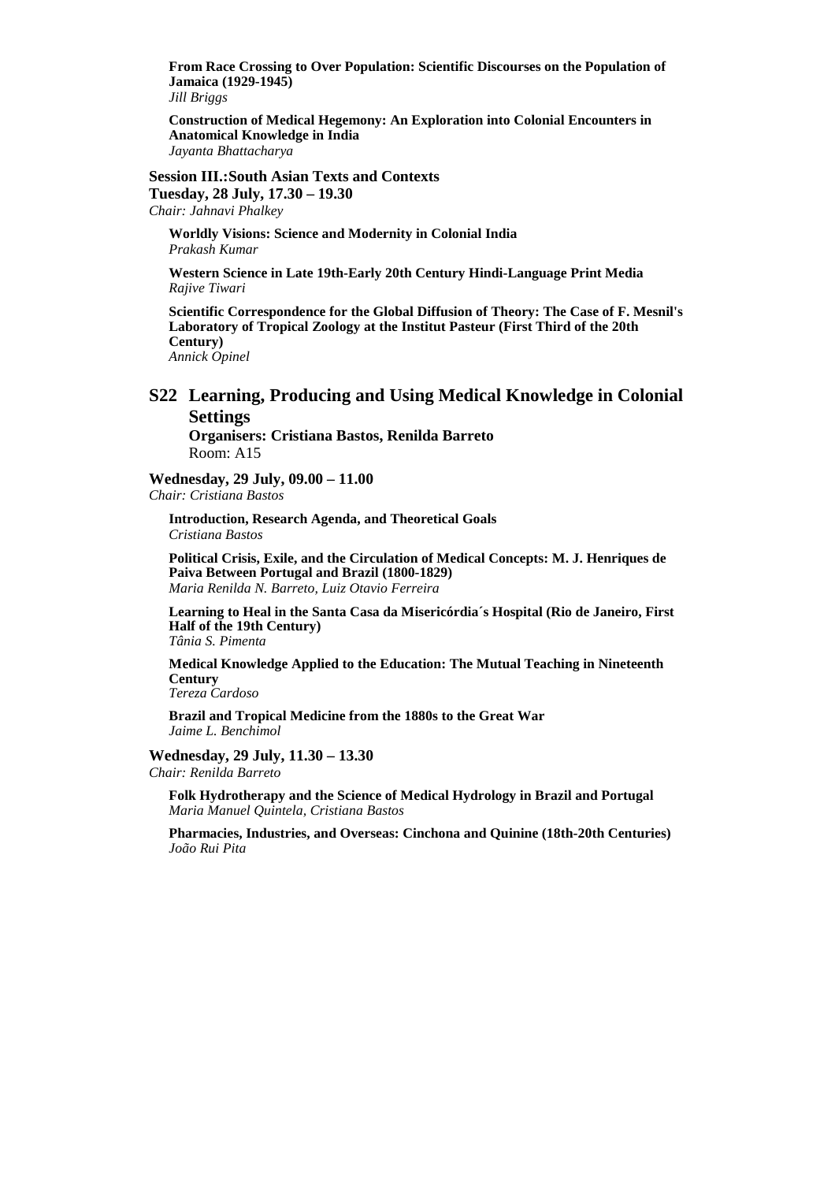**From Race Crossing to Over Population: Scientific Discourses on the Population of Jamaica (1929-1945)**
*Jill Briggs*

**Construction of Medical Hegemony: An Exploration into Colonial Encounters in Anatomical Knowledge in India**
*Jayanta Bhattacharya*

**Session III.:South Asian Texts and Contexts**
**Tuesday, 28 July, 17.30 – 19.30**
*Chair: Jahnavi Phalkey*

**Worldly Visions: Science and Modernity in Colonial India**
*Prakash Kumar*

**Western Science in Late 19th-Early 20th Century Hindi-Language Print Media**
*Rajive Tiwari*

**Scientific Correspondence for the Global Diffusion of Theory: The Case of F. Mesnil's Laboratory of Tropical Zoology at the Institut Pasteur (First Third of the 20th Century)**
*Annick Opinel*

## S22 Learning, Producing and Using Medical Knowledge in Colonial Settings

**Organisers: Cristiana Bastos, Renilda Barreto**
Room: A15

**Wednesday, 29 July, 09.00 – 11.00**
*Chair: Cristiana Bastos*

**Introduction, Research Agenda, and Theoretical Goals**
*Cristiana Bastos*

**Political Crisis, Exile, and the Circulation of Medical Concepts: M. J. Henriques de Paiva Between Portugal and Brazil (1800-1829)**
*Maria Renilda N. Barreto, Luiz Otavio Ferreira*

**Learning to Heal in the Santa Casa da Misericórdia´s Hospital (Rio de Janeiro, First Half of the 19th Century)**
*Tânia S. Pimenta*

**Medical Knowledge Applied to the Education: The Mutual Teaching in Nineteenth Century**
*Tereza Cardoso*

**Brazil and Tropical Medicine from the 1880s to the Great War**
*Jaime L. Benchimol*

**Wednesday, 29 July, 11.30 – 13.30**
*Chair: Renilda Barreto*

**Folk Hydrotherapy and the Science of Medical Hydrology in Brazil and Portugal**
*Maria Manuel Quintela, Cristiana Bastos*

**Pharmacies, Industries, and Overseas: Cinchona and Quinine (18th-20th Centuries)**
*João Rui Pita*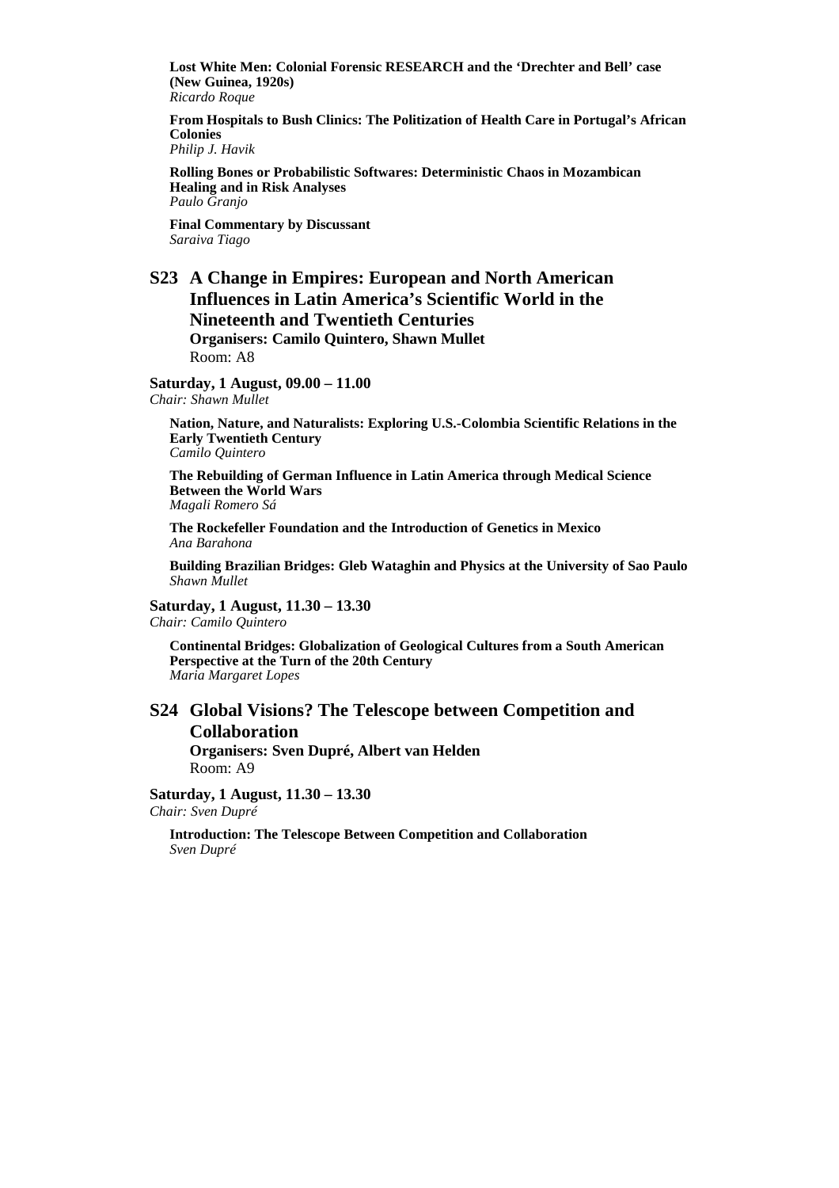**Lost White Men: Colonial Forensic RESEARCH and the 'Drechter and Bell' case (New Guinea, 1920s)**
*Ricardo Roque*

**From Hospitals to Bush Clinics: The Politization of Health Care in Portugal's African Colonies**
*Philip J. Havik*

**Rolling Bones or Probabilistic Softwares: Deterministic Chaos in Mozambican Healing and in Risk Analyses**
*Paulo Granjo*

**Final Commentary by Discussant**
*Saraiva Tiago*

## S23 A Change in Empires: European and North American Influences in Latin America's Scientific World in the Nineteenth and Twentieth Centuries

**Organisers: Camilo Quintero, Shawn Mullet**
Room: A8

**Saturday, 1 August, 09.00 – 11.00**
*Chair: Shawn Mullet*

**Nation, Nature, and Naturalists: Exploring U.S.-Colombia Scientific Relations in the Early Twentieth Century**
*Camilo Quintero*

**The Rebuilding of German Influence in Latin America through Medical Science Between the World Wars**
*Magali Romero Sá*

**The Rockefeller Foundation and the Introduction of Genetics in Mexico**
*Ana Barahona*

**Building Brazilian Bridges: Gleb Wataghin and Physics at the University of Sao Paulo**
*Shawn Mullet*

**Saturday, 1 August, 11.30 – 13.30**
*Chair: Camilo Quintero*

**Continental Bridges: Globalization of Geological Cultures from a South American Perspective at the Turn of the 20th Century**
*Maria Margaret Lopes*

## S24 Global Visions? The Telescope between Competition and Collaboration

**Organisers: Sven Dupré, Albert van Helden**
Room: A9

**Saturday, 1 August, 11.30 – 13.30**
*Chair: Sven Dupré*

**Introduction: The Telescope Between Competition and Collaboration**
*Sven Dupré*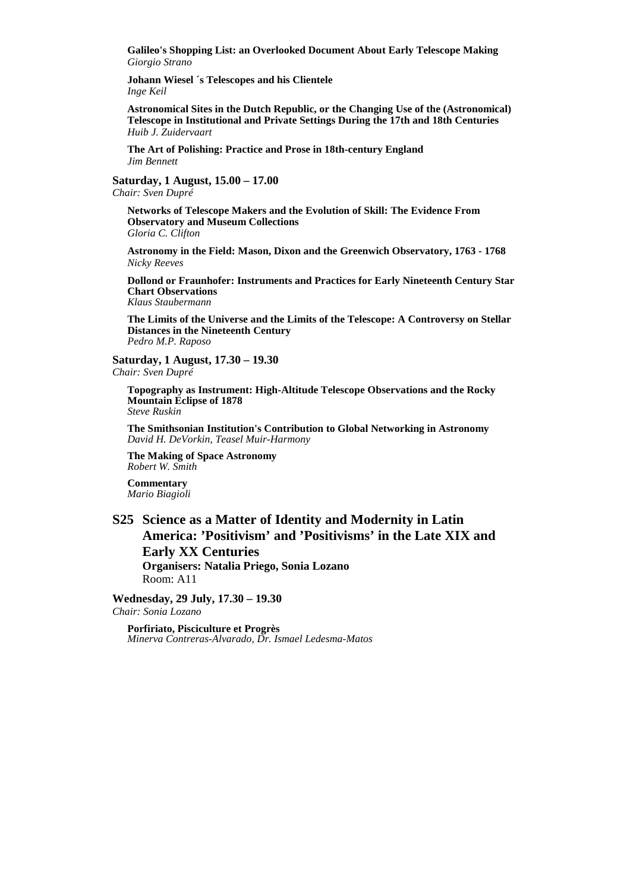**Galileo's Shopping List: an Overlooked Document About Early Telescope Making**
*Giorgio Strano*

**Johann Wiesel ´s Telescopes and his Clientele**
*Inge Keil*

**Astronomical Sites in the Dutch Republic, or the Changing Use of the (Astronomical) Telescope in Institutional and Private Settings During the 17th and 18th Centuries**
*Huib J. Zuidervaart*

**The Art of Polishing: Practice and Prose in 18th-century England**
*Jim Bennett*

**Saturday, 1 August, 15.00 – 17.00**
*Chair: Sven Dupré*

**Networks of Telescope Makers and the Evolution of Skill: The Evidence From Observatory and Museum Collections**
*Gloria C. Clifton*

**Astronomy in the Field: Mason, Dixon and the Greenwich Observatory, 1763 - 1768**
*Nicky Reeves*

**Dollond or Fraunhofer: Instruments and Practices for Early Nineteenth Century Star Chart Observations**
*Klaus Staubermann*

**The Limits of the Universe and the Limits of the Telescope: A Controversy on Stellar Distances in the Nineteenth Century**
*Pedro M.P. Raposo*

**Saturday, 1 August, 17.30 – 19.30**
*Chair: Sven Dupré*

**Topography as Instrument: High-Altitude Telescope Observations and the Rocky Mountain Eclipse of 1878**
*Steve Ruskin*

**The Smithsonian Institution's Contribution to Global Networking in Astronomy**
*David H. DeVorkin, Teasel Muir-Harmony*

**The Making of Space Astronomy**
*Robert W. Smith*

**Commentary**
*Mario Biagioli*

## S25 Science as a Matter of Identity and Modernity in Latin America: 'Positivism' and 'Positivisms' in the Late XIX and Early XX Centuries

**Organisers: Natalia Priego, Sonia Lozano**
Room: A11

**Wednesday, 29 July, 17.30 – 19.30**
*Chair: Sonia Lozano*

**Porfiriato, Pisciculture et Progrès**
*Minerva Contreras-Alvarado, Dr. Ismael Ledesma-Matos*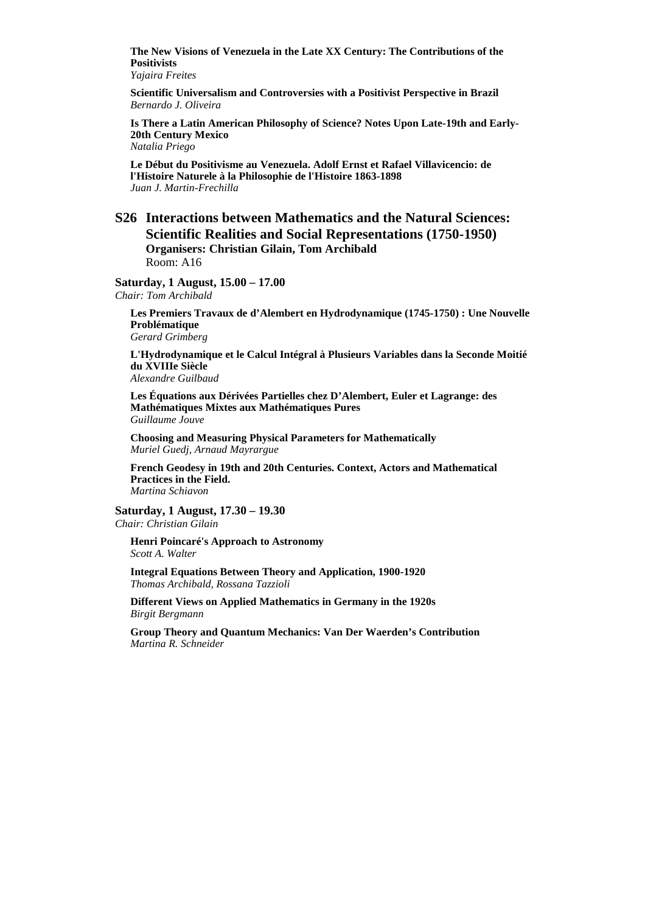**The New Visions of Venezuela in the Late XX Century: The Contributions of the Positivists**
*Yajaira Freites*

**Scientific Universalism and Controversies with a Positivist Perspective in Brazil**
*Bernardo J. Oliveira*

**Is There a Latin American Philosophy of Science? Notes Upon Late-19th and Early-20th Century Mexico**
*Natalia Priego*

**Le Début du Positivisme au Venezuela. Adolf Ernst et Rafael Villavicencio: de l'Histoire Naturele à la Philosophie de l'Histoire 1863-1898**
*Juan J. Martin-Frechilla*

## S26 Interactions between Mathematics and the Natural Sciences: Scientific Realities and Social Representations (1750-1950)

**Organisers: Christian Gilain, Tom Archibald**
Room: A16

**Saturday, 1 August, 15.00 – 17.00**
*Chair: Tom Archibald*

**Les Premiers Travaux de d'Alembert en Hydrodynamique (1745-1750) : Une Nouvelle Problématique**
*Gerard Grimberg*

**L'Hydrodynamique et le Calcul Intégral à Plusieurs Variables dans la Seconde Moitié du XVIIIe Siècle**
*Alexandre Guilbaud*

**Les Équations aux Dérivées Partielles chez D'Alembert, Euler et Lagrange: des Mathématiques Mixtes aux Mathématiques Pures**
*Guillaume Jouve*

**Choosing and Measuring Physical Parameters for Mathematically**
*Muriel Guedj, Arnaud Mayrargue*

**French Geodesy in 19th and 20th Centuries. Context, Actors and Mathematical Practices in the Field.**
*Martina Schiavon*

**Saturday, 1 August, 17.30 – 19.30**
*Chair: Christian Gilain*

**Henri Poincaré's Approach to Astronomy**
*Scott A. Walter*

**Integral Equations Between Theory and Application, 1900-1920**
*Thomas Archibald, Rossana Tazzioli*

**Different Views on Applied Mathematics in Germany in the 1920s**
*Birgit Bergmann*

**Group Theory and Quantum Mechanics: Van Der Waerden's Contribution**
*Martina R. Schneider*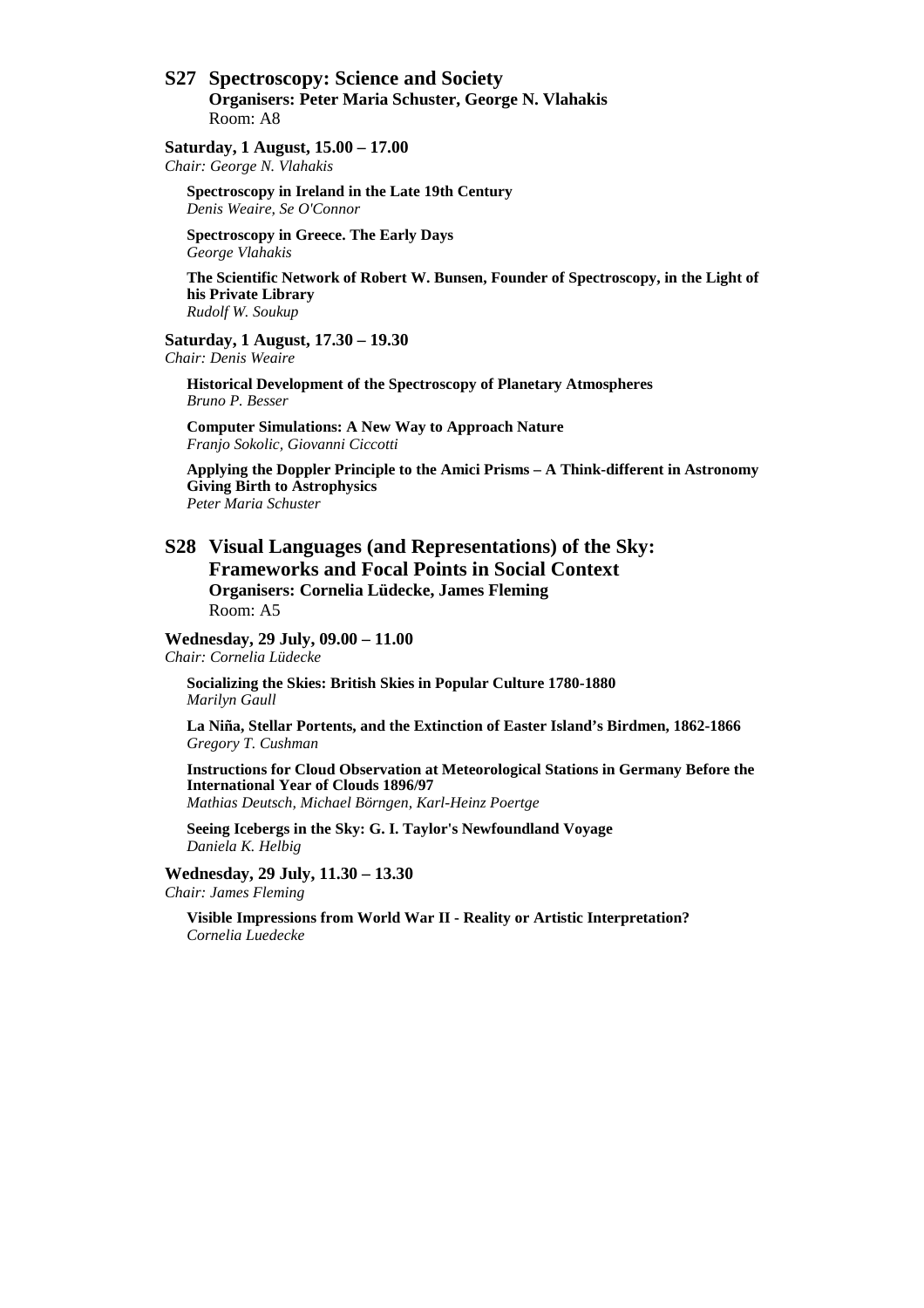## S27 Spectroscopy: Science and Society

**Organisers: Peter Maria Schuster, George N. Vlahakis**
Room: A8

**Saturday, 1 August, 15.00 – 17.00**
*Chair: George N. Vlahakis*

**Spectroscopy in Ireland in the Late 19th Century**
*Denis Weaire, Se O'Connor*

**Spectroscopy in Greece. The Early Days**
*George Vlahakis*

**The Scientific Network of Robert W. Bunsen, Founder of Spectroscopy, in the Light of his Private Library**
*Rudolf W. Soukup*

**Saturday, 1 August, 17.30 – 19.30**
*Chair: Denis Weaire*

**Historical Development of the Spectroscopy of Planetary Atmospheres**
*Bruno P. Besser*

**Computer Simulations: A New Way to Approach Nature**
*Franjo Sokolic, Giovanni Ciccotti*

**Applying the Doppler Principle to the Amici Prisms – A Think-different in Astronomy Giving Birth to Astrophysics**
*Peter Maria Schuster*

## S28 Visual Languages (and Representations) of the Sky: Frameworks and Focal Points in Social Context

**Organisers: Cornelia Lüdecke, James Fleming**
Room: A5

**Wednesday, 29 July, 09.00 – 11.00**
*Chair: Cornelia Lüdecke*

**Socializing the Skies: British Skies in Popular Culture 1780-1880**
*Marilyn Gaull*

**La Niña, Stellar Portents, and the Extinction of Easter Island's Birdmen, 1862-1866**
*Gregory T. Cushman*

**Instructions for Cloud Observation at Meteorological Stations in Germany Before the International Year of Clouds 1896/97**
*Mathias Deutsch, Michael Börngen, Karl-Heinz Poertge*

**Seeing Icebergs in the Sky: G. I. Taylor's Newfoundland Voyage**
*Daniela K. Helbig*

**Wednesday, 29 July, 11.30 – 13.30**
*Chair: James Fleming*

**Visible Impressions from World War II - Reality or Artistic Interpretation?**
*Cornelia Luedecke*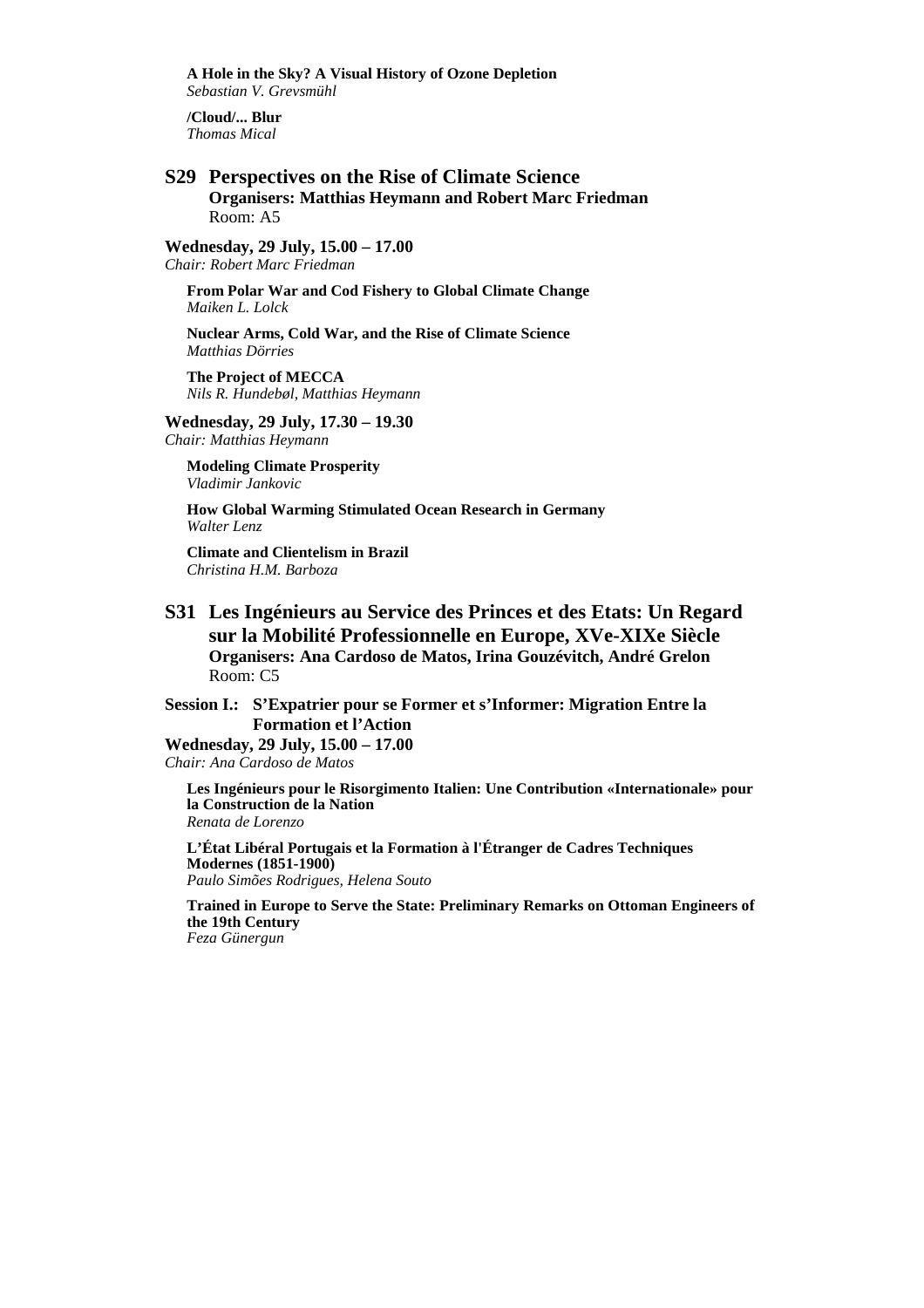**A Hole in the Sky? A Visual History of Ozone Depletion**
*Sebastian V. Grevsmühl*

**/Cloud/... Blur**
*Thomas Mical*

## S29 Perspectives on the Rise of Climate Science

**Organisers: Matthias Heymann and Robert Marc Friedman**
Room: A5

**Wednesday, 29 July, 15.00 – 17.00**
*Chair: Robert Marc Friedman*

**From Polar War and Cod Fishery to Global Climate Change**
*Maiken L. Lolck*

**Nuclear Arms, Cold War, and the Rise of Climate Science**
*Matthias Dörries*

**The Project of MECCA**
*Nils R. Hundebøl, Matthias Heymann*

**Wednesday, 29 July, 17.30 – 19.30**
*Chair: Matthias Heymann*

**Modeling Climate Prosperity**
*Vladimir Jankovic*

**How Global Warming Stimulated Ocean Research in Germany**
*Walter Lenz*

**Climate and Clientelism in Brazil**
*Christina H.M. Barboza*

## S31 Les Ingénieurs au Service des Princes et des Etats: Un Regard sur la Mobilité Professionnelle en Europe, XVe-XIXe Siècle

**Organisers: Ana Cardoso de Matos, Irina Gouzévitch, André Grelon**
Room: C5

**Session I.: S'Expatrier pour se Former et s'Informer: Migration Entre la Formation et l'Action**

**Wednesday, 29 July, 15.00 – 17.00**
*Chair: Ana Cardoso de Matos*

**Les Ingénieurs pour le Risorgimento Italien: Une Contribution «Internationale» pour la Construction de la Nation**
*Renata de Lorenzo*

**L'État Libéral Portugais et la Formation à l'Étranger de Cadres Techniques Modernes (1851-1900)**
*Paulo Simões Rodrigues, Helena Souto*

**Trained in Europe to Serve the State: Preliminary Remarks on Ottoman Engineers of the 19th Century**
*Feza Günergun*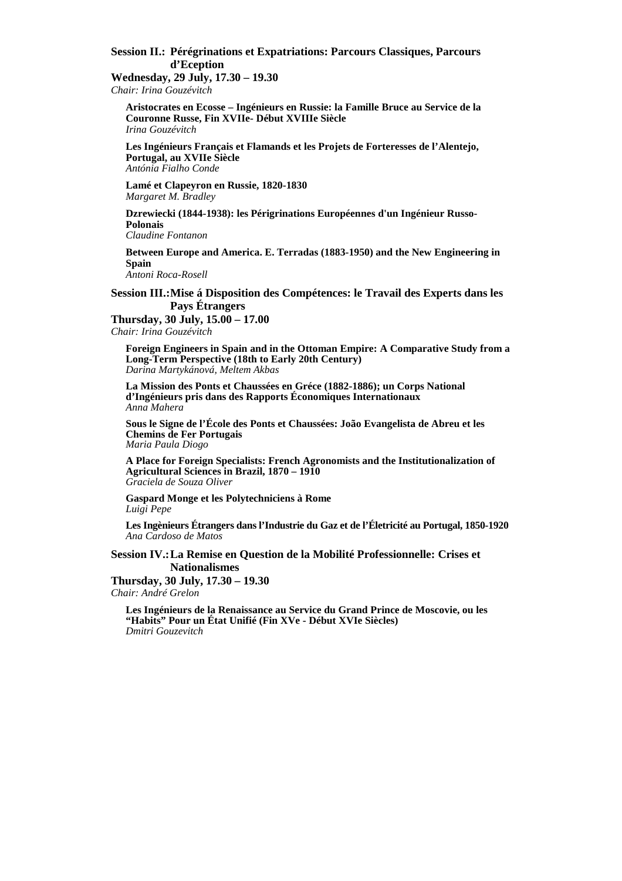### Session II.: Pérégrinations et Expatriations: Parcours Classiques, Parcours d'Eception

**Wednesday, 29 July, 17.30 – 19.30**
*Chair: Irina Gouzévitch*

**Aristocrates en Ecosse – Ingénieurs en Russie: la Famille Bruce au Service de la Couronne Russe, Fin XVIIe- Début XVIIIe Siècle**
*Irina Gouzévitch*

**Les Ingénieurs Français et Flamands et les Projets de Forteresses de l'Alentejo, Portugal, au XVIIe Siècle**
*Antónia Fialho Conde*

**Lamé et Clapeyron en Russie, 1820-1830**
*Margaret M. Bradley*

**Dzrewiecki (1844-1938): les Périgrinations Européennes d'un Ingénieur Russo-Polonais**
*Claudine Fontanon*

**Between Europe and America. E. Terradas (1883-1950) and the New Engineering in Spain**
*Antoni Roca-Rosell*

### Session III.: Mise á Disposition des Compétences: le Travail des Experts dans les Pays Étrangers

**Thursday, 30 July, 15.00 – 17.00**
*Chair: Irina Gouzévitch*

**Foreign Engineers in Spain and in the Ottoman Empire: A Comparative Study from a Long-Term Perspective (18th to Early 20th Century)**
*Darina Martykánová, Meltem Akbas*

**La Mission des Ponts et Chaussées en Gréce (1882-1886); un Corps National d'Ingénieurs pris dans des Rapports Économiques Internationaux**
*Anna Mahera*

**Sous le Signe de l'École des Ponts et Chaussées: João Evangelista de Abreu et les Chemins de Fer Portugais**
*Maria Paula Diogo*

**A Place for Foreign Specialists: French Agronomists and the Institutionalization of Agricultural Sciences in Brazil, 1870 – 1910**
*Graciela de Souza Oliver*

**Gaspard Monge et les Polytechniciens à Rome**
*Luigi Pepe*

**Les Ingènieurs Étrangers dans l'Industrie du Gaz et de l'Életricité au Portugal, 1850-1920**
*Ana Cardoso de Matos*

### Session IV.: La Remise en Question de la Mobilité Professionnelle: Crises et Nationalismes

**Thursday, 30 July, 17.30 – 19.30**
*Chair: André Grelon*

**Les Ingénieurs de la Renaissance au Service du Grand Prince de Moscovie, ou les "Habits" Pour un État Unifié (Fin XVe - Début XVIe Siècles)**
*Dmitri Gouzevitch*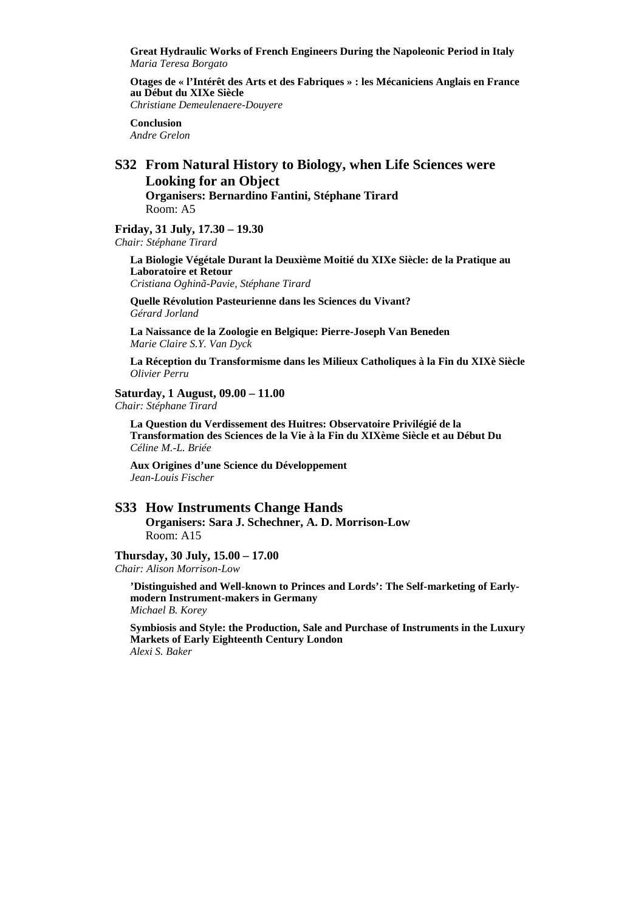**Great Hydraulic Works of French Engineers During the Napoleonic Period in Italy**
*Maria Teresa Borgato*

**Otages de « l'Intérêt des Arts et des Fabriques » : les Mécaniciens Anglais en France au Début du XIXe Siècle**
*Christiane Demeulenaere-Douyere*

**Conclusion**
*Andre Grelon*

## S32 From Natural History to Biology, when Life Sciences were Looking for an Object

**Organisers: Bernardino Fantini, Stéphane Tirard**
Room: A5

**Friday, 31 July, 17.30 – 19.30**
*Chair: Stéphane Tirard*

**La Biologie Végétale Durant la Deuxième Moitié du XIXe Siècle: de la Pratique au Laboratoire et Retour**
*Cristiana Oghinã-Pavie, Stéphane Tirard*

**Quelle Révolution Pasteurienne dans les Sciences du Vivant?**
*Gérard Jorland*

**La Naissance de la Zoologie en Belgique: Pierre-Joseph Van Beneden**
*Marie Claire S.Y. Van Dyck*

**La Réception du Transformisme dans les Milieux Catholiques à la Fin du XIXè Siècle**
*Olivier Perru*

**Saturday, 1 August, 09.00 – 11.00**
*Chair: Stéphane Tirard*

**La Question du Verdissement des Huitres: Observatoire Privilégié de la Transformation des Sciences de la Vie à la Fin du XIXème Siècle et au Début Du**
*Céline M.-L. Briée*

**Aux Origines d'une Science du Développement**
*Jean-Louis Fischer*

## S33 How Instruments Change Hands

**Organisers: Sara J. Schechner, A. D. Morrison-Low**
Room: A15

**Thursday, 30 July, 15.00 – 17.00**
*Chair: Alison Morrison-Low*

**'Distinguished and Well-known to Princes and Lords': The Self-marketing of Early-modern Instrument-makers in Germany**
*Michael B. Korey*

**Symbiosis and Style: the Production, Sale and Purchase of Instruments in the Luxury Markets of Early Eighteenth Century London**
*Alexi S. Baker*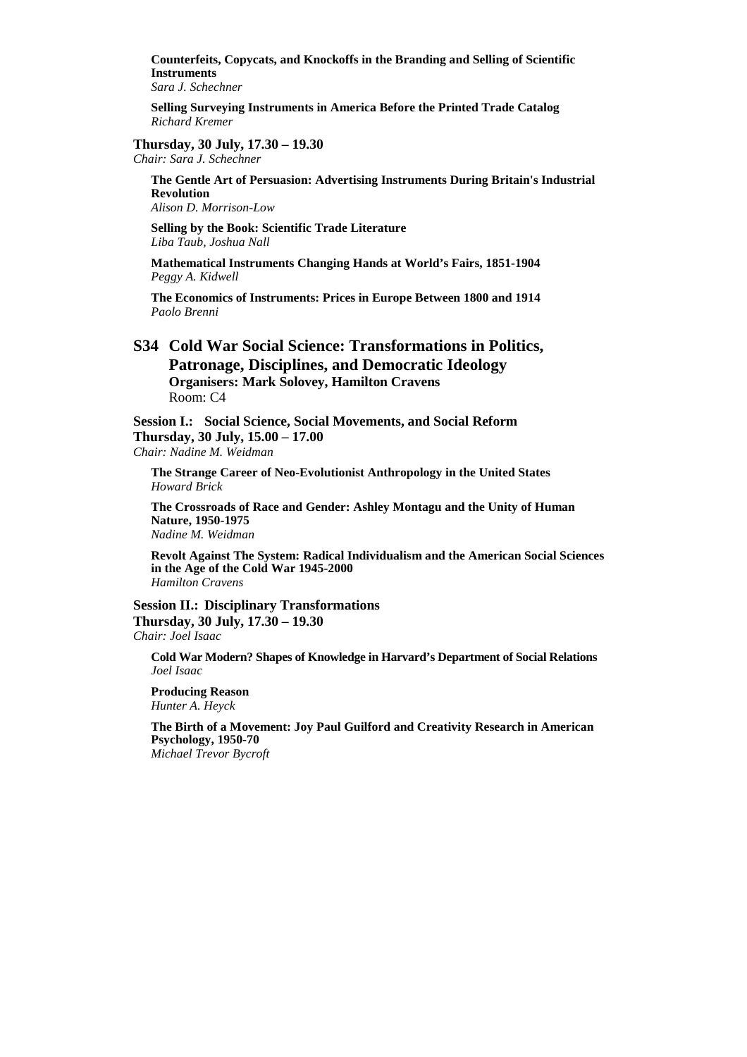**Counterfeits, Copycats, and Knockoffs in the Branding and Selling of Scientific Instruments**
*Sara J. Schechner*

**Selling Surveying Instruments in America Before the Printed Trade Catalog**
*Richard Kremer*

**Thursday, 30 July, 17.30 – 19.30**
*Chair: Sara J. Schechner*

**The Gentle Art of Persuasion: Advertising Instruments During Britain's Industrial Revolution**
*Alison D. Morrison-Low*

**Selling by the Book: Scientific Trade Literature**
*Liba Taub, Joshua Nall*

**Mathematical Instruments Changing Hands at World's Fairs, 1851-1904**
*Peggy A. Kidwell*

**The Economics of Instruments: Prices in Europe Between 1800 and 1914**
*Paolo Brenni*

## S34 Cold War Social Science: Transformations in Politics, Patronage, Disciplines, and Democratic Ideology

**Organisers: Mark Solovey, Hamilton Cravens**
Room: C4

**Session I.: Social Science, Social Movements, and Social Reform**
**Thursday, 30 July, 15.00 – 17.00**
*Chair: Nadine M. Weidman*

**The Strange Career of Neo-Evolutionist Anthropology in the United States**
*Howard Brick*

**The Crossroads of Race and Gender: Ashley Montagu and the Unity of Human Nature, 1950-1975**
*Nadine M. Weidman*

**Revolt Against The System: Radical Individualism and the American Social Sciences in the Age of the Cold War 1945-2000**
*Hamilton Cravens*

**Session II.: Disciplinary Transformations**
**Thursday, 30 July, 17.30 – 19.30**
*Chair: Joel Isaac*

**Cold War Modern? Shapes of Knowledge in Harvard's Department of Social Relations**
*Joel Isaac*

**Producing Reason**
*Hunter A. Heyck*

**The Birth of a Movement: Joy Paul Guilford and Creativity Research in American Psychology, 1950-70**
*Michael Trevor Bycroft*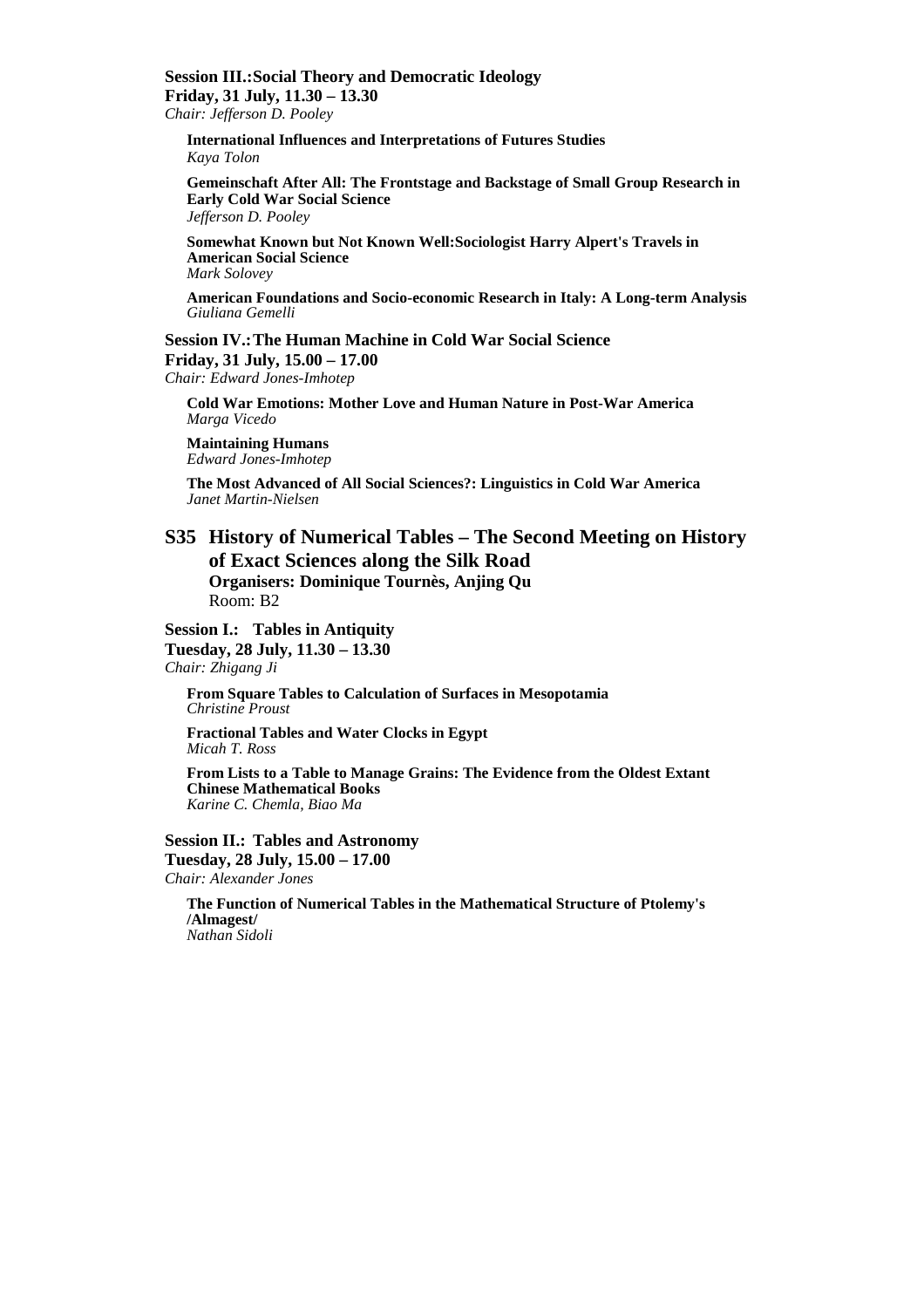**Session III.:Social Theory and Democratic Ideology**
**Friday, 31 July, 11.30 – 13.30**
*Chair: Jefferson D. Pooley*

**International Influences and Interpretations of Futures Studies**
*Kaya Tolon*

**Gemeinschaft After All: The Frontstage and Backstage of Small Group Research in Early Cold War Social Science**
*Jefferson D. Pooley*

**Somewhat Known but Not Known Well:Sociologist Harry Alpert's Travels in American Social Science**
*Mark Solovey*

**American Foundations and Socio-economic Research in Italy: A Long-term Analysis**
*Giuliana Gemelli*

**Session IV.:The Human Machine in Cold War Social Science**
**Friday, 31 July, 15.00 – 17.00**
*Chair: Edward Jones-Imhotep*

**Cold War Emotions: Mother Love and Human Nature in Post-War America**
*Marga Vicedo*

**Maintaining Humans**
*Edward Jones-Imhotep*

**The Most Advanced of All Social Sciences?: Linguistics in Cold War America**
*Janet Martin-Nielsen*

## S35 History of Numerical Tables – The Second Meeting on History of Exact Sciences along the Silk Road

**Organisers: Dominique Tournès, Anjing Qu**
Room: B2

**Session I.: Tables in Antiquity**
**Tuesday, 28 July, 11.30 – 13.30**
*Chair: Zhigang Ji*

**From Square Tables to Calculation of Surfaces in Mesopotamia**
*Christine Proust*

**Fractional Tables and Water Clocks in Egypt**
*Micah T. Ross*

**From Lists to a Table to Manage Grains: The Evidence from the Oldest Extant Chinese Mathematical Books**
*Karine C. Chemla, Biao Ma*

**Session II.: Tables and Astronomy**
**Tuesday, 28 July, 15.00 – 17.00**
*Chair: Alexander Jones*

**The Function of Numerical Tables in the Mathematical Structure of Ptolemy's /Almagest/**
*Nathan Sidoli*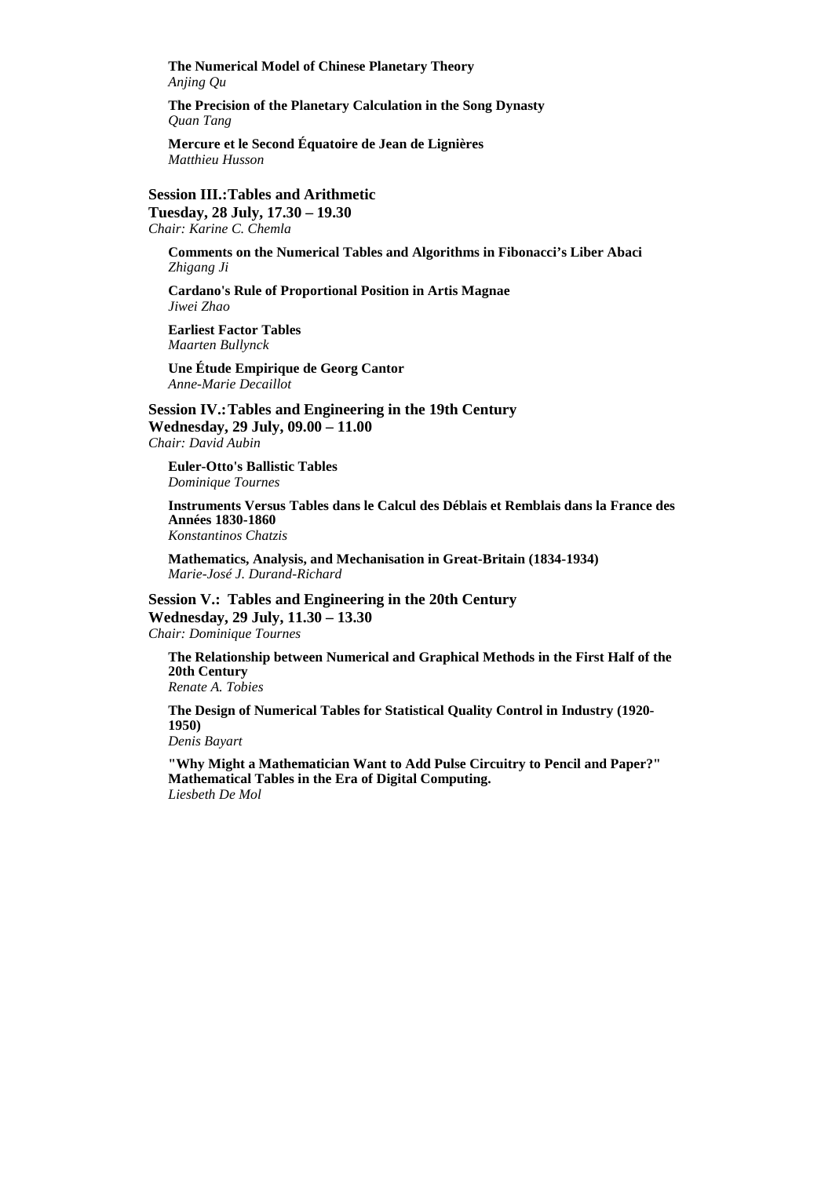**The Numerical Model of Chinese Planetary Theory**
*Anjing Qu*

**The Precision of the Planetary Calculation in the Song Dynasty**
*Quan Tang*

**Mercure et le Second Équatoire de Jean de Lignières**
*Matthieu Husson*

### Session III.: Tables and Arithmetic

**Tuesday, 28 July, 17.30 – 19.30**
*Chair: Karine C. Chemla*

**Comments on the Numerical Tables and Algorithms in Fibonacci's Liber Abaci**
*Zhigang Ji*

**Cardano's Rule of Proportional Position in Artis Magnae**
*Jiwei Zhao*

**Earliest Factor Tables**
*Maarten Bullynck*

**Une Étude Empirique de Georg Cantor**
*Anne-Marie Decaillot*

### Session IV.: Tables and Engineering in the 19th Century

**Wednesday, 29 July, 09.00 – 11.00**
*Chair: David Aubin*

**Euler-Otto's Ballistic Tables**
*Dominique Tournes*

**Instruments Versus Tables dans le Calcul des Déblais et Remblais dans la France des Années 1830-1860**
*Konstantinos Chatzis*

**Mathematics, Analysis, and Mechanisation in Great-Britain (1834-1934)**
*Marie-José J. Durand-Richard*

### Session V.: Tables and Engineering in the 20th Century

**Wednesday, 29 July, 11.30 – 13.30**
*Chair: Dominique Tournes*

**The Relationship between Numerical and Graphical Methods in the First Half of the 20th Century**
*Renate A. Tobies*

**The Design of Numerical Tables for Statistical Quality Control in Industry (1920-1950)**
*Denis Bayart*

**"Why Might a Mathematician Want to Add Pulse Circuitry to Pencil and Paper?" Mathematical Tables in the Era of Digital Computing.**
*Liesbeth De Mol*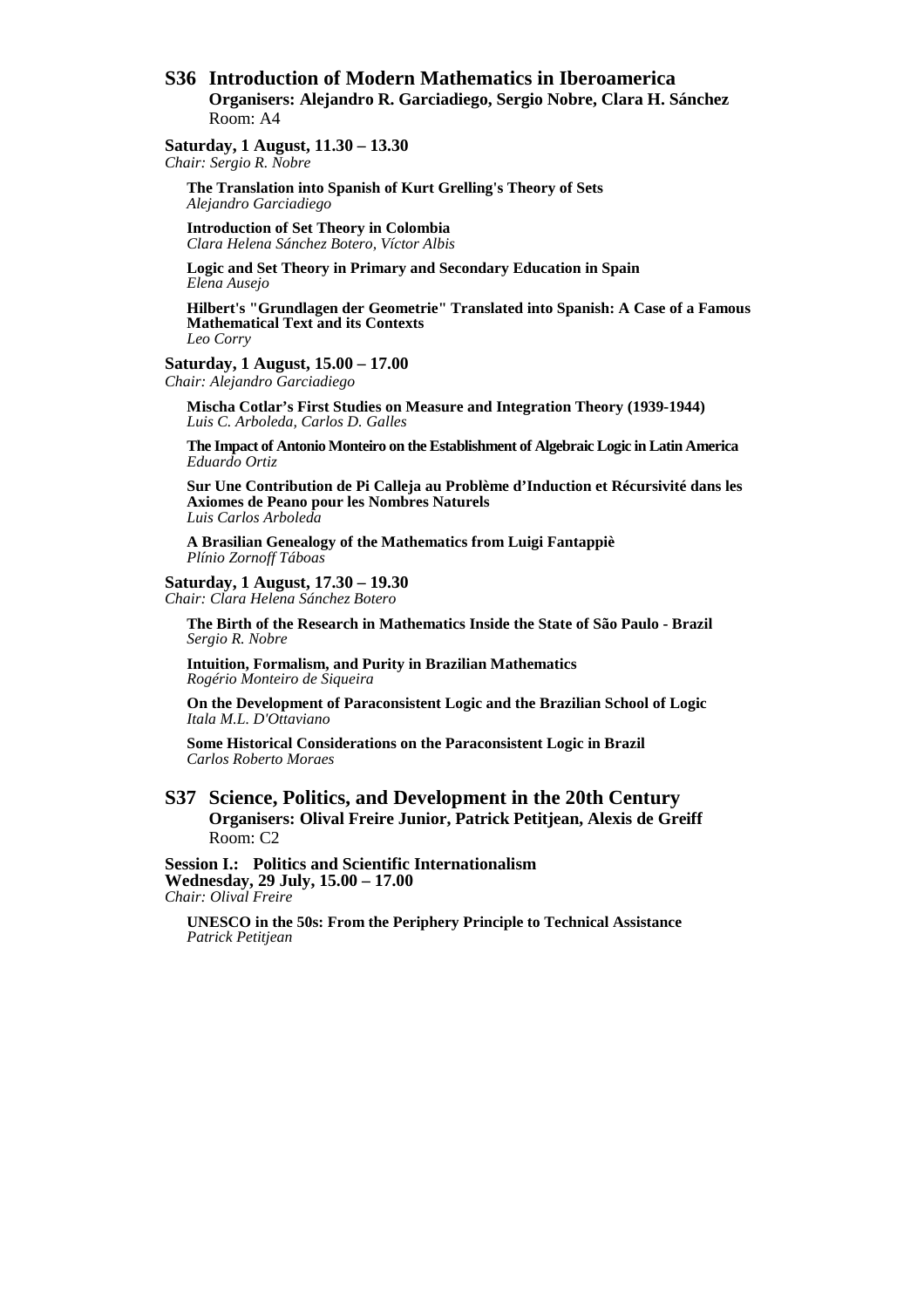## S36 Introduction of Modern Mathematics in Iberoamerica

**Organisers: Alejandro R. Garciadiego, Sergio Nobre, Clara H. Sánchez**
Room: A4

**Saturday, 1 August, 11.30 – 13.30**
*Chair: Sergio R. Nobre*

**The Translation into Spanish of Kurt Grelling's Theory of Sets**
*Alejandro Garciadiego*

**Introduction of Set Theory in Colombia**
*Clara Helena Sánchez Botero, Víctor Albis*

**Logic and Set Theory in Primary and Secondary Education in Spain**
*Elena Ausejo*

**Hilbert's "Grundlagen der Geometrie" Translated into Spanish: A Case of a Famous Mathematical Text and its Contexts**
*Leo Corry*

**Saturday, 1 August, 15.00 – 17.00**
*Chair: Alejandro Garciadiego*

**Mischa Cotlar's First Studies on Measure and Integration Theory (1939-1944)**
*Luis C. Arboleda, Carlos D. Galles*

**The Impact of Antonio Monteiro on the Establishment of Algebraic Logic in Latin America**
*Eduardo Ortiz*

**Sur Une Contribution de Pi Calleja au Problème d'Induction et Récursivité dans les Axiomes de Peano pour les Nombres Naturels**
*Luis Carlos Arboleda*

**A Brasilian Genealogy of the Mathematics from Luigi Fantappiè**
*Plínio Zornoff Táboas*

**Saturday, 1 August, 17.30 – 19.30**
*Chair: Clara Helena Sánchez Botero*

**The Birth of the Research in Mathematics Inside the State of São Paulo - Brazil**
*Sergio R. Nobre*

**Intuition, Formalism, and Purity in Brazilian Mathematics**
*Rogério Monteiro de Siqueira*

**On the Development of Paraconsistent Logic and the Brazilian School of Logic**
*Itala M.L. D'Ottaviano*

**Some Historical Considerations on the Paraconsistent Logic in Brazil**
*Carlos Roberto Moraes*

## S37 Science, Politics, and Development in the 20th Century

**Organisers: Olival Freire Junior, Patrick Petitjean, Alexis de Greiff**
Room: C2

**Session I.: Politics and Scientific Internationalism**
**Wednesday, 29 July, 15.00 – 17.00**
*Chair: Olival Freire*

**UNESCO in the 50s: From the Periphery Principle to Technical Assistance**
*Patrick Petitjean*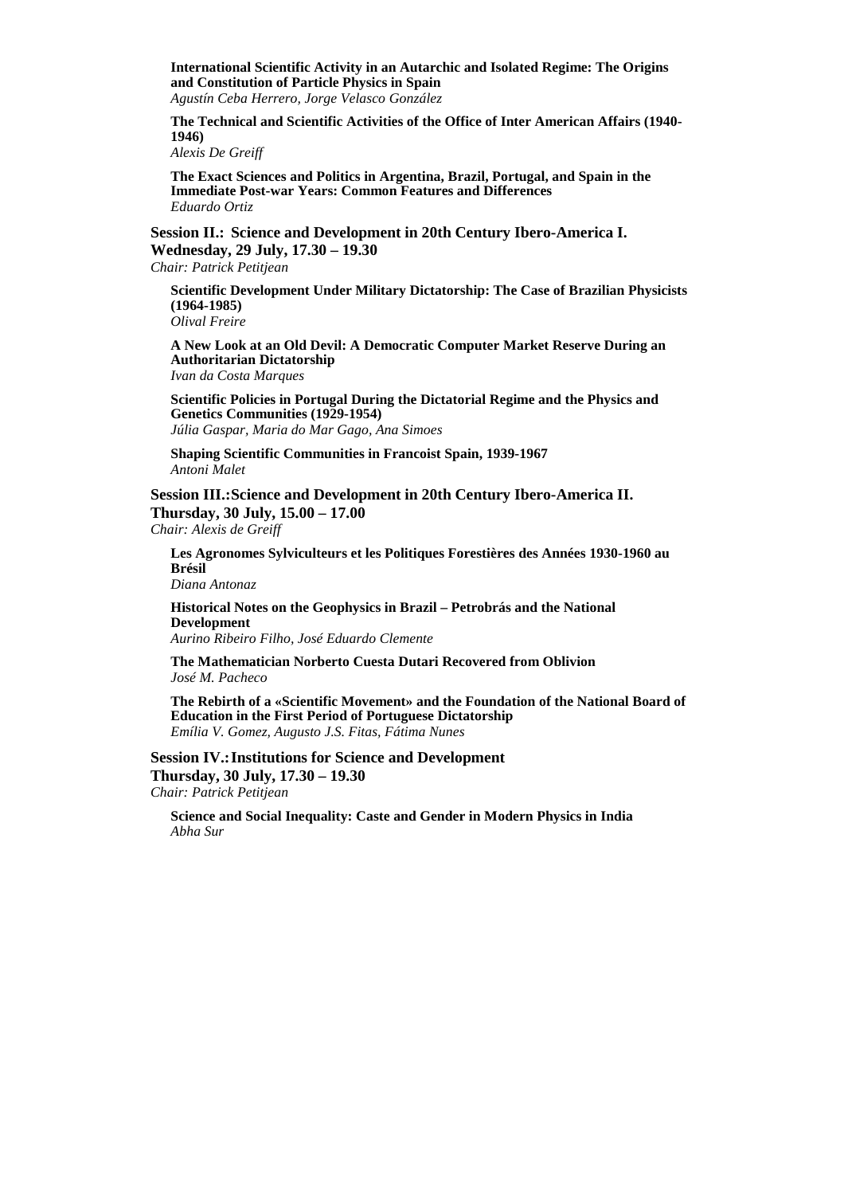**International Scientific Activity in an Autarchic and Isolated Regime: The Origins and Constitution of Particle Physics in Spain**
*Agustín Ceba Herrero, Jorge Velasco González*

**The Technical and Scientific Activities of the Office of Inter American Affairs (1940-1946)**
*Alexis De Greiff*

**The Exact Sciences and Politics in Argentina, Brazil, Portugal, and Spain in the Immediate Post-war Years: Common Features and Differences**
*Eduardo Ortiz*

### Session II.: Science and Development in 20th Century Ibero-America I.
**Wednesday, 29 July, 17.30 – 19.30**
*Chair: Patrick Petitjean*

**Scientific Development Under Military Dictatorship: The Case of Brazilian Physicists (1964-1985)**
*Olival Freire*

**A New Look at an Old Devil: A Democratic Computer Market Reserve During an Authoritarian Dictatorship**
*Ivan da Costa Marques*

**Scientific Policies in Portugal During the Dictatorial Regime and the Physics and Genetics Communities (1929-1954)**
*Júlia Gaspar, Maria do Mar Gago, Ana Simoes*

**Shaping Scientific Communities in Francoist Spain, 1939-1967**
*Antoni Malet*

### Session III.: Science and Development in 20th Century Ibero-America II.
**Thursday, 30 July, 15.00 – 17.00**
*Chair: Alexis de Greiff*

**Les Agronomes Sylviculteurs et les Politiques Forestières des Années 1930-1960 au Brésil**
*Diana Antonaz*

**Historical Notes on the Geophysics in Brazil – Petrobrás and the National Development**
*Aurino Ribeiro Filho, José Eduardo Clemente*

**The Mathematician Norberto Cuesta Dutari Recovered from Oblivion**
*José M. Pacheco*

**The Rebirth of a «Scientific Movement» and the Foundation of the National Board of Education in the First Period of Portuguese Dictatorship**
*Emília V. Gomez, Augusto J.S. Fitas, Fátima Nunes*

### Session IV.: Institutions for Science and Development
**Thursday, 30 July, 17.30 – 19.30**
*Chair: Patrick Petitjean*

**Science and Social Inequality: Caste and Gender in Modern Physics in India**
*Abha Sur*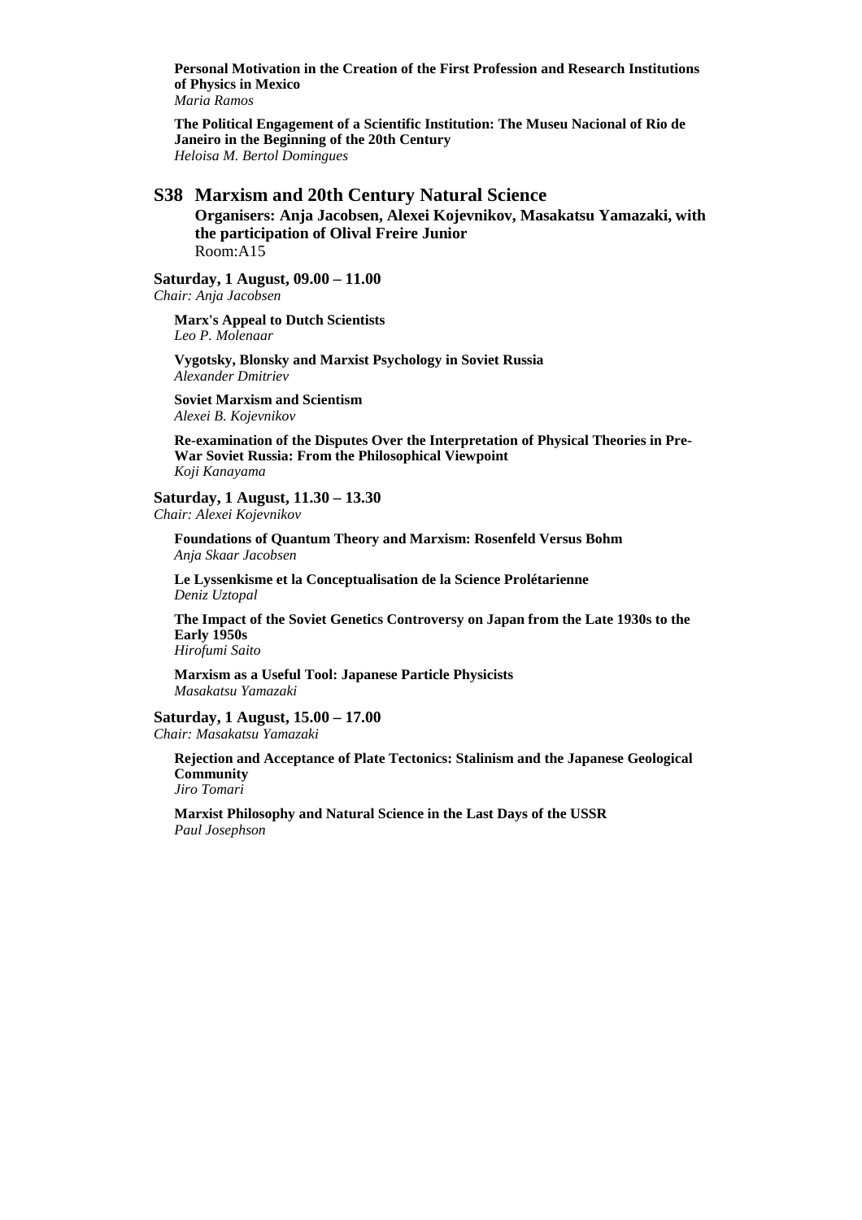**Personal Motivation in the Creation of the First Profession and Research Institutions of Physics in Mexico**
*Maria Ramos*

**The Political Engagement of a Scientific Institution: The Museu Nacional of Rio de Janeiro in the Beginning of the 20th Century**
*Heloisa M. Bertol Domingues*

## S38 Marxism and 20th Century Natural Science

**Organisers: Anja Jacobsen, Alexei Kojevnikov, Masakatsu Yamazaki, with the participation of Olival Freire Junior**
Room:A15

**Saturday, 1 August, 09.00 – 11.00**
*Chair: Anja Jacobsen*

**Marx's Appeal to Dutch Scientists**
*Leo P. Molenaar*

**Vygotsky, Blonsky and Marxist Psychology in Soviet Russia**
*Alexander Dmitriev*

**Soviet Marxism and Scientism**
*Alexei B. Kojevnikov*

**Re-examination of the Disputes Over the Interpretation of Physical Theories in Pre-War Soviet Russia: From the Philosophical Viewpoint**
*Koji Kanayama*

**Saturday, 1 August, 11.30 – 13.30**
*Chair: Alexei Kojevnikov*

**Foundations of Quantum Theory and Marxism: Rosenfeld Versus Bohm**
*Anja Skaar Jacobsen*

**Le Lyssenkisme et la Conceptualisation de la Science Prolétarienne**
*Deniz Uztopal*

**The Impact of the Soviet Genetics Controversy on Japan from the Late 1930s to the Early 1950s**
*Hirofumi Saito*

**Marxism as a Useful Tool: Japanese Particle Physicists**
*Masakatsu Yamazaki*

**Saturday, 1 August, 15.00 – 17.00**
*Chair: Masakatsu Yamazaki*

**Rejection and Acceptance of Plate Tectonics: Stalinism and the Japanese Geological Community**
*Jiro Tomari*

**Marxist Philosophy and Natural Science in the Last Days of the USSR**
*Paul Josephson*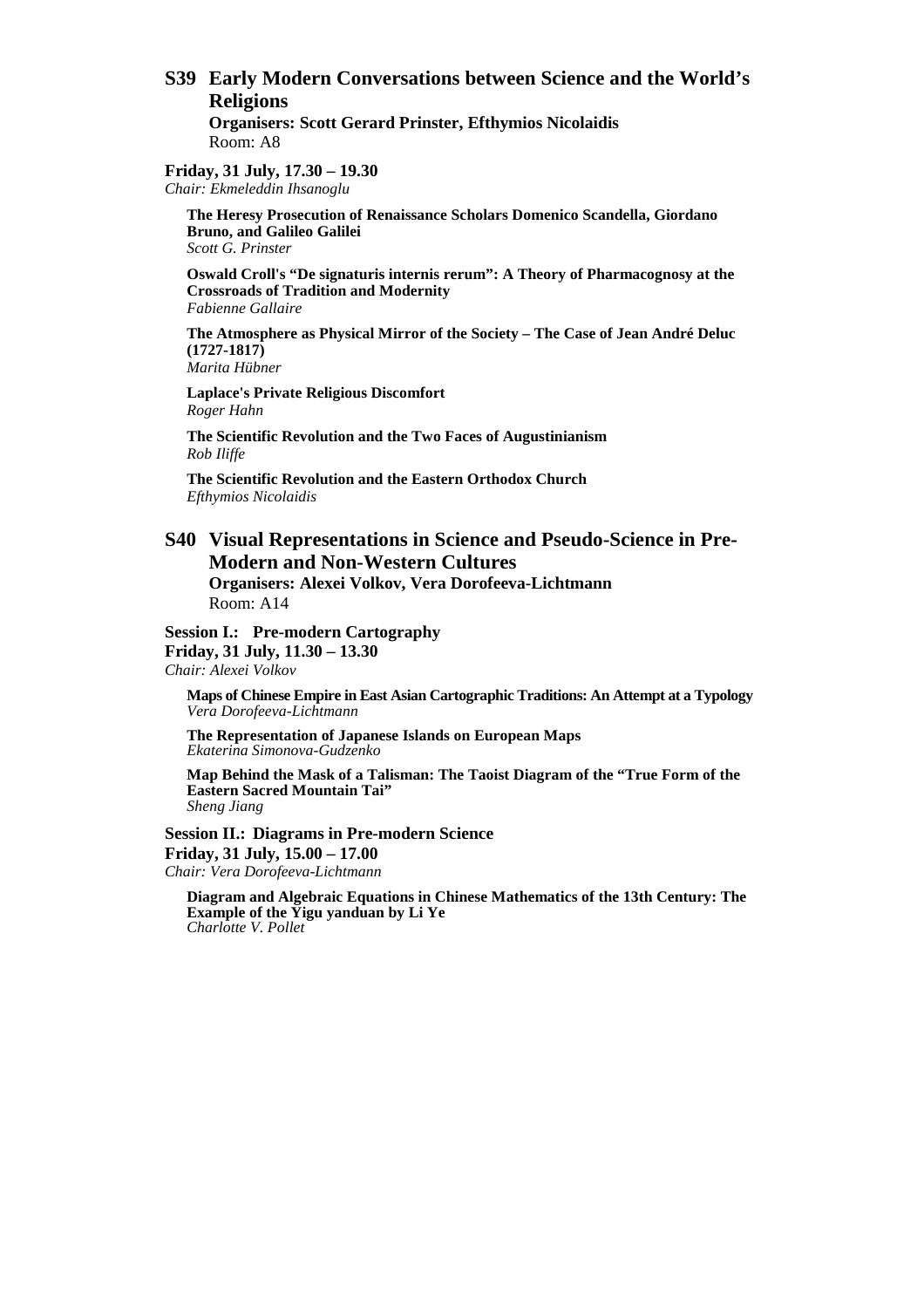## S39 Early Modern Conversations between Science and the World's Religions

**Organisers: Scott Gerard Prinster, Efthymios Nicolaidis**
Room: A8

**Friday, 31 July, 17.30 – 19.30**
*Chair: Ekmeleddin Ihsanoglu*

**The Heresy Prosecution of Renaissance Scholars Domenico Scandella, Giordano Bruno, and Galileo Galilei**
*Scott G. Prinster*

**Oswald Croll's "De signaturis internis rerum": A Theory of Pharmacognosy at the Crossroads of Tradition and Modernity**
*Fabienne Gallaire*

**The Atmosphere as Physical Mirror of the Society – The Case of Jean André Deluc (1727-1817)**
*Marita Hübner*

**Laplace's Private Religious Discomfort**
*Roger Hahn*

**The Scientific Revolution and the Two Faces of Augustinianism**
*Rob Iliffe*

**The Scientific Revolution and the Eastern Orthodox Church**
*Efthymios Nicolaidis*

## S40 Visual Representations in Science and Pseudo-Science in Pre-Modern and Non-Western Cultures

**Organisers: Alexei Volkov, Vera Dorofeeva-Lichtmann**
Room: A14

**Session I.: Pre-modern Cartography**
**Friday, 31 July, 11.30 – 13.30**
*Chair: Alexei Volkov*

**Maps of Chinese Empire in East Asian Cartographic Traditions: An Attempt at a Typology**
*Vera Dorofeeva-Lichtmann*

**The Representation of Japanese Islands on European Maps**
*Ekaterina Simonova-Gudzenko*

**Map Behind the Mask of a Talisman: The Taoist Diagram of the "True Form of the Eastern Sacred Mountain Tai"**
*Sheng Jiang*

**Session II.: Diagrams in Pre-modern Science**
**Friday, 31 July, 15.00 – 17.00**
*Chair: Vera Dorofeeva-Lichtmann*

**Diagram and Algebraic Equations in Chinese Mathematics of the 13th Century: The Example of the Yigu yanduan by Li Ye**
*Charlotte V. Pollet*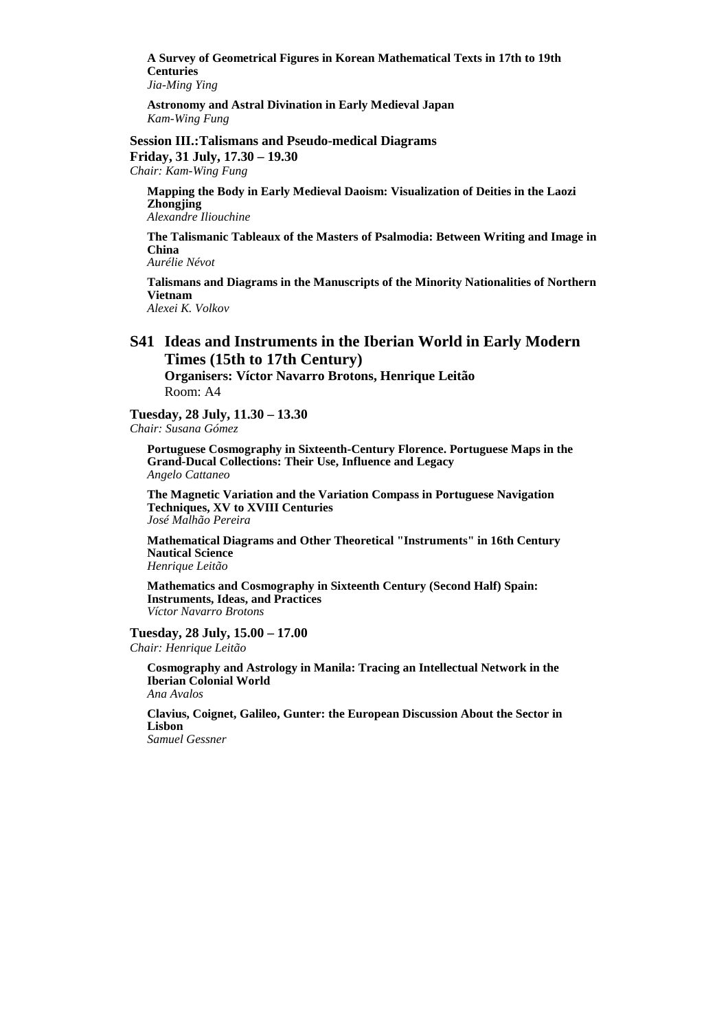**A Survey of Geometrical Figures in Korean Mathematical Texts in 17th to 19th Centuries**
*Jia-Ming Ying*

**Astronomy and Astral Divination in Early Medieval Japan**
*Kam-Wing Fung*

**Session III.:Talismans and Pseudo-medical Diagrams**
**Friday, 31 July, 17.30 – 19.30**
*Chair: Kam-Wing Fung*

**Mapping the Body in Early Medieval Daoism: Visualization of Deities in the Laozi Zhongjing**
*Alexandre Iliouchine*

**The Talismanic Tableaux of the Masters of Psalmodia: Between Writing and Image in China**
*Aurélie Névot*

**Talismans and Diagrams in the Manuscripts of the Minority Nationalities of Northern Vietnam**
*Alexei K. Volkov*

## S41 Ideas and Instruments in the Iberian World in Early Modern Times (15th to 17th Century)

**Organisers: Víctor Navarro Brotons, Henrique Leitão**
Room: A4

**Tuesday, 28 July, 11.30 – 13.30**
*Chair: Susana Gómez*

**Portuguese Cosmography in Sixteenth-Century Florence. Portuguese Maps in the Grand-Ducal Collections: Their Use, Influence and Legacy**
*Angelo Cattaneo*

**The Magnetic Variation and the Variation Compass in Portuguese Navigation Techniques, XV to XVIII Centuries**
*José Malhão Pereira*

**Mathematical Diagrams and Other Theoretical "Instruments" in 16th Century Nautical Science**
*Henrique Leitão*

**Mathematics and Cosmography in Sixteenth Century (Second Half) Spain: Instruments, Ideas, and Practices**
*Víctor Navarro Brotons*

**Tuesday, 28 July, 15.00 – 17.00**
*Chair: Henrique Leitão*

**Cosmography and Astrology in Manila: Tracing an Intellectual Network in the Iberian Colonial World**
*Ana Avalos*

**Clavius, Coignet, Galileo, Gunter: the European Discussion About the Sector in Lisbon**
*Samuel Gessner*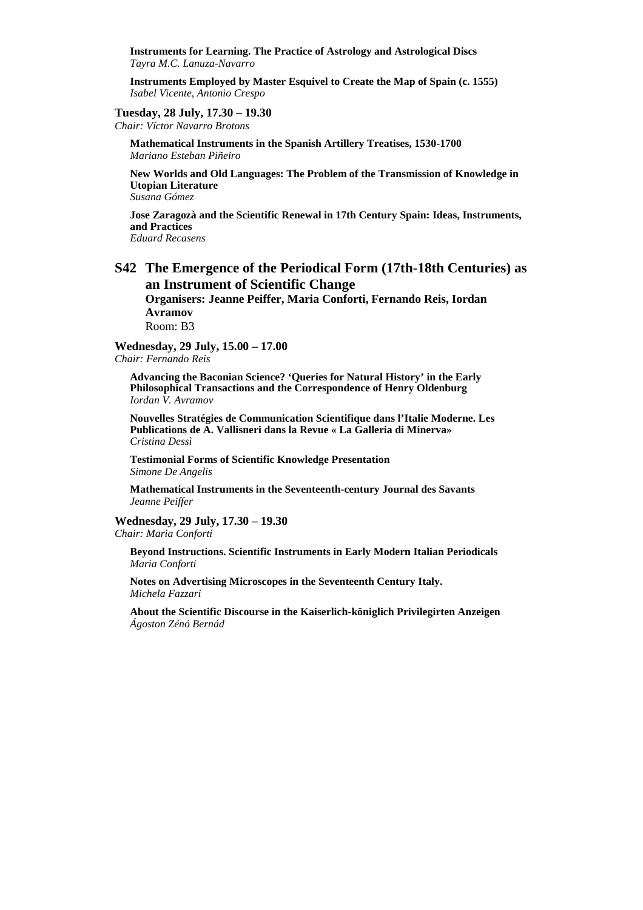**Instruments for Learning. The Practice of Astrology and Astrological Discs**
*Tayra M.C. Lanuza-Navarro*

**Instruments Employed by Master Esquivel to Create the Map of Spain (c. 1555)**
*Isabel Vicente, Antonio Crespo*

**Tuesday, 28 July, 17.30 – 19.30**
*Chair: Víctor Navarro Brotons*

**Mathematical Instruments in the Spanish Artillery Treatises, 1530-1700**
*Mariano Esteban Piñeiro*

**New Worlds and Old Languages: The Problem of the Transmission of Knowledge in Utopian Literature**
*Susana Gómez*

**Jose Zaragozà and the Scientific Renewal in 17th Century Spain: Ideas, Instruments, and Practices**
*Eduard Recasens*

## S42 The Emergence of the Periodical Form (17th-18th Centuries) as an Instrument of Scientific Change

**Organisers: Jeanne Peiffer, Maria Conforti, Fernando Reis, Iordan Avramov**
Room: B3

**Wednesday, 29 July, 15.00 – 17.00**
*Chair: Fernando Reis*

**Advancing the Baconian Science? 'Queries for Natural History' in the Early Philosophical Transactions and the Correspondence of Henry Oldenburg**
*Iordan V. Avramov*

**Nouvelles Stratégies de Communication Scientifique dans l'Italie Moderne. Les Publications de A. Vallisneri dans la Revue « La Galleria di Minerva»**
*Cristina Dessì*

**Testimonial Forms of Scientific Knowledge Presentation**
*Simone De Angelis*

**Mathematical Instruments in the Seventeenth-century Journal des Savants**
*Jeanne Peiffer*

**Wednesday, 29 July, 17.30 – 19.30**
*Chair: Maria Conforti*

**Beyond Instructions. Scientific Instruments in Early Modern Italian Periodicals**
*Maria Conforti*

**Notes on Advertising Microscopes in the Seventeenth Century Italy.**
*Michela Fazzari*

**About the Scientific Discourse in the Kaiserlich-königlich Privilegirten Anzeigen**
*Ágoston Zénó Bernád*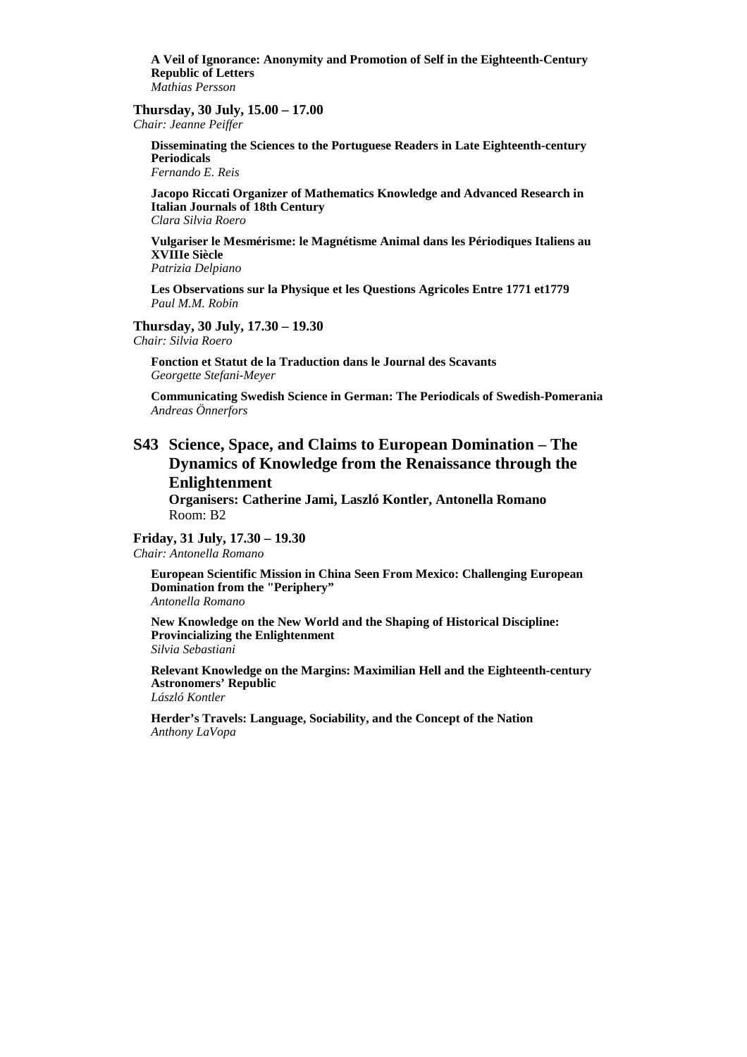**A Veil of Ignorance: Anonymity and Promotion of Self in the Eighteenth-Century Republic of Letters**
*Mathias Persson*

**Thursday, 30 July, 15.00 – 17.00**
*Chair: Jeanne Peiffer*

**Disseminating the Sciences to the Portuguese Readers in Late Eighteenth-century Periodicals**
*Fernando E. Reis*

**Jacopo Riccati Organizer of Mathematics Knowledge and Advanced Research in Italian Journals of 18th Century**
*Clara Silvia Roero*

**Vulgariser le Mesmérisme: le Magnétisme Animal dans les Périodiques Italiens au XVIIIe Siècle**
*Patrizia Delpiano*

**Les Observations sur la Physique et les Questions Agricoles Entre 1771 et1779**
*Paul M.M. Robin*

**Thursday, 30 July, 17.30 – 19.30**
*Chair: Silvia Roero*

**Fonction et Statut de la Traduction dans le Journal des Scavants**
*Georgette Stefani-Meyer*

**Communicating Swedish Science in German: The Periodicals of Swedish-Pomerania**
*Andreas Önnerfors*

## S43 Science, Space, and Claims to European Domination – The Dynamics of Knowledge from the Renaissance through the Enlightenment

**Organisers: Catherine Jami, Laszló Kontler, Antonella Romano**
Room: B2

**Friday, 31 July, 17.30 – 19.30**
*Chair: Antonella Romano*

**European Scientific Mission in China Seen From Mexico: Challenging European Domination from the "Periphery"**
*Antonella Romano*

**New Knowledge on the New World and the Shaping of Historical Discipline: Provincializing the Enlightenment**
*Silvia Sebastiani*

**Relevant Knowledge on the Margins: Maximilian Hell and the Eighteenth-century Astronomers' Republic**
*László Kontler*

**Herder's Travels: Language, Sociability, and the Concept of the Nation**
*Anthony LaVopa*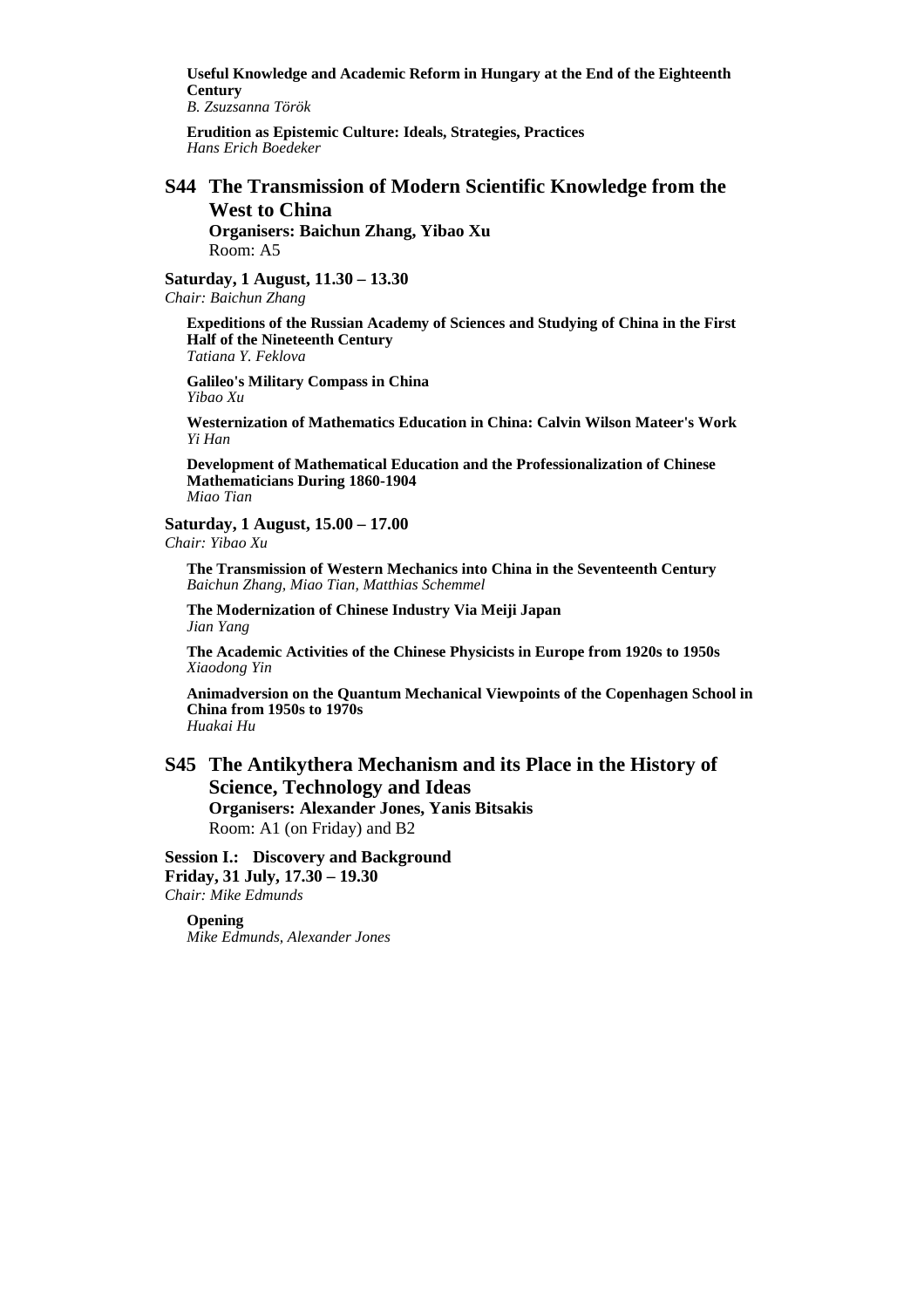**Useful Knowledge and Academic Reform in Hungary at the End of the Eighteenth Century**
*B. Zsuzsanna Török*

**Erudition as Epistemic Culture: Ideals, Strategies, Practices**
*Hans Erich Boedeker*

## S44 The Transmission of Modern Scientific Knowledge from the West to China

**Organisers: Baichun Zhang, Yibao Xu**
Room: A5

**Saturday, 1 August, 11.30 – 13.30**
*Chair: Baichun Zhang*

**Expeditions of the Russian Academy of Sciences and Studying of China in the First Half of the Nineteenth Century**
*Tatiana Y. Feklova*

**Galileo's Military Compass in China**
*Yibao Xu*

**Westernization of Mathematics Education in China: Calvin Wilson Mateer's Work**
*Yi Han*

**Development of Mathematical Education and the Professionalization of Chinese Mathematicians During 1860-1904**
*Miao Tian*

**Saturday, 1 August, 15.00 – 17.00**
*Chair: Yibao Xu*

**The Transmission of Western Mechanics into China in the Seventeenth Century**
*Baichun Zhang, Miao Tian, Matthias Schemmel*

**The Modernization of Chinese Industry Via Meiji Japan**
*Jian Yang*

**The Academic Activities of the Chinese Physicists in Europe from 1920s to 1950s**
*Xiaodong Yin*

**Animadversion on the Quantum Mechanical Viewpoints of the Copenhagen School in China from 1950s to 1970s**
*Huakai Hu*

## S45 The Antikythera Mechanism and its Place in the History of Science, Technology and Ideas

**Organisers: Alexander Jones, Yanis Bitsakis**
Room: A1 (on Friday) and B2

**Session I.: Discovery and Background**
**Friday, 31 July, 17.30 – 19.30**
*Chair: Mike Edmunds*

**Opening**
*Mike Edmunds, Alexander Jones*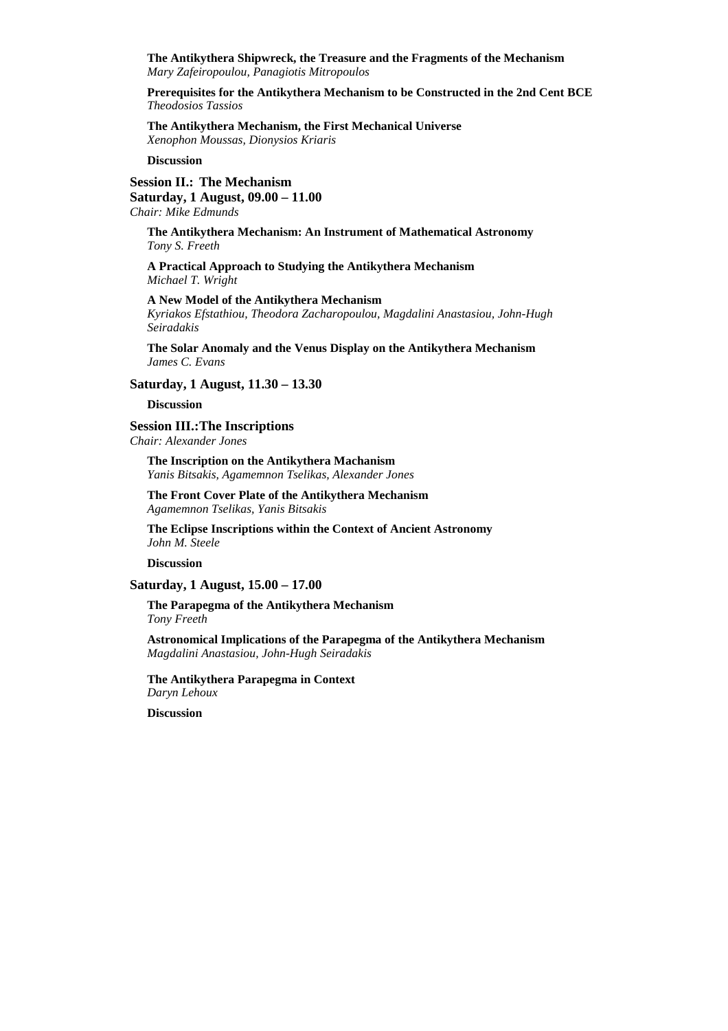**The Antikythera Shipwreck, the Treasure and the Fragments of the Mechanism**
*Mary Zafeiropoulou, Panagiotis Mitropoulos*

**Prerequisites for the Antikythera Mechanism to be Constructed in the 2nd Cent BCE**
*Theodosios Tassios*

**The Antikythera Mechanism, the First Mechanical Universe**
*Xenophon Moussas, Dionysios Kriaris*

**Discussion**

**Session II.: The Mechanism**
**Saturday, 1 August, 09.00 – 11.00**
*Chair: Mike Edmunds*

**The Antikythera Mechanism: An Instrument of Mathematical Astronomy**
*Tony S. Freeth*

**A Practical Approach to Studying the Antikythera Mechanism**
*Michael T. Wright*

**A New Model of the Antikythera Mechanism**
*Kyriakos Efstathiou, Theodora Zacharopoulou, Magdalini Anastasiou, John-Hugh Seiradakis*

**The Solar Anomaly and the Venus Display on the Antikythera Mechanism**
*James C. Evans*

**Saturday, 1 August, 11.30 – 13.30**

**Discussion**

**Session III.:The Inscriptions**
*Chair: Alexander Jones*

**The Inscription on the Antikythera Machanism**
*Yanis Bitsakis, Agamemnon Tselikas, Alexander Jones*

**The Front Cover Plate of the Antikythera Mechanism**
*Agamemnon Tselikas, Yanis Bitsakis*

**The Eclipse Inscriptions within the Context of Ancient Astronomy**
*John M. Steele*

**Discussion**

**Saturday, 1 August, 15.00 – 17.00**

**The Parapegma of the Antikythera Mechanism**
*Tony Freeth*

**Astronomical Implications of the Parapegma of the Antikythera Mechanism**
*Magdalini Anastasiou, John-Hugh Seiradakis*

**The Antikythera Parapegma in Context**
*Daryn Lehoux*

**Discussion**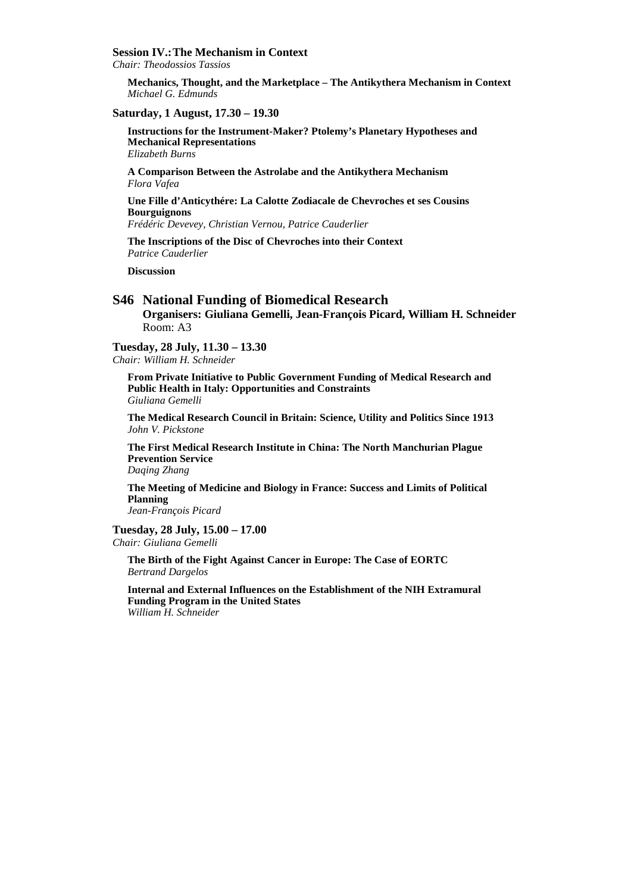**Session IV.: The Mechanism in Context**
*Chair: Theodossios Tassios*

**Mechanics, Thought, and the Marketplace – The Antikythera Mechanism in Context**
*Michael G. Edmunds*

**Saturday, 1 August, 17.30 – 19.30**

**Instructions for the Instrument-Maker? Ptolemy's Planetary Hypotheses and Mechanical Representations**
*Elizabeth Burns*

**A Comparison Between the Astrolabe and the Antikythera Mechanism**
*Flora Vafea*

**Une Fille d'Anticythére: La Calotte Zodiacale de Chevroches et ses Cousins Bourguignons**
*Frédéric Devevey, Christian Vernou, Patrice Cauderlier*

**The Inscriptions of the Disc of Chevroches into their Context**
*Patrice Cauderlier*

**Discussion**

## S46 National Funding of Biomedical Research

**Organisers: Giuliana Gemelli, Jean-François Picard, William H. Schneider**
Room: A3

**Tuesday, 28 July, 11.30 – 13.30**
*Chair: William H. Schneider*

**From Private Initiative to Public Government Funding of Medical Research and Public Health in Italy: Opportunities and Constraints**
*Giuliana Gemelli*

**The Medical Research Council in Britain: Science, Utility and Politics Since 1913**
*John V. Pickstone*

**The First Medical Research Institute in China: The North Manchurian Plague Prevention Service**
*Daqing Zhang*

**The Meeting of Medicine and Biology in France: Success and Limits of Political Planning**
*Jean-François Picard*

**Tuesday, 28 July, 15.00 – 17.00**
*Chair: Giuliana Gemelli*

**The Birth of the Fight Against Cancer in Europe: The Case of EORTC**
*Bertrand Dargelos*

**Internal and External Influences on the Establishment of the NIH Extramural Funding Program in the United States**
*William H. Schneider*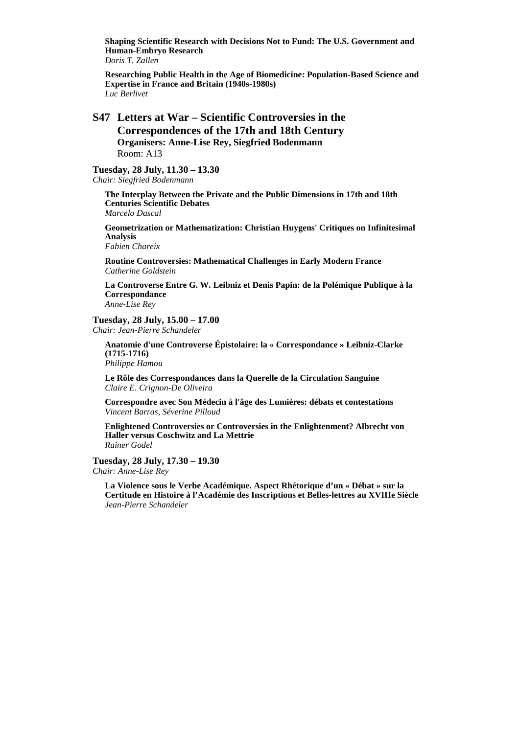**Shaping Scientific Research with Decisions Not to Fund: The U.S. Government and Human-Embryo Research**
*Doris T. Zallen*

**Researching Public Health in the Age of Biomedicine: Population-Based Science and Expertise in France and Britain (1940s-1980s)**
*Luc Berlivet*

## S47 Letters at War – Scientific Controversies in the Correspondences of the 17th and 18th Century

**Organisers: Anne-Lise Rey, Siegfried Bodenmann**
Room: A13

**Tuesday, 28 July, 11.30 – 13.30**
*Chair: Siegfried Bodenmann*

**The Interplay Between the Private and the Public Dimensions in 17th and 18th Centuries Scientific Debates**
*Marcelo Dascal*

**Geometrization or Mathematization: Christian Huygens' Critiques on Infinitesimal Analysis**
*Fabien Chareix*

**Routine Controversies: Mathematical Challenges in Early Modern France**
*Catherine Goldstein*

**La Controverse Entre G. W. Leibniz et Denis Papin: de la Polémique Publique à la Correspondance**
*Anne-Lise Rey*

**Tuesday, 28 July, 15.00 – 17.00**
*Chair: Jean-Pierre Schandeler*

**Anatomie d'une Controverse Épistolaire: la « Correspondance » Leibniz-Clarke (1715-1716)**
*Philippe Hamou*

**Le Rôle des Correspondances dans la Querelle de la Circulation Sanguine**
*Claire E. Crignon-De Oliveira*

**Correspondre avec Son Médecin à l'âge des Lumières: débats et contestations**
*Vincent Barras, Séverine Pilloud*

**Enlightened Controversies or Controversies in the Enlightenment? Albrecht von Haller versus Coschwitz and La Mettrie**
*Rainer Godel*

**Tuesday, 28 July, 17.30 – 19.30**
*Chair: Anne-Lise Rey*

**La Violence sous le Verbe Académique. Aspect Rhétorique d'un « Débat » sur la Certitude en Histoire à l'Académie des Inscriptions et Belles-lettres au XVIIIe Siècle**
*Jean-Pierre Schandeler*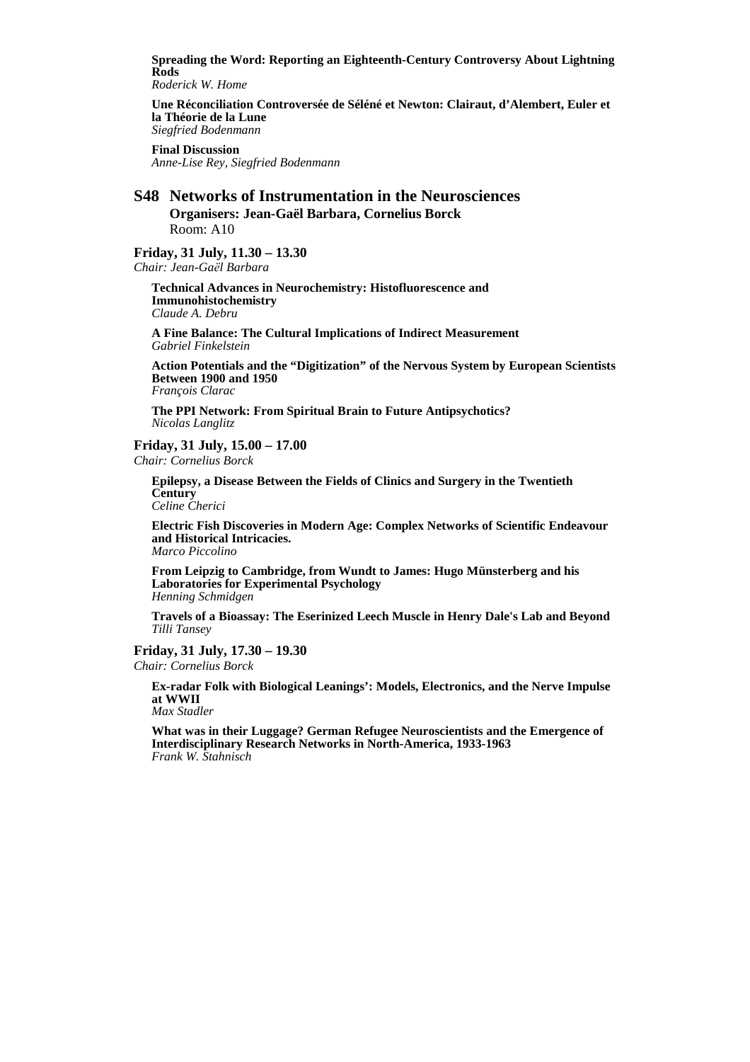**Spreading the Word: Reporting an Eighteenth-Century Controversy About Lightning Rods**
*Roderick W. Home*

**Une Réconciliation Controversée de Séléné et Newton: Clairaut, d'Alembert, Euler et la Théorie de la Lune**
*Siegfried Bodenmann*

**Final Discussion**
*Anne-Lise Rey, Siegfried Bodenmann*

## S48 Networks of Instrumentation in the Neurosciences

**Organisers: Jean-Gaël Barbara, Cornelius Borck**
Room: A10

**Friday, 31 July, 11.30 – 13.30**
*Chair: Jean-Gaël Barbara*

**Technical Advances in Neurochemistry: Histofluorescence and Immunohistochemistry**
*Claude A. Debru*

**A Fine Balance: The Cultural Implications of Indirect Measurement**
*Gabriel Finkelstein*

**Action Potentials and the "Digitization" of the Nervous System by European Scientists Between 1900 and 1950**
*François Clarac*

**The PPI Network: From Spiritual Brain to Future Antipsychotics?**
*Nicolas Langlitz*

**Friday, 31 July, 15.00 – 17.00**
*Chair: Cornelius Borck*

**Epilepsy, a Disease Between the Fields of Clinics and Surgery in the Twentieth Century**
*Celine Cherici*

**Electric Fish Discoveries in Modern Age: Complex Networks of Scientific Endeavour and Historical Intricacies.**
*Marco Piccolino*

**From Leipzig to Cambridge, from Wundt to James: Hugo Münsterberg and his Laboratories for Experimental Psychology**
*Henning Schmidgen*

**Travels of a Bioassay: The Eserinized Leech Muscle in Henry Dale's Lab and Beyond**
*Tilli Tansey*

**Friday, 31 July, 17.30 – 19.30**
*Chair: Cornelius Borck*

**Ex-radar Folk with Biological Leanings': Models, Electronics, and the Nerve Impulse at WWII**
*Max Stadler*

**What was in their Luggage? German Refugee Neuroscientists and the Emergence of Interdisciplinary Research Networks in North-America, 1933-1963**
*Frank W. Stahnisch*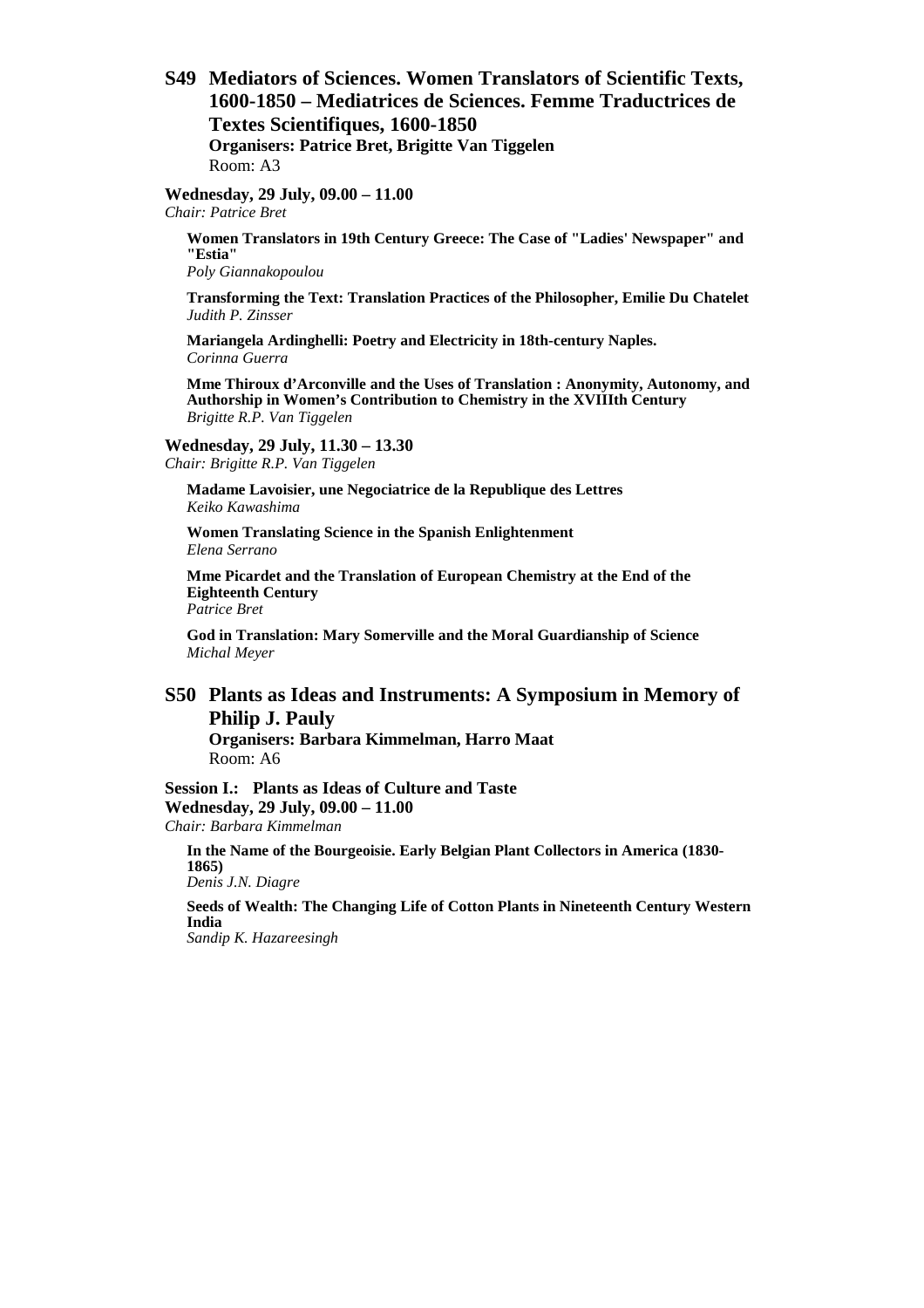## S49 Mediators of Sciences. Women Translators of Scientific Texts, 1600-1850 – Mediatrices de Sciences. Femme Traductrices de Textes Scientifiques, 1600-1850

**Organisers: Patrice Bret, Brigitte Van Tiggelen**
Room: A3

**Wednesday, 29 July, 09.00 – 11.00**
*Chair: Patrice Bret*

**Women Translators in 19th Century Greece: The Case of "Ladies' Newspaper" and "Estia"**
*Poly Giannakopoulou*

**Transforming the Text: Translation Practices of the Philosopher, Emilie Du Chatelet**
*Judith P. Zinsser*

**Mariangela Ardinghelli: Poetry and Electricity in 18th-century Naples.**
*Corinna Guerra*

**Mme Thiroux d'Arconville and the Uses of Translation : Anonymity, Autonomy, and Authorship in Women's Contribution to Chemistry in the XVIIIth Century**
*Brigitte R.P. Van Tiggelen*

**Wednesday, 29 July, 11.30 – 13.30**
*Chair: Brigitte R.P. Van Tiggelen*

**Madame Lavoisier, une Negociatrice de la Republique des Lettres**
*Keiko Kawashima*

**Women Translating Science in the Spanish Enlightenment**
*Elena Serrano*

**Mme Picardet and the Translation of European Chemistry at the End of the Eighteenth Century**
*Patrice Bret*

**God in Translation: Mary Somerville and the Moral Guardianship of Science**
*Michal Meyer*

## S50 Plants as Ideas and Instruments: A Symposium in Memory of Philip J. Pauly

**Organisers: Barbara Kimmelman, Harro Maat**
Room: A6

**Session I.: Plants as Ideas of Culture and Taste**
**Wednesday, 29 July, 09.00 – 11.00**
*Chair: Barbara Kimmelman*

**In the Name of the Bourgeoisie. Early Belgian Plant Collectors in America (1830-1865)**
*Denis J.N. Diagre*

**Seeds of Wealth: The Changing Life of Cotton Plants in Nineteenth Century Western India**
*Sandip K. Hazareesingh*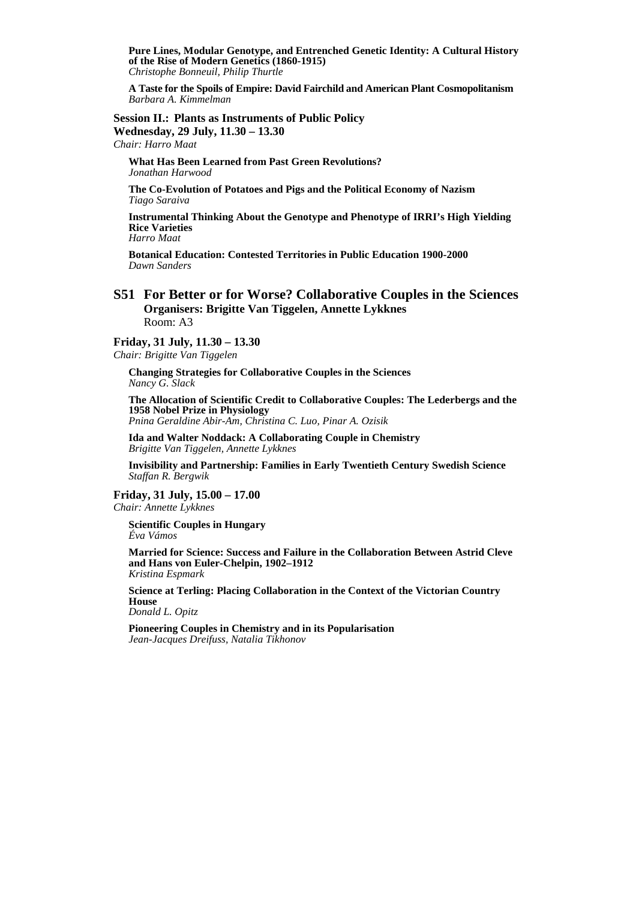**Pure Lines, Modular Genotype, and Entrenched Genetic Identity: A Cultural History of the Rise of Modern Genetics (1860-1915)**
*Christophe Bonneuil, Philip Thurtle*

**A Taste for the Spoils of Empire: David Fairchild and American Plant Cosmopolitanism**
*Barbara A. Kimmelman*

**Session II.: Plants as Instruments of Public Policy**
**Wednesday, 29 July, 11.30 – 13.30**
*Chair: Harro Maat*

**What Has Been Learned from Past Green Revolutions?**
*Jonathan Harwood*

**The Co-Evolution of Potatoes and Pigs and the Political Economy of Nazism**
*Tiago Saraiva*

**Instrumental Thinking About the Genotype and Phenotype of IRRI's High Yielding Rice Varieties**
*Harro Maat*

**Botanical Education: Contested Territories in Public Education 1900-2000**
*Dawn Sanders*

## S51 For Better or for Worse? Collaborative Couples in the Sciences

**Organisers: Brigitte Van Tiggelen, Annette Lykknes**
Room: A3

**Friday, 31 July, 11.30 – 13.30**
*Chair: Brigitte Van Tiggelen*

**Changing Strategies for Collaborative Couples in the Sciences**
*Nancy G. Slack*

**The Allocation of Scientific Credit to Collaborative Couples: The Lederbergs and the 1958 Nobel Prize in Physiology**
*Pnina Geraldine Abir-Am, Christina C. Luo, Pinar A. Ozisik*

**Ida and Walter Noddack: A Collaborating Couple in Chemistry**
*Brigitte Van Tiggelen, Annette Lykknes*

**Invisibility and Partnership: Families in Early Twentieth Century Swedish Science**
*Staffan R. Bergwik*

**Friday, 31 July, 15.00 – 17.00**
*Chair: Annette Lykknes*

**Scientific Couples in Hungary**
*Éva Vámos*

**Married for Science: Success and Failure in the Collaboration Between Astrid Cleve and Hans von Euler-Chelpin, 1902–1912**
*Kristina Espmark*

**Science at Terling: Placing Collaboration in the Context of the Victorian Country House**
*Donald L. Opitz*

**Pioneering Couples in Chemistry and in its Popularisation**
*Jean-Jacques Dreifuss, Natalia Tikhonov*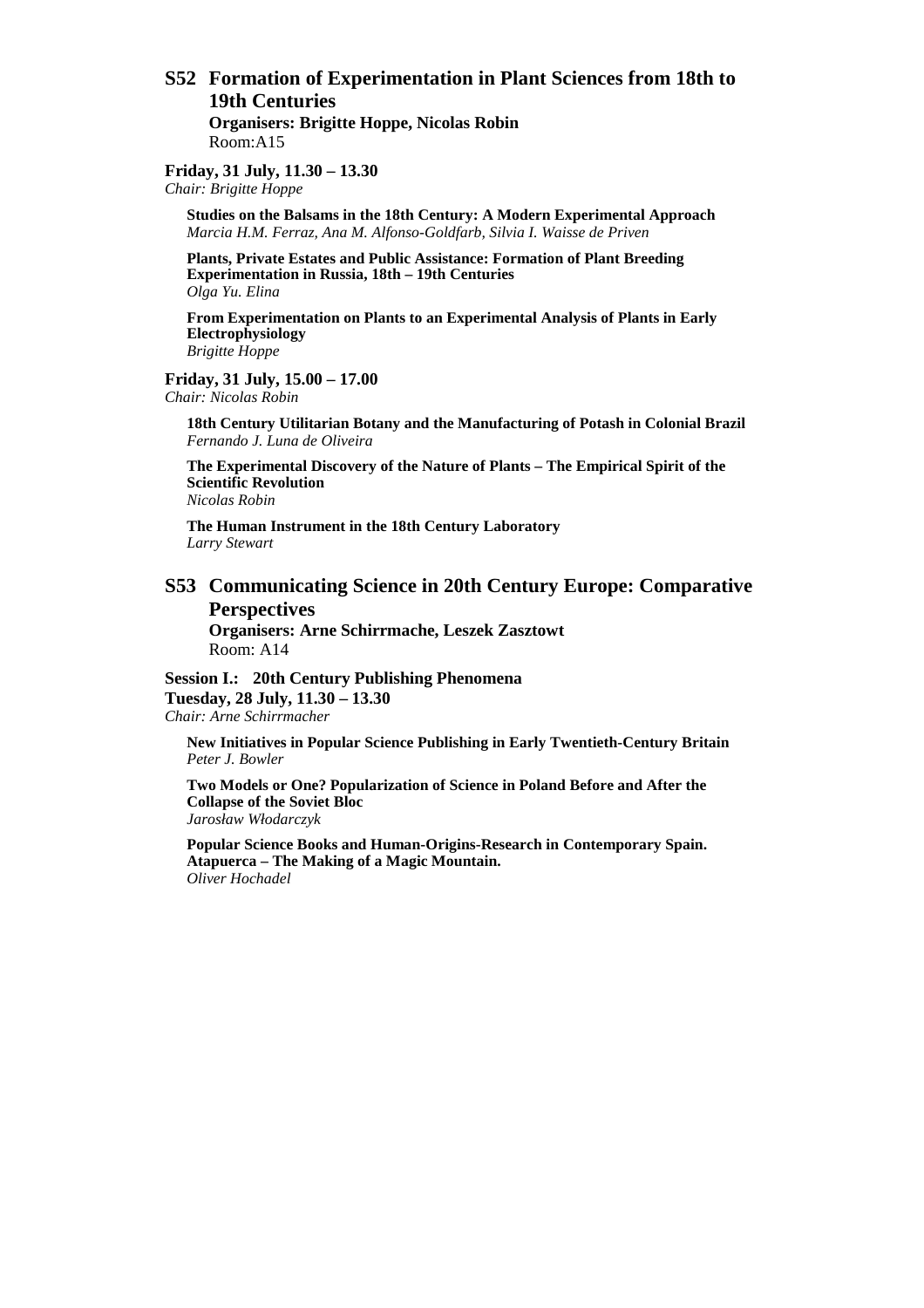## S52 Formation of Experimentation in Plant Sciences from 18th to 19th Centuries

**Organisers: Brigitte Hoppe, Nicolas Robin**
Room:A15

**Friday, 31 July, 11.30 – 13.30**
*Chair: Brigitte Hoppe*

**Studies on the Balsams in the 18th Century: A Modern Experimental Approach**
*Marcia H.M. Ferraz, Ana M. Alfonso-Goldfarb, Silvia I. Waisse de Priven*

**Plants, Private Estates and Public Assistance: Formation of Plant Breeding Experimentation in Russia, 18th – 19th Centuries**
*Olga Yu. Elina*

**From Experimentation on Plants to an Experimental Analysis of Plants in Early Electrophysiology**
*Brigitte Hoppe*

**Friday, 31 July, 15.00 – 17.00**
*Chair: Nicolas Robin*

**18th Century Utilitarian Botany and the Manufacturing of Potash in Colonial Brazil**
*Fernando J. Luna de Oliveira*

**The Experimental Discovery of the Nature of Plants – The Empirical Spirit of the Scientific Revolution**
*Nicolas Robin*

**The Human Instrument in the 18th Century Laboratory**
*Larry Stewart*

## S53 Communicating Science in 20th Century Europe: Comparative Perspectives

**Organisers: Arne Schirrmache, Leszek Zasztowt**
Room: A14

**Session I.: 20th Century Publishing Phenomena**
**Tuesday, 28 July, 11.30 – 13.30**
*Chair: Arne Schirrmacher*

**New Initiatives in Popular Science Publishing in Early Twentieth-Century Britain**
*Peter J. Bowler*

**Two Models or One? Popularization of Science in Poland Before and After the Collapse of the Soviet Bloc**
*Jarosław Włodarczyk*

**Popular Science Books and Human-Origins-Research in Contemporary Spain. Atapuerca – The Making of a Magic Mountain.**
*Oliver Hochadel*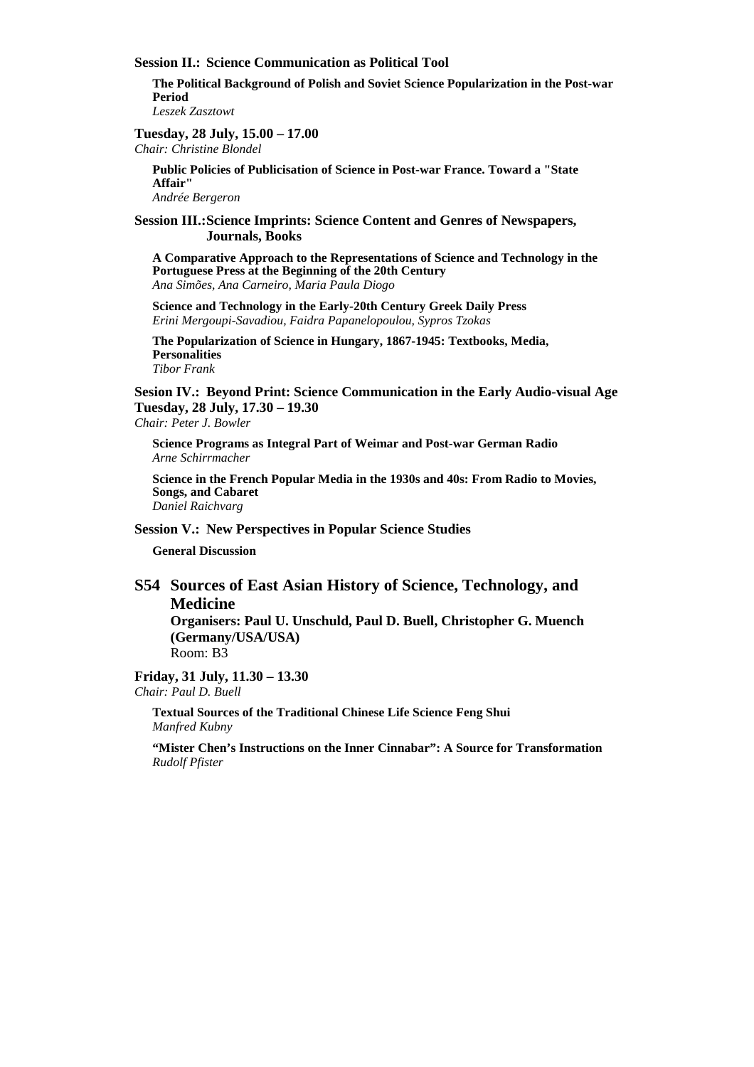**Session II.: Science Communication as Political Tool**

**The Political Background of Polish and Soviet Science Popularization in the Post-war Period**
*Leszek Zasztowt*

**Tuesday, 28 July, 15.00 – 17.00**
*Chair: Christine Blondel*

**Public Policies of Publicisation of Science in Post-war France. Toward a "State Affair"**
*Andrée Bergeron*

**Session III.: Science Imprints: Science Content and Genres of Newspapers, Journals, Books**

**A Comparative Approach to the Representations of Science and Technology in the Portuguese Press at the Beginning of the 20th Century**
*Ana Simões, Ana Carneiro, Maria Paula Diogo*

**Science and Technology in the Early-20th Century Greek Daily Press**
*Erini Mergoupi-Savadiou, Faidra Papanelopoulou, Sypros Tzokas*

**The Popularization of Science in Hungary, 1867-1945: Textbooks, Media, Personalities**
*Tibor Frank*

**Sesion IV.: Beyond Print: Science Communication in the Early Audio-visual Age**
**Tuesday, 28 July, 17.30 – 19.30**
*Chair: Peter J. Bowler*

**Science Programs as Integral Part of Weimar and Post-war German Radio**
*Arne Schirrmacher*

**Science in the French Popular Media in the 1930s and 40s: From Radio to Movies, Songs, and Cabaret**
*Daniel Raichvarg*

**Session V.: New Perspectives in Popular Science Studies**

**General Discussion**

## S54 Sources of East Asian History of Science, Technology, and Medicine

**Organisers: Paul U. Unschuld, Paul D. Buell, Christopher G. Muench (Germany/USA/USA)**
Room: B3

**Friday, 31 July, 11.30 – 13.30**
*Chair: Paul D. Buell*

**Textual Sources of the Traditional Chinese Life Science Feng Shui**
*Manfred Kubny*

**"Mister Chen's Instructions on the Inner Cinnabar": A Source for Transformation**
*Rudolf Pfister*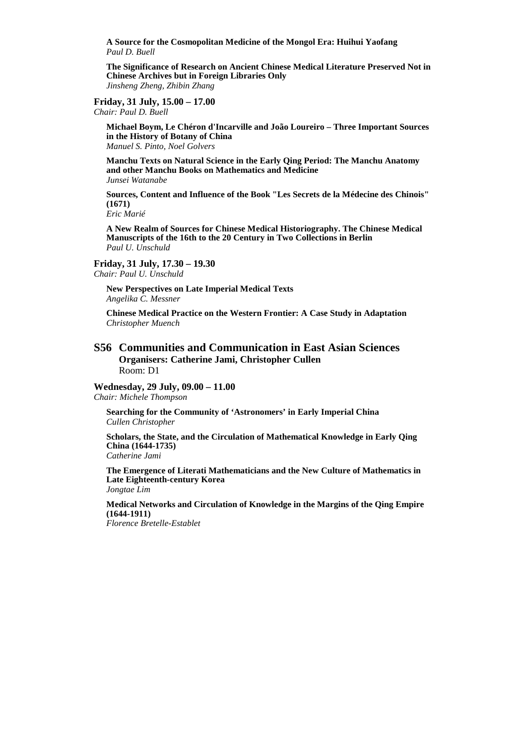**A Source for the Cosmopolitan Medicine of the Mongol Era: Huihui Yaofang**
*Paul D. Buell*

**The Significance of Research on Ancient Chinese Medical Literature Preserved Not in Chinese Archives but in Foreign Libraries Only**
*Jinsheng Zheng, Zhibin Zhang*

**Friday, 31 July, 15.00 – 17.00**
*Chair: Paul D. Buell*

**Michael Boym, Le Chéron d'Incarville and João Loureiro – Three Important Sources in the History of Botany of China**
*Manuel S. Pinto, Noel Golvers*

**Manchu Texts on Natural Science in the Early Qing Period: The Manchu Anatomy and other Manchu Books on Mathematics and Medicine**
*Junsei Watanabe*

**Sources, Content and Influence of the Book "Les Secrets de la Médecine des Chinois" (1671)**
*Eric Marié*

**A New Realm of Sources for Chinese Medical Historiography. The Chinese Medical Manuscripts of the 16th to the 20 Century in Two Collections in Berlin**
*Paul U. Unschuld*

**Friday, 31 July, 17.30 – 19.30**
*Chair: Paul U. Unschuld*

**New Perspectives on Late Imperial Medical Texts**
*Angelika C. Messner*

**Chinese Medical Practice on the Western Frontier: A Case Study in Adaptation**
*Christopher Muench*

## S56 Communities and Communication in East Asian Sciences

**Organisers: Catherine Jami, Christopher Cullen**
Room: D1

**Wednesday, 29 July, 09.00 – 11.00**
*Chair: Michele Thompson*

**Searching for the Community of 'Astronomers' in Early Imperial China**
*Cullen Christopher*

**Scholars, the State, and the Circulation of Mathematical Knowledge in Early Qing China (1644-1735)**
*Catherine Jami*

**The Emergence of Literati Mathematicians and the New Culture of Mathematics in Late Eighteenth-century Korea**
*Jongtae Lim*

**Medical Networks and Circulation of Knowledge in the Margins of the Qing Empire (1644-1911)**
*Florence Bretelle-Establet*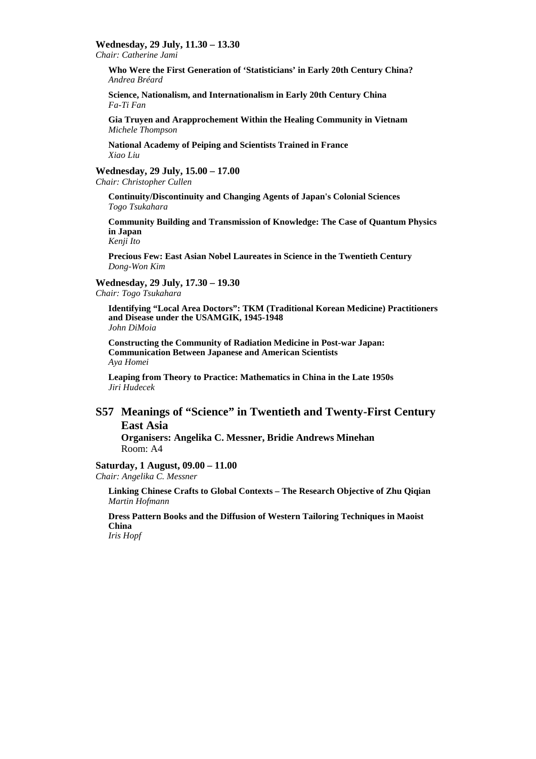**Wednesday, 29 July, 11.30 – 13.30**
*Chair: Catherine Jami*

**Who Were the First Generation of 'Statisticians' in Early 20th Century China?**
*Andrea Bréard*

**Science, Nationalism, and Internationalism in Early 20th Century China**
*Fa-Ti Fan*

**Gia Truyen and Arapprochement Within the Healing Community in Vietnam**
*Michele Thompson*

**National Academy of Peiping and Scientists Trained in France**
*Xiao Liu*

**Wednesday, 29 July, 15.00 – 17.00**
*Chair: Christopher Cullen*

**Continuity/Discontinuity and Changing Agents of Japan's Colonial Sciences**
*Togo Tsukahara*

**Community Building and Transmission of Knowledge: The Case of Quantum Physics in Japan**
*Kenji Ito*

**Precious Few: East Asian Nobel Laureates in Science in the Twentieth Century**
*Dong-Won Kim*

**Wednesday, 29 July, 17.30 – 19.30**
*Chair: Togo Tsukahara*

**Identifying "Local Area Doctors": TKM (Traditional Korean Medicine) Practitioners and Disease under the USAMGIK, 1945-1948**
*John DiMoia*

**Constructing the Community of Radiation Medicine in Post-war Japan: Communication Between Japanese and American Scientists**
*Aya Homei*

**Leaping from Theory to Practice: Mathematics in China in the Late 1950s**
*Jiri Hudecek*

## S57 Meanings of "Science" in Twentieth and Twenty-First Century East Asia

**Organisers: Angelika C. Messner, Bridie Andrews Minehan**
Room: A4

**Saturday, 1 August, 09.00 – 11.00**
*Chair: Angelika C. Messner*

**Linking Chinese Crafts to Global Contexts – The Research Objective of Zhu Qiqian**
*Martin Hofmann*

**Dress Pattern Books and the Diffusion of Western Tailoring Techniques in Maoist China**
*Iris Hopf*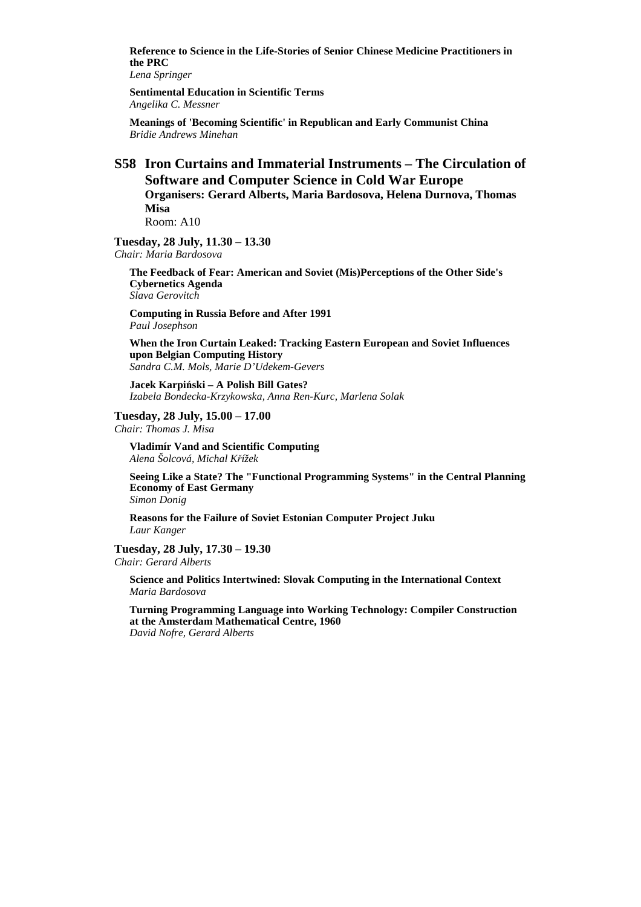**Reference to Science in the Life-Stories of Senior Chinese Medicine Practitioners in the PRC**
*Lena Springer*

**Sentimental Education in Scientific Terms**
*Angelika C. Messner*

**Meanings of 'Becoming Scientific' in Republican and Early Communist China**
*Bridie Andrews Minehan*

## S58 Iron Curtains and Immaterial Instruments – The Circulation of Software and Computer Science in Cold War Europe

**Organisers: Gerard Alberts, Maria Bardosova, Helena Durnova, Thomas Misa**
Room: A10

**Tuesday, 28 July, 11.30 – 13.30**
*Chair: Maria Bardosova*

**The Feedback of Fear: American and Soviet (Mis)Perceptions of the Other Side's Cybernetics Agenda**
*Slava Gerovitch*

**Computing in Russia Before and After 1991**
*Paul Josephson*

**When the Iron Curtain Leaked: Tracking Eastern European and Soviet Influences upon Belgian Computing History**
*Sandra C.M. Mols, Marie D'Udekem-Gevers*

**Jacek Karpiński – A Polish Bill Gates?**
*Izabela Bondecka-Krzykowska, Anna Ren-Kurc, Marlena Solak*

**Tuesday, 28 July, 15.00 – 17.00**
*Chair: Thomas J. Misa*

**Vladimír Vand and Scientific Computing**
*Alena Šolcová, Michal Křížek*

**Seeing Like a State? The "Functional Programming Systems" in the Central Planning Economy of East Germany**
*Simon Donig*

**Reasons for the Failure of Soviet Estonian Computer Project Juku**
*Laur Kanger*

**Tuesday, 28 July, 17.30 – 19.30**
*Chair: Gerard Alberts*

**Science and Politics Intertwined: Slovak Computing in the International Context**
*Maria Bardosova*

**Turning Programming Language into Working Technology: Compiler Construction at the Amsterdam Mathematical Centre, 1960**
*David Nofre, Gerard Alberts*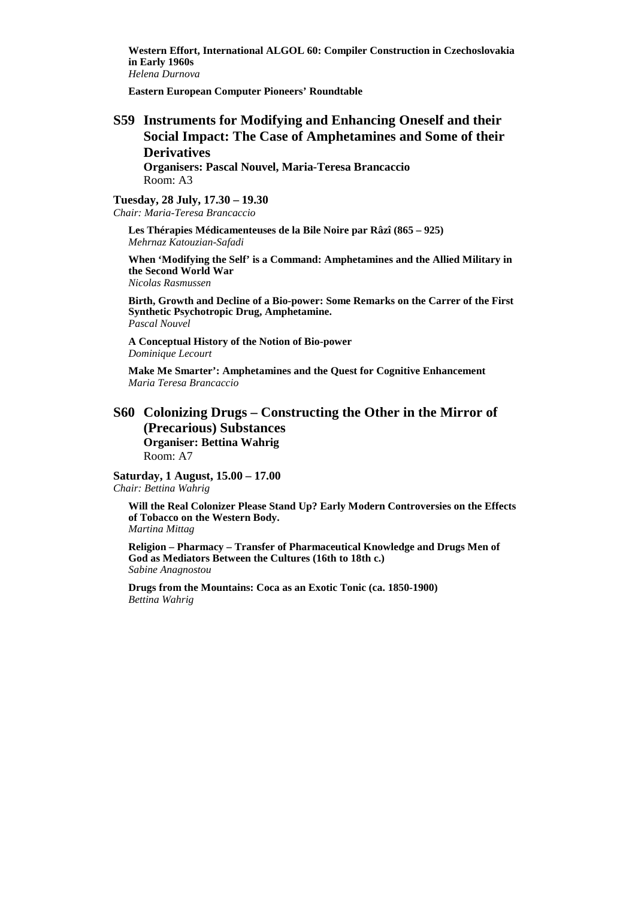**Western Effort, International ALGOL 60: Compiler Construction in Czechoslovakia in Early 1960s**
*Helena Durnova*

**Eastern European Computer Pioneers' Roundtable**

## S59 Instruments for Modifying and Enhancing Oneself and their Social Impact: The Case of Amphetamines and Some of their Derivatives

**Organisers: Pascal Nouvel, Maria-Teresa Brancaccio**
Room: A3

**Tuesday, 28 July, 17.30 – 19.30**
*Chair: Maria-Teresa Brancaccio*

**Les Thérapies Médicamenteuses de la Bile Noire par Râzî (865 – 925)**
*Mehrnaz Katouzian-Safadi*

**When 'Modifying the Self' is a Command: Amphetamines and the Allied Military in the Second World War**
*Nicolas Rasmussen*

**Birth, Growth and Decline of a Bio-power: Some Remarks on the Carrer of the First Synthetic Psychotropic Drug, Amphetamine.**
*Pascal Nouvel*

**A Conceptual History of the Notion of Bio-power**
*Dominique Lecourt*

**Make Me Smarter': Amphetamines and the Quest for Cognitive Enhancement**
*Maria Teresa Brancaccio*

## S60 Colonizing Drugs – Constructing the Other in the Mirror of (Precarious) Substances

**Organiser: Bettina Wahrig**
Room: A7

**Saturday, 1 August, 15.00 – 17.00**
*Chair: Bettina Wahrig*

**Will the Real Colonizer Please Stand Up? Early Modern Controversies on the Effects of Tobacco on the Western Body.**
*Martina Mittag*

**Religion – Pharmacy – Transfer of Pharmaceutical Knowledge and Drugs Men of God as Mediators Between the Cultures (16th to 18th c.)**
*Sabine Anagnostou*

**Drugs from the Mountains: Coca as an Exotic Tonic (ca. 1850-1900)**
*Bettina Wahrig*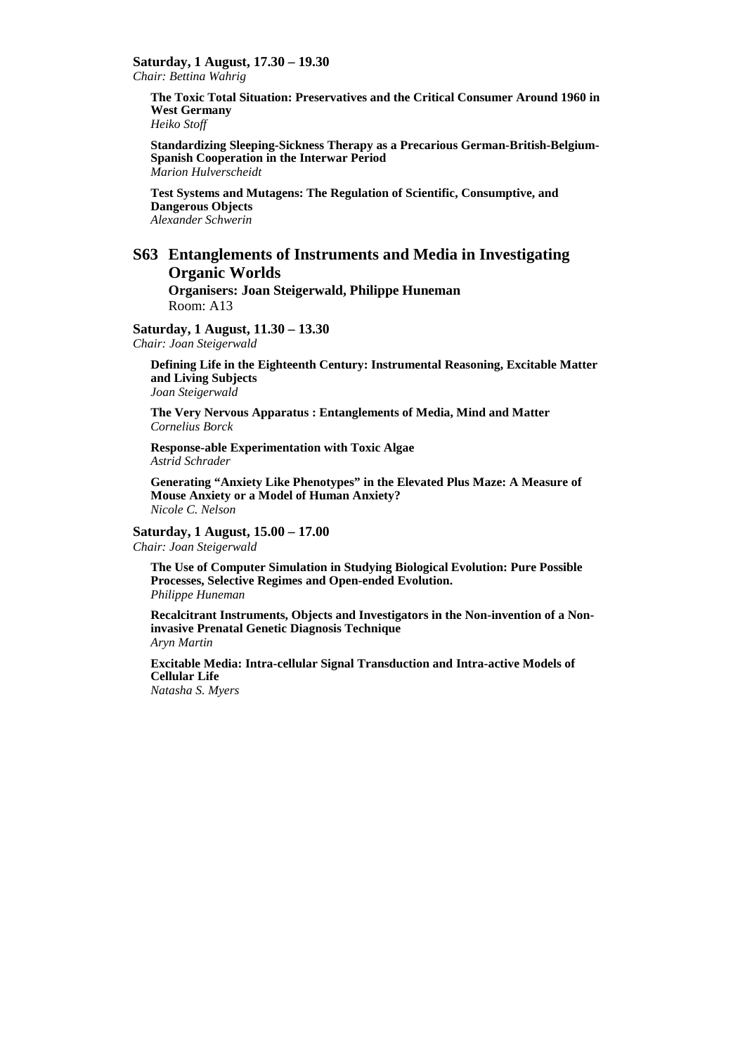**Saturday, 1 August, 17.30 – 19.30**
*Chair: Bettina Wahrig*

**The Toxic Total Situation: Preservatives and the Critical Consumer Around 1960 in West Germany**
*Heiko Stoff*

**Standardizing Sleeping-Sickness Therapy as a Precarious German-British-Belgium-Spanish Cooperation in the Interwar Period**
*Marion Hulverscheidt*

**Test Systems and Mutagens: The Regulation of Scientific, Consumptive, and Dangerous Objects**
*Alexander Schwerin*

## S63 Entanglements of Instruments and Media in Investigating Organic Worlds

**Organisers: Joan Steigerwald, Philippe Huneman**
Room: A13

**Saturday, 1 August, 11.30 – 13.30**
*Chair: Joan Steigerwald*

**Defining Life in the Eighteenth Century: Instrumental Reasoning, Excitable Matter and Living Subjects**
*Joan Steigerwald*

**The Very Nervous Apparatus : Entanglements of Media, Mind and Matter**
*Cornelius Borck*

**Response-able Experimentation with Toxic Algae**
*Astrid Schrader*

**Generating "Anxiety Like Phenotypes" in the Elevated Plus Maze: A Measure of Mouse Anxiety or a Model of Human Anxiety?**
*Nicole C. Nelson*

**Saturday, 1 August, 15.00 – 17.00**
*Chair: Joan Steigerwald*

**The Use of Computer Simulation in Studying Biological Evolution: Pure Possible Processes, Selective Regimes and Open-ended Evolution.**
*Philippe Huneman*

**Recalcitrant Instruments, Objects and Investigators in the Non-invention of a Non-invasive Prenatal Genetic Diagnosis Technique**
*Aryn Martin*

**Excitable Media: Intra-cellular Signal Transduction and Intra-active Models of Cellular Life**
*Natasha S. Myers*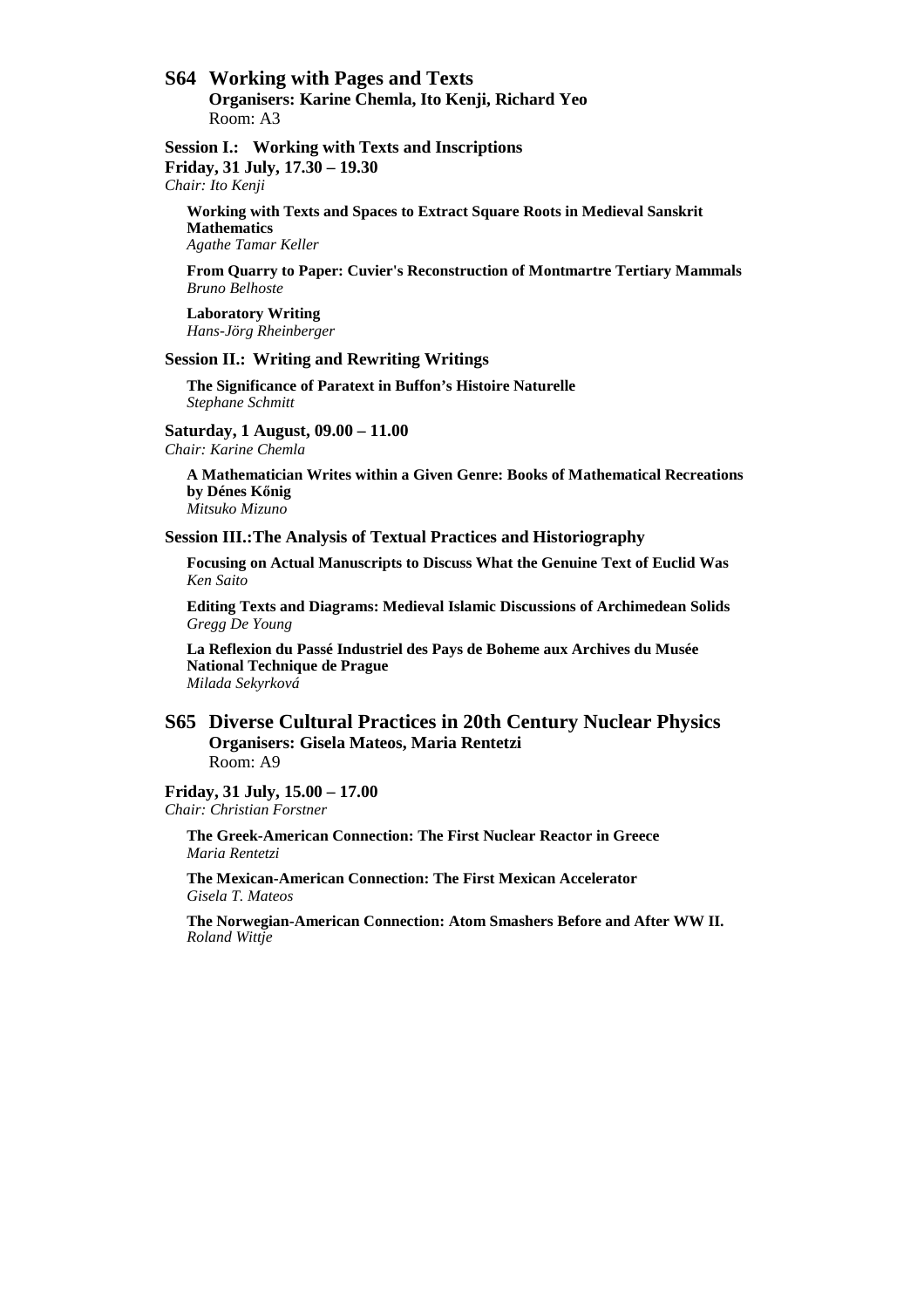## S64 Working with Pages and Texts

**Organisers: Karine Chemla, Ito Kenji, Richard Yeo**
Room: A3

**Session I.: Working with Texts and Inscriptions**
**Friday, 31 July, 17.30 – 19.30**
*Chair: Ito Kenji*

**Working with Texts and Spaces to Extract Square Roots in Medieval Sanskrit Mathematics**
*Agathe Tamar Keller*

**From Quarry to Paper: Cuvier's Reconstruction of Montmartre Tertiary Mammals**
*Bruno Belhoste*

**Laboratory Writing**
*Hans-Jörg Rheinberger*

**Session II.: Writing and Rewriting Writings**

**The Significance of Paratext in Buffon's Histoire Naturelle**
*Stephane Schmitt*

**Saturday, 1 August, 09.00 – 11.00**
*Chair: Karine Chemla*

**A Mathematician Writes within a Given Genre: Books of Mathematical Recreations by Dénes Kőnig**
*Mitsuko Mizuno*

**Session III.: The Analysis of Textual Practices and Historiography**

**Focusing on Actual Manuscripts to Discuss What the Genuine Text of Euclid Was**
*Ken Saito*

**Editing Texts and Diagrams: Medieval Islamic Discussions of Archimedean Solids**
*Gregg De Young*

**La Reflexion du Passé Industriel des Pays de Boheme aux Archives du Musée National Technique de Prague**
*Milada Sekyrková*

## S65 Diverse Cultural Practices in 20th Century Nuclear Physics

**Organisers: Gisela Mateos, Maria Rentetzi**
Room: A9

**Friday, 31 July, 15.00 – 17.00**
*Chair: Christian Forstner*

**The Greek-American Connection: The First Nuclear Reactor in Greece**
*Maria Rentetzi*

**The Mexican-American Connection: The First Mexican Accelerator**
*Gisela T. Mateos*

**The Norwegian-American Connection: Atom Smashers Before and After WW II.**
*Roland Wittje*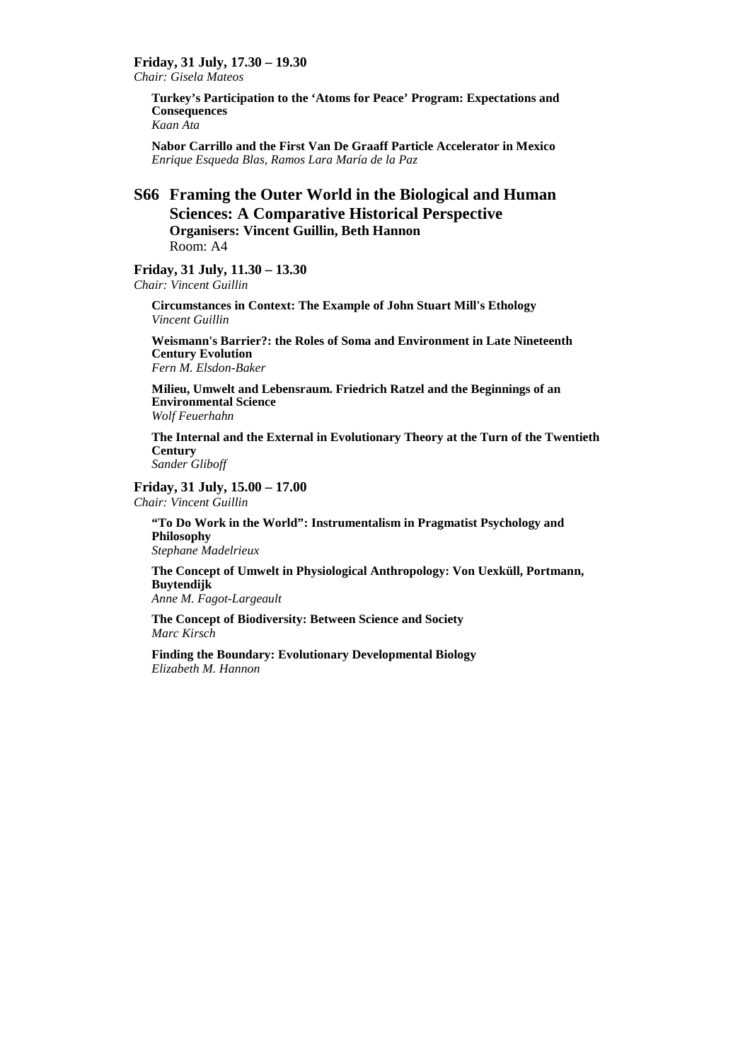**Friday, 31 July, 17.30 – 19.30**
*Chair: Gisela Mateos*

**Turkey's Participation to the 'Atoms for Peace' Program: Expectations and Consequences**
*Kaan Ata*

**Nabor Carrillo and the First Van De Graaff Particle Accelerator in Mexico**
*Enrique Esqueda Blas, Ramos Lara María de la Paz*

## S66 Framing the Outer World in the Biological and Human Sciences: A Comparative Historical Perspective

**Organisers: Vincent Guillin, Beth Hannon**
Room: A4

**Friday, 31 July, 11.30 – 13.30**
*Chair: Vincent Guillin*

**Circumstances in Context: The Example of John Stuart Mill's Ethology**
*Vincent Guillin*

**Weismann's Barrier?: the Roles of Soma and Environment in Late Nineteenth Century Evolution**
*Fern M. Elsdon-Baker*

**Milieu, Umwelt and Lebensraum. Friedrich Ratzel and the Beginnings of an Environmental Science**
*Wolf Feuerhahn*

**The Internal and the External in Evolutionary Theory at the Turn of the Twentieth Century**
*Sander Gliboff*

**Friday, 31 July, 15.00 – 17.00**
*Chair: Vincent Guillin*

**"To Do Work in the World": Instrumentalism in Pragmatist Psychology and Philosophy**
*Stephane Madelrieux*

**The Concept of Umwelt in Physiological Anthropology: Von Uexküll, Portmann, Buytendijk**
*Anne M. Fagot-Largeault*

**The Concept of Biodiversity: Between Science and Society**
*Marc Kirsch*

**Finding the Boundary: Evolutionary Developmental Biology**
*Elizabeth M. Hannon*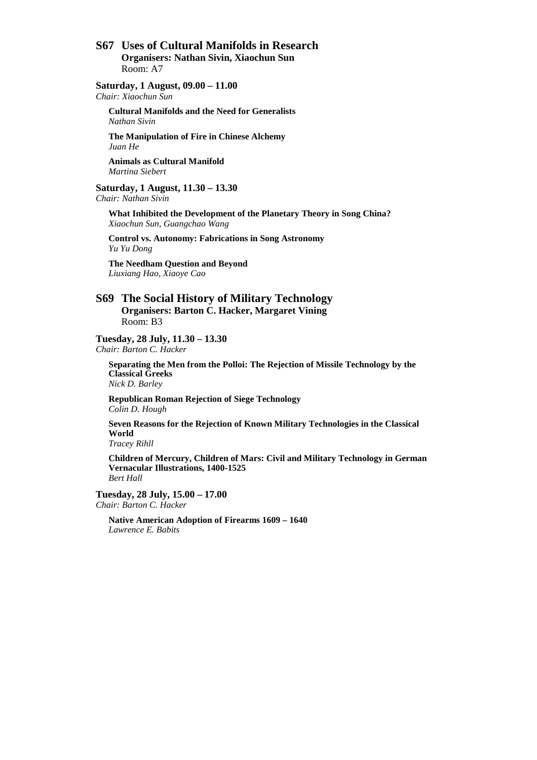## S67 Uses of Cultural Manifolds in Research

**Organisers: Nathan Sivin, Xiaochun Sun**
Room: A7

**Saturday, 1 August, 09.00 – 11.00**
*Chair: Xiaochun Sun*

**Cultural Manifolds and the Need for Generalists**
*Nathan Sivin*

**The Manipulation of Fire in Chinese Alchemy**
*Juan He*

**Animals as Cultural Manifold**
*Martina Siebert*

**Saturday, 1 August, 11.30 – 13.30**
*Chair: Nathan Sivin*

**What Inhibited the Development of the Planetary Theory in Song China?**
*Xiaochun Sun, Guangchao Wang*

**Control vs. Autonomy: Fabrications in Song Astronomy**
*Yu Yu Dong*

**The Needham Question and Beyond**
*Liuxiang Hao, Xiaoye Cao*

## S69 The Social History of Military Technology

**Organisers: Barton C. Hacker, Margaret Vining**
Room: B3

**Tuesday, 28 July, 11.30 – 13.30**
*Chair: Barton C. Hacker*

**Separating the Men from the Polloi: The Rejection of Missile Technology by the Classical Greeks**
*Nick D. Barley*

**Republican Roman Rejection of Siege Technology**
*Colin D. Hough*

**Seven Reasons for the Rejection of Known Military Technologies in the Classical World**
*Tracey Rihll*

**Children of Mercury, Children of Mars: Civil and Military Technology in German Vernacular Illustrations, 1400-1525**
*Bert Hall*

**Tuesday, 28 July, 15.00 – 17.00**
*Chair: Barton C. Hacker*

**Native American Adoption of Firearms 1609 – 1640**
*Lawrence E. Babits*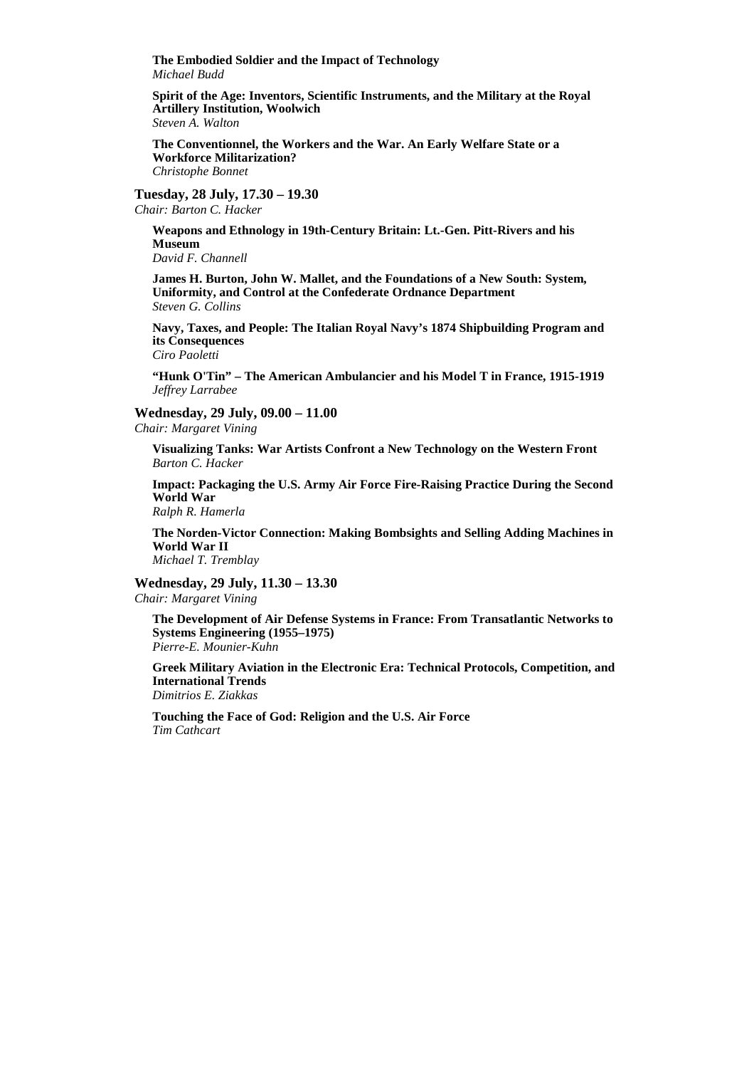**The Embodied Soldier and the Impact of Technology**
*Michael Budd*

**Spirit of the Age: Inventors, Scientific Instruments, and the Military at the Royal Artillery Institution, Woolwich**
*Steven A. Walton*

**The Conventionnel, the Workers and the War. An Early Welfare State or a Workforce Militarization?**
*Christophe Bonnet*

### Tuesday, 28 July, 17.30 – 19.30

*Chair: Barton C. Hacker*

**Weapons and Ethnology in 19th-Century Britain: Lt.-Gen. Pitt-Rivers and his Museum**
*David F. Channell*

**James H. Burton, John W. Mallet, and the Foundations of a New South: System, Uniformity, and Control at the Confederate Ordnance Department**
*Steven G. Collins*

**Navy, Taxes, and People: The Italian Royal Navy's 1874 Shipbuilding Program and its Consequences**
*Ciro Paoletti*

**"Hunk O'Tin" – The American Ambulancier and his Model T in France, 1915-1919**
*Jeffrey Larrabee*

### Wednesday, 29 July, 09.00 – 11.00

*Chair: Margaret Vining*

**Visualizing Tanks: War Artists Confront a New Technology on the Western Front**
*Barton C. Hacker*

**Impact: Packaging the U.S. Army Air Force Fire-Raising Practice During the Second World War**
*Ralph R. Hamerla*

**The Norden-Victor Connection: Making Bombsights and Selling Adding Machines in World War II**
*Michael T. Tremblay*

### Wednesday, 29 July, 11.30 – 13.30

*Chair: Margaret Vining*

**The Development of Air Defense Systems in France: From Transatlantic Networks to Systems Engineering (1955–1975)**
*Pierre-E. Mounier-Kuhn*

**Greek Military Aviation in the Electronic Era: Technical Protocols, Competition, and International Trends**
*Dimitrios E. Ziakkas*

**Touching the Face of God: Religion and the U.S. Air Force**
*Tim Cathcart*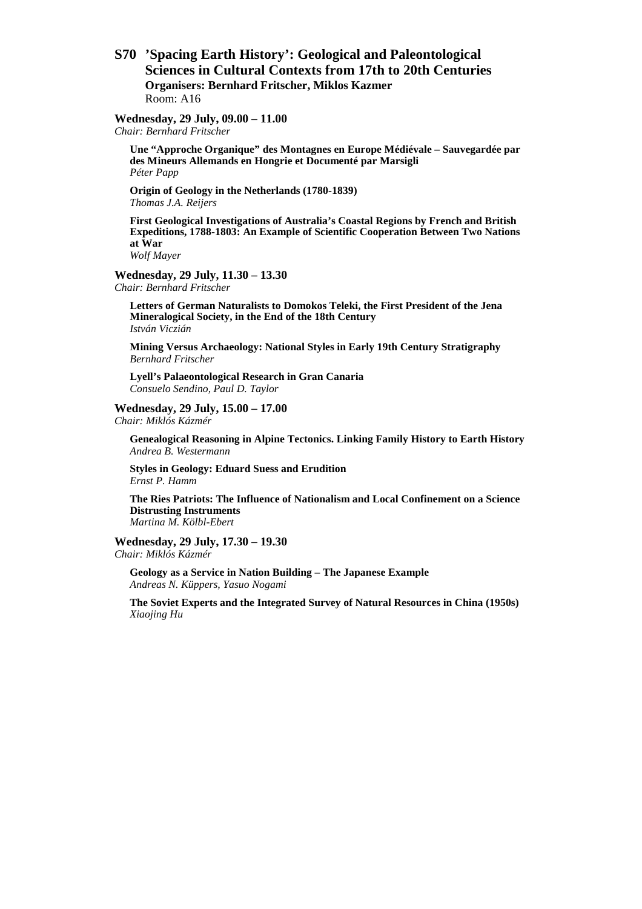## S70 'Spacing Earth History': Geological and Paleontological Sciences in Cultural Contexts from 17th to 20th Centuries

**Organisers: Bernhard Fritscher, Miklos Kazmer**
Room: A16

### Wednesday, 29 July, 09.00 – 11.00

*Chair: Bernhard Fritscher*

**Une "Approche Organique" des Montagnes en Europe Médiévale – Sauvegardée par des Mineurs Allemands en Hongrie et Documenté par Marsigli**
*Péter Papp*

**Origin of Geology in the Netherlands (1780-1839)**
*Thomas J.A. Reijers*

**First Geological Investigations of Australia's Coastal Regions by French and British Expeditions, 1788-1803: An Example of Scientific Cooperation Between Two Nations at War**
*Wolf Mayer*

### Wednesday, 29 July, 11.30 – 13.30

*Chair: Bernhard Fritscher*

**Letters of German Naturalists to Domokos Teleki, the First President of the Jena Mineralogical Society, in the End of the 18th Century**
*István Viczián*

**Mining Versus Archaeology: National Styles in Early 19th Century Stratigraphy**
*Bernhard Fritscher*

**Lyell's Palaeontological Research in Gran Canaria**
*Consuelo Sendino, Paul D. Taylor*

### Wednesday, 29 July, 15.00 – 17.00

*Chair: Miklós Kázmér*

**Genealogical Reasoning in Alpine Tectonics. Linking Family History to Earth History**
*Andrea B. Westermann*

**Styles in Geology: Eduard Suess and Erudition**
*Ernst P. Hamm*

**The Ries Patriots: The Influence of Nationalism and Local Confinement on a Science Distrusting Instruments**
*Martina M. Kölbl-Ebert*

### Wednesday, 29 July, 17.30 – 19.30

*Chair: Miklós Kázmér*

**Geology as a Service in Nation Building – The Japanese Example**
*Andreas N. Küppers, Yasuo Nogami*

**The Soviet Experts and the Integrated Survey of Natural Resources in China (1950s)**
*Xiaojing Hu*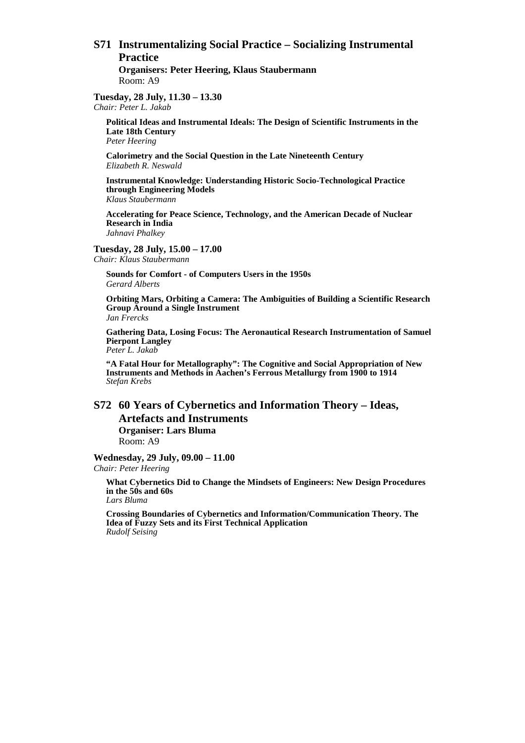## S71 Instrumentalizing Social Practice – Socializing Instrumental Practice

**Organisers: Peter Heering, Klaus Staubermann**
Room: A9

**Tuesday, 28 July, 11.30 – 13.30**
*Chair: Peter L. Jakab*

**Political Ideas and Instrumental Ideals: The Design of Scientific Instruments in the Late 18th Century**
*Peter Heering*

**Calorimetry and the Social Question in the Late Nineteenth Century**
*Elizabeth R. Neswald*

**Instrumental Knowledge: Understanding Historic Socio-Technological Practice through Engineering Models**
*Klaus Staubermann*

**Accelerating for Peace Science, Technology, and the American Decade of Nuclear Research in India**
*Jahnavi Phalkey*

**Tuesday, 28 July, 15.00 – 17.00**
*Chair: Klaus Staubermann*

**Sounds for Comfort - of Computers Users in the 1950s**
*Gerard Alberts*

**Orbiting Mars, Orbiting a Camera: The Ambiguities of Building a Scientific Research Group Around a Single Instrument**
*Jan Frercks*

**Gathering Data, Losing Focus: The Aeronautical Research Instrumentation of Samuel Pierpont Langley**
*Peter L. Jakab*

**"A Fatal Hour for Metallography": The Cognitive and Social Appropriation of New Instruments and Methods in Aachen's Ferrous Metallurgy from 1900 to 1914**
*Stefan Krebs*

## S72 60 Years of Cybernetics and Information Theory – Ideas, Artefacts and Instruments

**Organiser: Lars Bluma**
Room: A9

**Wednesday, 29 July, 09.00 – 11.00**
*Chair: Peter Heering*

**What Cybernetics Did to Change the Mindsets of Engineers: New Design Procedures in the 50s and 60s**
*Lars Bluma*

**Crossing Boundaries of Cybernetics and Information/Communication Theory. The Idea of Fuzzy Sets and its First Technical Application**
*Rudolf Seising*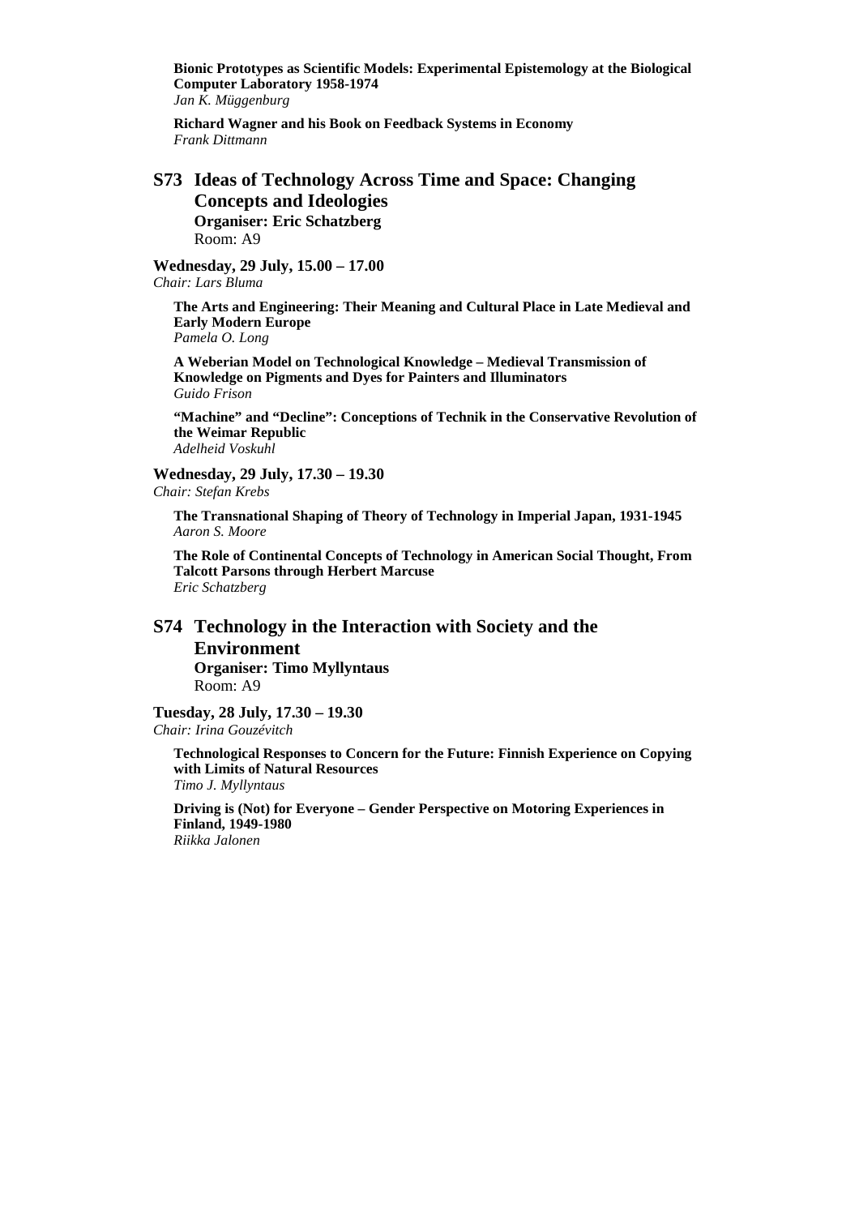**Bionic Prototypes as Scientific Models: Experimental Epistemology at the Biological Computer Laboratory 1958-1974**
*Jan K. Müggenburg*

**Richard Wagner and his Book on Feedback Systems in Economy**
*Frank Dittmann*

## S73 Ideas of Technology Across Time and Space: Changing Concepts and Ideologies

**Organiser: Eric Schatzberg**
Room: A9

**Wednesday, 29 July, 15.00 – 17.00**
*Chair: Lars Bluma*

**The Arts and Engineering: Their Meaning and Cultural Place in Late Medieval and Early Modern Europe**
*Pamela O. Long*

**A Weberian Model on Technological Knowledge – Medieval Transmission of Knowledge on Pigments and Dyes for Painters and Illuminators**
*Guido Frison*

**"Machine" and "Decline": Conceptions of Technik in the Conservative Revolution of the Weimar Republic**
*Adelheid Voskuhl*

**Wednesday, 29 July, 17.30 – 19.30**
*Chair: Stefan Krebs*

**The Transnational Shaping of Theory of Technology in Imperial Japan, 1931-1945**
*Aaron S. Moore*

**The Role of Continental Concepts of Technology in American Social Thought, From Talcott Parsons through Herbert Marcuse**
*Eric Schatzberg*

## S74 Technology in the Interaction with Society and the Environment

**Organiser: Timo Myllyntaus**
Room: A9

**Tuesday, 28 July, 17.30 – 19.30**
*Chair: Irina Gouzévitch*

**Technological Responses to Concern for the Future: Finnish Experience on Copying with Limits of Natural Resources**
*Timo J. Myllyntaus*

**Driving is (Not) for Everyone – Gender Perspective on Motoring Experiences in Finland, 1949-1980**
*Riikka Jalonen*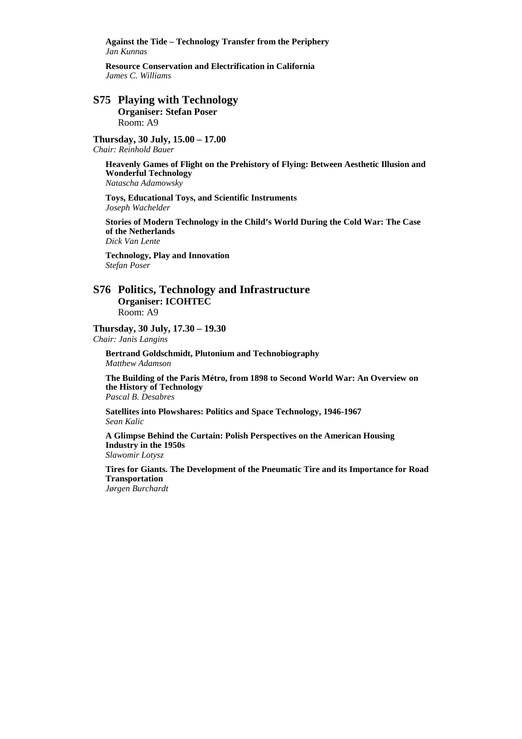**Against the Tide – Technology Transfer from the Periphery**
*Jan Kunnas*

**Resource Conservation and Electrification in California**
*James C. Williams*

## S75 Playing with Technology

**Organiser: Stefan Poser**
Room: A9

**Thursday, 30 July, 15.00 – 17.00**
*Chair: Reinhold Bauer*

**Heavenly Games of Flight on the Prehistory of Flying: Between Aesthetic Illusion and Wonderful Technology**
*Natascha Adamowsky*

**Toys, Educational Toys, and Scientific Instruments**
*Joseph Wachelder*

**Stories of Modern Technology in the Child's World During the Cold War: The Case of the Netherlands**
*Dick Van Lente*

**Technology, Play and Innovation**
*Stefan Poser*

## S76 Politics, Technology and Infrastructure

**Organiser: ICOHTEC**
Room: A9

**Thursday, 30 July, 17.30 – 19.30**
*Chair: Janis Langins*

**Bertrand Goldschmidt, Plutonium and Technobiography**
*Matthew Adamson*

**The Building of the Paris Métro, from 1898 to Second World War: An Overview on the History of Technology**
*Pascal B. Desabres*

**Satellites into Plowshares: Politics and Space Technology, 1946-1967**
*Sean Kalic*

**A Glimpse Behind the Curtain: Polish Perspectives on the American Housing Industry in the 1950s**
*Slawomir Lotysz*

**Tires for Giants. The Development of the Pneumatic Tire and its Importance for Road Transportation**
*Jørgen Burchardt*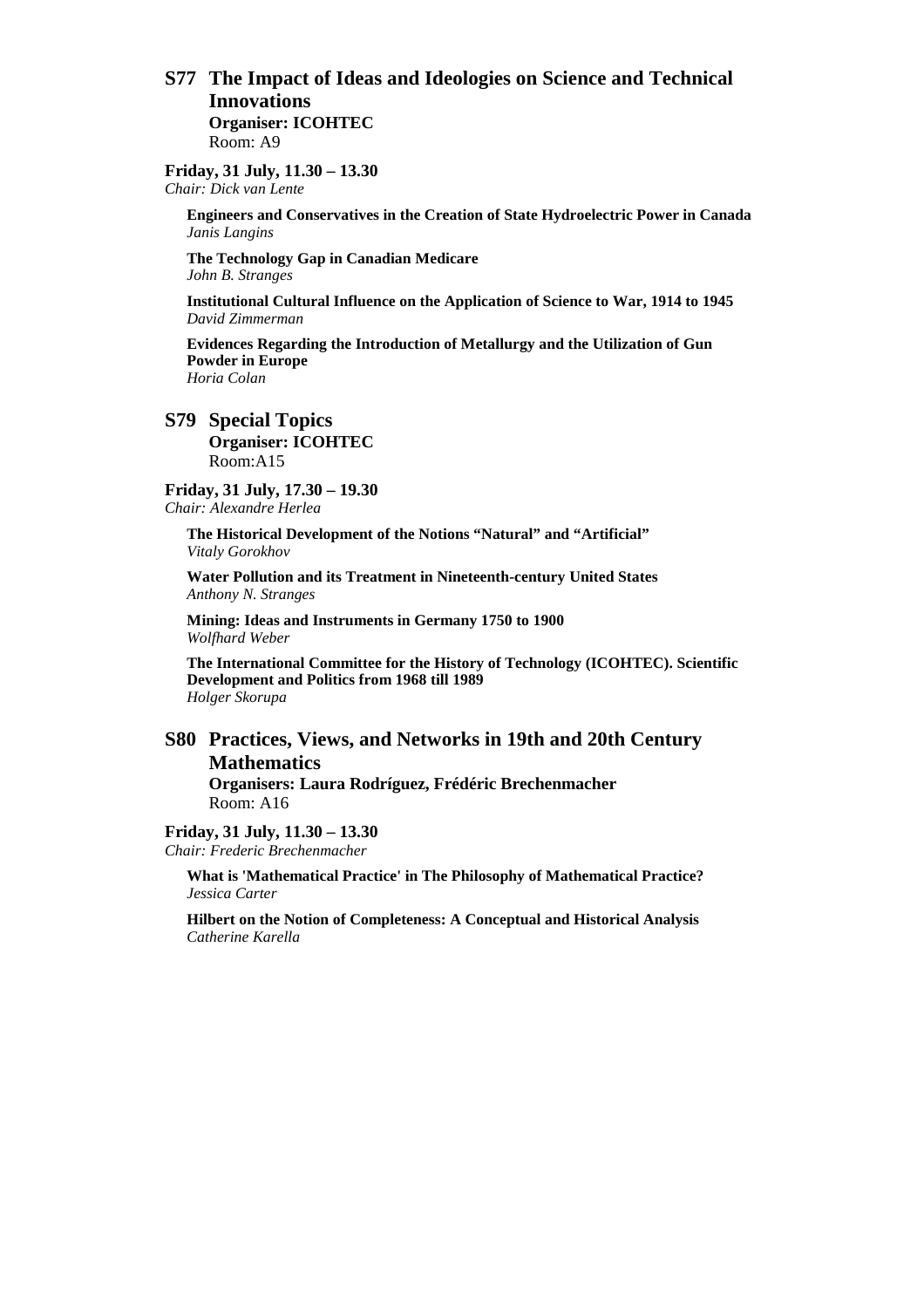## S77 The Impact of Ideas and Ideologies on Science and Technical Innovations

**Organiser: ICOHTEC**
Room: A9

**Friday, 31 July, 11.30 – 13.30**
*Chair: Dick van Lente*

**Engineers and Conservatives in the Creation of State Hydroelectric Power in Canada**
*Janis Langins*

**The Technology Gap in Canadian Medicare**
*John B. Stranges*

**Institutional Cultural Influence on the Application of Science to War, 1914 to 1945**
*David Zimmerman*

**Evidences Regarding the Introduction of Metallurgy and the Utilization of Gun Powder in Europe**
*Horia Colan*

## S79 Special Topics

**Organiser: ICOHTEC**
Room:A15

**Friday, 31 July, 17.30 – 19.30**
*Chair: Alexandre Herlea*

**The Historical Development of the Notions "Natural" and "Artificial"**
*Vitaly Gorokhov*

**Water Pollution and its Treatment in Nineteenth-century United States**
*Anthony N. Stranges*

**Mining: Ideas and Instruments in Germany 1750 to 1900**
*Wolfhard Weber*

**The International Committee for the History of Technology (ICOHTEC). Scientific Development and Politics from 1968 till 1989**
*Holger Skorupa*

## S80 Practices, Views, and Networks in 19th and 20th Century Mathematics

**Organisers: Laura Rodríguez, Frédéric Brechenmacher**
Room: A16

**Friday, 31 July, 11.30 – 13.30**
*Chair: Frederic Brechenmacher*

**What is 'Mathematical Practice' in The Philosophy of Mathematical Practice?**
*Jessica Carter*

**Hilbert on the Notion of Completeness: A Conceptual and Historical Analysis**
*Catherine Karella*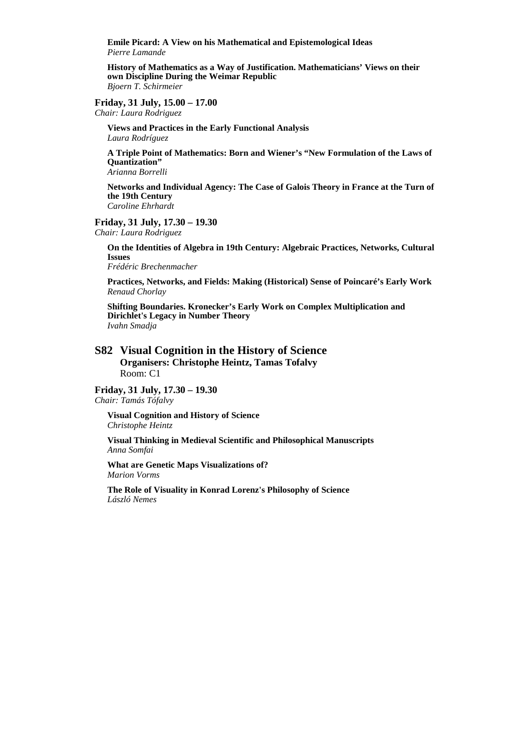**Emile Picard: A View on his Mathematical and Epistemological Ideas**
*Pierre Lamande*

**History of Mathematics as a Way of Justification. Mathematicians' Views on their own Discipline During the Weimar Republic**
*Bjoern T. Schirmeier*

**Friday, 31 July, 15.00 – 17.00**
*Chair: Laura Rodriguez*

**Views and Practices in the Early Functional Analysis**
*Laura Rodríguez*

**A Triple Point of Mathematics: Born and Wiener's "New Formulation of the Laws of Quantization"**
*Arianna Borrelli*

**Networks and Individual Agency: The Case of Galois Theory in France at the Turn of the 19th Century**
*Caroline Ehrhardt*

**Friday, 31 July, 17.30 – 19.30**
*Chair: Laura Rodriguez*

**On the Identities of Algebra in 19th Century: Algebraic Practices, Networks, Cultural Issues**
*Frédéric Brechenmacher*

**Practices, Networks, and Fields: Making (Historical) Sense of Poincaré's Early Work**
*Renaud Chorlay*

**Shifting Boundaries. Kronecker's Early Work on Complex Multiplication and Dirichlet's Legacy in Number Theory**
*Ivahn Smadja*

## S82 Visual Cognition in the History of Science

**Organisers: Christophe Heintz, Tamas Tofalvy**
Room: C1

**Friday, 31 July, 17.30 – 19.30**
*Chair: Tamás Tófalvy*

**Visual Cognition and History of Science**
*Christophe Heintz*

**Visual Thinking in Medieval Scientific and Philosophical Manuscripts**
*Anna Somfai*

**What are Genetic Maps Visualizations of?**
*Marion Vorms*

**The Role of Visuality in Konrad Lorenz's Philosophy of Science**
*László Nemes*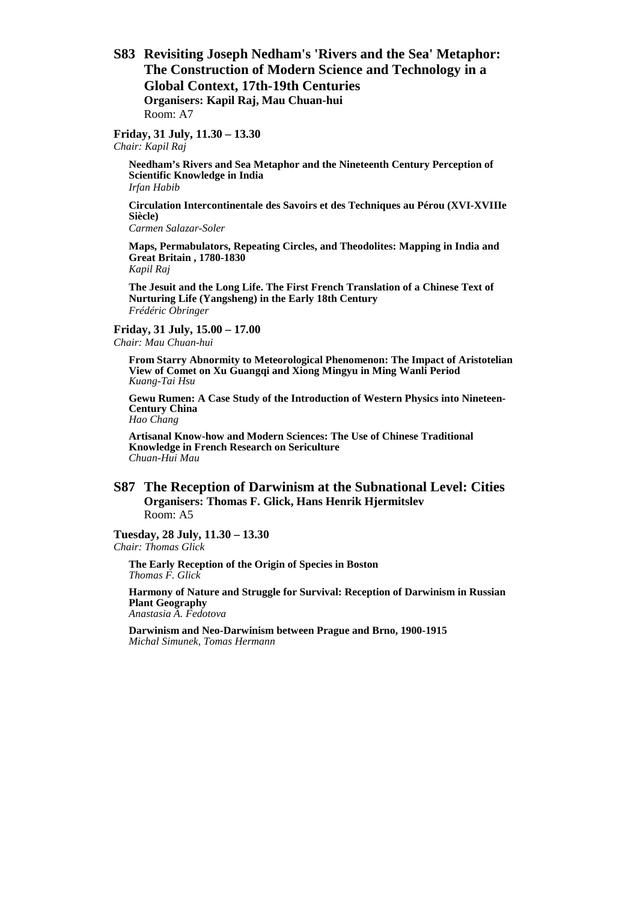## S83 Revisiting Joseph Nedham's 'Rivers and the Sea' Metaphor: The Construction of Modern Science and Technology in a Global Context, 17th-19th Centuries

**Organisers: Kapil Raj, Mau Chuan-hui**
Room: A7

**Friday, 31 July, 11.30 – 13.30**
*Chair: Kapil Raj*

**Needham's Rivers and Sea Metaphor and the Nineteenth Century Perception of Scientific Knowledge in India**
*Irfan Habib*

**Circulation Intercontinentale des Savoirs et des Techniques au Pérou (XVI-XVIIIe Siècle)**
*Carmen Salazar-Soler*

**Maps, Permabulators, Repeating Circles, and Theodolites: Mapping in India and Great Britain , 1780-1830**
*Kapil Raj*

**The Jesuit and the Long Life. The First French Translation of a Chinese Text of Nurturing Life (Yangsheng) in the Early 18th Century**
*Frédéric Obringer*

**Friday, 31 July, 15.00 – 17.00**
*Chair: Mau Chuan-hui*

**From Starry Abnormity to Meteorological Phenomenon: The Impact of Aristotelian View of Comet on Xu Guangqi and Xiong Mingyu in Ming Wanli Period**
*Kuang-Tai Hsu*

**Gewu Rumen: A Case Study of the Introduction of Western Physics into Nineteen-Century China**
*Hao Chang*

**Artisanal Know-how and Modern Sciences: The Use of Chinese Traditional Knowledge in French Research on Sericulture**
*Chuan-Hui Mau*

## S87 The Reception of Darwinism at the Subnational Level: Cities

**Organisers: Thomas F. Glick, Hans Henrik Hjermitslev**
Room: A5

**Tuesday, 28 July, 11.30 – 13.30**
*Chair: Thomas Glick*

**The Early Reception of the Origin of Species in Boston**
*Thomas F. Glick*

**Harmony of Nature and Struggle for Survival: Reception of Darwinism in Russian Plant Geography**
*Anastasia A. Fedotova*

**Darwinism and Neo-Darwinism between Prague and Brno, 1900-1915**
*Michal Simunek, Tomas Hermann*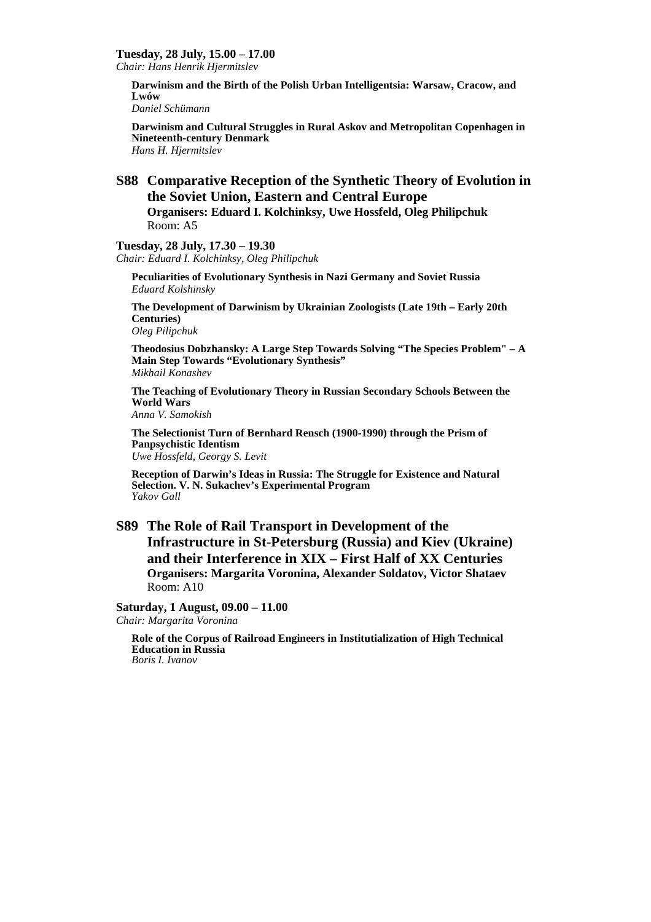**Tuesday, 28 July, 15.00 – 17.00**
*Chair: Hans Henrik Hjermitslev*

**Darwinism and the Birth of the Polish Urban Intelligentsia: Warsaw, Cracow, and Lwów**
*Daniel Schümann*

**Darwinism and Cultural Struggles in Rural Askov and Metropolitan Copenhagen in Nineteenth-century Denmark**
*Hans H. Hjermitslev*

## S88 Comparative Reception of the Synthetic Theory of Evolution in the Soviet Union, Eastern and Central Europe

**Organisers: Eduard I. Kolchinksy, Uwe Hossfeld, Oleg Philipchuk**
Room: A5

**Tuesday, 28 July, 17.30 – 19.30**
*Chair: Eduard I. Kolchinksy, Oleg Philipchuk*

**Peculiarities of Evolutionary Synthesis in Nazi Germany and Soviet Russia**
*Eduard Kolshinsky*

**The Development of Darwinism by Ukrainian Zoologists (Late 19th – Early 20th Centuries)**
*Oleg Pilipchuk*

**Theodosius Dobzhansky: A Large Step Towards Solving "The Species Problem" – A Main Step Towards "Evolutionary Synthesis"**
*Mikhail Konashev*

**The Teaching of Evolutionary Theory in Russian Secondary Schools Between the World Wars**
*Anna V. Samokish*

**The Selectionist Turn of Bernhard Rensch (1900-1990) through the Prism of Panpsychistic Identism**
*Uwe Hossfeld, Georgy S. Levit*

**Reception of Darwin's Ideas in Russia: The Struggle for Existence and Natural Selection. V. N. Sukachev's Experimental Program**
*Yakov Gall*

## S89 The Role of Rail Transport in Development of the Infrastructure in St-Petersburg (Russia) and Kiev (Ukraine) and their Interference in XIX – First Half of XX Centuries

**Organisers: Margarita Voronina, Alexander Soldatov, Victor Shataev**
Room: A10

**Saturday, 1 August, 09.00 – 11.00**
*Chair: Margarita Voronina*

**Role of the Corpus of Railroad Engineers in Institutialization of High Technical Education in Russia**
*Boris I. Ivanov*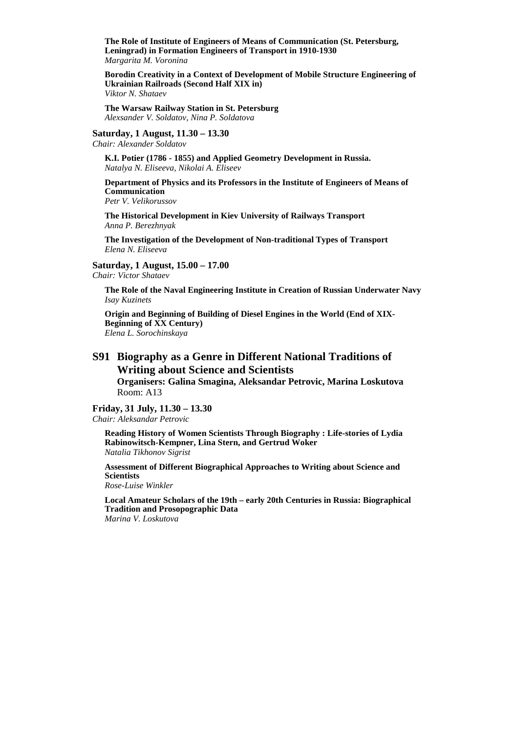**The Role of Institute of Engineers of Means of Communication (St. Petersburg, Leningrad) in Formation Engineers of Transport in 1910-1930**
*Margarita M. Voronina*

**Borodin Creativity in a Context of Development of Mobile Structure Engineering of Ukrainian Railroads (Second Half XIX in)**
*Viktor N. Shataev*

**The Warsaw Railway Station in St. Petersburg**
*Alexsander V. Soldatov, Nina P. Soldatova*

**Saturday, 1 August, 11.30 – 13.30**
*Chair: Alexander Soldatov*

**K.I. Potier (1786 - 1855) and Applied Geometry Development in Russia.**
*Natalya N. Eliseeva, Nikolai A. Eliseev*

**Department of Physics and its Professors in the Institute of Engineers of Means of Communication**
*Petr V. Velikorussov*

**The Historical Development in Kiev University of Railways Transport**
*Anna P. Berezhnyak*

**The Investigation of the Development of Non-traditional Types of Transport**
*Elena N. Eliseeva*

**Saturday, 1 August, 15.00 – 17.00**
*Chair: Victor Shataev*

**The Role of the Naval Engineering Institute in Creation of Russian Underwater Navy**
*Isay Kuzinets*

**Origin and Beginning of Building of Diesel Engines in the World (End of XIX-Beginning of XX Century)**
*Elena L. Sorochinskaya*

## S91 Biography as a Genre in Different National Traditions of Writing about Science and Scientists

**Organisers: Galina Smagina, Aleksandar Petrovic, Marina Loskutova**
Room: A13

**Friday, 31 July, 11.30 – 13.30**
*Chair: Aleksandar Petrovic*

**Reading History of Women Scientists Through Biography : Life-stories of Lydia Rabinowitsch-Kempner, Lina Stern, and Gertrud Woker**
*Natalia Tikhonov Sigrist*

**Assessment of Different Biographical Approaches to Writing about Science and Scientists**
*Rose-Luise Winkler*

**Local Amateur Scholars of the 19th – early 20th Centuries in Russia: Biographical Tradition and Prosopographic Data**
*Marina V. Loskutova*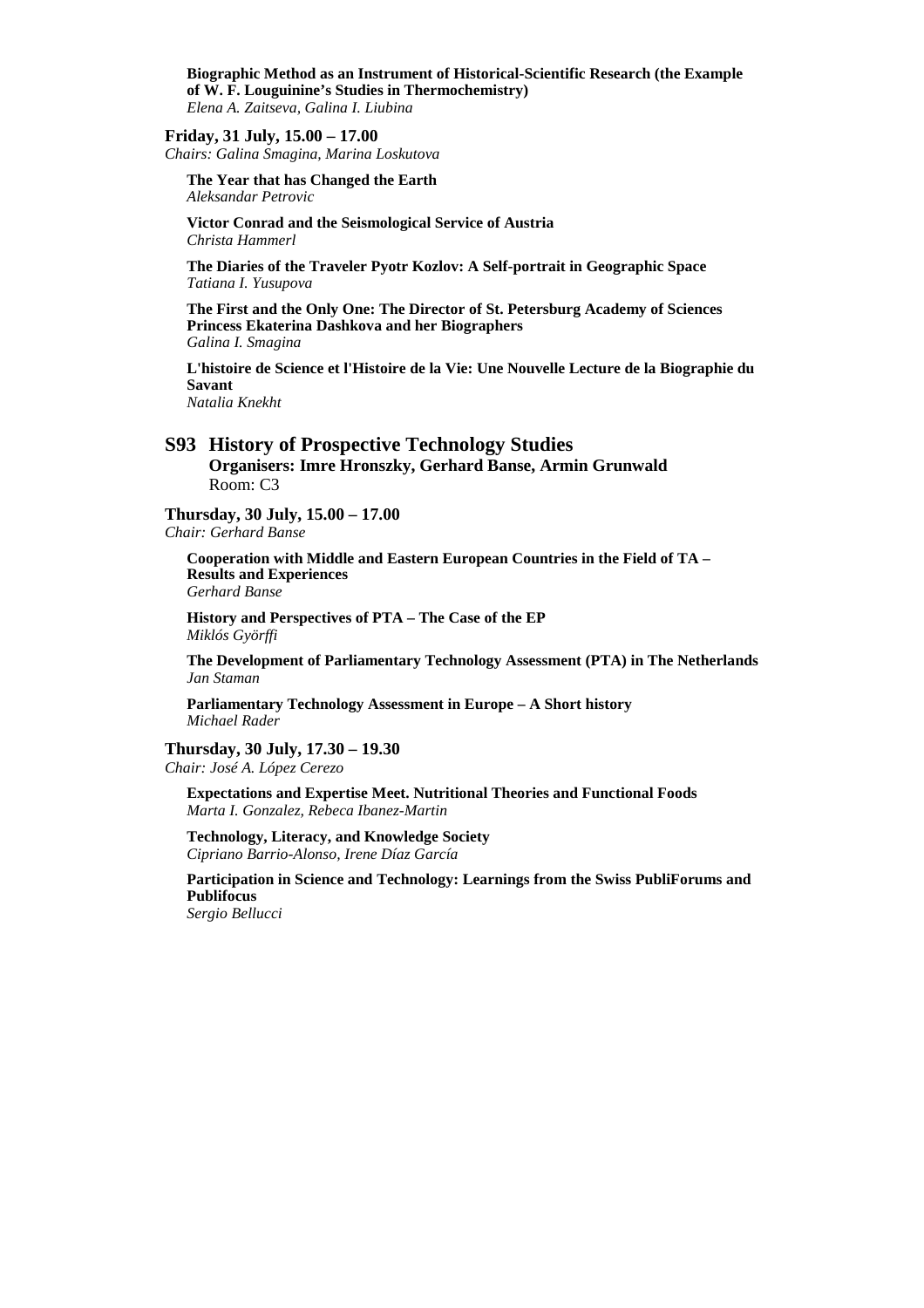**Biographic Method as an Instrument of Historical-Scientific Research (the Example of W. F. Louguinine's Studies in Thermochemistry)**
*Elena A. Zaitseva, Galina I. Liubina*

**Friday, 31 July, 15.00 – 17.00**
*Chairs: Galina Smagina, Marina Loskutova*

**The Year that has Changed the Earth**
*Aleksandar Petrovic*

**Victor Conrad and the Seismological Service of Austria**
*Christa Hammerl*

**The Diaries of the Traveler Pyotr Kozlov: A Self-portrait in Geographic Space**
*Tatiana I. Yusupova*

**The First and the Only One: The Director of St. Petersburg Academy of Sciences Princess Ekaterina Dashkova and her Biographers**
*Galina I. Smagina*

**L'histoire de Science et l'Histoire de la Vie: Une Nouvelle Lecture de la Biographie du Savant**
*Natalia Knekht*

## S93 History of Prospective Technology Studies

**Organisers: Imre Hronszky, Gerhard Banse, Armin Grunwald**
Room: C3

**Thursday, 30 July, 15.00 – 17.00**
*Chair: Gerhard Banse*

**Cooperation with Middle and Eastern European Countries in the Field of TA – Results and Experiences**
*Gerhard Banse*

**History and Perspectives of PTA – The Case of the EP**
*Miklós Györffi*

**The Development of Parliamentary Technology Assessment (PTA) in The Netherlands**
*Jan Staman*

**Parliamentary Technology Assessment in Europe – A Short history**
*Michael Rader*

**Thursday, 30 July, 17.30 – 19.30**
*Chair: José A. López Cerezo*

**Expectations and Expertise Meet. Nutritional Theories and Functional Foods**
*Marta I. Gonzalez, Rebeca Ibanez-Martin*

**Technology, Literacy, and Knowledge Society**
*Cipriano Barrio-Alonso, Irene Díaz García*

**Participation in Science and Technology: Learnings from the Swiss PubliForums and Publifocus**
*Sergio Bellucci*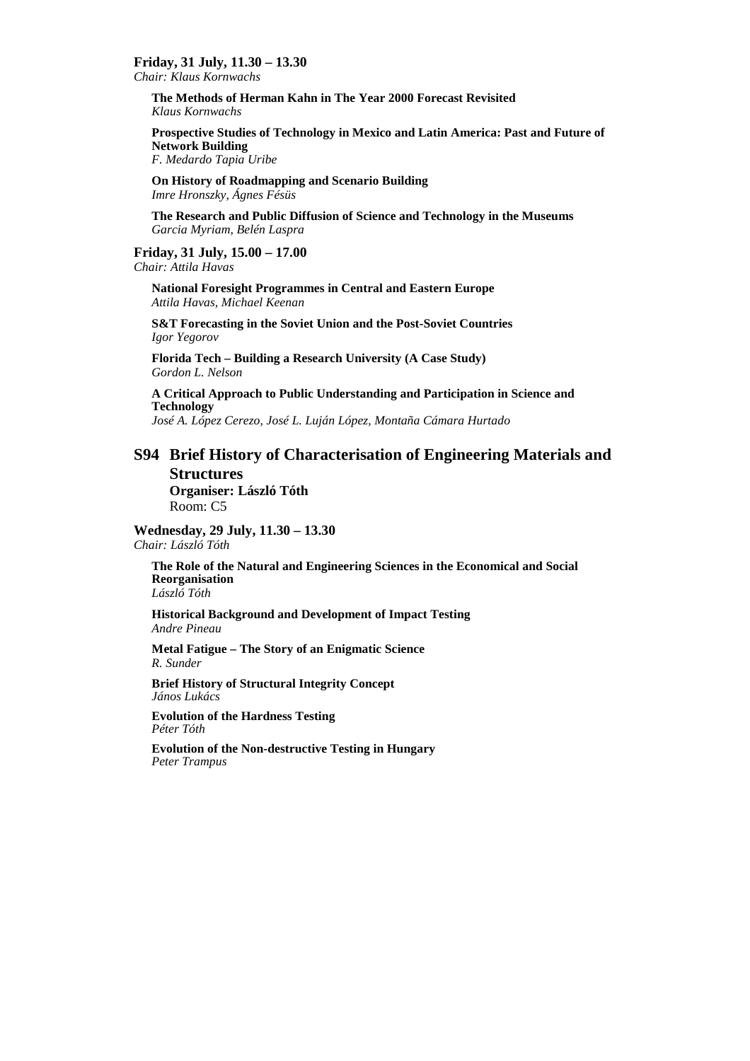**Friday, 31 July, 11.30 – 13.30**
*Chair: Klaus Kornwachs*

**The Methods of Herman Kahn in The Year 2000 Forecast Revisited**
*Klaus Kornwachs*

**Prospective Studies of Technology in Mexico and Latin America: Past and Future of Network Building**
*F. Medardo Tapia Uribe*

**On History of Roadmapping and Scenario Building**
*Imre Hronszky, Ágnes Fésüs*

**The Research and Public Diffusion of Science and Technology in the Museums**
*Garcia Myriam, Belén Laspra*

**Friday, 31 July, 15.00 – 17.00**
*Chair: Attila Havas*

**National Foresight Programmes in Central and Eastern Europe**
*Attila Havas, Michael Keenan*

**S&T Forecasting in the Soviet Union and the Post-Soviet Countries**
*Igor Yegorov*

**Florida Tech – Building a Research University (A Case Study)**
*Gordon L. Nelson*

**A Critical Approach to Public Understanding and Participation in Science and Technology**
*José A. López Cerezo, José L. Luján López, Montaña Cámara Hurtado*

## S94 Brief History of Characterisation of Engineering Materials and Structures

**Organiser: László Tóth**
Room: C5

**Wednesday, 29 July, 11.30 – 13.30**
*Chair: László Tóth*

**The Role of the Natural and Engineering Sciences in the Economical and Social Reorganisation**
*László Tóth*

**Historical Background and Development of Impact Testing**
*Andre Pineau*

**Metal Fatigue – The Story of an Enigmatic Science**
*R. Sunder*

**Brief History of Structural Integrity Concept**
*János Lukács*

**Evolution of the Hardness Testing**
*Péter Tóth*

**Evolution of the Non-destructive Testing in Hungary**
*Peter Trampus*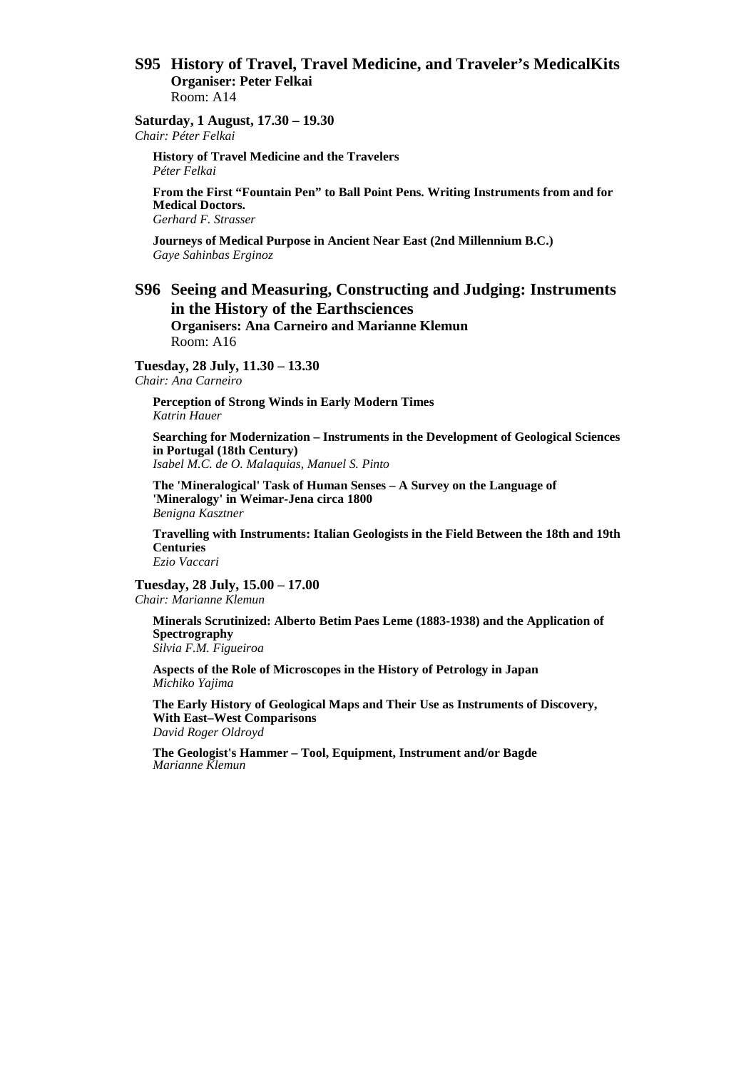## S95 History of Travel, Travel Medicine, and Traveler's MedicalKits

**Organiser: Peter Felkai**
Room: A14

**Saturday, 1 August, 17.30 – 19.30**
*Chair: Péter Felkai*

**History of Travel Medicine and the Travelers**
*Péter Felkai*

**From the First "Fountain Pen" to Ball Point Pens. Writing Instruments from and for Medical Doctors.**
*Gerhard F. Strasser*

**Journeys of Medical Purpose in Ancient Near East (2nd Millennium B.C.)**
*Gaye Sahinbas Erginoz*

## S96 Seeing and Measuring, Constructing and Judging: Instruments in the History of the Earthsciences

**Organisers: Ana Carneiro and Marianne Klemun**
Room: A16

**Tuesday, 28 July, 11.30 – 13.30**
*Chair: Ana Carneiro*

**Perception of Strong Winds in Early Modern Times**
*Katrin Hauer*

**Searching for Modernization – Instruments in the Development of Geological Sciences in Portugal (18th Century)**
*Isabel M.C. de O. Malaquias, Manuel S. Pinto*

**The 'Mineralogical' Task of Human Senses – A Survey on the Language of 'Mineralogy' in Weimar-Jena circa 1800**
*Benigna Kasztner*

**Travelling with Instruments: Italian Geologists in the Field Between the 18th and 19th Centuries**
*Ezio Vaccari*

**Tuesday, 28 July, 15.00 – 17.00**
*Chair: Marianne Klemun*

**Minerals Scrutinized: Alberto Betim Paes Leme (1883-1938) and the Application of Spectrography**
*Silvia F.M. Figueiroa*

**Aspects of the Role of Microscopes in the History of Petrology in Japan**
*Michiko Yajima*

**The Early History of Geological Maps and Their Use as Instruments of Discovery, With East–West Comparisons**
*David Roger Oldroyd*

**The Geologist's Hammer – Tool, Equipment, Instrument and/or Bagde**
*Marianne Klemun*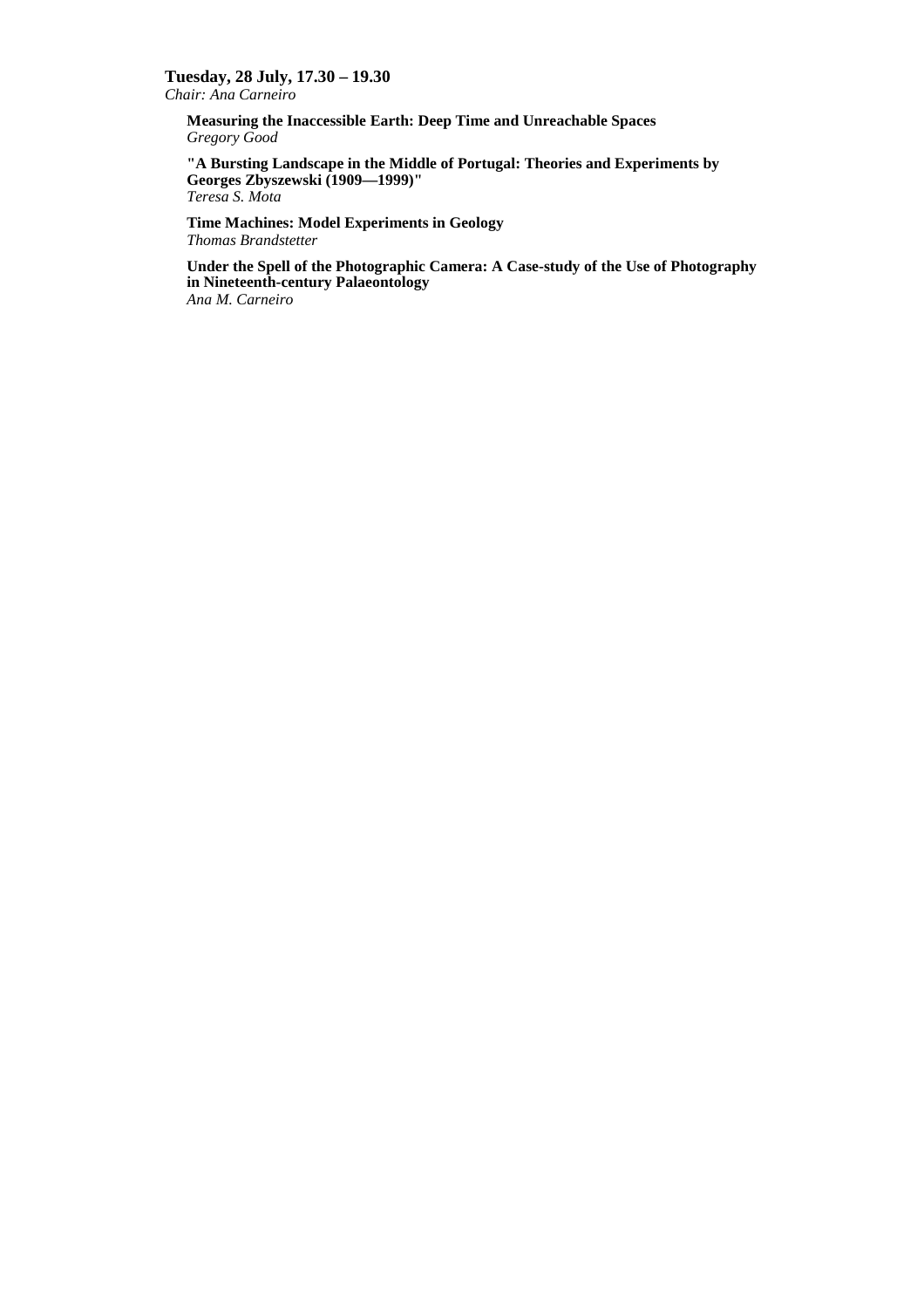**Tuesday, 28 July, 17.30 – 19.30**
*Chair: Ana Carneiro*

**Measuring the Inaccessible Earth: Deep Time and Unreachable Spaces**
*Gregory Good*

**"A Bursting Landscape in the Middle of Portugal: Theories and Experiments by Georges Zbyszewski (1909—1999)"**
*Teresa S. Mota*

**Time Machines: Model Experiments in Geology**
*Thomas Brandstetter*

**Under the Spell of the Photographic Camera: A Case-study of the Use of Photography in Nineteenth-century Palaeontology**
*Ana M. Carneiro*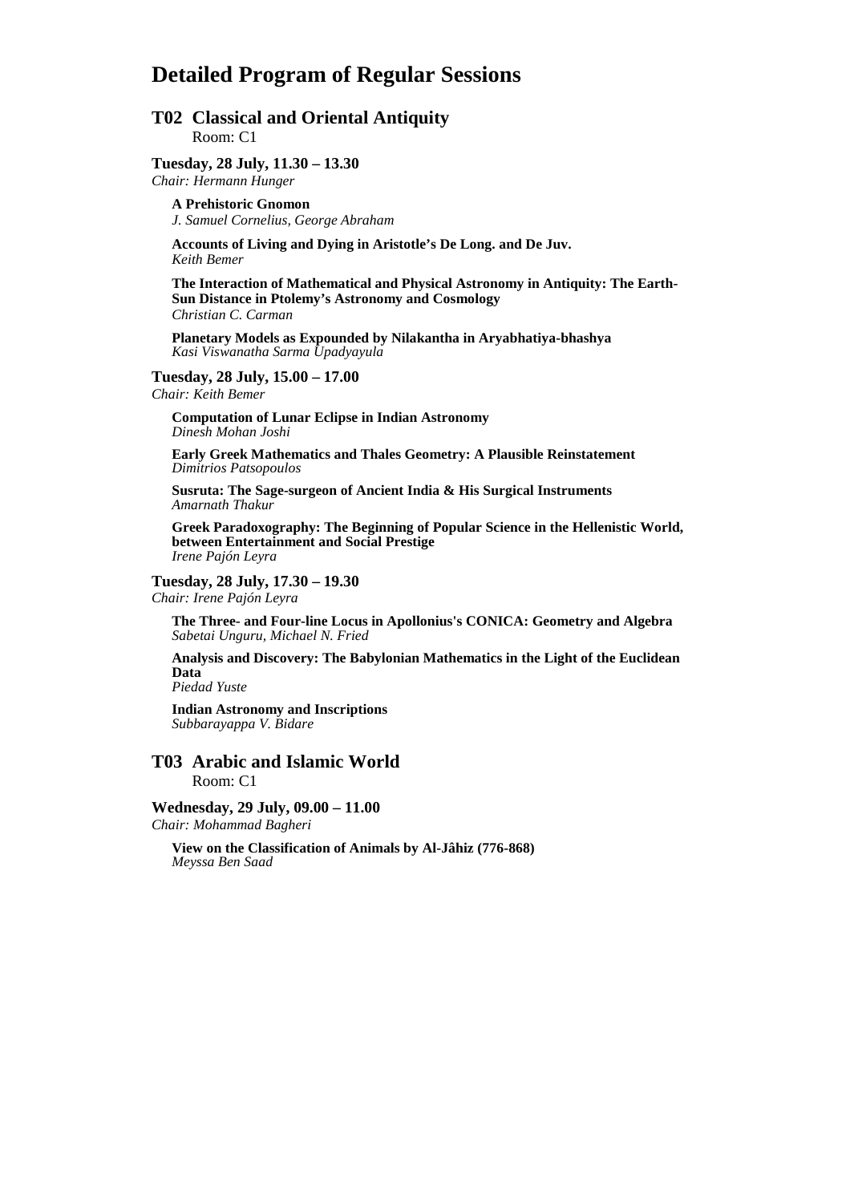# Detailed Program of Regular Sessions

## T02 Classical and Oriental Antiquity

Room: C1

### Tuesday, 28 July, 11.30 – 13.30

*Chair: Hermann Hunger*

**A Prehistoric Gnomon**
*J. Samuel Cornelius, George Abraham*

**Accounts of Living and Dying in Aristotle's De Long. and De Juv.**
*Keith Bemer*

**The Interaction of Mathematical and Physical Astronomy in Antiquity: The Earth-Sun Distance in Ptolemy's Astronomy and Cosmology**
*Christian C. Carman*

**Planetary Models as Expounded by Nilakantha in Aryabhatiya-bhashya**
*Kasi Viswanatha Sarma Upadyayula*

### Tuesday, 28 July, 15.00 – 17.00

*Chair: Keith Bemer*

**Computation of Lunar Eclipse in Indian Astronomy**
*Dinesh Mohan Joshi*

**Early Greek Mathematics and Thales Geometry: A Plausible Reinstatement**
*Dimitrios Patsopoulos*

**Susruta: The Sage-surgeon of Ancient India & His Surgical Instruments**
*Amarnath Thakur*

**Greek Paradoxography: The Beginning of Popular Science in the Hellenistic World, between Entertainment and Social Prestige**
*Irene Pajón Leyra*

### Tuesday, 28 July, 17.30 – 19.30

*Chair: Irene Pajón Leyra*

**The Three- and Four-line Locus in Apollonius's CONICA: Geometry and Algebra**
*Sabetai Unguru, Michael N. Fried*

**Analysis and Discovery: The Babylonian Mathematics in the Light of the Euclidean Data**
*Piedad Yuste*

**Indian Astronomy and Inscriptions**
*Subbarayappa V. Bidare*

## T03 Arabic and Islamic World

Room: C1

### Wednesday, 29 July, 09.00 – 11.00

*Chair: Mohammad Bagheri*

**View on the Classification of Animals by Al-Jâhiz (776-868)**
*Meyssa Ben Saad*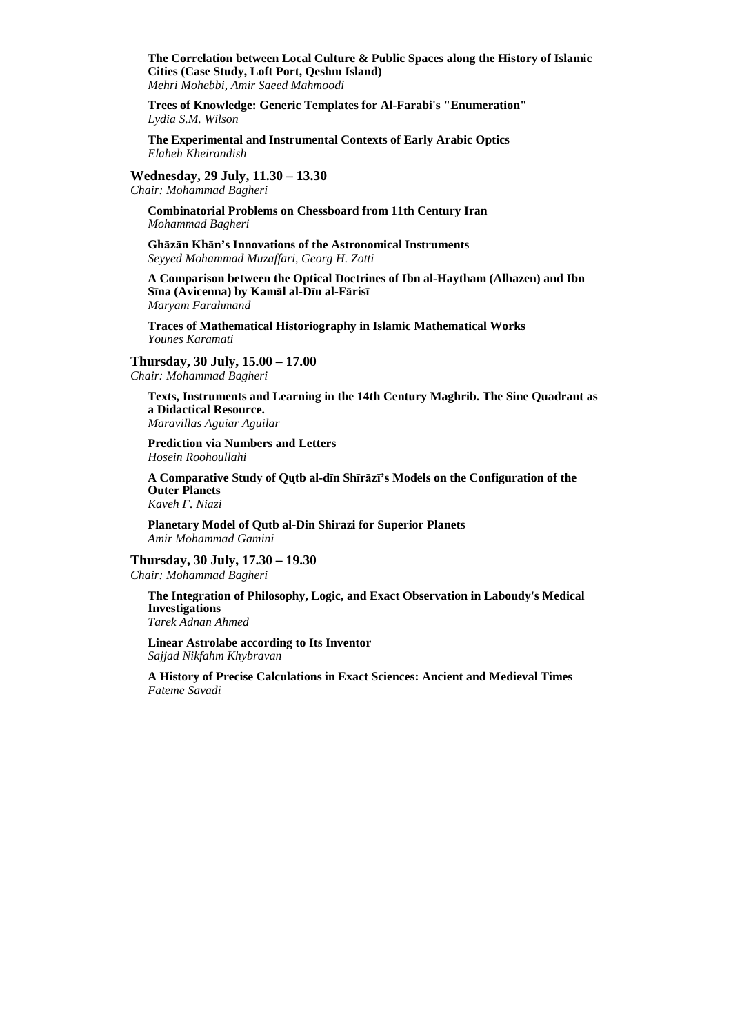**The Correlation between Local Culture & Public Spaces along the History of Islamic Cities (Case Study, Loft Port, Qeshm Island)**
*Mehri Mohebbi, Amir Saeed Mahmoodi*

**Trees of Knowledge: Generic Templates for Al-Farabi's "Enumeration"**
*Lydia S.M. Wilson*

**The Experimental and Instrumental Contexts of Early Arabic Optics**
*Elaheh Kheirandish*

**Wednesday, 29 July, 11.30 – 13.30**
*Chair: Mohammad Bagheri*

**Combinatorial Problems on Chessboard from 11th Century Iran**
*Mohammad Bagheri*

**Ghāzān Khān's Innovations of the Astronomical Instruments**
*Seyyed Mohammad Muzaffari, Georg H. Zotti*

**A Comparison between the Optical Doctrines of Ibn al-Haytham (Alhazen) and Ibn Sīna (Avicenna) by Kamāl al-Dīn al-Fārisī**
*Maryam Farahmand*

**Traces of Mathematical Historiography in Islamic Mathematical Works**
*Younes Karamati*

**Thursday, 30 July, 15.00 – 17.00**
*Chair: Mohammad Bagheri*

**Texts, Instruments and Learning in the 14th Century Maghrib. The Sine Quadrant as a Didactical Resource.**
*Maravillas Aguiar Aguilar*

**Prediction via Numbers and Letters**
*Hosein Roohoullahi*

**A Comparative Study of Quṭb al-dīn Shīrāzī's Models on the Configuration of the Outer Planets**
*Kaveh F. Niazi*

**Planetary Model of Qutb al-Din Shirazi for Superior Planets**
*Amir Mohammad Gamini*

**Thursday, 30 July, 17.30 – 19.30**
*Chair: Mohammad Bagheri*

**The Integration of Philosophy, Logic, and Exact Observation in Laboudy's Medical Investigations**
*Tarek Adnan Ahmed*

**Linear Astrolabe according to Its Inventor**
*Sajjad Nikfahm Khybravan*

**A History of Precise Calculations in Exact Sciences: Ancient and Medieval Times**
*Fateme Savadi*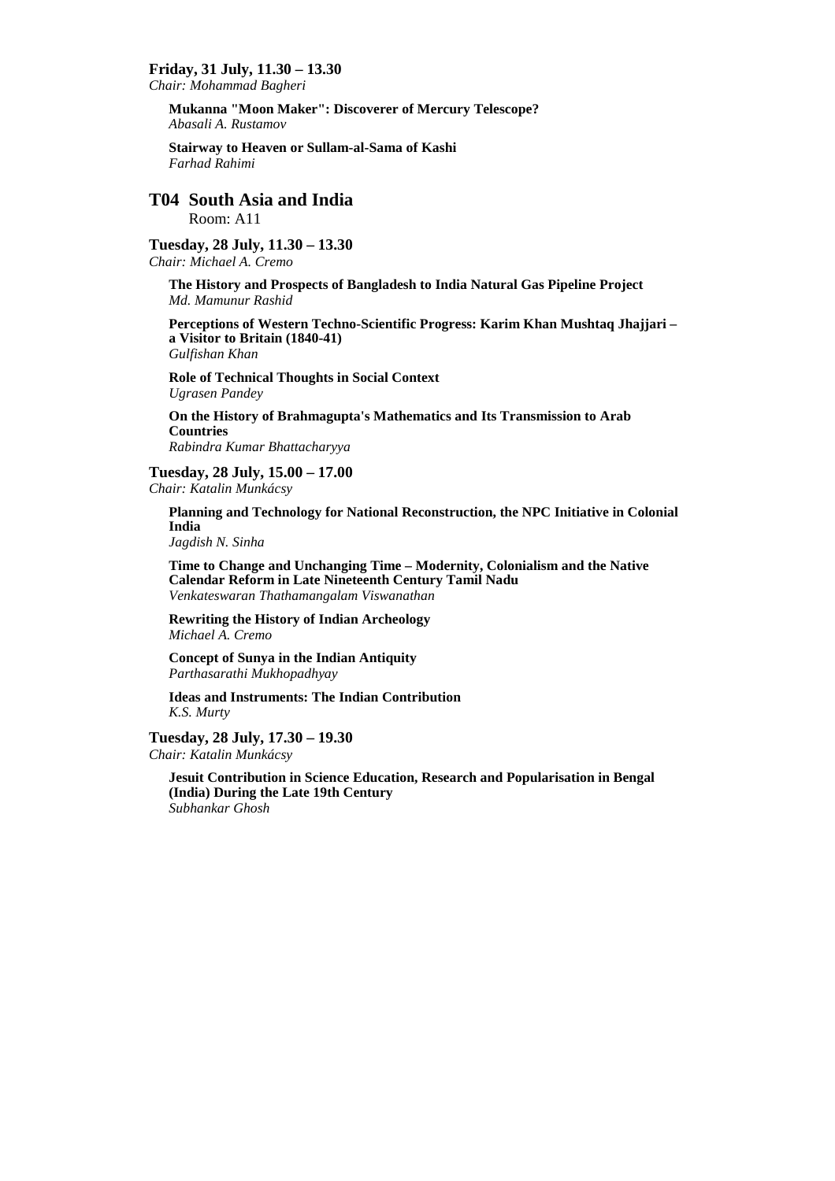**Friday, 31 July, 11.30 – 13.30**
*Chair: Mohammad Bagheri*

**Mukanna "Moon Maker": Discoverer of Mercury Telescope?**
*Abasali A. Rustamov*

**Stairway to Heaven or Sullam-al-Sama of Kashi**
*Farhad Rahimi*

## T04 South Asia and India

Room: A11

**Tuesday, 28 July, 11.30 – 13.30**
*Chair: Michael A. Cremo*

**The History and Prospects of Bangladesh to India Natural Gas Pipeline Project**
*Md. Mamunur Rashid*

**Perceptions of Western Techno-Scientific Progress: Karim Khan Mushtaq Jhajjari – a Visitor to Britain (1840-41)**
*Gulfishan Khan*

**Role of Technical Thoughts in Social Context**
*Ugrasen Pandey*

**On the History of Brahmagupta's Mathematics and Its Transmission to Arab Countries**
*Rabindra Kumar Bhattacharyya*

**Tuesday, 28 July, 15.00 – 17.00**
*Chair: Katalin Munkácsy*

**Planning and Technology for National Reconstruction, the NPC Initiative in Colonial India**
*Jagdish N. Sinha*

**Time to Change and Unchanging Time – Modernity, Colonialism and the Native Calendar Reform in Late Nineteenth Century Tamil Nadu**
*Venkateswaran Thathamangalam Viswanathan*

**Rewriting the History of Indian Archeology**
*Michael A. Cremo*

**Concept of Sunya in the Indian Antiquity**
*Parthasarathi Mukhopadhyay*

**Ideas and Instruments: The Indian Contribution**
*K.S. Murty*

**Tuesday, 28 July, 17.30 – 19.30**
*Chair: Katalin Munkácsy*

**Jesuit Contribution in Science Education, Research and Popularisation in Bengal (India) During the Late 19th Century**
*Subhankar Ghosh*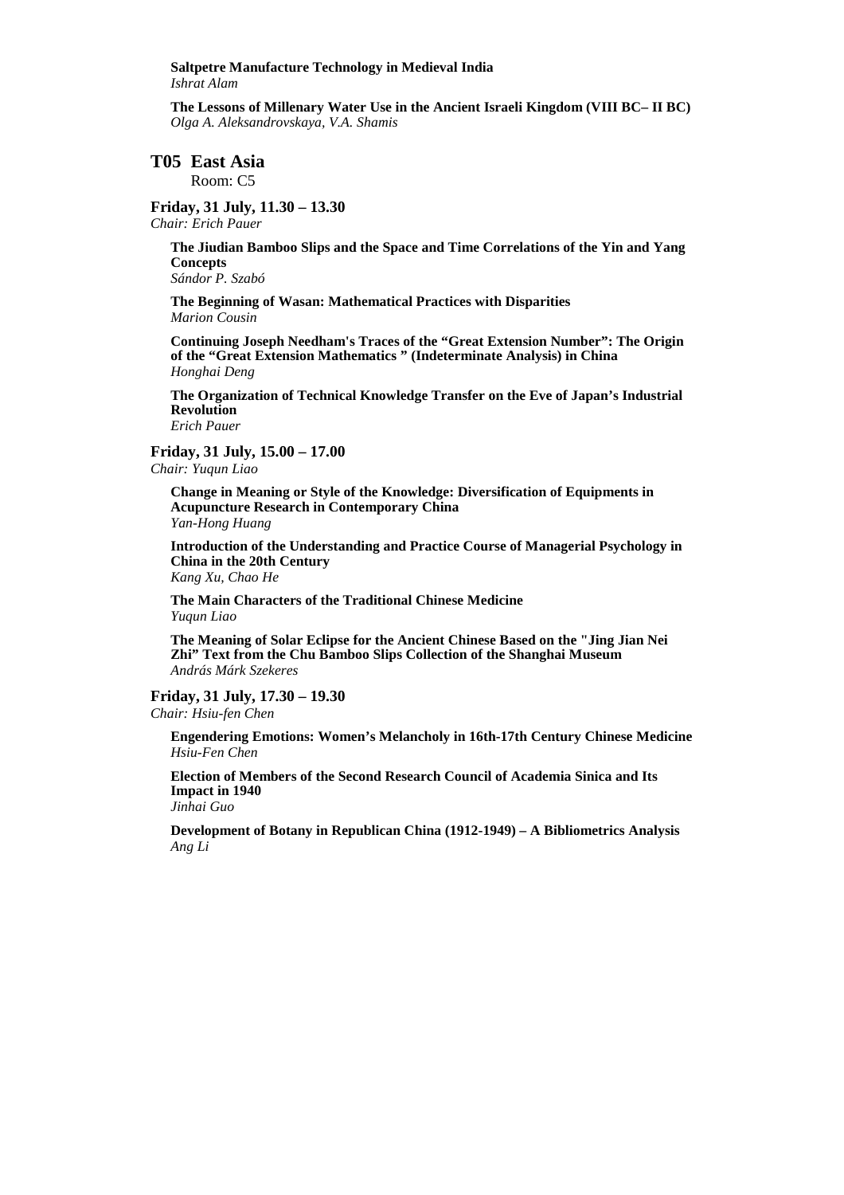**Saltpetre Manufacture Technology in Medieval India**
*Ishrat Alam*

**The Lessons of Millenary Water Use in the Ancient Israeli Kingdom (VIII BC– II BC)**
*Olga A. Aleksandrovskaya, V.A. Shamis*

## T05 East Asia

Room: C5

**Friday, 31 July, 11.30 – 13.30**
*Chair: Erich Pauer*

**The Jiudian Bamboo Slips and the Space and Time Correlations of the Yin and Yang Concepts**
*Sándor P. Szabó*

**The Beginning of Wasan: Mathematical Practices with Disparities**
*Marion Cousin*

**Continuing Joseph Needham's Traces of the "Great Extension Number": The Origin of the "Great Extension Mathematics " (Indeterminate Analysis) in China**
*Honghai Deng*

**The Organization of Technical Knowledge Transfer on the Eve of Japan's Industrial Revolution**
*Erich Pauer*

**Friday, 31 July, 15.00 – 17.00**
*Chair: Yuqun Liao*

**Change in Meaning or Style of the Knowledge: Diversification of Equipments in Acupuncture Research in Contemporary China**
*Yan-Hong Huang*

**Introduction of the Understanding and Practice Course of Managerial Psychology in China in the 20th Century**
*Kang Xu, Chao He*

**The Main Characters of the Traditional Chinese Medicine**
*Yuqun Liao*

**The Meaning of Solar Eclipse for the Ancient Chinese Based on the "Jing Jian Nei Zhi" Text from the Chu Bamboo Slips Collection of the Shanghai Museum**
*András Márk Szekeres*

**Friday, 31 July, 17.30 – 19.30**
*Chair: Hsiu-fen Chen*

**Engendering Emotions: Women's Melancholy in 16th-17th Century Chinese Medicine**
*Hsiu-Fen Chen*

**Election of Members of the Second Research Council of Academia Sinica and Its Impact in 1940**
*Jinhai Guo*

**Development of Botany in Republican China (1912-1949) – A Bibliometrics Analysis**
*Ang Li*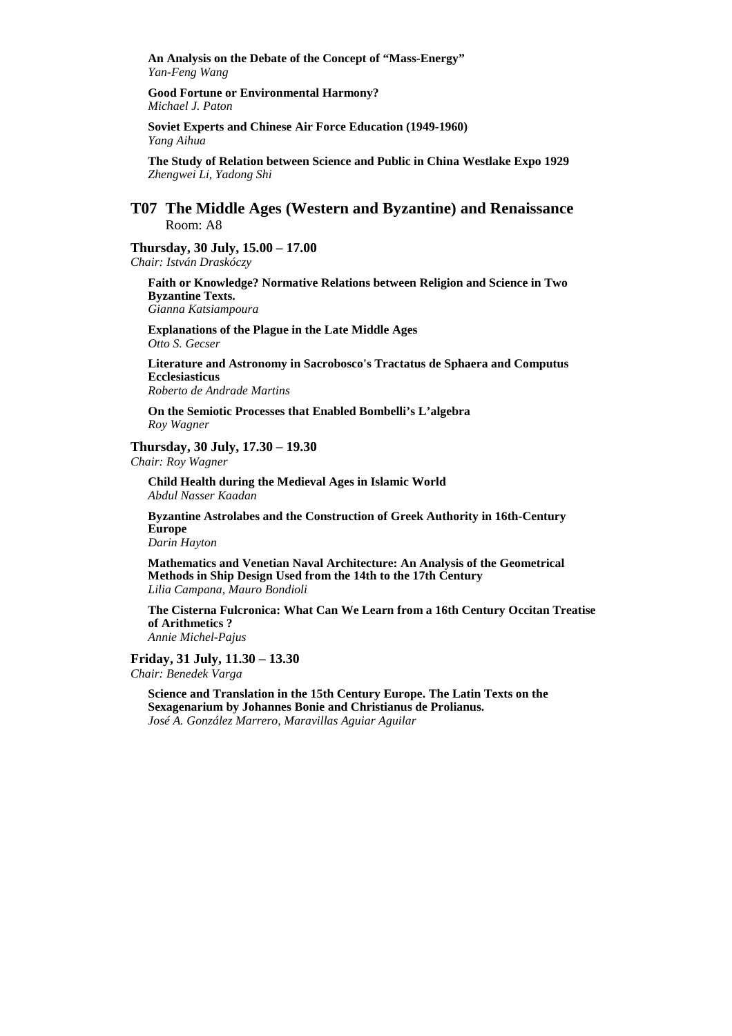**An Analysis on the Debate of the Concept of "Mass-Energy"**
*Yan-Feng Wang*

**Good Fortune or Environmental Harmony?**
*Michael J. Paton*

**Soviet Experts and Chinese Air Force Education (1949-1960)**
*Yang Aihua*

**The Study of Relation between Science and Public in China Westlake Expo 1929**
*Zhengwei Li, Yadong Shi*

## T07 The Middle Ages (Western and Byzantine) and Renaissance

Room: A8

### Thursday, 30 July, 15.00 – 17.00

*Chair: István Draskóczy*

**Faith or Knowledge? Normative Relations between Religion and Science in Two Byzantine Texts.**
*Gianna Katsiampoura*

**Explanations of the Plague in the Late Middle Ages**
*Otto S. Gecser*

**Literature and Astronomy in Sacrobosco's Tractatus de Sphaera and Computus Ecclesiasticus**
*Roberto de Andrade Martins*

**On the Semiotic Processes that Enabled Bombelli's L'algebra**
*Roy Wagner*

### Thursday, 30 July, 17.30 – 19.30

*Chair: Roy Wagner*

**Child Health during the Medieval Ages in Islamic World**
*Abdul Nasser Kaadan*

**Byzantine Astrolabes and the Construction of Greek Authority in 16th-Century Europe**
*Darin Hayton*

**Mathematics and Venetian Naval Architecture: An Analysis of the Geometrical Methods in Ship Design Used from the 14th to the 17th Century**
*Lilia Campana, Mauro Bondioli*

**The Cisterna Fulcronica: What Can We Learn from a 16th Century Occitan Treatise of Arithmetics ?**
*Annie Michel-Pajus*

### Friday, 31 July, 11.30 – 13.30

*Chair: Benedek Varga*

**Science and Translation in the 15th Century Europe. The Latin Texts on the Sexagenarium by Johannes Bonie and Christianus de Prolianus.**
*José A. González Marrero, Maravillas Aguiar Aguilar*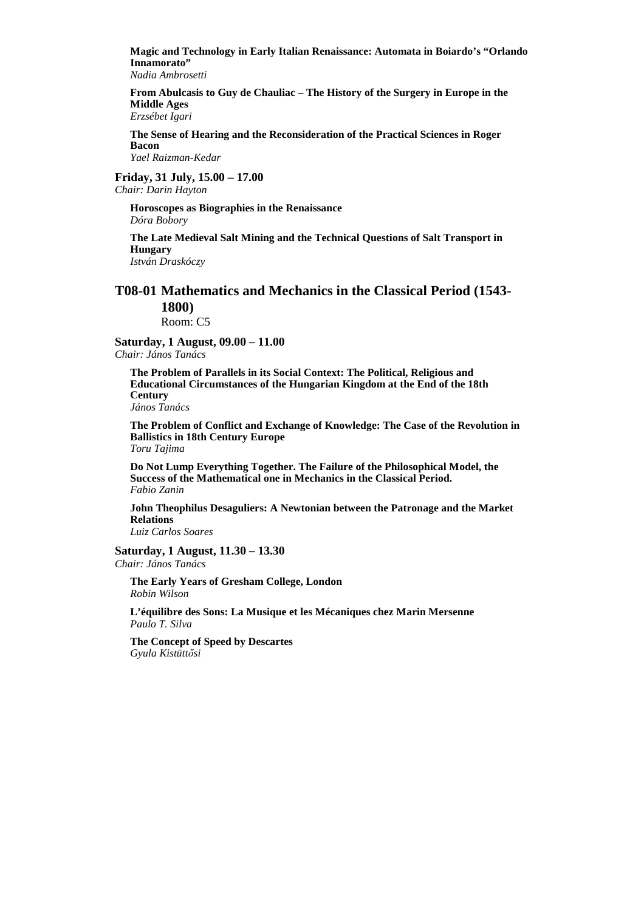**Magic and Technology in Early Italian Renaissance: Automata in Boiardo's "Orlando Innamorato"**
*Nadia Ambrosetti*

**From Abulcasis to Guy de Chauliac – The History of the Surgery in Europe in the Middle Ages**
*Erzsébet Igari*

**The Sense of Hearing and the Reconsideration of the Practical Sciences in Roger Bacon**
*Yael Raizman-Kedar*

**Friday, 31 July, 15.00 – 17.00**
*Chair: Darin Hayton*

**Horoscopes as Biographies in the Renaissance**
*Dóra Bobory*

**The Late Medieval Salt Mining and the Technical Questions of Salt Transport in Hungary**
*István Draskóczy*

## T08-01 Mathematics and Mechanics in the Classical Period (1543-1800)

Room: C5

**Saturday, 1 August, 09.00 – 11.00**
*Chair: János Tanács*

**The Problem of Parallels in its Social Context: The Political, Religious and Educational Circumstances of the Hungarian Kingdom at the End of the 18th Century**
*János Tanács*

**The Problem of Conflict and Exchange of Knowledge: The Case of the Revolution in Ballistics in 18th Century Europe**
*Toru Tajima*

**Do Not Lump Everything Together. The Failure of the Philosophical Model, the Success of the Mathematical one in Mechanics in the Classical Period.**
*Fabio Zanin*

**John Theophilus Desaguliers: A Newtonian between the Patronage and the Market Relations**
*Luiz Carlos Soares*

**Saturday, 1 August, 11.30 – 13.30**
*Chair: János Tanács*

**The Early Years of Gresham College, London**
*Robin Wilson*

**L'équilibre des Sons: La Musique et les Mécaniques chez Marin Mersenne**
*Paulo T. Silva*

**The Concept of Speed by Descartes**
*Gyula Kistüttősi*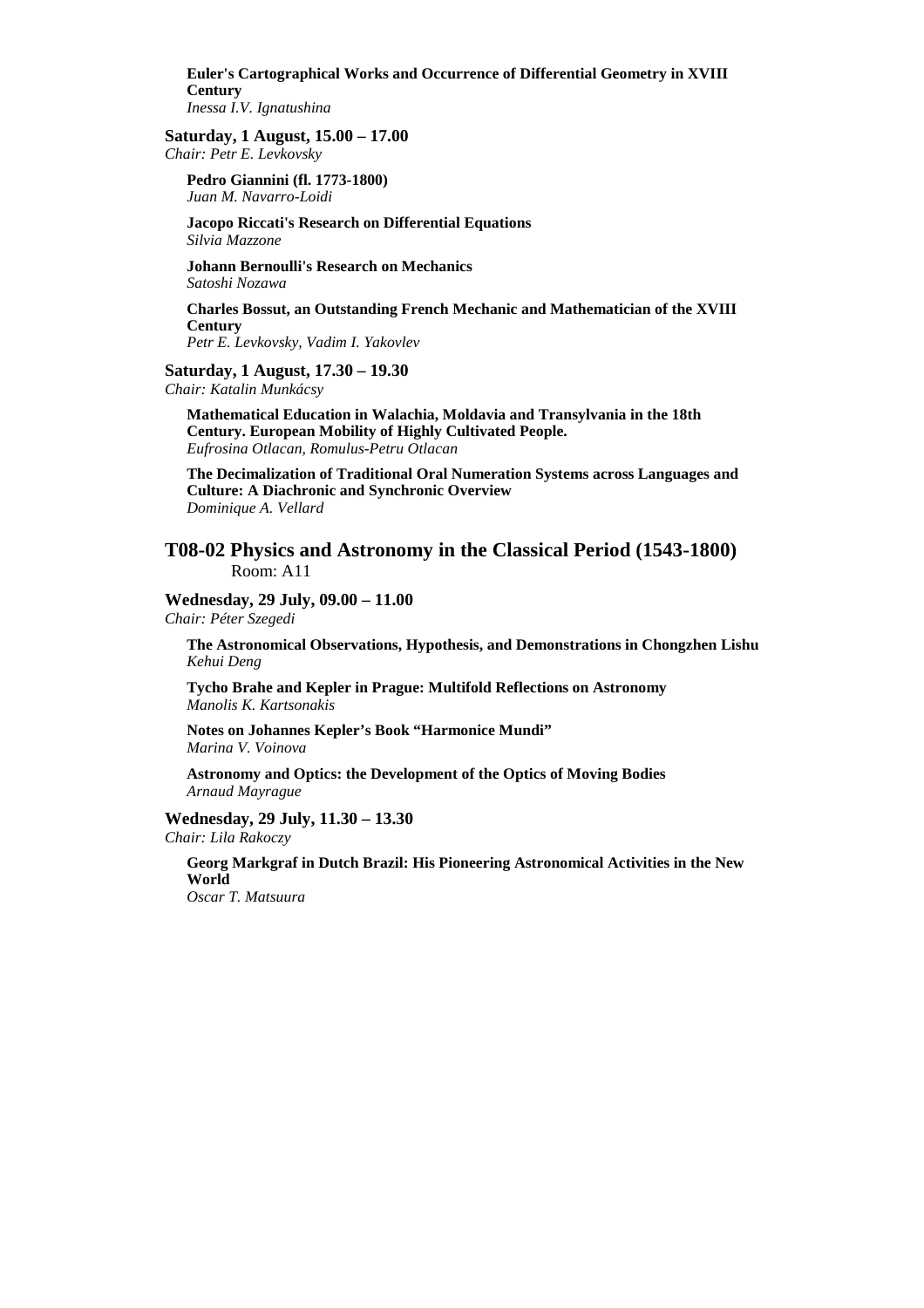**Euler's Cartographical Works and Occurrence of Differential Geometry in XVIII Century**
*Inessa I.V. Ignatushina*

**Saturday, 1 August, 15.00 – 17.00**
*Chair: Petr E. Levkovsky*

**Pedro Giannini (fl. 1773-1800)**
*Juan M. Navarro-Loidi*

**Jacopo Riccati's Research on Differential Equations**
*Silvia Mazzone*

**Johann Bernoulli's Research on Mechanics**
*Satoshi Nozawa*

**Charles Bossut, an Outstanding French Mechanic and Mathematician of the XVIII Century**
*Petr E. Levkovsky, Vadim I. Yakovlev*

**Saturday, 1 August, 17.30 – 19.30**
*Chair: Katalin Munkácsy*

**Mathematical Education in Walachia, Moldavia and Transylvania in the 18th Century. European Mobility of Highly Cultivated People.**
*Eufrosina Otlacan, Romulus-Petru Otlacan*

**The Decimalization of Traditional Oral Numeration Systems across Languages and Culture: A Diachronic and Synchronic Overview**
*Dominique A. Vellard*

## T08-02 Physics and Astronomy in the Classical Period (1543-1800)
Room: A11

**Wednesday, 29 July, 09.00 – 11.00**
*Chair: Péter Szegedi*

**The Astronomical Observations, Hypothesis, and Demonstrations in Chongzhen Lishu**
*Kehui Deng*

**Tycho Brahe and Kepler in Prague: Multifold Reflections on Astronomy**
*Manolis K. Kartsonakis*

**Notes on Johannes Kepler's Book "Harmonice Mundi"**
*Marina V. Voinova*

**Astronomy and Optics: the Development of the Optics of Moving Bodies**
*Arnaud Mayrargue*

**Wednesday, 29 July, 11.30 – 13.30**
*Chair: Lila Rakoczy*

**Georg Markgraf in Dutch Brazil: His Pioneering Astronomical Activities in the New World**
*Oscar T. Matsuura*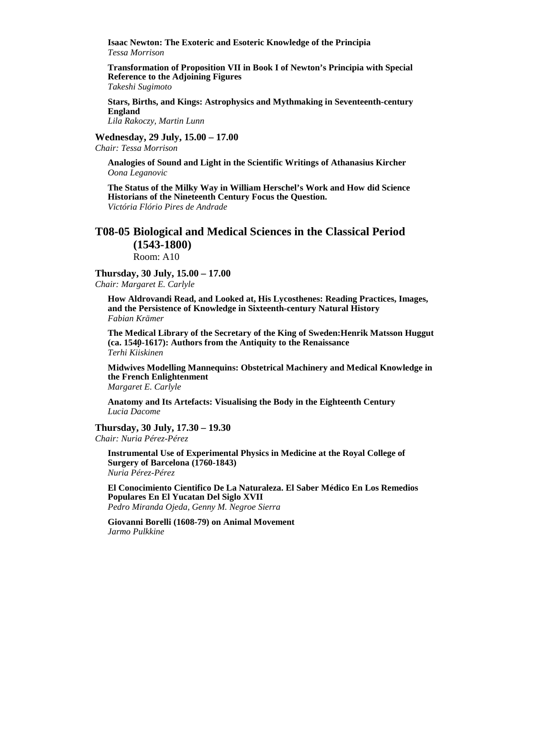**Isaac Newton: The Exoteric and Esoteric Knowledge of the Principia**
*Tessa Morrison*

**Transformation of Proposition VII in Book I of Newton's Principia with Special Reference to the Adjoining Figures**
*Takeshi Sugimoto*

**Stars, Births, and Kings: Astrophysics and Mythmaking in Seventeenth-century England**
*Lila Rakoczy, Martin Lunn*

**Wednesday, 29 July, 15.00 – 17.00**
*Chair: Tessa Morrison*

**Analogies of Sound and Light in the Scientific Writings of Athanasius Kircher**
*Oona Leganovic*

**The Status of the Milky Way in William Herschel's Work and How did Science Historians of the Nineteenth Century Focus the Question.**
*Victória Flório Pires de Andrade*

## T08-05 Biological and Medical Sciences in the Classical Period (1543-1800)

Room: A10

**Thursday, 30 July, 15.00 – 17.00**
*Chair: Margaret E. Carlyle*

**How Aldrovandi Read, and Looked at, His Lycosthenes: Reading Practices, Images, and the Persistence of Knowledge in Sixteenth-century Natural History**
*Fabian Krämer*

**The Medical Library of the Secretary of the King of Sweden:Henrik Matsson Huggut (ca. 1540-1617): Authors from the Antiquity to the Renaissance**
*Terhi Kiiskinen*

**Midwives Modelling Mannequins: Obstetrical Machinery and Medical Knowledge in the French Enlightenment**
*Margaret E. Carlyle*

**Anatomy and Its Artefacts: Visualising the Body in the Eighteenth Century**
*Lucia Dacome*

**Thursday, 30 July, 17.30 – 19.30**
*Chair: Nuria Pérez-Pérez*

**Instrumental Use of Experimental Physics in Medicine at the Royal College of Surgery of Barcelona (1760-1843)**
*Nuria Pérez-Pérez*

**El Conocimiento Cientifico De La Naturaleza. El Saber Médico En Los Remedios Populares En El Yucatan Del Siglo XVII**
*Pedro Miranda Ojeda, Genny M. Negroe Sierra*

**Giovanni Borelli (1608-79) on Animal Movement**
*Jarmo Pulkkine*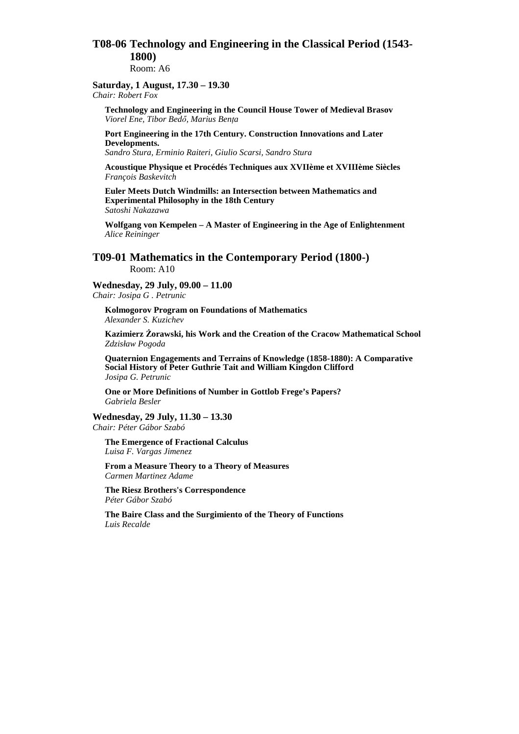## T08-06 Technology and Engineering in the Classical Period (1543-1800)

Room: A6

**Saturday, 1 August, 17.30 – 19.30**
*Chair: Robert Fox*

**Technology and Engineering in the Council House Tower of Medieval Brasov**
*Viorel Ene, Tibor Bedő, Marius Bența*

**Port Engineering in the 17th Century. Construction Innovations and Later Developments.**
*Sandro Stura, Erminio Raiteri, Giulio Scarsi, Sandro Stura*

**Acoustique Physique et Procédés Techniques aux XVIIème et XVIIIème Siècles**
*François Baskevitch*

**Euler Meets Dutch Windmills: an Intersection between Mathematics and Experimental Philosophy in the 18th Century**
*Satoshi Nakazawa*

**Wolfgang von Kempelen – A Master of Engineering in the Age of Enlightenment**
*Alice Reininger*

## T09-01 Mathematics in the Contemporary Period (1800-)

Room: A10

**Wednesday, 29 July, 09.00 – 11.00**
*Chair: Josipa G . Petrunic*

**Kolmogorov Program on Foundations of Mathematics**
*Alexander S. Kuzichev*

**Kazimierz Żorawski, his Work and the Creation of the Cracow Mathematical School**
*Zdzisław Pogoda*

**Quaternion Engagements and Terrains of Knowledge (1858-1880): A Comparative Social History of Peter Guthrie Tait and William Kingdon Clifford**
*Josipa G. Petrunic*

**One or More Definitions of Number in Gottlob Frege's Papers?**
*Gabriela Besler*

**Wednesday, 29 July, 11.30 – 13.30**
*Chair: Péter Gábor Szabó*

**The Emergence of Fractional Calculus**
*Luisa F. Vargas Jimenez*

**From a Measure Theory to a Theory of Measures**
*Carmen Martinez Adame*

**The Riesz Brothers's Correspondence**
*Péter Gábor Szabó*

**The Baire Class and the Surgimiento of the Theory of Functions**
*Luis Recalde*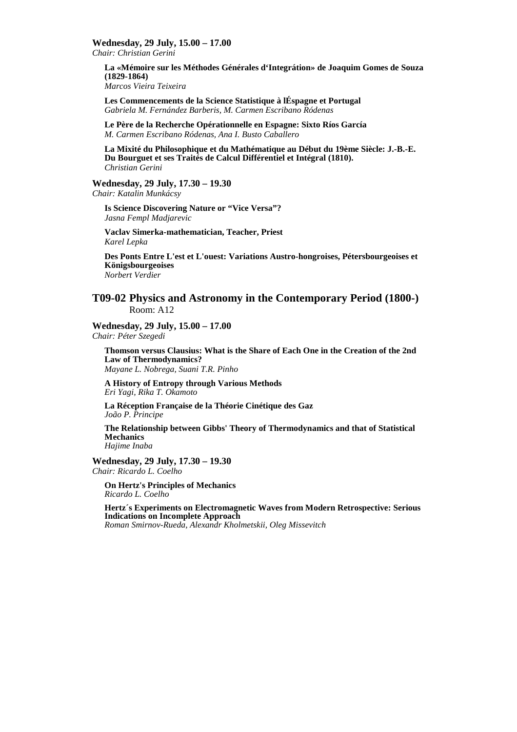**Wednesday, 29 July, 15.00 – 17.00**
*Chair: Christian Gerini*

**La «Mémoire sur les Méthodes Générales d'Integrátion» de Joaquim Gomes de Souza (1829-1864)**
*Marcos Vieira Teixeira*

**Les Commencements de la Science Statistique à lÉspagne et Portugal**
*Gabriela M. Fernández Barberis, M. Carmen Escribano Ródenas*

**Le Père de la Recherche Opérationnelle en Espagne: Sixto Ríos García**
*M. Carmen Escribano Ródenas, Ana I. Busto Caballero*

**La Mixité du Philosophique et du Mathématique au Début du 19ème Siècle: J.-B.-E. Du Bourguet et ses Traités de Calcul Différentiel et Intégral (1810).**
*Christian Gerini*

**Wednesday, 29 July, 17.30 – 19.30**
*Chair: Katalin Munkácsy*

**Is Science Discovering Nature or "Vice Versa"?**
*Jasna Fempl Madjarevic*

**Vaclav Simerka-mathematician, Teacher, Priest**
*Karel Lepka*

**Des Ponts Entre L'est et L'ouest: Variations Austro-hongroises, Pétersbourgeoises et Königsbourgeoises**
*Norbert Verdier*

## T09-02 Physics and Astronomy in the Contemporary Period (1800-)

Room: A12

**Wednesday, 29 July, 15.00 – 17.00**
*Chair: Péter Szegedi*

**Thomson versus Clausius: What is the Share of Each One in the Creation of the 2nd Law of Thermodynamics?**
*Mayane L. Nobrega, Suani T.R. Pinho*

**A History of Entropy through Various Methods**
*Eri Yagi, Rika T. Okamoto*

**La Réception Française de la Théorie Cinétique des Gaz**
*João P. Principe*

**The Relationship between Gibbs' Theory of Thermodynamics and that of Statistical Mechanics**
*Hajime Inaba*

**Wednesday, 29 July, 17.30 – 19.30**
*Chair: Ricardo L. Coelho*

**On Hertz's Principles of Mechanics**
*Ricardo L. Coelho*

**Hertz´s Experiments on Electromagnetic Waves from Modern Retrospective: Serious Indications on Incomplete Approach**
*Roman Smirnov-Rueda, Alexandr Kholmetskii, Oleg Missevitch*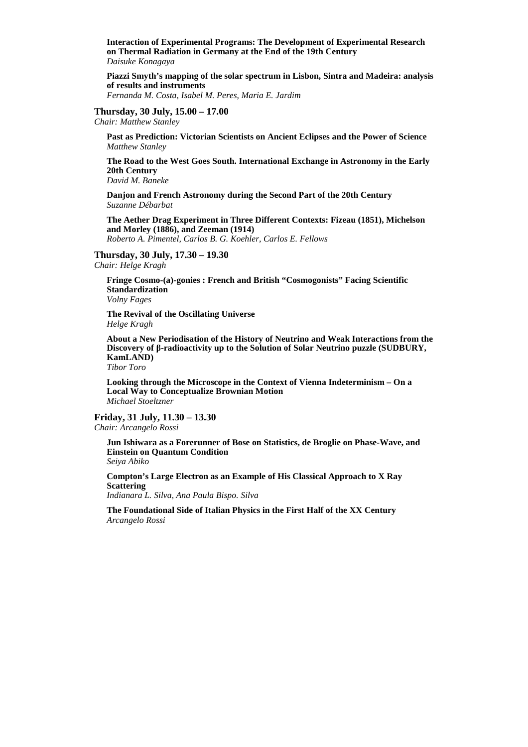**Interaction of Experimental Programs: The Development of Experimental Research on Thermal Radiation in Germany at the End of the 19th Century**
*Daisuke Konagaya*

**Piazzi Smyth's mapping of the solar spectrum in Lisbon, Sintra and Madeira: analysis of results and instruments**
*Fernanda M. Costa, Isabel M. Peres, Maria E. Jardim*

### Thursday, 30 July, 15.00 – 17.00

*Chair: Matthew Stanley*

**Past as Prediction: Victorian Scientists on Ancient Eclipses and the Power of Science**
*Matthew Stanley*

**The Road to the West Goes South. International Exchange in Astronomy in the Early 20th Century**
*David M. Baneke*

**Danjon and French Astronomy during the Second Part of the 20th Century**
*Suzanne Débarbat*

**The Aether Drag Experiment in Three Different Contexts: Fizeau (1851), Michelson and Morley (1886), and Zeeman (1914)**
*Roberto A. Pimentel, Carlos B. G. Koehler, Carlos E. Fellows*

### Thursday, 30 July, 17.30 – 19.30

*Chair: Helge Kragh*

**Fringe Cosmo-(a)-gonies : French and British "Cosmogonists" Facing Scientific Standardization**
*Volny Fages*

**The Revival of the Oscillating Universe**
*Helge Kragh*

**About a New Periodisation of the History of Neutrino and Weak Interactions from the Discovery of β-radioactivity up to the Solution of Solar Neutrino puzzle (SUDBURY, KamLAND)**
*Tibor Toro*

**Looking through the Microscope in the Context of Vienna Indeterminism – On a Local Way to Conceptualize Brownian Motion**
*Michael Stoeltzner*

### Friday, 31 July, 11.30 – 13.30

*Chair: Arcangelo Rossi*

**Jun Ishiwara as a Forerunner of Bose on Statistics, de Broglie on Phase-Wave, and Einstein on Quantum Condition**
*Seiya Abiko*

**Compton's Large Electron as an Example of His Classical Approach to X Ray Scattering**
*Indianara L. Silva, Ana Paula Bispo. Silva*

**The Foundational Side of Italian Physics in the First Half of the XX Century**
*Arcangelo Rossi*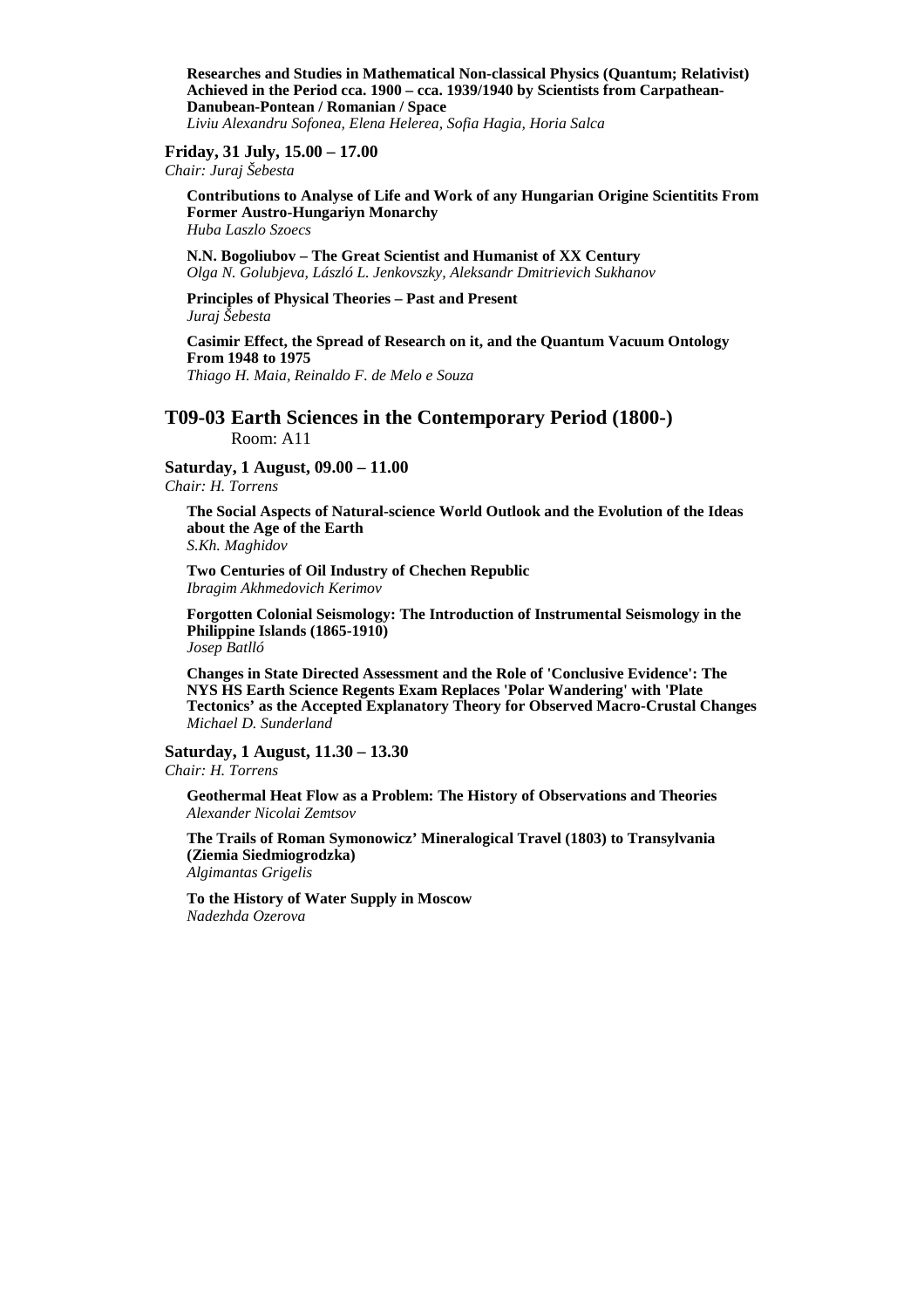**Researches and Studies in Mathematical Non-classical Physics (Quantum; Relativist) Achieved in the Period cca. 1900 – cca. 1939/1940 by Scientists from Carpathean-Danubean-Pontean / Romanian / Space**
*Liviu Alexandru Sofonea, Elena Helerea, Sofia Hagia, Horia Salca*

**Friday, 31 July, 15.00 – 17.00**
*Chair: Juraj Šebesta*

**Contributions to Analyse of Life and Work of any Hungarian Origine Scientitits From Former Austro-Hungariyn Monarchy**
*Huba Laszlo Szoecs*

**N.N. Bogoliubov – The Great Scientist and Humanist of XX Century**
*Olga N. Golubjeva, László L. Jenkovszky, Aleksandr Dmitrievich Sukhanov*

**Principles of Physical Theories – Past and Present**
*Juraj Šebesta*

**Casimir Effect, the Spread of Research on it, and the Quantum Vacuum Ontology From 1948 to 1975**
*Thiago H. Maia, Reinaldo F. de Melo e Souza*

## T09-03 Earth Sciences in the Contemporary Period (1800-)

Room: A11

**Saturday, 1 August, 09.00 – 11.00**
*Chair: H. Torrens*

**The Social Aspects of Natural-science World Outlook and the Evolution of the Ideas about the Age of the Earth**
*S.Kh. Maghidov*

**Two Centuries of Oil Industry of Chechen Republic**
*Ibragim Akhmedovich Kerimov*

**Forgotten Colonial Seismology: The Introduction of Instrumental Seismology in the Philippine Islands (1865-1910)**
*Josep Batlló*

**Changes in State Directed Assessment and the Role of 'Conclusive Evidence': The NYS HS Earth Science Regents Exam Replaces 'Polar Wandering' with 'Plate Tectonics' as the Accepted Explanatory Theory for Observed Macro-Crustal Changes**
*Michael D. Sunderland*

**Saturday, 1 August, 11.30 – 13.30**
*Chair: H. Torrens*

**Geothermal Heat Flow as a Problem: The History of Observations and Theories**
*Alexander Nicolai Zemtsov*

**The Trails of Roman Symonowicz' Mineralogical Travel (1803) to Transylvania (Ziemia Siedmiogrodzka)**
*Algimantas Grigelis*

**To the History of Water Supply in Moscow**
*Nadezhda Ozerova*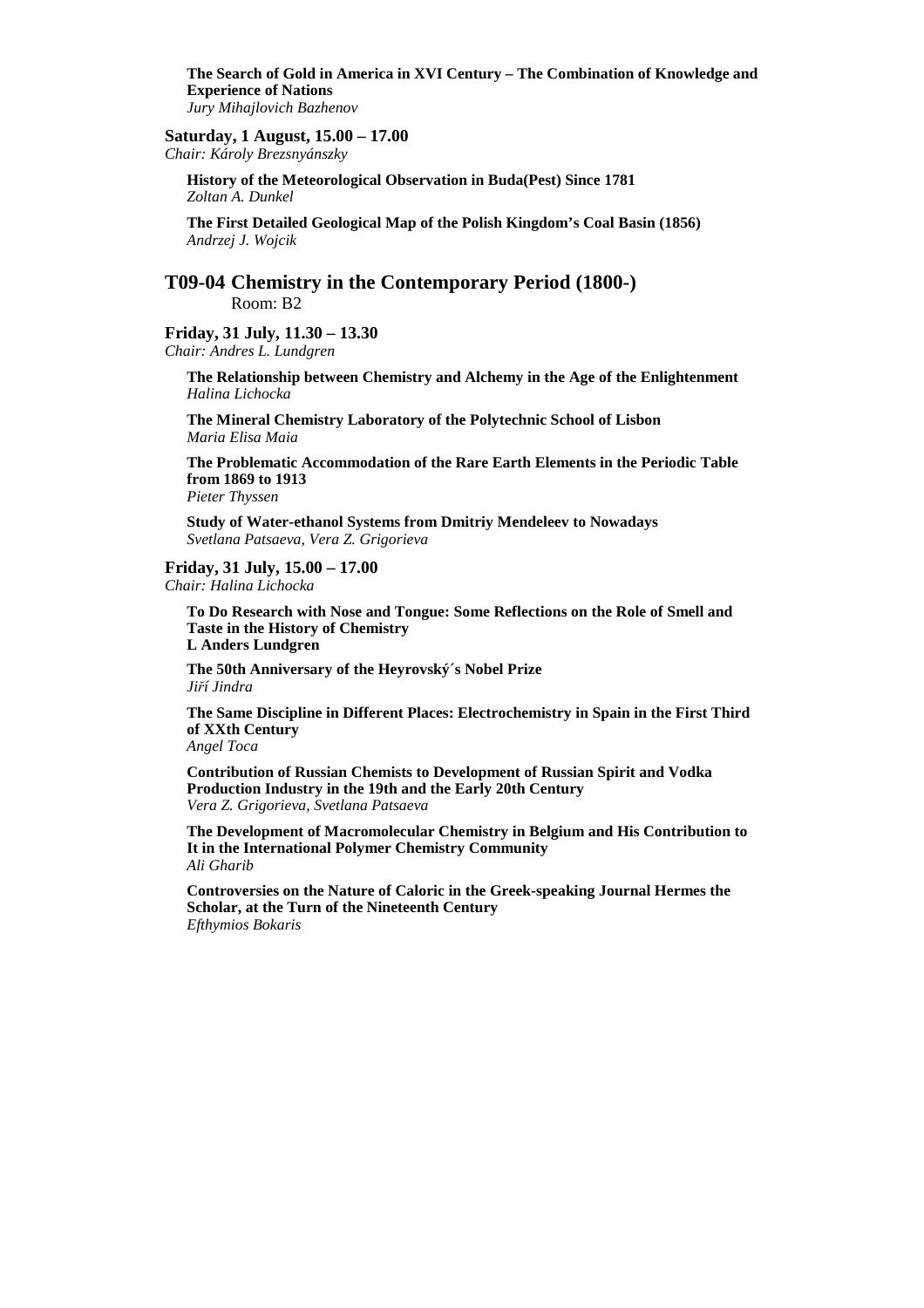**The Search of Gold in America in XVI Century – The Combination of Knowledge and Experience of Nations**
*Jury Mihajlovich Bazhenov*

**Saturday, 1 August, 15.00 – 17.00**
*Chair: Károly Brezsnyánszky*

**History of the Meteorological Observation in Buda(Pest) Since 1781**
*Zoltan A. Dunkel*

**The First Detailed Geological Map of the Polish Kingdom's Coal Basin (1856)**
*Andrzej J. Wojcik*

## T09-04 Chemistry in the Contemporary Period (1800-)

Room: B2

**Friday, 31 July, 11.30 – 13.30**
*Chair: Andres L. Lundgren*

**The Relationship between Chemistry and Alchemy in the Age of the Enlightenment**
*Halina Lichocka*

**The Mineral Chemistry Laboratory of the Polytechnic School of Lisbon**
*Maria Elisa Maia*

**The Problematic Accommodation of the Rare Earth Elements in the Periodic Table from 1869 to 1913**
*Pieter Thyssen*

**Study of Water-ethanol Systems from Dmitriy Mendeleev to Nowadays**
*Svetlana Patsaeva, Vera Z. Grigorieva*

**Friday, 31 July, 15.00 – 17.00**
*Chair: Halina Lichocka*

**To Do Research with Nose and Tongue: Some Reflections on the Role of Smell and Taste in the History of Chemistry**
**L Anders Lundgren**

**The 50th Anniversary of the Heyrovský´s Nobel Prize**
*Jiří Jindra*

**The Same Discipline in Different Places: Electrochemistry in Spain in the First Third of XXth Century**
*Angel Toca*

**Contribution of Russian Chemists to Development of Russian Spirit and Vodka Production Industry in the 19th and the Early 20th Century**
*Vera Z. Grigorieva, Svetlana Patsaeva*

**The Development of Macromolecular Chemistry in Belgium and His Contribution to It in the International Polymer Chemistry Community**
*Ali Gharib*

**Controversies on the Nature of Caloric in the Greek-speaking Journal Hermes the Scholar, at the Turn of the Nineteenth Century**
*Efthymios Bokaris*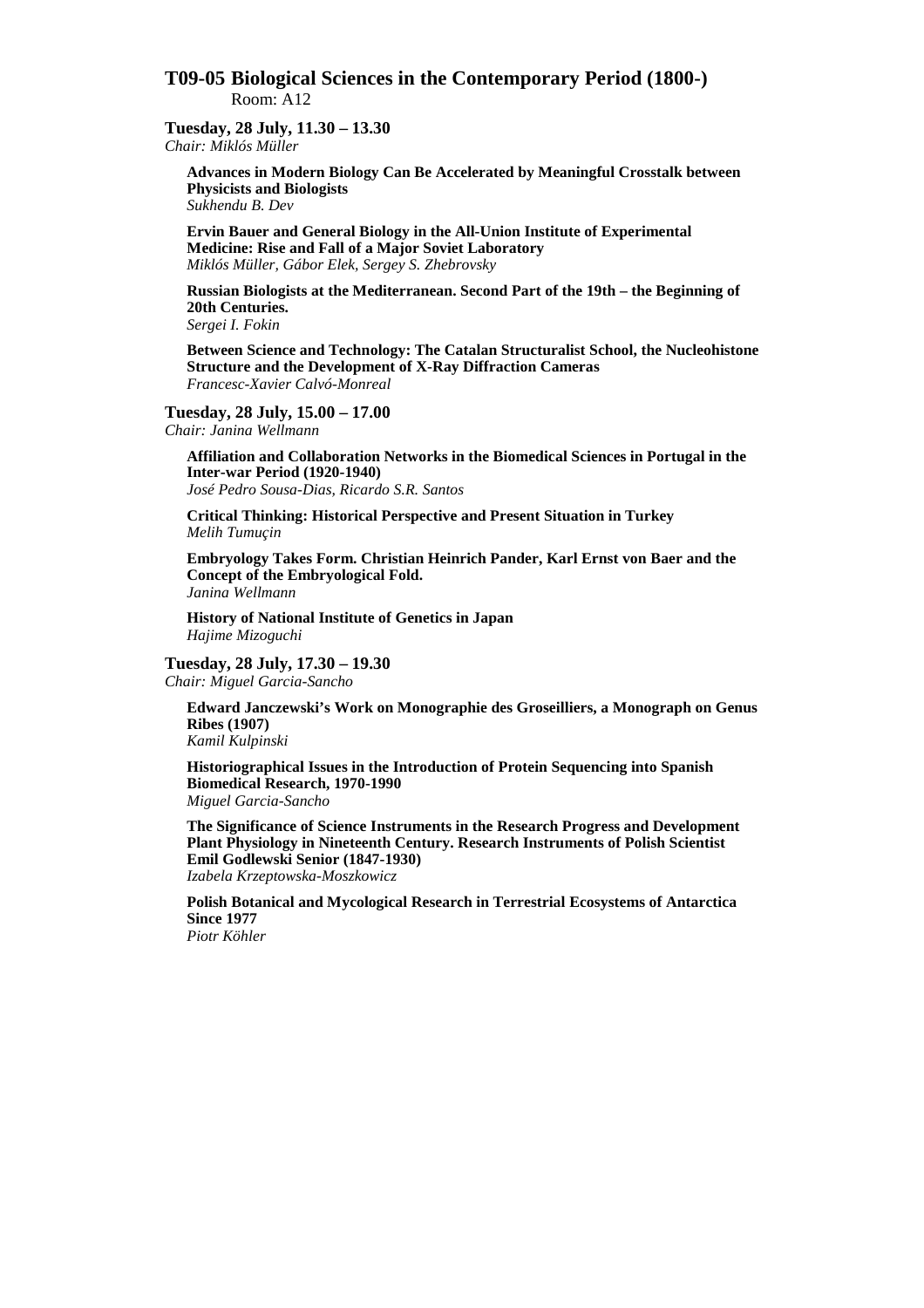## T09-05 Biological Sciences in the Contemporary Period (1800-)

Room: A12

**Tuesday, 28 July, 11.30 – 13.30**
*Chair: Miklós Müller*

**Advances in Modern Biology Can Be Accelerated by Meaningful Crosstalk between Physicists and Biologists**
*Sukhendu B. Dev*

**Ervin Bauer and General Biology in the All-Union Institute of Experimental Medicine: Rise and Fall of a Major Soviet Laboratory**
*Miklós Müller, Gábor Elek, Sergey S. Zhebrovsky*

**Russian Biologists at the Mediterranean. Second Part of the 19th – the Beginning of 20th Centuries.**
*Sergei I. Fokin*

**Between Science and Technology: The Catalan Structuralist School, the Nucleohistone Structure and the Development of X-Ray Diffraction Cameras**
*Francesc-Xavier Calvó-Monreal*

**Tuesday, 28 July, 15.00 – 17.00**
*Chair: Janina Wellmann*

**Affiliation and Collaboration Networks in the Biomedical Sciences in Portugal in the Inter-war Period (1920-1940)**
*José Pedro Sousa-Dias, Ricardo S.R. Santos*

**Critical Thinking: Historical Perspective and Present Situation in Turkey**
*Melih Tumuçin*

**Embryology Takes Form. Christian Heinrich Pander, Karl Ernst von Baer and the Concept of the Embryological Fold.**
*Janina Wellmann*

**History of National Institute of Genetics in Japan**
*Hajime Mizoguchi*

**Tuesday, 28 July, 17.30 – 19.30**
*Chair: Miguel Garcia-Sancho*

**Edward Janczewski's Work on Monographie des Groseilliers, a Monograph on Genus Ribes (1907)**
*Kamil Kulpinski*

**Historiographical Issues in the Introduction of Protein Sequencing into Spanish Biomedical Research, 1970-1990**
*Miguel Garcia-Sancho*

**The Significance of Science Instruments in the Research Progress and Development Plant Physiology in Nineteenth Century. Research Instruments of Polish Scientist Emil Godlewski Senior (1847-1930)**
*Izabela Krzeptowska-Moszkowicz*

**Polish Botanical and Mycological Research in Terrestrial Ecosystems of Antarctica Since 1977**
*Piotr Köhler*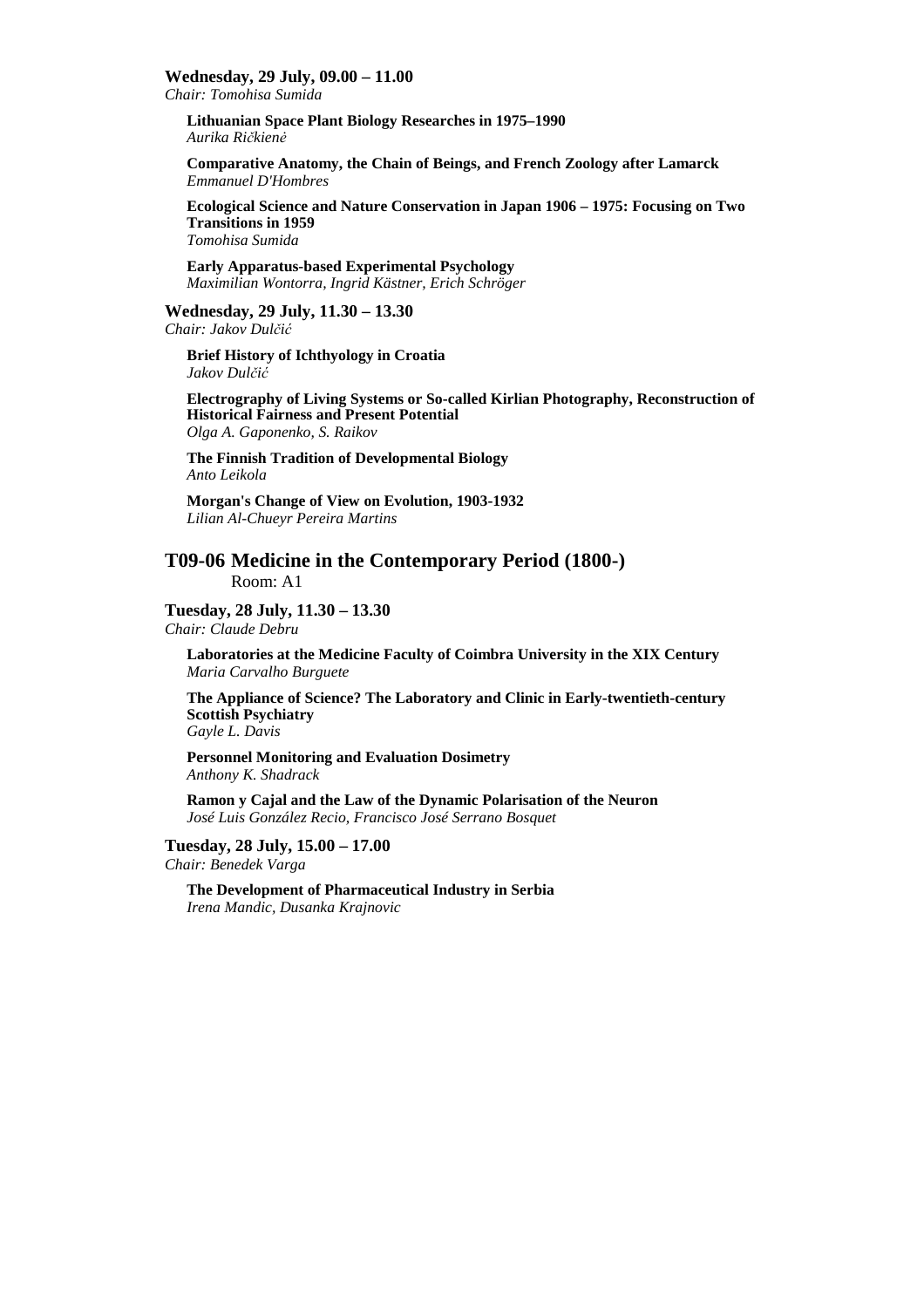**Wednesday, 29 July, 09.00 – 11.00**
*Chair: Tomohisa Sumida*

**Lithuanian Space Plant Biology Researches in 1975–1990**
*Aurika Ričkienė*

**Comparative Anatomy, the Chain of Beings, and French Zoology after Lamarck**
*Emmanuel D'Hombres*

**Ecological Science and Nature Conservation in Japan 1906 – 1975: Focusing on Two Transitions in 1959**
*Tomohisa Sumida*

**Early Apparatus-based Experimental Psychology**
*Maximilian Wontorra, Ingrid Kästner, Erich Schröger*

**Wednesday, 29 July, 11.30 – 13.30**
*Chair: Jakov Dulčić*

**Brief History of Ichthyology in Croatia**
*Jakov Dulčić*

**Electrography of Living Systems or So-called Kirlian Photography, Reconstruction of Historical Fairness and Present Potential**
*Olga A. Gaponenko, S. Raikov*

**The Finnish Tradition of Developmental Biology**
*Anto Leikola*

**Morgan's Change of View on Evolution, 1903-1932**
*Lilian Al-Chueyr Pereira Martins*

## T09-06 Medicine in the Contemporary Period (1800-)

Room: A1

**Tuesday, 28 July, 11.30 – 13.30**
*Chair: Claude Debru*

**Laboratories at the Medicine Faculty of Coimbra University in the XIX Century**
*Maria Carvalho Burguete*

**The Appliance of Science? The Laboratory and Clinic in Early-twentieth-century Scottish Psychiatry**
*Gayle L. Davis*

**Personnel Monitoring and Evaluation Dosimetry**
*Anthony K. Shadrack*

**Ramon y Cajal and the Law of the Dynamic Polarisation of the Neuron**
*José Luis González Recio, Francisco José Serrano Bosquet*

**Tuesday, 28 July, 15.00 – 17.00**
*Chair: Benedek Varga*

**The Development of Pharmaceutical Industry in Serbia**
*Irena Mandic, Dusanka Krajnovic*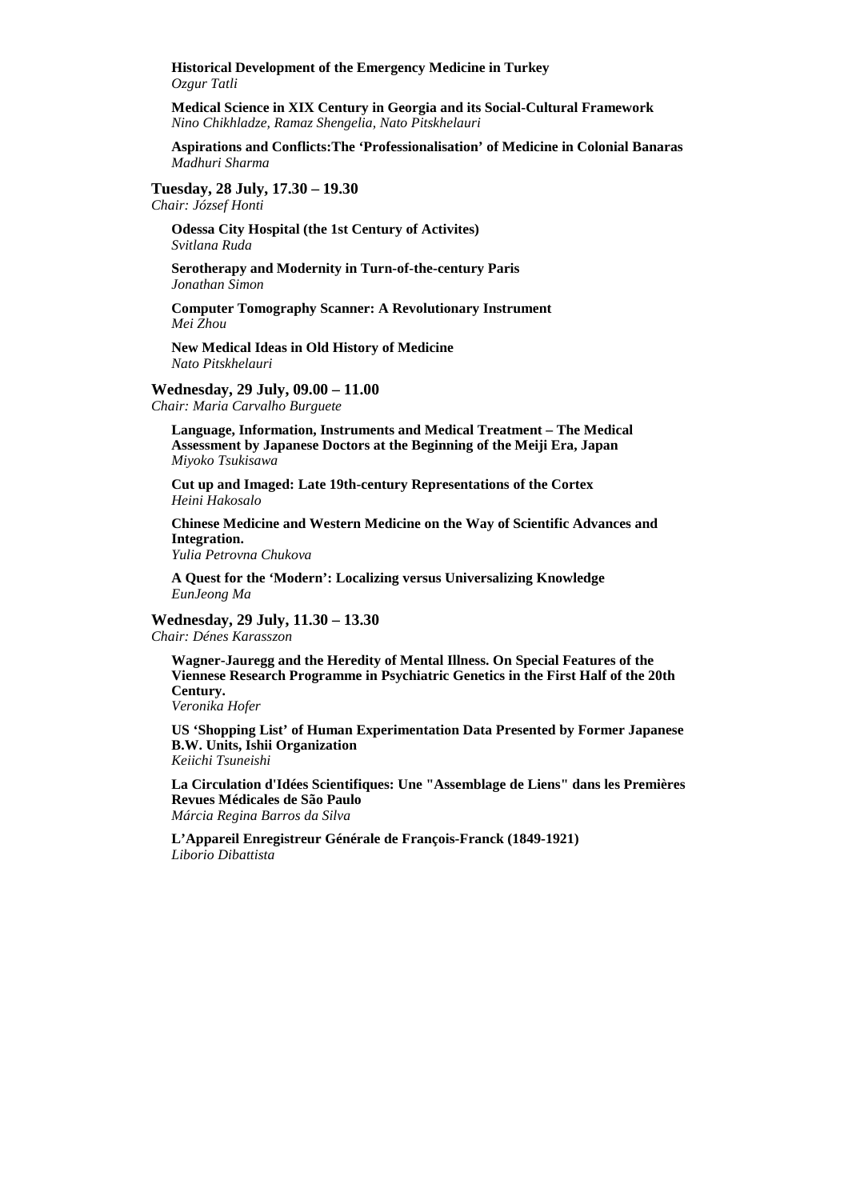**Historical Development of the Emergency Medicine in Turkey**
*Ozgur Tatli*

**Medical Science in XIX Century in Georgia and its Social-Cultural Framework**
*Nino Chikhladze, Ramaz Shengelia, Nato Pitskhelauri*

**Aspirations and Conflicts:The 'Professionalisation' of Medicine in Colonial Banaras**
*Madhuri Sharma*

### Tuesday, 28 July, 17.30 – 19.30
*Chair: József Honti*

**Odessa City Hospital (the 1st Century of Activites)**
*Svitlana Ruda*

**Serotherapy and Modernity in Turn-of-the-century Paris**
*Jonathan Simon*

**Computer Tomography Scanner: A Revolutionary Instrument**
*Mei Zhou*

**New Medical Ideas in Old History of Medicine**
*Nato Pitskhelauri*

### Wednesday, 29 July, 09.00 – 11.00
*Chair: Maria Carvalho Burguete*

**Language, Information, Instruments and Medical Treatment – The Medical Assessment by Japanese Doctors at the Beginning of the Meiji Era, Japan**
*Miyoko Tsukisawa*

**Cut up and Imaged: Late 19th-century Representations of the Cortex**
*Heini Hakosalo*

**Chinese Medicine and Western Medicine on the Way of Scientific Advances and Integration.**
*Yulia Petrovna Chukova*

**A Quest for the 'Modern': Localizing versus Universalizing Knowledge**
*EunJeong Ma*

### Wednesday, 29 July, 11.30 – 13.30
*Chair: Dénes Karasszon*

**Wagner-Jauregg and the Heredity of Mental Illness. On Special Features of the Viennese Research Programme in Psychiatric Genetics in the First Half of the 20th Century.**
*Veronika Hofer*

**US 'Shopping List' of Human Experimentation Data Presented by Former Japanese B.W. Units, Ishii Organization**
*Keiichi Tsuneishi*

**La Circulation d'Idées Scientifiques: Une "Assemblage de Liens" dans les Premières Revues Médicales de São Paulo**
*Márcia Regina Barros da Silva*

**L'Appareil Enregistreur Générale de François-Franck (1849-1921)**
*Liborio Dibattista*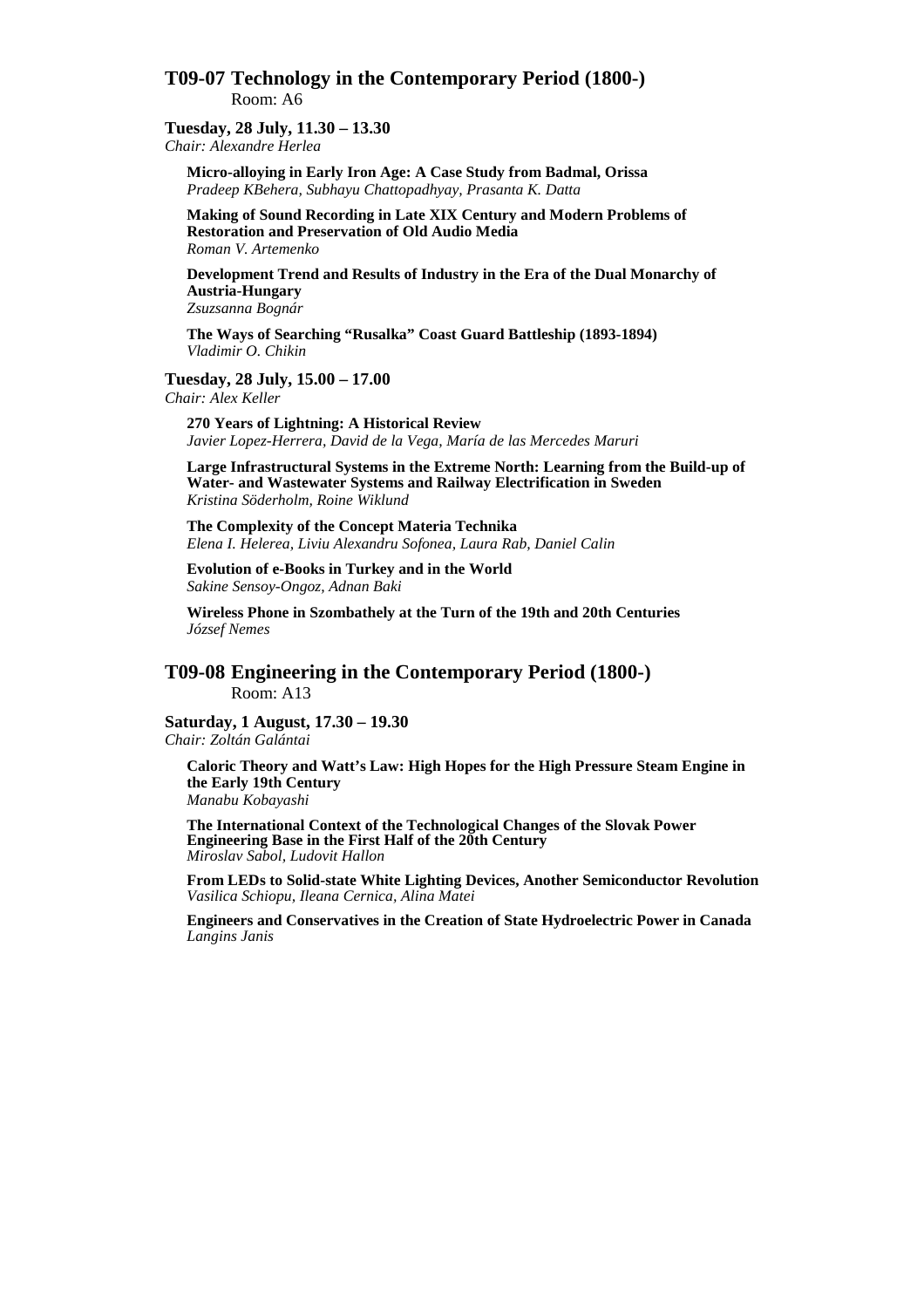## T09-07 Technology in the Contemporary Period (1800-)

Room: A6

**Tuesday, 28 July, 11.30 – 13.30**
*Chair: Alexandre Herlea*

**Micro-alloying in Early Iron Age: A Case Study from Badmal, Orissa**
*Pradeep KBehera, Subhayu Chattopadhyay, Prasanta K. Datta*

**Making of Sound Recording in Late XIX Century and Modern Problems of Restoration and Preservation of Old Audio Media**
*Roman V. Artemenko*

**Development Trend and Results of Industry in the Era of the Dual Monarchy of Austria-Hungary**
*Zsuzsanna Bognár*

**The Ways of Searching "Rusalka" Coast Guard Battleship (1893-1894)**
*Vladimir O. Chikin*

**Tuesday, 28 July, 15.00 – 17.00**
*Chair: Alex Keller*

**270 Years of Lightning: A Historical Review**
*Javier Lopez-Herrera, David de la Vega, María de las Mercedes Maruri*

**Large Infrastructural Systems in the Extreme North: Learning from the Build-up of Water- and Wastewater Systems and Railway Electrification in Sweden**
*Kristina Söderholm, Roine Wiklund*

**The Complexity of the Concept Materia Technika**
*Elena I. Helerea, Liviu Alexandru Sofonea, Laura Rab, Daniel Calin*

**Evolution of e-Books in Turkey and in the World**
*Sakine Sensoy-Ongoz, Adnan Baki*

**Wireless Phone in Szombathely at the Turn of the 19th and 20th Centuries**
*József Nemes*

## T09-08 Engineering in the Contemporary Period (1800-)

Room: A13

**Saturday, 1 August, 17.30 – 19.30**
*Chair: Zoltán Galántai*

**Caloric Theory and Watt's Law: High Hopes for the High Pressure Steam Engine in the Early 19th Century**
*Manabu Kobayashi*

**The International Context of the Technological Changes of the Slovak Power Engineering Base in the First Half of the 20th Century**
*Miroslav Sabol, Ludovit Hallon*

**From LEDs to Solid-state White Lighting Devices, Another Semiconductor Revolution**
*Vasilica Schiopu, Ileana Cernica, Alina Matei*

**Engineers and Conservatives in the Creation of State Hydroelectric Power in Canada**
*Langins Janis*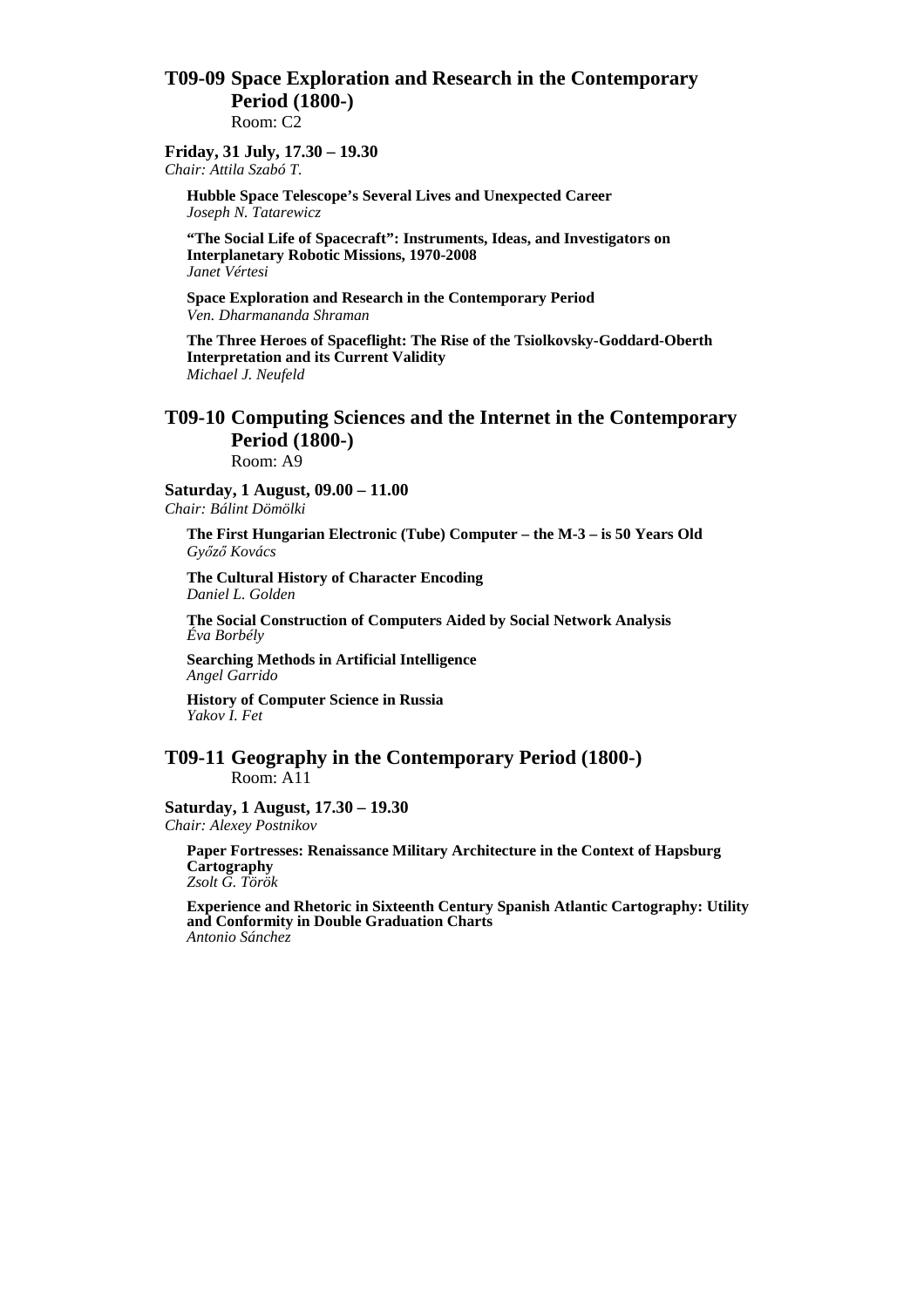## T09-09 Space Exploration and Research in the Contemporary Period (1800-)

Room: C2

**Friday, 31 July, 17.30 – 19.30**
*Chair: Attila Szabó T.*

**Hubble Space Telescope's Several Lives and Unexpected Career**
*Joseph N. Tatarewicz*

**"The Social Life of Spacecraft": Instruments, Ideas, and Investigators on Interplanetary Robotic Missions, 1970-2008**
*Janet Vértesi*

**Space Exploration and Research in the Contemporary Period**
*Ven. Dharmananda Shraman*

**The Three Heroes of Spaceflight: The Rise of the Tsiolkovsky-Goddard-Oberth Interpretation and its Current Validity**
*Michael J. Neufeld*

## T09-10 Computing Sciences and the Internet in the Contemporary Period (1800-)

Room: A9

**Saturday, 1 August, 09.00 – 11.00**
*Chair: Bálint Dömölki*

**The First Hungarian Electronic (Tube) Computer – the M-3 – is 50 Years Old**
*Győző Kovács*

**The Cultural History of Character Encoding**
*Daniel L. Golden*

**The Social Construction of Computers Aided by Social Network Analysis**
*Éva Borbély*

**Searching Methods in Artificial Intelligence**
*Angel Garrido*

**History of Computer Science in Russia**
*Yakov I. Fet*

## T09-11 Geography in the Contemporary Period (1800-)

Room: A11

**Saturday, 1 August, 17.30 – 19.30**
*Chair: Alexey Postnikov*

**Paper Fortresses: Renaissance Military Architecture in the Context of Hapsburg Cartography**
*Zsolt G. Török*

**Experience and Rhetoric in Sixteenth Century Spanish Atlantic Cartography: Utility and Conformity in Double Graduation Charts**
*Antonio Sánchez*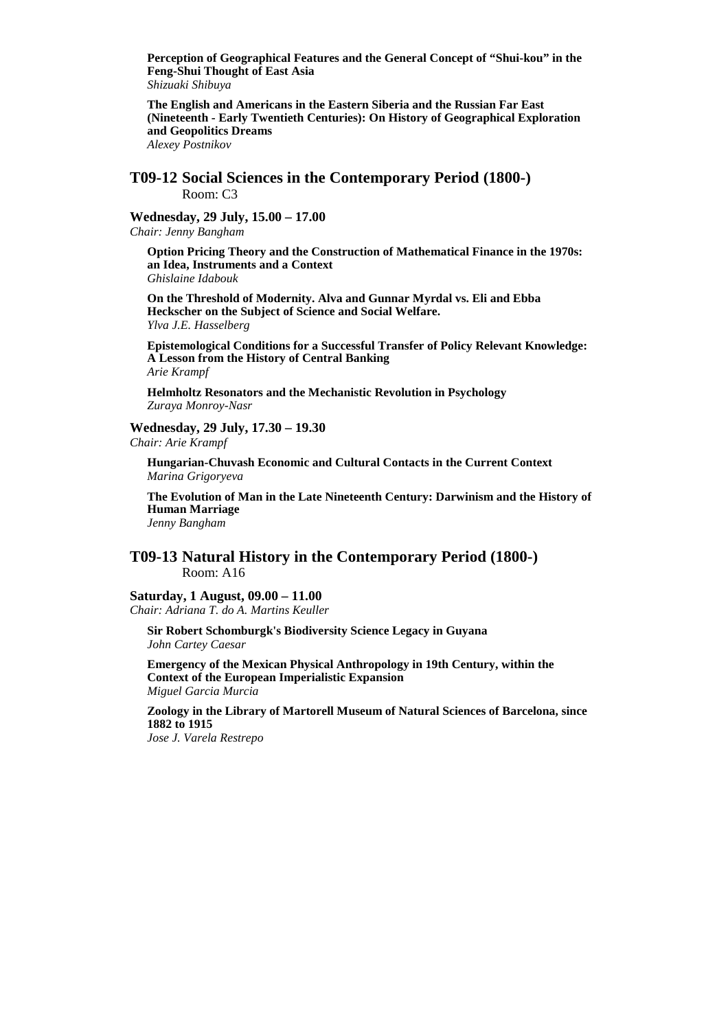**Perception of Geographical Features and the General Concept of "Shui-kou" in the Feng-Shui Thought of East Asia**
*Shizuaki Shibuya*

**The English and Americans in the Eastern Siberia and the Russian Far East (Nineteenth - Early Twentieth Centuries): On History of Geographical Exploration and Geopolitics Dreams**
*Alexey Postnikov*

## T09-12 Social Sciences in the Contemporary Period (1800-)

Room: C3

**Wednesday, 29 July, 15.00 – 17.00**
*Chair: Jenny Bangham*

**Option Pricing Theory and the Construction of Mathematical Finance in the 1970s: an Idea, Instruments and a Context**
*Ghislaine Idabouk*

**On the Threshold of Modernity. Alva and Gunnar Myrdal vs. Eli and Ebba Heckscher on the Subject of Science and Social Welfare.**
*Ylva J.E. Hasselberg*

**Epistemological Conditions for a Successful Transfer of Policy Relevant Knowledge: A Lesson from the History of Central Banking**
*Arie Krampf*

**Helmholtz Resonators and the Mechanistic Revolution in Psychology**
*Zuraya Monroy-Nasr*

**Wednesday, 29 July, 17.30 – 19.30**
*Chair: Arie Krampf*

**Hungarian-Chuvash Economic and Cultural Contacts in the Current Context**
*Marina Grigoryeva*

**The Evolution of Man in the Late Nineteenth Century: Darwinism and the History of Human Marriage**
*Jenny Bangham*

## T09-13 Natural History in the Contemporary Period (1800-)

Room: A16

**Saturday, 1 August, 09.00 – 11.00**
*Chair: Adriana T. do A. Martins Keuller*

**Sir Robert Schomburgk's Biodiversity Science Legacy in Guyana**
*John Cartey Caesar*

**Emergency of the Mexican Physical Anthropology in 19th Century, within the Context of the European Imperialistic Expansion**
*Miguel Garcia Murcia*

**Zoology in the Library of Martorell Museum of Natural Sciences of Barcelona, since 1882 to 1915**
*Jose J. Varela Restrepo*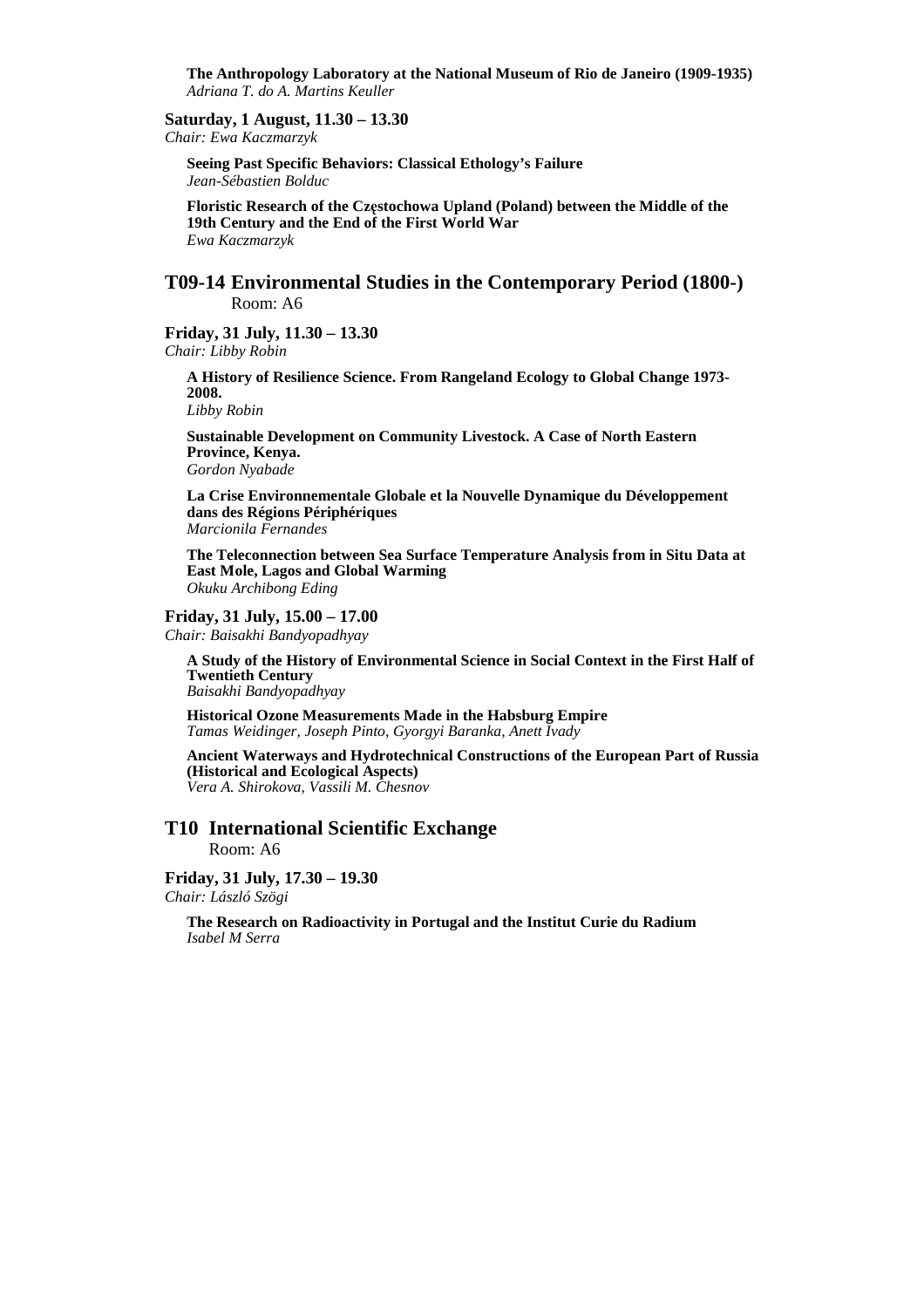**The Anthropology Laboratory at the National Museum of Rio de Janeiro (1909-1935)**
*Adriana T. do A. Martins Keuller*

**Saturday, 1 August, 11.30 – 13.30**
*Chair: Ewa Kaczmarzyk*

**Seeing Past Specific Behaviors: Classical Ethology's Failure**
*Jean-Sébastien Bolduc*

**Floristic Research of the Częstochowa Upland (Poland) between the Middle of the 19th Century and the End of the First World War**
*Ewa Kaczmarzyk*

## T09-14 Environmental Studies in the Contemporary Period (1800-)

Room: A6

**Friday, 31 July, 11.30 – 13.30**
*Chair: Libby Robin*

**A History of Resilience Science. From Rangeland Ecology to Global Change 1973-2008.**
*Libby Robin*

**Sustainable Development on Community Livestock. A Case of North Eastern Province, Kenya.**
*Gordon Nyabade*

**La Crise Environnementale Globale et la Nouvelle Dynamique du Développement dans des Régions Périphériques**
*Marcionila Fernandes*

**The Teleconnection between Sea Surface Temperature Analysis from in Situ Data at East Mole, Lagos and Global Warming**
*Okuku Archibong Eding*

**Friday, 31 July, 15.00 – 17.00**
*Chair: Baisakhi Bandyopadhyay*

**A Study of the History of Environmental Science in Social Context in the First Half of Twentieth Century**
*Baisakhi Bandyopadhyay*

**Historical Ozone Measurements Made in the Habsburg Empire**
*Tamas Weidinger, Joseph Pinto, Gyorgyi Baranka, Anett Ivady*

**Ancient Waterways and Hydrotechnical Constructions of the European Part of Russia (Historical and Ecological Aspects)**
*Vera A. Shirokova, Vassili M. Chesnov*

## T10 International Scientific Exchange

Room: A6

**Friday, 31 July, 17.30 – 19.30**
*Chair: László Szögi*

**The Research on Radioactivity in Portugal and the Institut Curie du Radium**
*Isabel M Serra*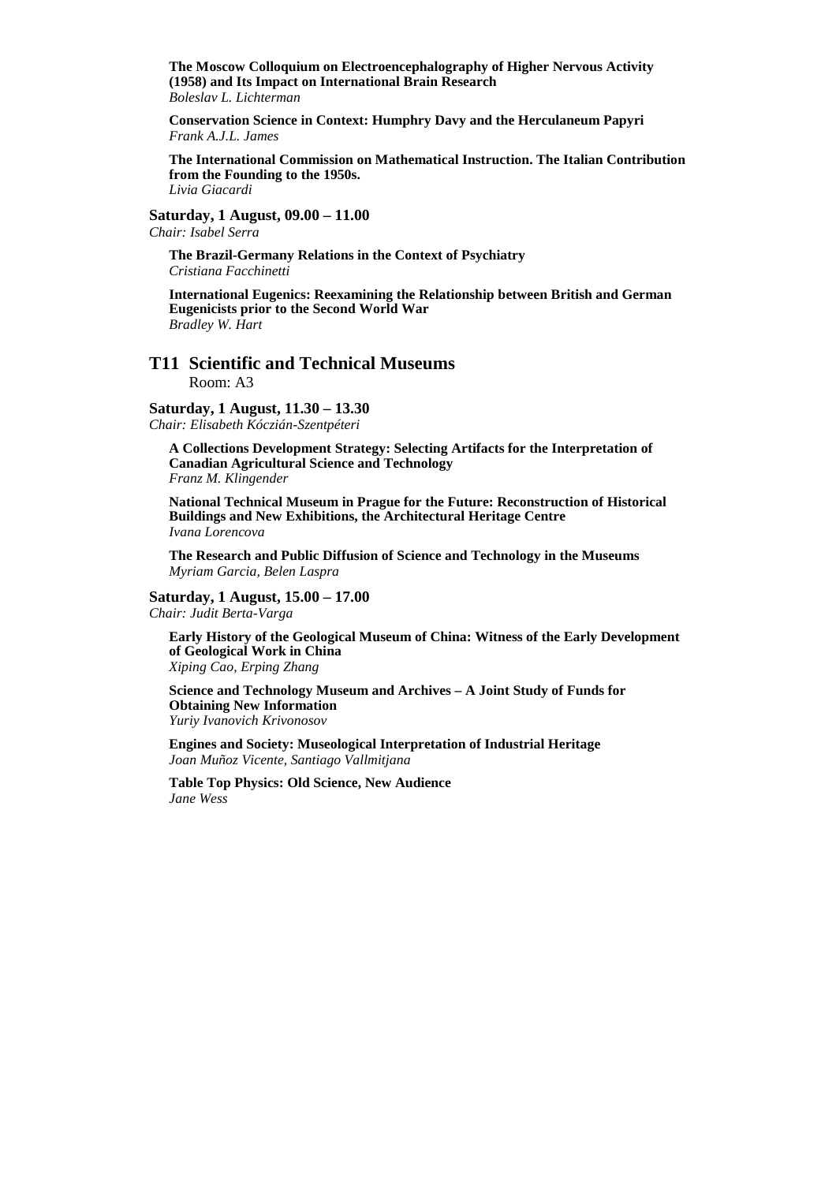**The Moscow Colloquium on Electroencephalography of Higher Nervous Activity (1958) and Its Impact on International Brain Research**
*Boleslav L. Lichterman*

**Conservation Science in Context: Humphry Davy and the Herculaneum Papyri**
*Frank A.J.L. James*

**The International Commission on Mathematical Instruction. The Italian Contribution from the Founding to the 1950s.**
*Livia Giacardi*

**Saturday, 1 August, 09.00 – 11.00**
*Chair: Isabel Serra*

**The Brazil-Germany Relations in the Context of Psychiatry**
*Cristiana Facchinetti*

**International Eugenics: Reexamining the Relationship between British and German Eugenicists prior to the Second World War**
*Bradley W. Hart*

## T11 Scientific and Technical Museums

Room: A3

**Saturday, 1 August, 11.30 – 13.30**
*Chair: Elisabeth Kóczián-Szentpéteri*

**A Collections Development Strategy: Selecting Artifacts for the Interpretation of Canadian Agricultural Science and Technology**
*Franz M. Klingender*

**National Technical Museum in Prague for the Future: Reconstruction of Historical Buildings and New Exhibitions, the Architectural Heritage Centre**
*Ivana Lorencova*

**The Research and Public Diffusion of Science and Technology in the Museums**
*Myriam Garcia, Belen Laspra*

**Saturday, 1 August, 15.00 – 17.00**
*Chair: Judit Berta-Varga*

**Early History of the Geological Museum of China: Witness of the Early Development of Geological Work in China**
*Xiping Cao, Erping Zhang*

**Science and Technology Museum and Archives – A Joint Study of Funds for Obtaining New Information**
*Yuriy Ivanovich Krivonosov*

**Engines and Society: Museological Interpretation of Industrial Heritage**
*Joan Muñoz Vicente, Santiago Vallmitjana*

**Table Top Physics: Old Science, New Audience**
*Jane Wess*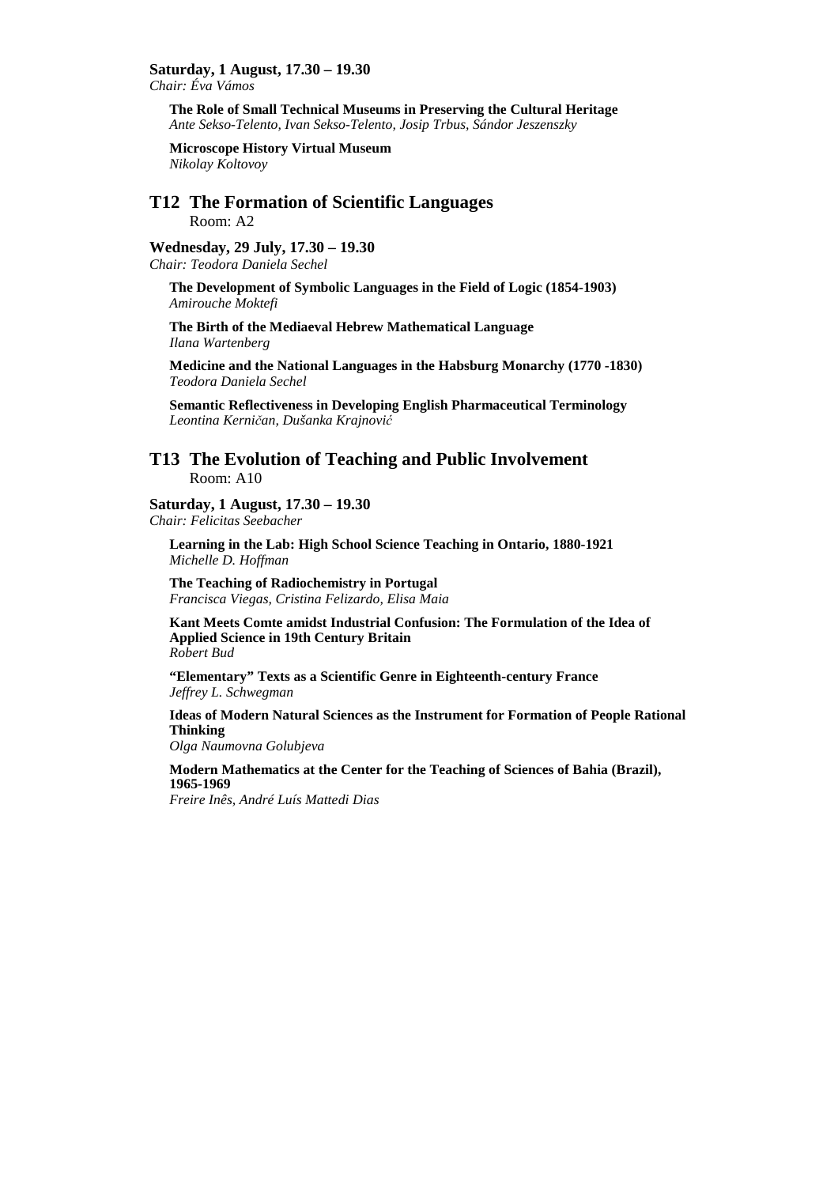**Saturday, 1 August, 17.30 – 19.30**
*Chair: Éva Vámos*

**The Role of Small Technical Museums in Preserving the Cultural Heritage**
*Ante Sekso-Telento, Ivan Sekso-Telento, Josip Trbus, Sándor Jeszenszky*

**Microscope History Virtual Museum**
*Nikolay Koltovoy*

## T12 The Formation of Scientific Languages

Room: A2

**Wednesday, 29 July, 17.30 – 19.30**
*Chair: Teodora Daniela Sechel*

**The Development of Symbolic Languages in the Field of Logic (1854-1903)**
*Amirouche Moktefi*

**The Birth of the Mediaeval Hebrew Mathematical Language**
*Ilana Wartenberg*

**Medicine and the National Languages in the Habsburg Monarchy (1770 -1830)**
*Teodora Daniela Sechel*

**Semantic Reflectiveness in Developing English Pharmaceutical Terminology**
*Leontina Kerničan, Dušanka Krajnović*

## T13 The Evolution of Teaching and Public Involvement

Room: A10

**Saturday, 1 August, 17.30 – 19.30**
*Chair: Felicitas Seebacher*

**Learning in the Lab: High School Science Teaching in Ontario, 1880-1921**
*Michelle D. Hoffman*

**The Teaching of Radiochemistry in Portugal**
*Francisca Viegas, Cristina Felizardo, Elisa Maia*

**Kant Meets Comte amidst Industrial Confusion: The Formulation of the Idea of Applied Science in 19th Century Britain**
*Robert Bud*

**"Elementary" Texts as a Scientific Genre in Eighteenth-century France**
*Jeffrey L. Schwegman*

**Ideas of Modern Natural Sciences as the Instrument for Formation of People Rational Thinking**
*Olga Naumovna Golubjeva*

**Modern Mathematics at the Center for the Teaching of Sciences of Bahia (Brazil), 1965-1969**
*Freire Inês, André Luís Mattedi Dias*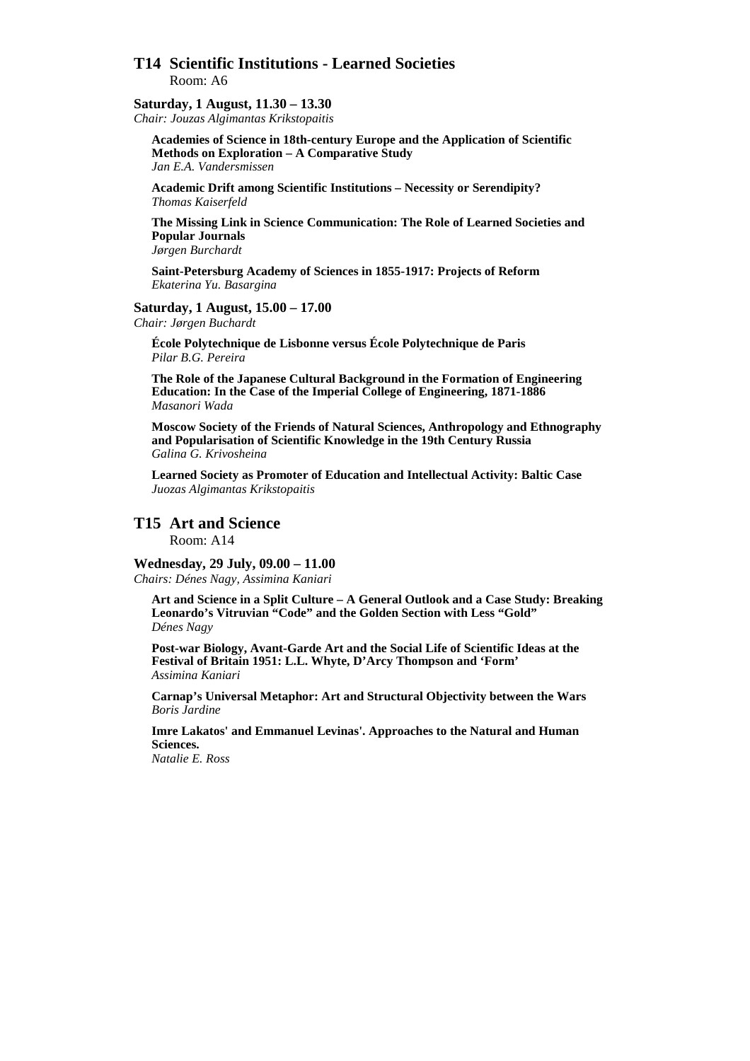## T14 Scientific Institutions - Learned Societies

Room: A6

**Saturday, 1 August, 11.30 – 13.30**
*Chair: Jouzas Algimantas Krikstopaitis*

**Academies of Science in 18th-century Europe and the Application of Scientific Methods on Exploration – A Comparative Study**
*Jan E.A. Vandersmissen*

**Academic Drift among Scientific Institutions – Necessity or Serendipity?**
*Thomas Kaiserfeld*

**The Missing Link in Science Communication: The Role of Learned Societies and Popular Journals**
*Jørgen Burchardt*

**Saint-Petersburg Academy of Sciences in 1855-1917: Projects of Reform**
*Ekaterina Yu. Basargina*

**Saturday, 1 August, 15.00 – 17.00**
*Chair: Jørgen Buchardt*

**École Polytechnique de Lisbonne versus École Polytechnique de Paris**
*Pilar B.G. Pereira*

**The Role of the Japanese Cultural Background in the Formation of Engineering Education: In the Case of the Imperial College of Engineering, 1871-1886**
*Masanori Wada*

**Moscow Society of the Friends of Natural Sciences, Anthropology and Ethnography and Popularisation of Scientific Knowledge in the 19th Century Russia**
*Galina G. Krivosheina*

**Learned Society as Promoter of Education and Intellectual Activity: Baltic Case**
*Juozas Algimantas Krikstopaitis*

## T15 Art and Science

Room: A14

**Wednesday, 29 July, 09.00 – 11.00**
*Chairs: Dénes Nagy, Assimina Kaniari*

**Art and Science in a Split Culture – A General Outlook and a Case Study: Breaking Leonardo's Vitruvian "Code" and the Golden Section with Less "Gold"**
*Dénes Nagy*

**Post-war Biology, Avant-Garde Art and the Social Life of Scientific Ideas at the Festival of Britain 1951: L.L. Whyte, D'Arcy Thompson and 'Form'**
*Assimina Kaniari*

**Carnap's Universal Metaphor: Art and Structural Objectivity between the Wars**
*Boris Jardine*

**Imre Lakatos' and Emmanuel Levinas'. Approaches to the Natural and Human Sciences.**
*Natalie E. Ross*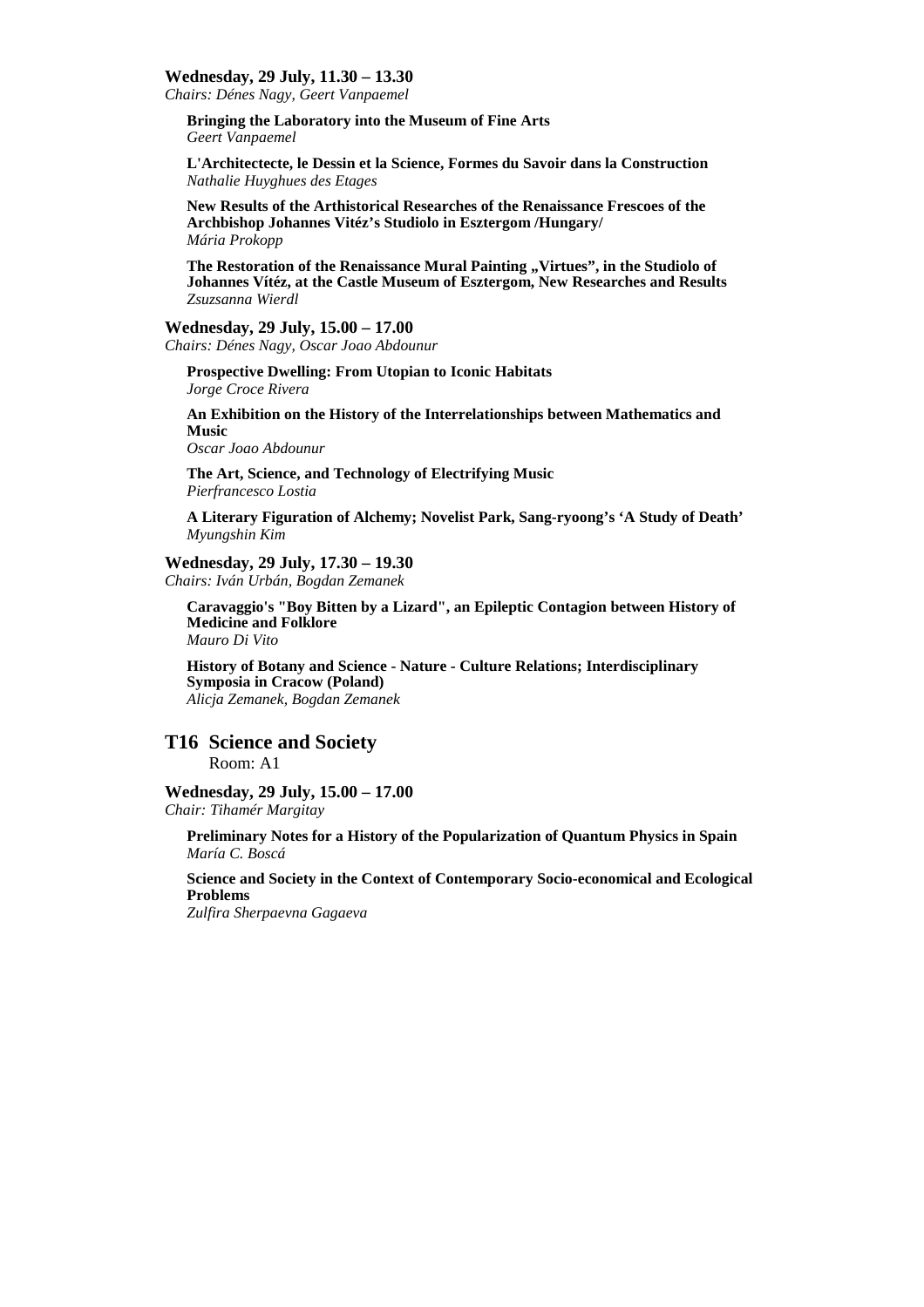**Wednesday, 29 July, 11.30 – 13.30**
*Chairs: Dénes Nagy, Geert Vanpaemel*

**Bringing the Laboratory into the Museum of Fine Arts**
*Geert Vanpaemel*

**L'Architectecte, le Dessin et la Science, Formes du Savoir dans la Construction**
*Nathalie Huyghues des Etages*

**New Results of the Arthistorical Researches of the Renaissance Frescoes of the Archbishop Johannes Vitéz's Studiolo in Esztergom /Hungary/**
*Mária Prokopp*

**The Restoration of the Renaissance Mural Painting „Virtues", in the Studiolo of Johannes Vítéz, at the Castle Museum of Esztergom, New Researches and Results**
*Zsuzsanna Wierdl*

**Wednesday, 29 July, 15.00 – 17.00**
*Chairs: Dénes Nagy, Oscar Joao Abdounur*

**Prospective Dwelling: From Utopian to Iconic Habitats**
*Jorge Croce Rivera*

**An Exhibition on the History of the Interrelationships between Mathematics and Music**
*Oscar Joao Abdounur*

**The Art, Science, and Technology of Electrifying Music**
*Pierfrancesco Lostia*

**A Literary Figuration of Alchemy; Novelist Park, Sang-ryoong's 'A Study of Death'**
*Myungshin Kim*

**Wednesday, 29 July, 17.30 – 19.30**
*Chairs: Iván Urbán, Bogdan Zemanek*

**Caravaggio's "Boy Bitten by a Lizard", an Epileptic Contagion between History of Medicine and Folklore**
*Mauro Di Vito*

**History of Botany and Science - Nature - Culture Relations; Interdisciplinary Symposia in Cracow (Poland)**
*Alicja Zemanek, Bogdan Zemanek*

## T16 Science and Society

Room: A1

**Wednesday, 29 July, 15.00 – 17.00**
*Chair: Tihamér Margitay*

**Preliminary Notes for a History of the Popularization of Quantum Physics in Spain**
*María C. Boscá*

**Science and Society in the Context of Contemporary Socio-economical and Ecological Problems**
*Zulfira Sherpaevna Gagaeva*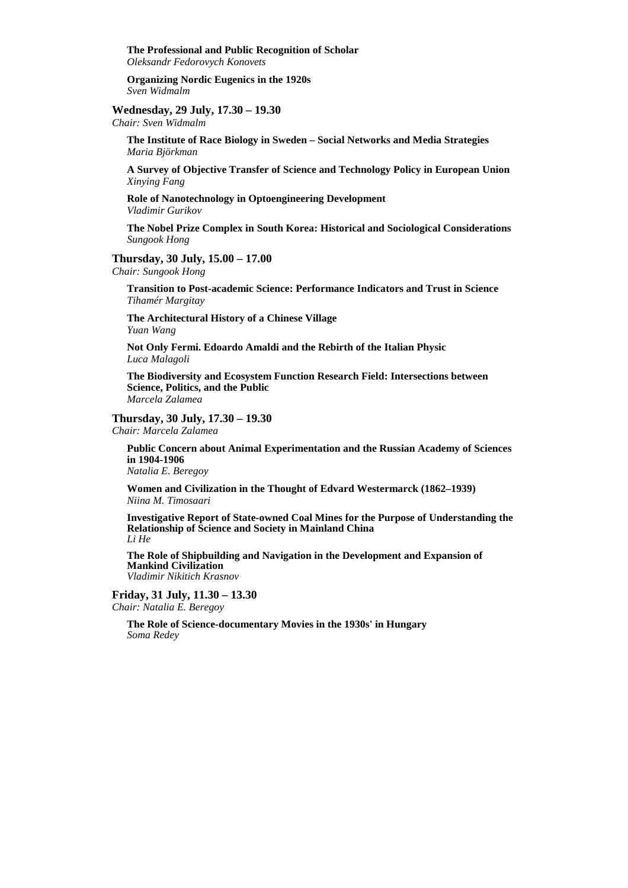**The Professional and Public Recognition of Scholar**
*Oleksandr Fedorovych Konovets*

**Organizing Nordic Eugenics in the 1920s**
*Sven Widmalm*

**Wednesday, 29 July, 17.30 – 19.30**
*Chair: Sven Widmalm*

**The Institute of Race Biology in Sweden – Social Networks and Media Strategies**
*Maria Björkman*

**A Survey of Objective Transfer of Science and Technology Policy in European Union**
*Xinying Fang*

**Role of Nanotechnology in Optoengineering Development**
*Vladimir Gurikov*

**The Nobel Prize Complex in South Korea: Historical and Sociological Considerations**
*Sungook Hong*

**Thursday, 30 July, 15.00 – 17.00**
*Chair: Sungook Hong*

**Transition to Post-academic Science: Performance Indicators and Trust in Science**
*Tihamér Margitay*

**The Architectural History of a Chinese Village**
*Yuan Wang*

**Not Only Fermi. Edoardo Amaldi and the Rebirth of the Italian Physic**
*Luca Malagoli*

**The Biodiversity and Ecosystem Function Research Field: Intersections between Science, Politics, and the Public**
*Marcela Zalamea*

**Thursday, 30 July, 17.30 – 19.30**
*Chair: Marcela Zalamea*

**Public Concern about Animal Experimentation and the Russian Academy of Sciences in 1904-1906**
*Natalia E. Beregoy*

**Women and Civilization in the Thought of Edvard Westermarck (1862–1939)**
*Niina M. Timosaari*

**Investigative Report of State-owned Coal Mines for the Purpose of Understanding the Relationship of Science and Society in Mainland China**
*Li He*

**The Role of Shipbuilding and Navigation in the Development and Expansion of Mankind Civilization**
*Vladimir Nikitich Krasnov*

**Friday, 31 July, 11.30 – 13.30**
*Chair: Natalia E. Beregoy*

**The Role of Science-documentary Movies in the 1930s' in Hungary**
*Soma Redey*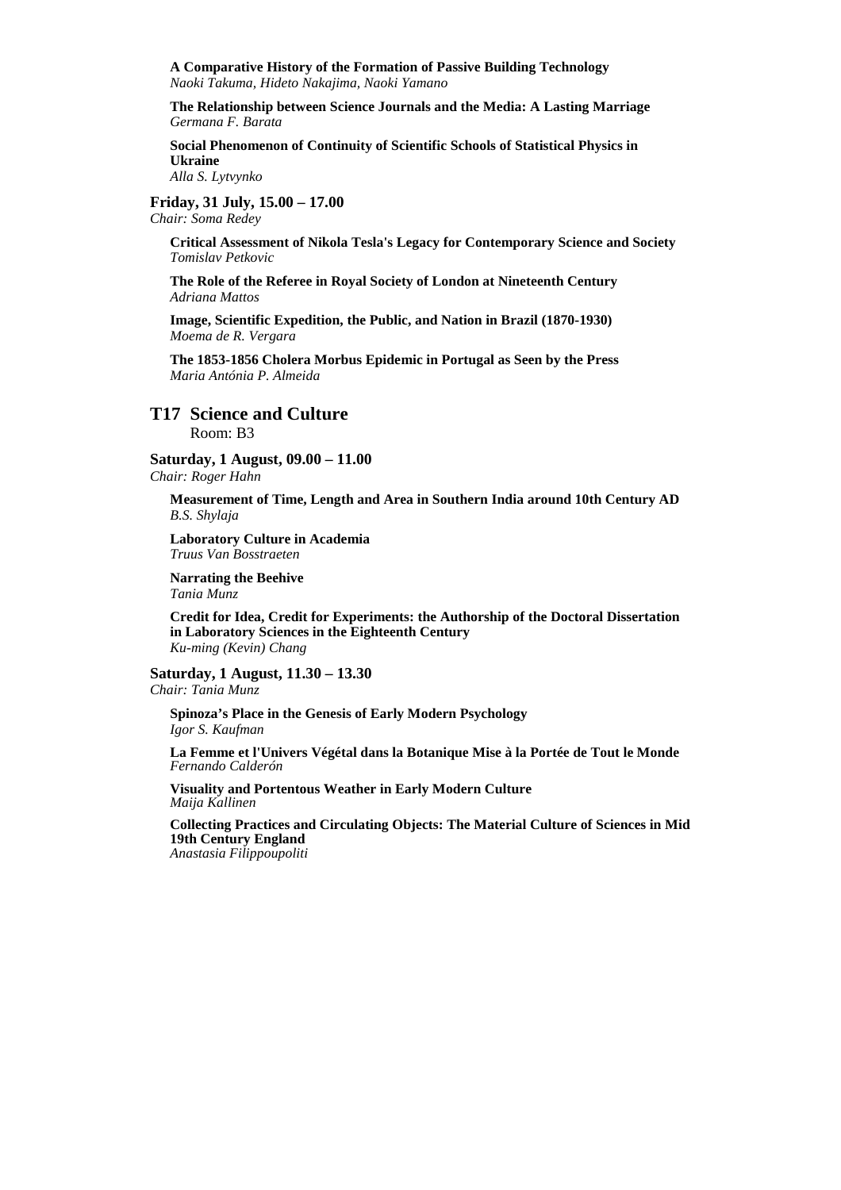**A Comparative History of the Formation of Passive Building Technology**
*Naoki Takuma, Hideto Nakajima, Naoki Yamano*

**The Relationship between Science Journals and the Media: A Lasting Marriage**
*Germana F. Barata*

**Social Phenomenon of Continuity of Scientific Schools of Statistical Physics in Ukraine**
*Alla S. Lytvynko*

**Friday, 31 July, 15.00 – 17.00**
*Chair: Soma Redey*

**Critical Assessment of Nikola Tesla's Legacy for Contemporary Science and Society**
*Tomislav Petkovic*

**The Role of the Referee in Royal Society of London at Nineteenth Century**
*Adriana Mattos*

**Image, Scientific Expedition, the Public, and Nation in Brazil (1870-1930)**
*Moema de R. Vergara*

**The 1853-1856 Cholera Morbus Epidemic in Portugal as Seen by the Press**
*Maria Antónia P. Almeida*

## T17 Science and Culture

Room: B3

**Saturday, 1 August, 09.00 – 11.00**
*Chair: Roger Hahn*

**Measurement of Time, Length and Area in Southern India around 10th Century AD**
*B.S. Shylaja*

**Laboratory Culture in Academia**
*Truus Van Bosstraeten*

**Narrating the Beehive**
*Tania Munz*

**Credit for Idea, Credit for Experiments: the Authorship of the Doctoral Dissertation in Laboratory Sciences in the Eighteenth Century**
*Ku-ming (Kevin) Chang*

**Saturday, 1 August, 11.30 – 13.30**
*Chair: Tania Munz*

**Spinoza's Place in the Genesis of Early Modern Psychology**
*Igor S. Kaufman*

**La Femme et l'Univers Végétal dans la Botanique Mise à la Portée de Tout le Monde**
*Fernando Calderón*

**Visuality and Portentous Weather in Early Modern Culture**
*Maija Kallinen*

**Collecting Practices and Circulating Objects: The Material Culture of Sciences in Mid 19th Century England**
*Anastasia Filippoupoliti*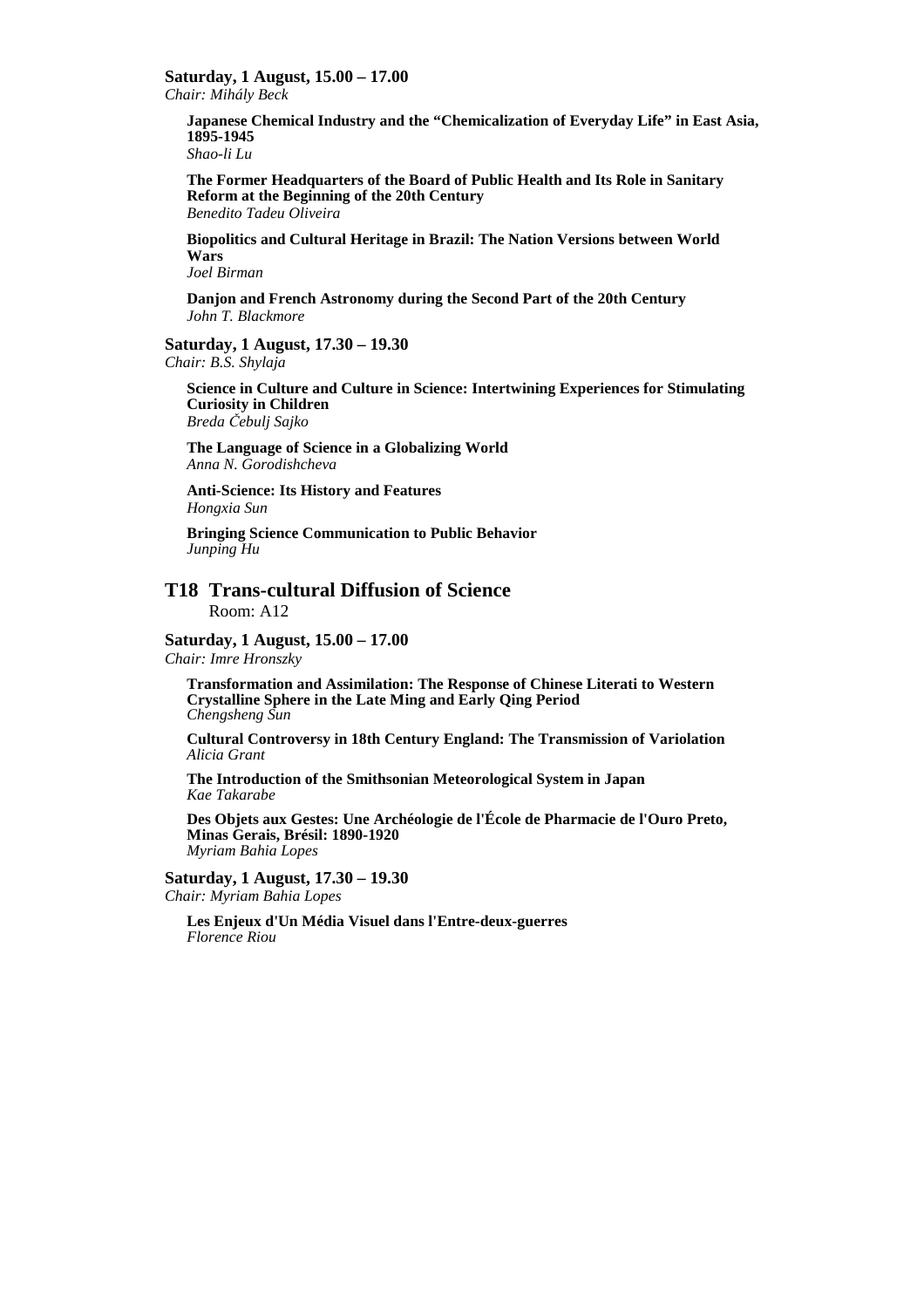**Saturday, 1 August, 15.00 – 17.00**
*Chair: Mihály Beck*

**Japanese Chemical Industry and the "Chemicalization of Everyday Life" in East Asia, 1895-1945**
*Shao-li Lu*

**The Former Headquarters of the Board of Public Health and Its Role in Sanitary Reform at the Beginning of the 20th Century**
*Benedito Tadeu Oliveira*

**Biopolitics and Cultural Heritage in Brazil: The Nation Versions between World Wars**
*Joel Birman*

**Danjon and French Astronomy during the Second Part of the 20th Century**
*John T. Blackmore*

**Saturday, 1 August, 17.30 – 19.30**
*Chair: B.S. Shylaja*

**Science in Culture and Culture in Science: Intertwining Experiences for Stimulating Curiosity in Children**
*Breda Čebulj Sajko*

**The Language of Science in a Globalizing World**
*Anna N. Gorodishcheva*

**Anti-Science: Its History and Features**
*Hongxia Sun*

**Bringing Science Communication to Public Behavior**
*Junping Hu*

## T18 Trans-cultural Diffusion of Science

Room: A12

**Saturday, 1 August, 15.00 – 17.00**
*Chair: Imre Hronszky*

**Transformation and Assimilation: The Response of Chinese Literati to Western Crystalline Sphere in the Late Ming and Early Qing Period**
*Chengsheng Sun*

**Cultural Controversy in 18th Century England: The Transmission of Variolation**
*Alicia Grant*

**The Introduction of the Smithsonian Meteorological System in Japan**
*Kae Takarabe*

**Des Objets aux Gestes: Une Archéologie de l'École de Pharmacie de l'Ouro Preto, Minas Gerais, Brésil: 1890-1920**
*Myriam Bahia Lopes*

**Saturday, 1 August, 17.30 – 19.30**
*Chair: Myriam Bahia Lopes*

**Les Enjeux d'Un Média Visuel dans l'Entre-deux-guerres**
*Florence Riou*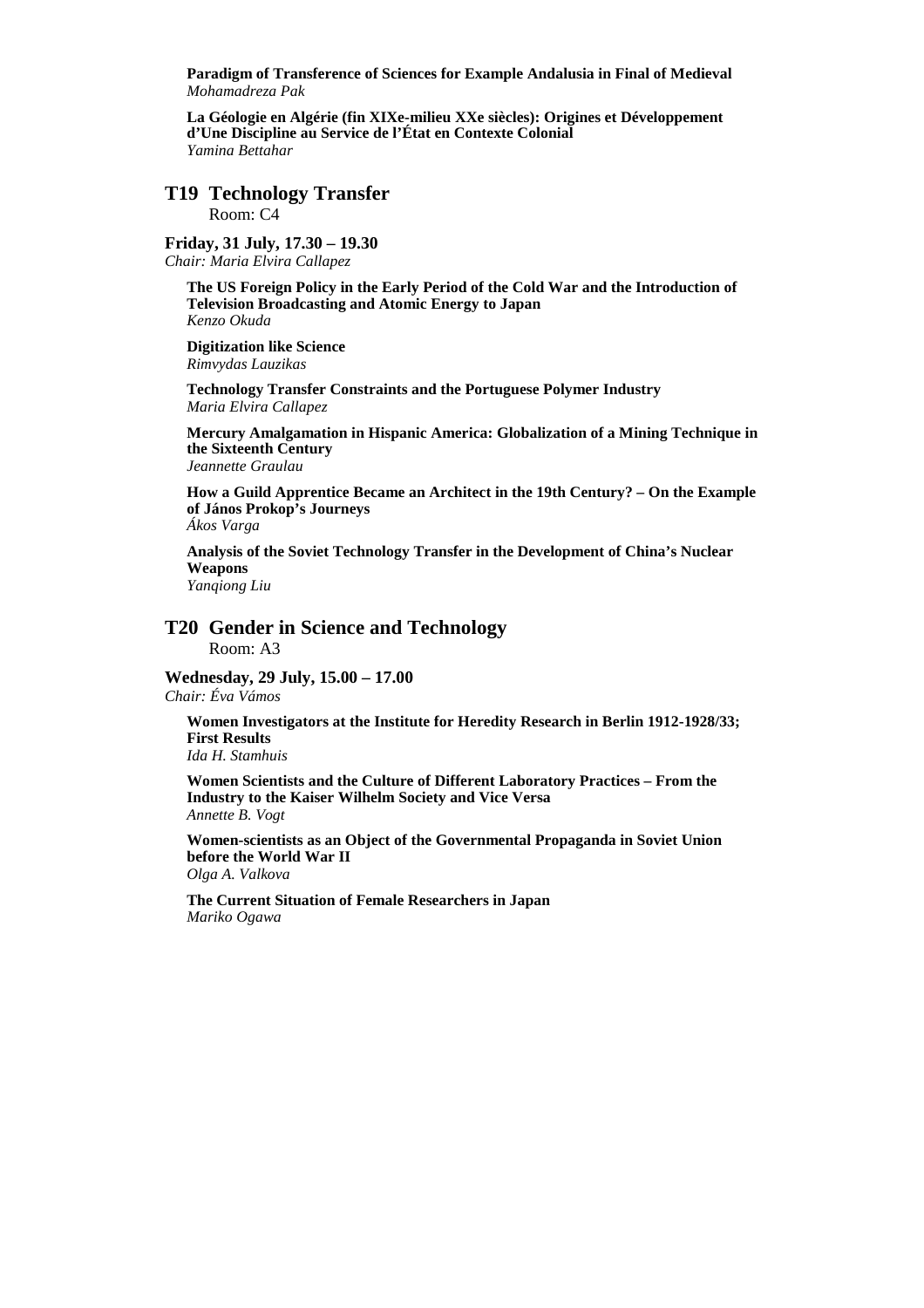**Paradigm of Transference of Sciences for Example Andalusia in Final of Medieval**
*Mohamadreza Pak*

**La Géologie en Algérie (fin XIXe-milieu XXe siècles): Origines et Développement d'Une Discipline au Service de l'État en Contexte Colonial**
*Yamina Bettahar*

## T19 Technology Transfer

Room: C4

**Friday, 31 July, 17.30 – 19.30**
*Chair: Maria Elvira Callapez*

**The US Foreign Policy in the Early Period of the Cold War and the Introduction of Television Broadcasting and Atomic Energy to Japan**
*Kenzo Okuda*

**Digitization like Science**
*Rimvydas Lauzikas*

**Technology Transfer Constraints and the Portuguese Polymer Industry**
*Maria Elvira Callapez*

**Mercury Amalgamation in Hispanic America: Globalization of a Mining Technique in the Sixteenth Century**
*Jeannette Graulau*

**How a Guild Apprentice Became an Architect in the 19th Century? – On the Example of János Prokop's Journeys**
*Ákos Varga*

**Analysis of the Soviet Technology Transfer in the Development of China's Nuclear Weapons**
*Yanqiong Liu*

## T20 Gender in Science and Technology

Room: A3

**Wednesday, 29 July, 15.00 – 17.00**
*Chair: Éva Vámos*

**Women Investigators at the Institute for Heredity Research in Berlin 1912-1928/33; First Results**
*Ida H. Stamhuis*

**Women Scientists and the Culture of Different Laboratory Practices – From the Industry to the Kaiser Wilhelm Society and Vice Versa**
*Annette B. Vogt*

**Women-scientists as an Object of the Governmental Propaganda in Soviet Union before the World War II**
*Olga A. Valkova*

**The Current Situation of Female Researchers in Japan**
*Mariko Ogawa*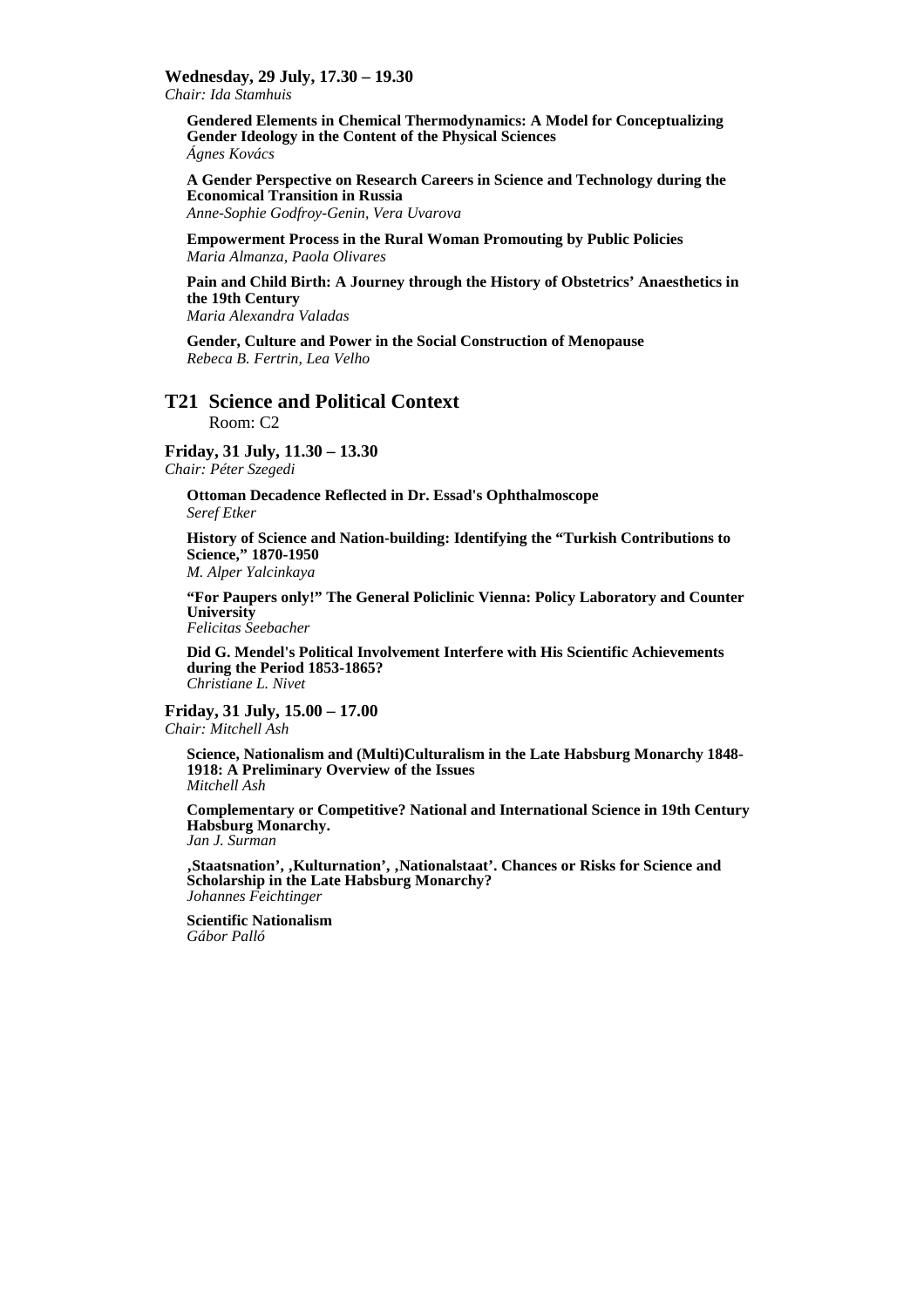**Wednesday, 29 July, 17.30 – 19.30**
*Chair: Ida Stamhuis*

**Gendered Elements in Chemical Thermodynamics: A Model for Conceptualizing Gender Ideology in the Content of the Physical Sciences**
*Ágnes Kovács*

**A Gender Perspective on Research Careers in Science and Technology during the Economical Transition in Russia**
*Anne-Sophie Godfroy-Genin, Vera Uvarova*

**Empowerment Process in the Rural Woman Promouting by Public Policies**
*Maria Almanza, Paola Olivares*

**Pain and Child Birth: A Journey through the History of Obstetrics' Anaesthetics in the 19th Century**
*Maria Alexandra Valadas*

**Gender, Culture and Power in the Social Construction of Menopause**
*Rebeca B. Fertrin, Lea Velho*

## T21 Science and Political Context

Room: C2

**Friday, 31 July, 11.30 – 13.30**
*Chair: Péter Szegedi*

**Ottoman Decadence Reflected in Dr. Essad's Ophthalmoscope**
*Seref Etker*

**History of Science and Nation-building: Identifying the "Turkish Contributions to Science," 1870-1950**
*M. Alper Yalcinkaya*

**"For Paupers only!" The General Policlinic Vienna: Policy Laboratory and Counter University**
*Felicitas Seebacher*

**Did G. Mendel's Political Involvement Interfere with His Scientific Achievements during the Period 1853-1865?**
*Christiane L. Nivet*

**Friday, 31 July, 15.00 – 17.00**
*Chair: Mitchell Ash*

**Science, Nationalism and (Multi)Culturalism in the Late Habsburg Monarchy 1848-1918: A Preliminary Overview of the Issues**
*Mitchell Ash*

**Complementary or Competitive? National and International Science in 19th Century Habsburg Monarchy.**
*Jan J. Surman*

**‚Staatsnation', ‚Kulturnation', ‚Nationalstaat'. Chances or Risks for Science and Scholarship in the Late Habsburg Monarchy?**
*Johannes Feichtinger*

**Scientific Nationalism**
*Gábor Palló*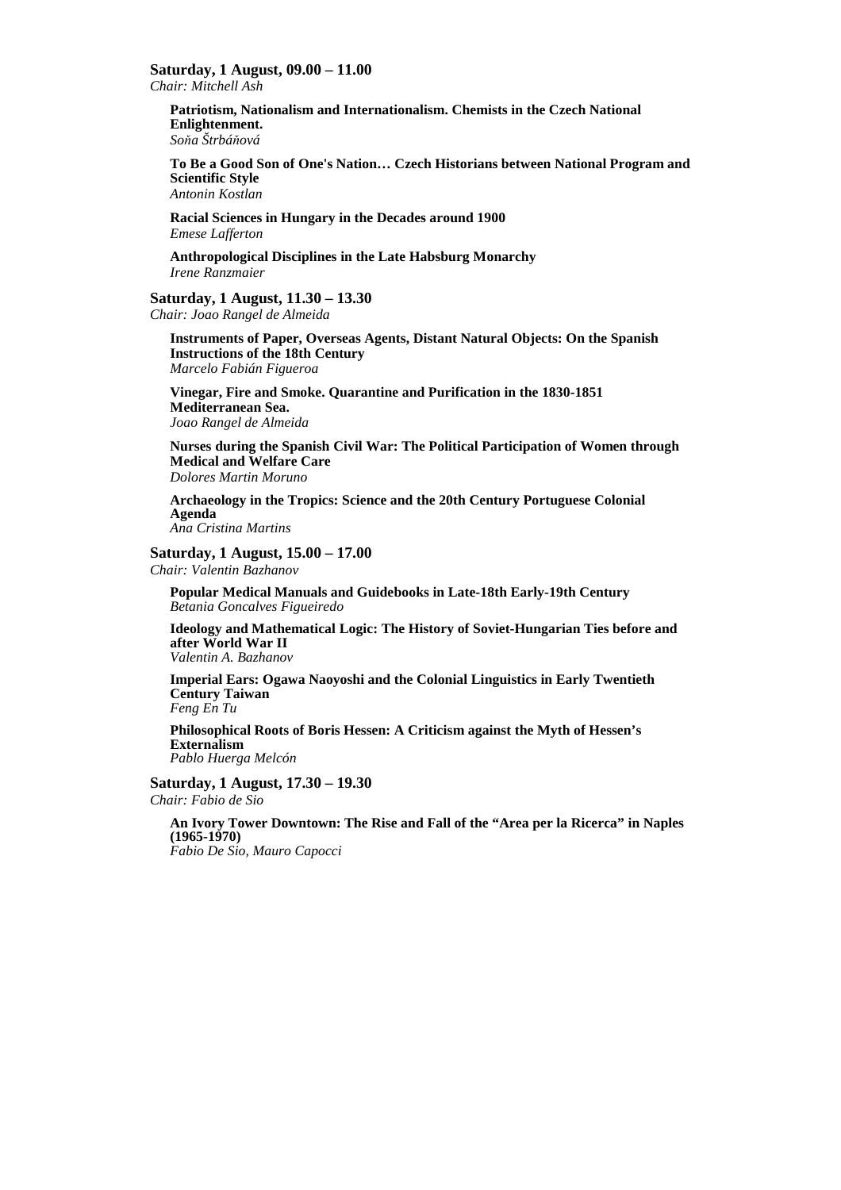**Saturday, 1 August, 09.00 – 11.00**
*Chair: Mitchell Ash*

**Patriotism, Nationalism and Internationalism. Chemists in the Czech National Enlightenment.**
*Soňa Štrbáňová*

**To Be a Good Son of One's Nation… Czech Historians between National Program and Scientific Style**
*Antonin Kostlan*

**Racial Sciences in Hungary in the Decades around 1900**
*Emese Lafferton*

**Anthropological Disciplines in the Late Habsburg Monarchy**
*Irene Ranzmaier*

**Saturday, 1 August, 11.30 – 13.30**
*Chair: Joao Rangel de Almeida*

**Instruments of Paper, Overseas Agents, Distant Natural Objects: On the Spanish Instructions of the 18th Century**
*Marcelo Fabián Figueroa*

**Vinegar, Fire and Smoke. Quarantine and Purification in the 1830-1851 Mediterranean Sea.**
*Joao Rangel de Almeida*

**Nurses during the Spanish Civil War: The Political Participation of Women through Medical and Welfare Care**
*Dolores Martin Moruno*

**Archaeology in the Tropics: Science and the 20th Century Portuguese Colonial Agenda**
*Ana Cristina Martins*

**Saturday, 1 August, 15.00 – 17.00**
*Chair: Valentin Bazhanov*

**Popular Medical Manuals and Guidebooks in Late-18th Early-19th Century**
*Betania Goncalves Figueiredo*

**Ideology and Mathematical Logic: The History of Soviet-Hungarian Ties before and after World War II**
*Valentin A. Bazhanov*

**Imperial Ears: Ogawa Naoyoshi and the Colonial Linguistics in Early Twentieth Century Taiwan**
*Feng En Tu*

**Philosophical Roots of Boris Hessen: A Criticism against the Myth of Hessen's Externalism**
*Pablo Huerga Melcón*

**Saturday, 1 August, 17.30 – 19.30**
*Chair: Fabio de Sio*

**An Ivory Tower Downtown: The Rise and Fall of the "Area per la Ricerca" in Naples (1965-1970)**
*Fabio De Sio, Mauro Capocci*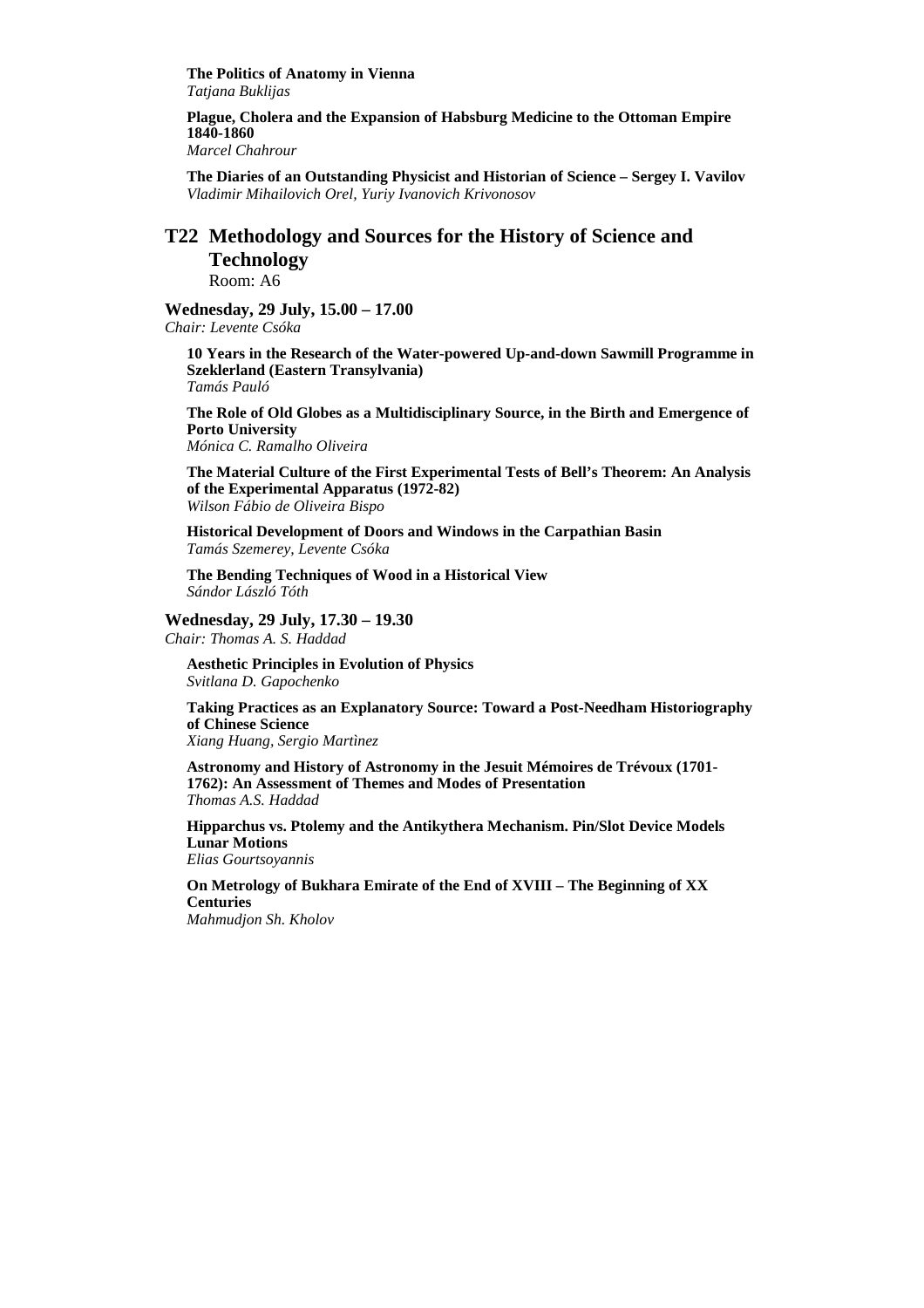**The Politics of Anatomy in Vienna**
*Tatjana Buklijas*

**Plague, Cholera and the Expansion of Habsburg Medicine to the Ottoman Empire 1840-1860**
*Marcel Chahrour*

**The Diaries of an Outstanding Physicist and Historian of Science – Sergey I. Vavilov**
*Vladimir Mihailovich Orel, Yuriy Ivanovich Krivonosov*

## T22 Methodology and Sources for the History of Science and Technology

Room: A6

**Wednesday, 29 July, 15.00 – 17.00**
*Chair: Levente Csóka*

**10 Years in the Research of the Water-powered Up-and-down Sawmill Programme in Szeklerland (Eastern Transylvania)**
*Tamás Pauló*

**The Role of Old Globes as a Multidisciplinary Source, in the Birth and Emergence of Porto University**
*Mónica C. Ramalho Oliveira*

**The Material Culture of the First Experimental Tests of Bell's Theorem: An Analysis of the Experimental Apparatus (1972-82)**
*Wilson Fábio de Oliveira Bispo*

**Historical Development of Doors and Windows in the Carpathian Basin**
*Tamás Szemerey, Levente Csóka*

**The Bending Techniques of Wood in a Historical View**
*Sándor László Tóth*

**Wednesday, 29 July, 17.30 – 19.30**
*Chair: Thomas A. S. Haddad*

**Aesthetic Principles in Evolution of Physics**
*Svitlana D. Gapochenko*

**Taking Practices as an Explanatory Source: Toward a Post-Needham Historiography of Chinese Science**
*Xiang Huang, Sergio Martìnez*

**Astronomy and History of Astronomy in the Jesuit Mémoires de Trévoux (1701-1762): An Assessment of Themes and Modes of Presentation**
*Thomas A.S. Haddad*

**Hipparchus vs. Ptolemy and the Antikythera Mechanism. Pin/Slot Device Models Lunar Motions**
*Elias Gourtsoyannis*

**On Metrology of Bukhara Emirate of the End of XVIII – The Beginning of XX Centuries**
*Mahmudjon Sh. Kholov*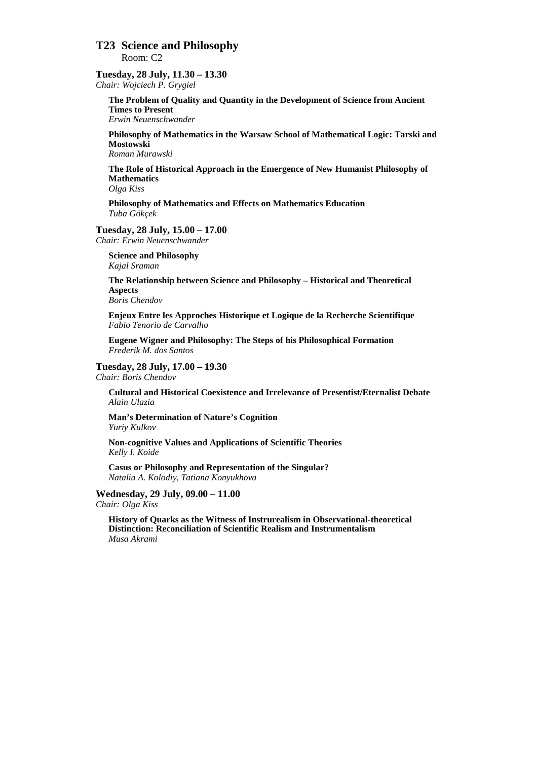## T23 Science and Philosophy

Room: C2

**Tuesday, 28 July, 11.30 – 13.30**
*Chair: Wojciech P. Grygiel*

**The Problem of Quality and Quantity in the Development of Science from Ancient Times to Present**
*Erwin Neuenschwander*

**Philosophy of Mathematics in the Warsaw School of Mathematical Logic: Tarski and Mostowski**
*Roman Murawski*

**The Role of Historical Approach in the Emergence of New Humanist Philosophy of Mathematics**
*Olga Kiss*

**Philosophy of Mathematics and Effects on Mathematics Education**
*Tuba Gökçek*

**Tuesday, 28 July, 15.00 – 17.00**
*Chair: Erwin Neuenschwander*

**Science and Philosophy**
*Kajal Sraman*

**The Relationship between Science and Philosophy – Historical and Theoretical Aspects**
*Boris Chendov*

**Enjeux Entre les Approches Historique et Logique de la Recherche Scientifique**
*Fabio Tenorio de Carvalho*

**Eugene Wigner and Philosophy: The Steps of his Philosophical Formation**
*Frederik M. dos Santos*

**Tuesday, 28 July, 17.00 – 19.30**
*Chair: Boris Chendov*

**Cultural and Historical Coexistence and Irrelevance of Presentist/Eternalist Debate**
*Alain Ulazia*

**Man's Determination of Nature's Cognition**
*Yuriy Kulkov*

**Non-cognitive Values and Applications of Scientific Theories**
*Kelly I. Koide*

**Casus or Philosophy and Representation of the Singular?**
*Natalia A. Kolodiy, Tatiana Konyukhova*

**Wednesday, 29 July, 09.00 – 11.00**
*Chair: Olga Kiss*

**History of Quarks as the Witness of Instrurealism in Observational-theoretical Distinction: Reconciliation of Scientific Realism and Instrumentalism**
*Musa Akrami*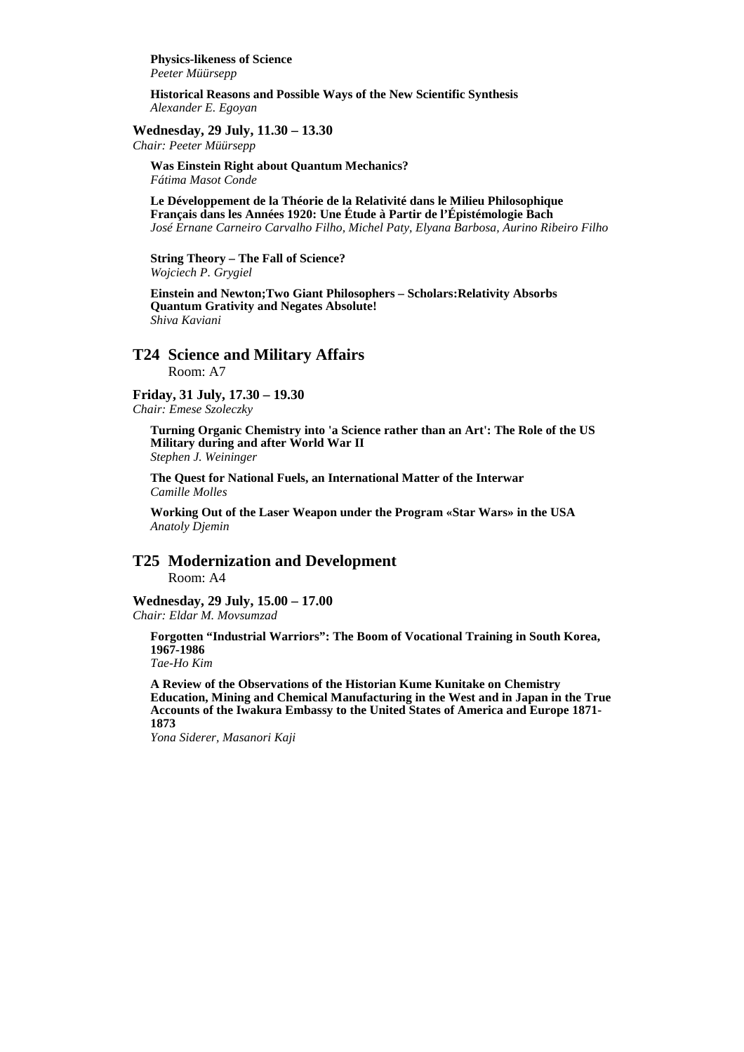**Physics-likeness of Science**
*Peeter Müürsepp*

**Historical Reasons and Possible Ways of the New Scientific Synthesis**
*Alexander E. Egoyan*

**Wednesday, 29 July, 11.30 – 13.30**
*Chair: Peeter Müürsepp*

**Was Einstein Right about Quantum Mechanics?**
*Fátima Masot Conde*

**Le Développement de la Théorie de la Relativité dans le Milieu Philosophique Français dans les Années 1920: Une Étude à Partir de l'Épistémologie Bach**
*José Ernane Carneiro Carvalho Filho, Michel Paty, Elyana Barbosa, Aurino Ribeiro Filho*

**String Theory – The Fall of Science?**
*Wojciech P. Grygiel*

**Einstein and Newton;Two Giant Philosophers – Scholars:Relativity Absorbs Quantum Grativity and Negates Absolute!**
*Shiva Kaviani*

## T24 Science and Military Affairs

Room: A7

**Friday, 31 July, 17.30 – 19.30**
*Chair: Emese Szoleczky*

**Turning Organic Chemistry into 'a Science rather than an Art': The Role of the US Military during and after World War II**
*Stephen J. Weininger*

**The Quest for National Fuels, an International Matter of the Interwar**
*Camille Molles*

**Working Out of the Laser Weapon under the Program «Star Wars» in the USA**
*Anatoly Djemin*

## T25 Modernization and Development

Room: A4

**Wednesday, 29 July, 15.00 – 17.00**
*Chair: Eldar M. Movsumzad*

**Forgotten "Industrial Warriors": The Boom of Vocational Training in South Korea, 1967-1986**
*Tae-Ho Kim*

**A Review of the Observations of the Historian Kume Kunitake on Chemistry Education, Mining and Chemical Manufacturing in the West and in Japan in the True Accounts of the Iwakura Embassy to the United States of America and Europe 1871-1873**
*Yona Siderer, Masanori Kaji*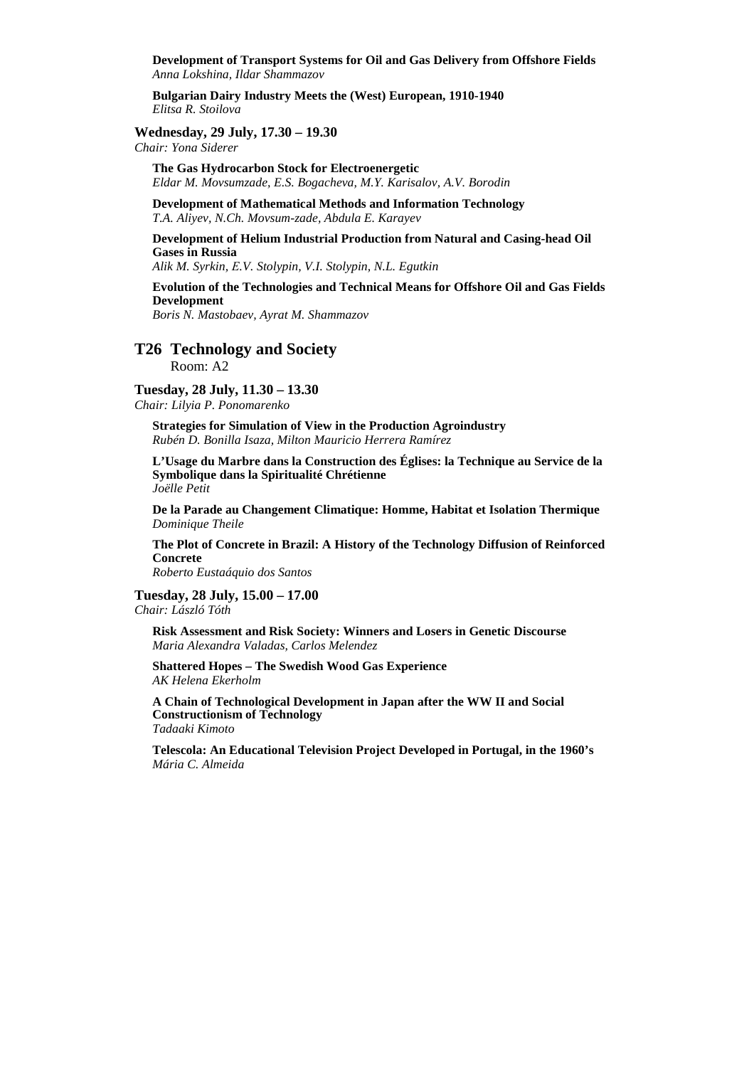**Development of Transport Systems for Oil and Gas Delivery from Offshore Fields**
*Anna Lokshina, Ildar Shammazov*

**Bulgarian Dairy Industry Meets the (West) European, 1910-1940**
*Elitsa R. Stoilova*

**Wednesday, 29 July, 17.30 – 19.30**
*Chair: Yona Siderer*

**The Gas Hydrocarbon Stock for Electroenergetic**
*Eldar M. Movsumzade, E.S. Bogacheva, M.Y. Karisalov, A.V. Borodin*

**Development of Mathematical Methods and Information Technology**
*T.A. Aliyev, N.Ch. Movsum-zade, Abdula E. Karayev*

**Development of Helium Industrial Production from Natural and Casing-head Oil Gases in Russia**
*Alik M. Syrkin, E.V. Stolypin, V.I. Stolypin, N.L. Egutkin*

**Evolution of the Technologies and Technical Means for Offshore Oil and Gas Fields Development**
*Boris N. Mastobaev, Ayrat M. Shammazov*

## T26 Technology and Society

Room: A2

**Tuesday, 28 July, 11.30 – 13.30**
*Chair: Lilyia P. Ponomarenko*

**Strategies for Simulation of View in the Production Agroindustry**
*Rubén D. Bonilla Isaza, Milton Mauricio Herrera Ramírez*

**L'Usage du Marbre dans la Construction des Églises: la Technique au Service de la Symbolique dans la Spiritualité Chrétienne**
*Joëlle Petit*

**De la Parade au Changement Climatique: Homme, Habitat et Isolation Thermique**
*Dominique Theile*

**The Plot of Concrete in Brazil: A History of the Technology Diffusion of Reinforced Concrete**
*Roberto Eustaáquio dos Santos*

**Tuesday, 28 July, 15.00 – 17.00**
*Chair: László Tóth*

**Risk Assessment and Risk Society: Winners and Losers in Genetic Discourse**
*Maria Alexandra Valadas, Carlos Melendez*

**Shattered Hopes – The Swedish Wood Gas Experience**
*AK Helena Ekerholm*

**A Chain of Technological Development in Japan after the WW II and Social Constructionism of Technology**
*Tadaaki Kimoto*

**Telescola: An Educational Television Project Developed in Portugal, in the 1960's**
*Mária C. Almeida*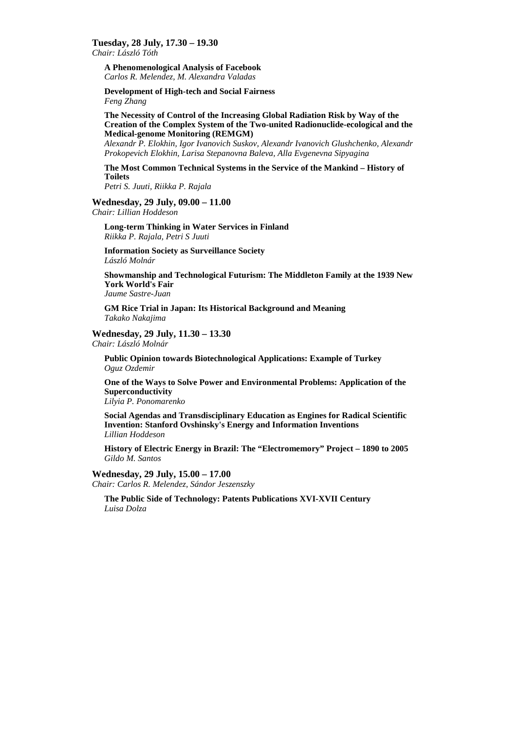**Tuesday, 28 July, 17.30 – 19.30**
*Chair: László Tóth*

**A Phenomenological Analysis of Facebook**
*Carlos R. Melendez, M. Alexandra Valadas*

**Development of High-tech and Social Fairness**
*Feng Zhang*

**The Necessity of Control of the Increasing Global Radiation Risk by Way of the Creation of the Complex System of the Two-united Radionuclide-ecological and the Medical-genome Monitoring (REMGM)**
*Alexandr P. Elokhin, Igor Ivanovich Suskov, Alexandr Ivanovich Glushchenko, Alexandr Prokopevich Elokhin, Larisa Stepanovna Baleva, Alla Evgenevna Sipyagina*

**The Most Common Technical Systems in the Service of the Mankind – History of Toilets**
*Petri S. Juuti, Riikka P. Rajala*

**Wednesday, 29 July, 09.00 – 11.00**
*Chair: Lillian Hoddeson*

**Long-term Thinking in Water Services in Finland**
*Riikka P. Rajala, Petri S Juuti*

**Information Society as Surveillance Society**
*László Molnár*

**Showmanship and Technological Futurism: The Middleton Family at the 1939 New York World's Fair**
*Jaume Sastre-Juan*

**GM Rice Trial in Japan: Its Historical Background and Meaning**
*Takako Nakajima*

**Wednesday, 29 July, 11.30 – 13.30**
*Chair: László Molnár*

**Public Opinion towards Biotechnological Applications: Example of Turkey**
*Oguz Ozdemir*

**One of the Ways to Solve Power and Environmental Problems: Application of the Superconductivity**
*Lilyia P. Ponomarenko*

**Social Agendas and Transdisciplinary Education as Engines for Radical Scientific Invention: Stanford Ovshinsky's Energy and Information Inventions**
*Lillian Hoddeson*

**History of Electric Energy in Brazil: The "Electromemory" Project – 1890 to 2005**
*Gildo M. Santos*

**Wednesday, 29 July, 15.00 – 17.00**
*Chair: Carlos R. Melendez, Sándor Jeszenszky*

**The Public Side of Technology: Patents Publications XVI-XVII Century**
*Luisa Dolza*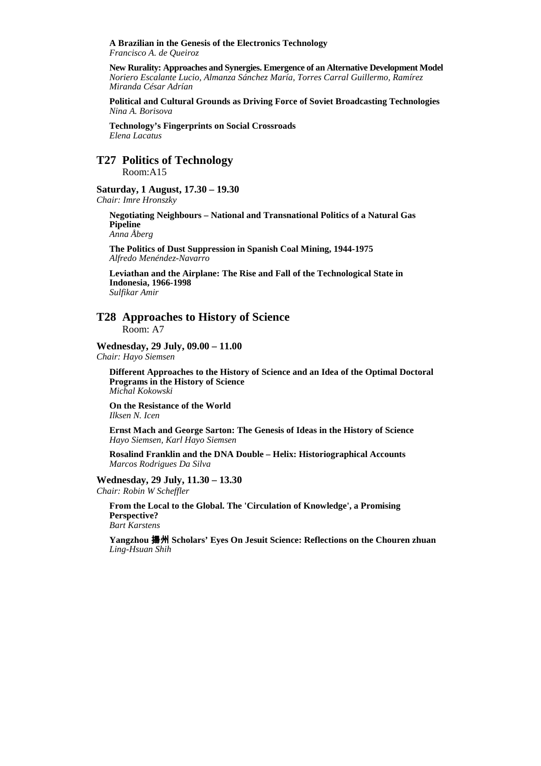**A Brazilian in the Genesis of the Electronics Technology**
*Francisco A. de Queiroz*

**New Rurality: Approaches and Synergies. Emergence of an Alternative Development Model**
*Noriero Escalante Lucio, Almanza Sánchez María, Torres Carral Guillermo, Ramírez Miranda César Adrían*

**Political and Cultural Grounds as Driving Force of Soviet Broadcasting Technologies**
*Nina A. Borisova*

**Technology's Fingerprints on Social Crossroads**
*Elena Lacatus*

## T27 Politics of Technology

Room:A15

**Saturday, 1 August, 17.30 – 19.30**
*Chair: Imre Hronszky*

**Negotiating Neighbours – National and Transnational Politics of a Natural Gas Pipeline**
*Anna Åberg*

**The Politics of Dust Suppression in Spanish Coal Mining, 1944-1975**
*Alfredo Menéndez-Navarro*

**Leviathan and the Airplane: The Rise and Fall of the Technological State in Indonesia, 1966-1998**
*Sulfikar Amir*

## T28 Approaches to History of Science

Room: A7

**Wednesday, 29 July, 09.00 – 11.00**
*Chair: Hayo Siemsen*

**Different Approaches to the History of Science and an Idea of the Optimal Doctoral Programs in the History of Science**
*Michal Kokowski*

**On the Resistance of the World**
*Ilksen N. Icen*

**Ernst Mach and George Sarton: The Genesis of Ideas in the History of Science**
*Hayo Siemsen, Karl Hayo Siemsen*

**Rosalind Franklin and the DNA Double – Helix: Historiographical Accounts**
*Marcos Rodrigues Da Silva*

**Wednesday, 29 July, 11.30 – 13.30**
*Chair: Robin W Scheffler*

**From the Local to the Global. The 'Circulation of Knowledge', a Promising Perspective?**
*Bart Karstens*

**Yangzhou 揚州 Scholars' Eyes On Jesuit Science: Reflections on the Chouren zhuan**
*Ling-Hsuan Shih*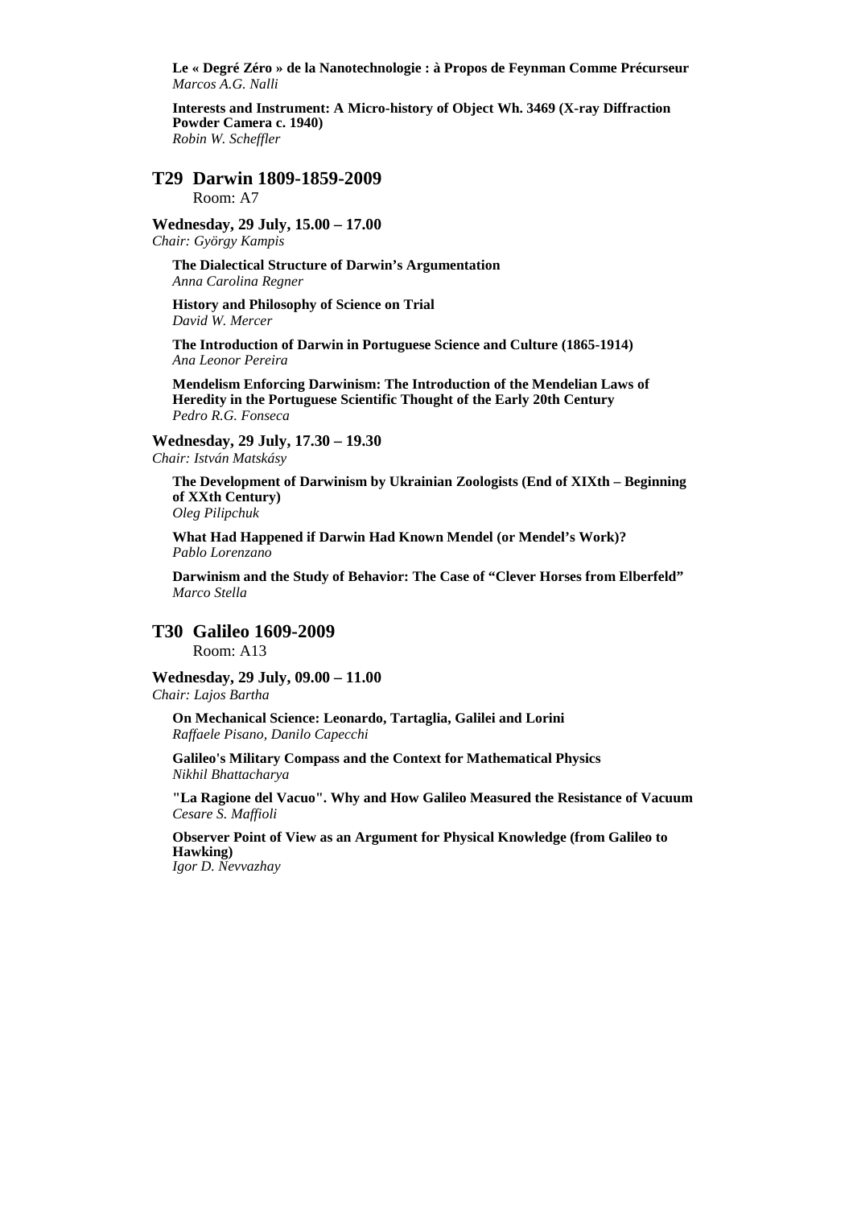**Le « Degré Zéro » de la Nanotechnologie : à Propos de Feynman Comme Précurseur**
*Marcos A.G. Nalli*

**Interests and Instrument: A Micro-history of Object Wh. 3469 (X-ray Diffraction Powder Camera c. 1940)**
*Robin W. Scheffler*

## T29 Darwin 1809-1859-2009

Room: A7

**Wednesday, 29 July, 15.00 – 17.00**
*Chair: György Kampis*

**The Dialectical Structure of Darwin's Argumentation**
*Anna Carolina Regner*

**History and Philosophy of Science on Trial**
*David W. Mercer*

**The Introduction of Darwin in Portuguese Science and Culture (1865-1914)**
*Ana Leonor Pereira*

**Mendelism Enforcing Darwinism: The Introduction of the Mendelian Laws of Heredity in the Portuguese Scientific Thought of the Early 20th Century**
*Pedro R.G. Fonseca*

**Wednesday, 29 July, 17.30 – 19.30**
*Chair: István Matskásy*

**The Development of Darwinism by Ukrainian Zoologists (End of XIXth – Beginning of XXth Century)**
*Oleg Pilipchuk*

**What Had Happened if Darwin Had Known Mendel (or Mendel's Work)?**
*Pablo Lorenzano*

**Darwinism and the Study of Behavior: The Case of "Clever Horses from Elberfeld"**
*Marco Stella*

## T30 Galileo 1609-2009

Room: A13

**Wednesday, 29 July, 09.00 – 11.00**
*Chair: Lajos Bartha*

**On Mechanical Science: Leonardo, Tartaglia, Galilei and Lorini**
*Raffaele Pisano, Danilo Capecchi*

**Galileo's Military Compass and the Context for Mathematical Physics**
*Nikhil Bhattacharya*

**"La Ragione del Vacuo". Why and How Galileo Measured the Resistance of Vacuum**
*Cesare S. Maffioli*

**Observer Point of View as an Argument for Physical Knowledge (from Galileo to Hawking)**
*Igor D. Nevvazhay*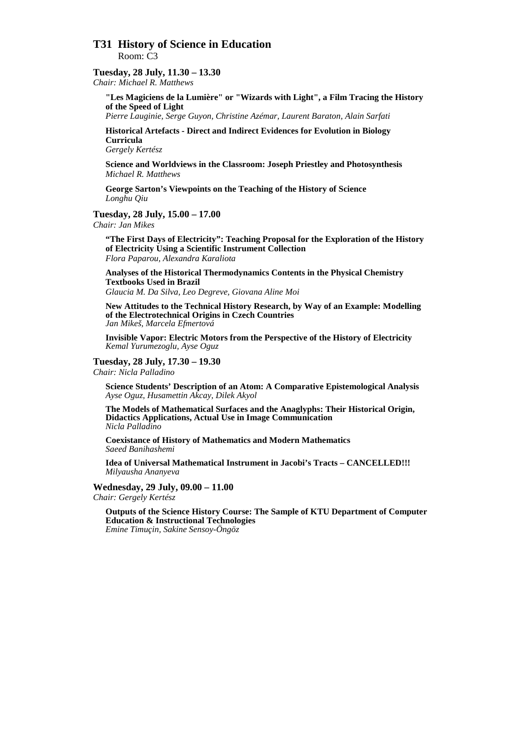## T31 History of Science in Education

Room: C3

### Tuesday, 28 July, 11.30 – 13.30

*Chair: Michael R. Matthews*

**"Les Magiciens de la Lumière" or "Wizards with Light", a Film Tracing the History of the Speed of Light**
*Pierre Lauginie, Serge Guyon, Christine Azémar, Laurent Baraton, Alain Sarfati*

**Historical Artefacts - Direct and Indirect Evidences for Evolution in Biology Curricula**
*Gergely Kertész*

**Science and Worldviews in the Classroom: Joseph Priestley and Photosynthesis**
*Michael R. Matthews*

**George Sarton's Viewpoints on the Teaching of the History of Science**
*Longhu Qiu*

### Tuesday, 28 July, 15.00 – 17.00

*Chair: Jan Mikes*

**"The First Days of Electricity": Teaching Proposal for the Exploration of the History of Electricity Using a Scientific Instrument Collection**
*Flora Paparou, Alexandra Karaliota*

**Analyses of the Historical Thermodynamics Contents in the Physical Chemistry Textbooks Used in Brazil**
*Glaucia M. Da Silva, Leo Degreve, Giovana Aline Moi*

**New Attitudes to the Technical History Research, by Way of an Example: Modelling of the Electrotechnical Origins in Czech Countries**
*Jan Mikeš, Marcela Efmertová*

**Invisible Vapor: Electric Motors from the Perspective of the History of Electricity**
*Kemal Yurumezoglu, Ayse Oguz*

### Tuesday, 28 July, 17.30 – 19.30

*Chair: Nicla Palladino*

**Science Students' Description of an Atom: A Comparative Epistemological Analysis**
*Ayse Oguz, Husamettin Akcay, Dilek Akyol*

**The Models of Mathematical Surfaces and the Anaglyphs: Their Historical Origin, Didactics Applications, Actual Use in Image Communication**
*Nicla Palladino*

**Coexistance of History of Mathematics and Modern Mathematics**
*Saeed Banihashemi*

**Idea of Universal Mathematical Instrument in Jacobi's Tracts – CANCELLED!!!**
*Milyausha Ananyeva*

### Wednesday, 29 July, 09.00 – 11.00

*Chair: Gergely Kertész*

**Outputs of the Science History Course: The Sample of KTU Department of Computer Education & Instructional Technologies**
*Emine Timuçin, Sakine Sensoy-Öngöz*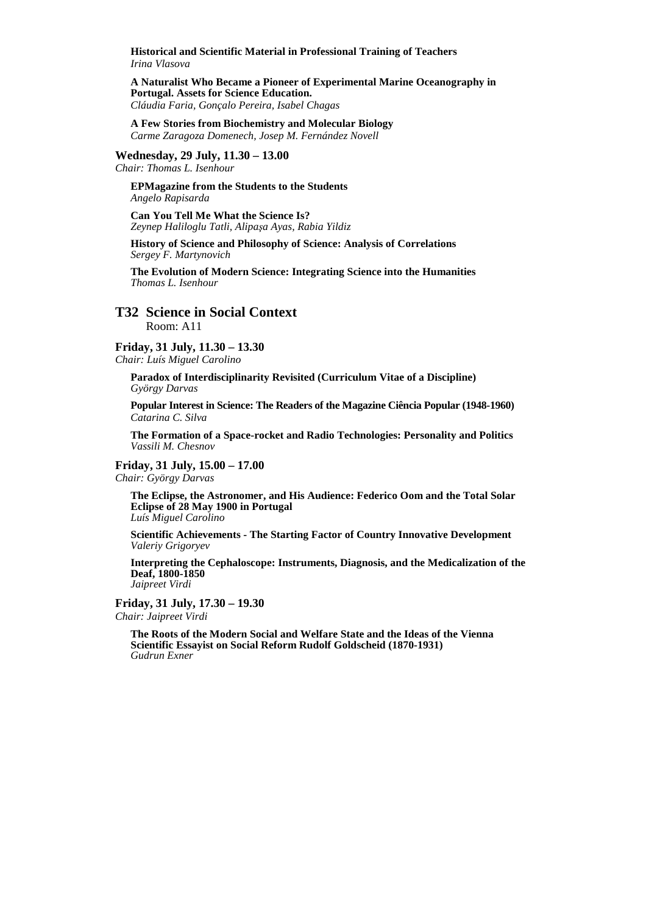**Historical and Scientific Material in Professional Training of Teachers**
*Irina Vlasova*

**A Naturalist Who Became a Pioneer of Experimental Marine Oceanography in Portugal. Assets for Science Education.**
*Cláudia Faria, Gonçalo Pereira, Isabel Chagas*

**A Few Stories from Biochemistry and Molecular Biology**
*Carme Zaragoza Domenech, Josep M. Fernández Novell*

**Wednesday, 29 July, 11.30 – 13.00**
*Chair: Thomas L. Isenhour*

**EPMagazine from the Students to the Students**
*Angelo Rapisarda*

**Can You Tell Me What the Science Is?**
*Zeynep Haliloglu Tatli, Alipaşa Ayas, Rabia Yildiz*

**History of Science and Philosophy of Science: Analysis of Correlations**
*Sergey F. Martynovich*

**The Evolution of Modern Science: Integrating Science into the Humanities**
*Thomas L. Isenhour*

## T32 Science in Social Context

Room: A11

**Friday, 31 July, 11.30 – 13.30**
*Chair: Luís Miguel Carolino*

**Paradox of Interdisciplinarity Revisited (Curriculum Vitae of a Discipline)**
*György Darvas*

**Popular Interest in Science: The Readers of the Magazine Ciência Popular (1948-1960)**
*Catarina C. Silva*

**The Formation of a Space-rocket and Radio Technologies: Personality and Politics**
*Vassili M. Chesnov*

**Friday, 31 July, 15.00 – 17.00**
*Chair: György Darvas*

**The Eclipse, the Astronomer, and His Audience: Federico Oom and the Total Solar Eclipse of 28 May 1900 in Portugal**
*Luís Miguel Carolino*

**Scientific Achievements - The Starting Factor of Country Innovative Development**
*Valeriy Grigoryev*

**Interpreting the Cephaloscope: Instruments, Diagnosis, and the Medicalization of the Deaf, 1800-1850**
*Jaipreet Virdi*

**Friday, 31 July, 17.30 – 19.30**
*Chair: Jaipreet Virdi*

**The Roots of the Modern Social and Welfare State and the Ideas of the Vienna Scientific Essayist on Social Reform Rudolf Goldscheid (1870-1931)**
*Gudrun Exner*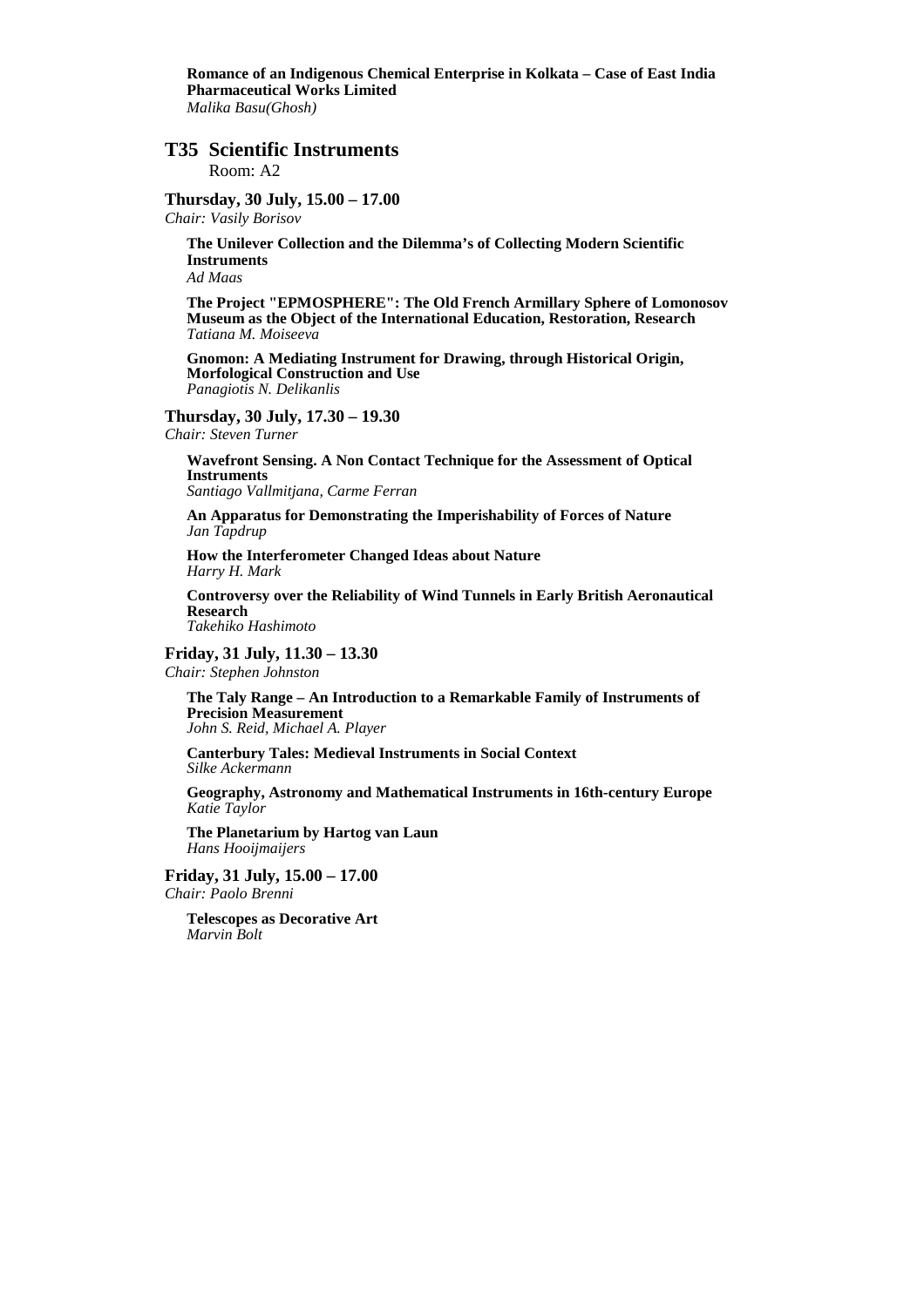**Romance of an Indigenous Chemical Enterprise in Kolkata – Case of East India Pharmaceutical Works Limited**
*Malika Basu(Ghosh)*

## T35 Scientific Instruments

Room: A2

### Thursday, 30 July, 15.00 – 17.00

*Chair: Vasily Borisov*

**The Unilever Collection and the Dilemma's of Collecting Modern Scientific Instruments**
*Ad Maas*

**The Project "EPMOSPHERE": The Old French Armillary Sphere of Lomonosov Museum as the Object of the International Education, Restoration, Research**
*Tatiana M. Moiseeva*

**Gnomon: A Mediating Instrument for Drawing, through Historical Origin, Morfological Construction and Use**
*Panagiotis N. Delikanlis*

### Thursday, 30 July, 17.30 – 19.30

*Chair: Steven Turner*

**Wavefront Sensing. A Non Contact Technique for the Assessment of Optical Instruments**
*Santiago Vallmitjana, Carme Ferran*

**An Apparatus for Demonstrating the Imperishability of Forces of Nature**
*Jan Tapdrup*

**How the Interferometer Changed Ideas about Nature**
*Harry H. Mark*

**Controversy over the Reliability of Wind Tunnels in Early British Aeronautical Research**
*Takehiko Hashimoto*

### Friday, 31 July, 11.30 – 13.30

*Chair: Stephen Johnston*

**The Taly Range – An Introduction to a Remarkable Family of Instruments of Precision Measurement**
*John S. Reid, Michael A. Player*

**Canterbury Tales: Medieval Instruments in Social Context**
*Silke Ackermann*

**Geography, Astronomy and Mathematical Instruments in 16th-century Europe**
*Katie Taylor*

**The Planetarium by Hartog van Laun**
*Hans Hooijmaijers*

### Friday, 31 July, 15.00 – 17.00

*Chair: Paolo Brenni*

**Telescopes as Decorative Art**
*Marvin Bolt*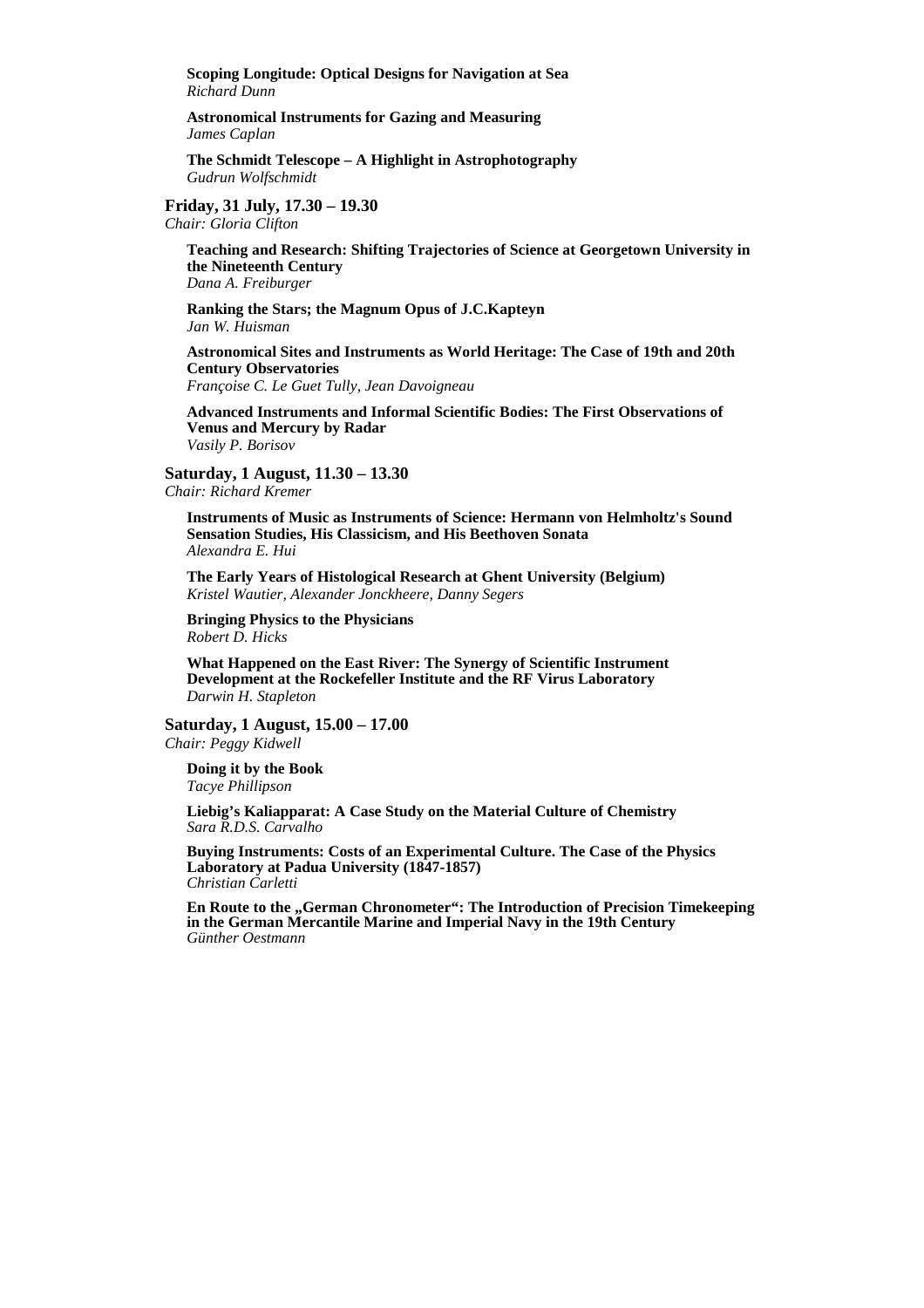**Scoping Longitude: Optical Designs for Navigation at Sea**
*Richard Dunn*

**Astronomical Instruments for Gazing and Measuring**
*James Caplan*

**The Schmidt Telescope – A Highlight in Astrophotography**
*Gudrun Wolfschmidt*

**Friday, 31 July, 17.30 – 19.30**
*Chair: Gloria Clifton*

**Teaching and Research: Shifting Trajectories of Science at Georgetown University in the Nineteenth Century**
*Dana A. Freiburger*

**Ranking the Stars; the Magnum Opus of J.C.Kapteyn**
*Jan W. Huisman*

**Astronomical Sites and Instruments as World Heritage: The Case of 19th and 20th Century Observatories**
*Françoise C. Le Guet Tully, Jean Davoigneau*

**Advanced Instruments and Informal Scientific Bodies: The First Observations of Venus and Mercury by Radar**
*Vasily P. Borisov*

**Saturday, 1 August, 11.30 – 13.30**
*Chair: Richard Kremer*

**Instruments of Music as Instruments of Science: Hermann von Helmholtz's Sound Sensation Studies, His Classicism, and His Beethoven Sonata**
*Alexandra E. Hui*

**The Early Years of Histological Research at Ghent University (Belgium)**
*Kristel Wautier, Alexander Jonckheere, Danny Segers*

**Bringing Physics to the Physicians**
*Robert D. Hicks*

**What Happened on the East River: The Synergy of Scientific Instrument Development at the Rockefeller Institute and the RF Virus Laboratory**
*Darwin H. Stapleton*

**Saturday, 1 August, 15.00 – 17.00**
*Chair: Peggy Kidwell*

**Doing it by the Book**
*Tacye Phillipson*

**Liebig's Kaliapparat: A Case Study on the Material Culture of Chemistry**
*Sara R.D.S. Carvalho*

**Buying Instruments: Costs of an Experimental Culture. The Case of the Physics Laboratory at Padua University (1847-1857)**
*Christian Carletti*

**En Route to the „German Chronometer": The Introduction of Precision Timekeeping in the German Mercantile Marine and Imperial Navy in the 19th Century**
*Günther Oestmann*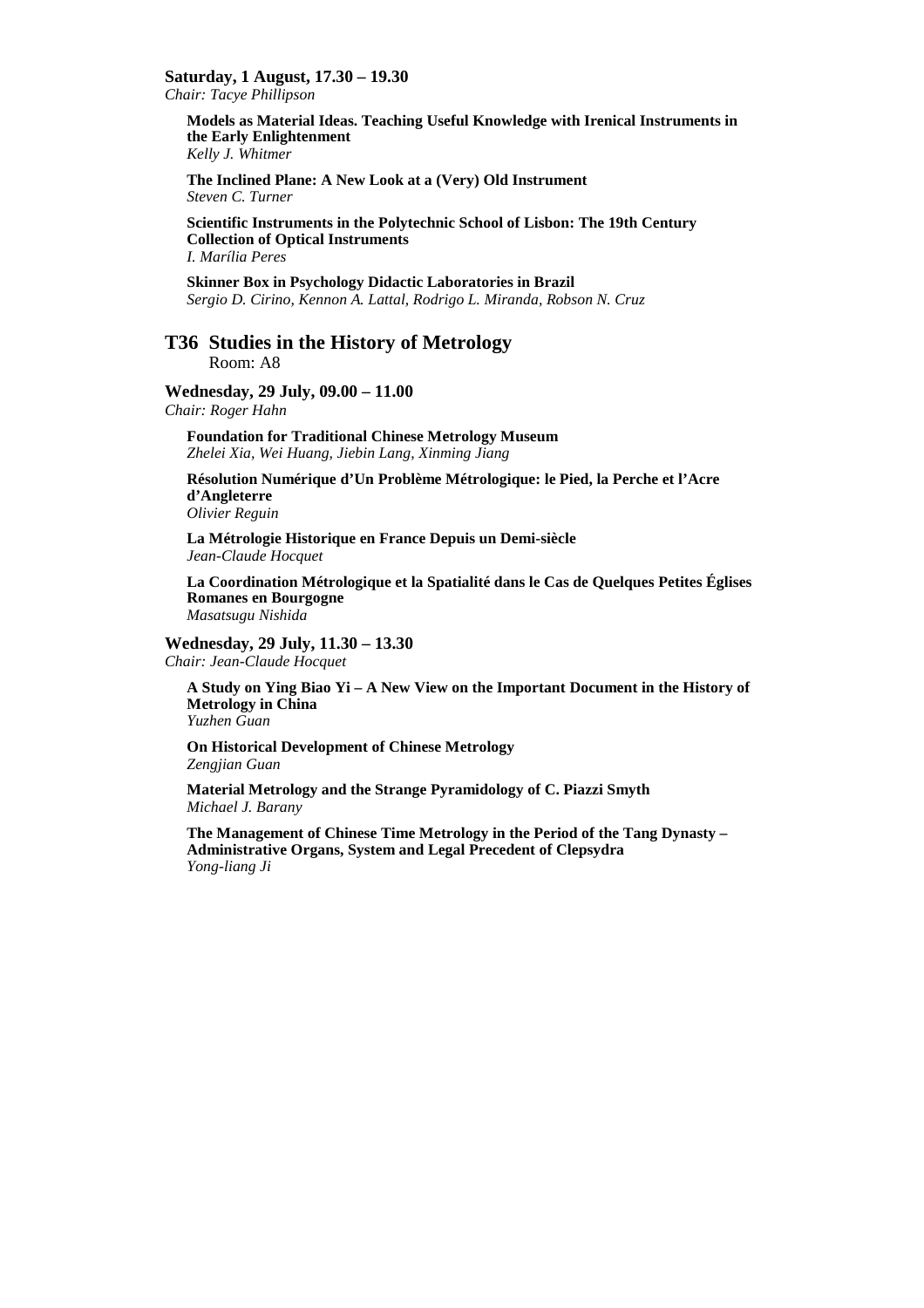**Saturday, 1 August, 17.30 – 19.30**
*Chair: Tacye Phillipson*

**Models as Material Ideas. Teaching Useful Knowledge with Irenical Instruments in the Early Enlightenment**
*Kelly J. Whitmer*

**The Inclined Plane: A New Look at a (Very) Old Instrument**
*Steven C. Turner*

**Scientific Instruments in the Polytechnic School of Lisbon: The 19th Century Collection of Optical Instruments**
*I. Marília Peres*

**Skinner Box in Psychology Didactic Laboratories in Brazil**
*Sergio D. Cirino, Kennon A. Lattal, Rodrigo L. Miranda, Robson N. Cruz*

## T36 Studies in the History of Metrology

Room: A8

**Wednesday, 29 July, 09.00 – 11.00**
*Chair: Roger Hahn*

**Foundation for Traditional Chinese Metrology Museum**
*Zhelei Xia, Wei Huang, Jiebin Lang, Xinming Jiang*

**Résolution Numérique d'Un Problème Métrologique: le Pied, la Perche et l'Acre d'Angleterre**
*Olivier Reguin*

**La Métrologie Historique en France Depuis un Demi-siècle**
*Jean-Claude Hocquet*

**La Coordination Métrologique et la Spatialité dans le Cas de Quelques Petites Églises Romanes en Bourgogne**
*Masatsugu Nishida*

**Wednesday, 29 July, 11.30 – 13.30**
*Chair: Jean-Claude Hocquet*

**A Study on Ying Biao Yi – A New View on the Important Document in the History of Metrology in China**
*Yuzhen Guan*

**On Historical Development of Chinese Metrology**
*Zengjian Guan*

**Material Metrology and the Strange Pyramidology of C. Piazzi Smyth**
*Michael J. Barany*

**The Management of Chinese Time Metrology in the Period of the Tang Dynasty – Administrative Organs, System and Legal Precedent of Clepsydra**
*Yong-liang Ji*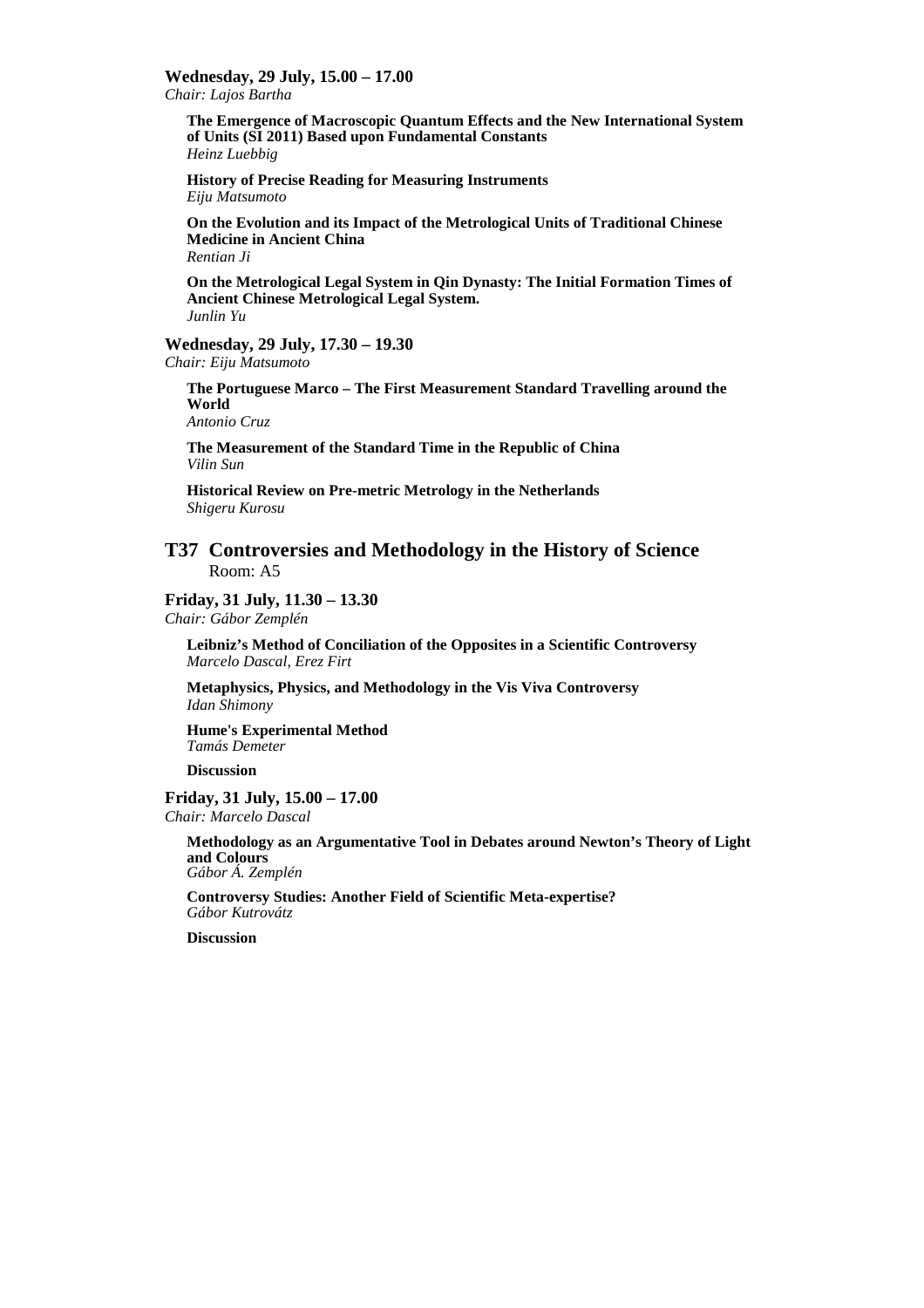**Wednesday, 29 July, 15.00 – 17.00**
*Chair: Lajos Bartha*

**The Emergence of Macroscopic Quantum Effects and the New International System of Units (SI 2011) Based upon Fundamental Constants**
*Heinz Luebbig*

**History of Precise Reading for Measuring Instruments**
*Eiju Matsumoto*

**On the Evolution and its Impact of the Metrological Units of Traditional Chinese Medicine in Ancient China**
*Rentian Ji*

**On the Metrological Legal System in Qin Dynasty: The Initial Formation Times of Ancient Chinese Metrological Legal System.**
*Junlin Yu*

**Wednesday, 29 July, 17.30 – 19.30**
*Chair: Eiju Matsumoto*

**The Portuguese Marco – The First Measurement Standard Travelling around the World**
*Antonio Cruz*

**The Measurement of the Standard Time in the Republic of China**
*Vilin Sun*

**Historical Review on Pre-metric Metrology in the Netherlands**
*Shigeru Kurosu*

## T37 Controversies and Methodology in the History of Science

Room: A5

**Friday, 31 July, 11.30 – 13.30**
*Chair: Gábor Zemplén*

**Leibniz's Method of Conciliation of the Opposites in a Scientific Controversy**
*Marcelo Dascal, Erez Firt*

**Metaphysics, Physics, and Methodology in the Vis Viva Controversy**
*Idan Shimony*

**Hume's Experimental Method**
*Tamás Demeter*

**Discussion**

**Friday, 31 July, 15.00 – 17.00**
*Chair: Marcelo Dascal*

**Methodology as an Argumentative Tool in Debates around Newton's Theory of Light and Colours**
*Gábor Á. Zemplén*

**Controversy Studies: Another Field of Scientific Meta-expertise?**
*Gábor Kutrovátz*

**Discussion**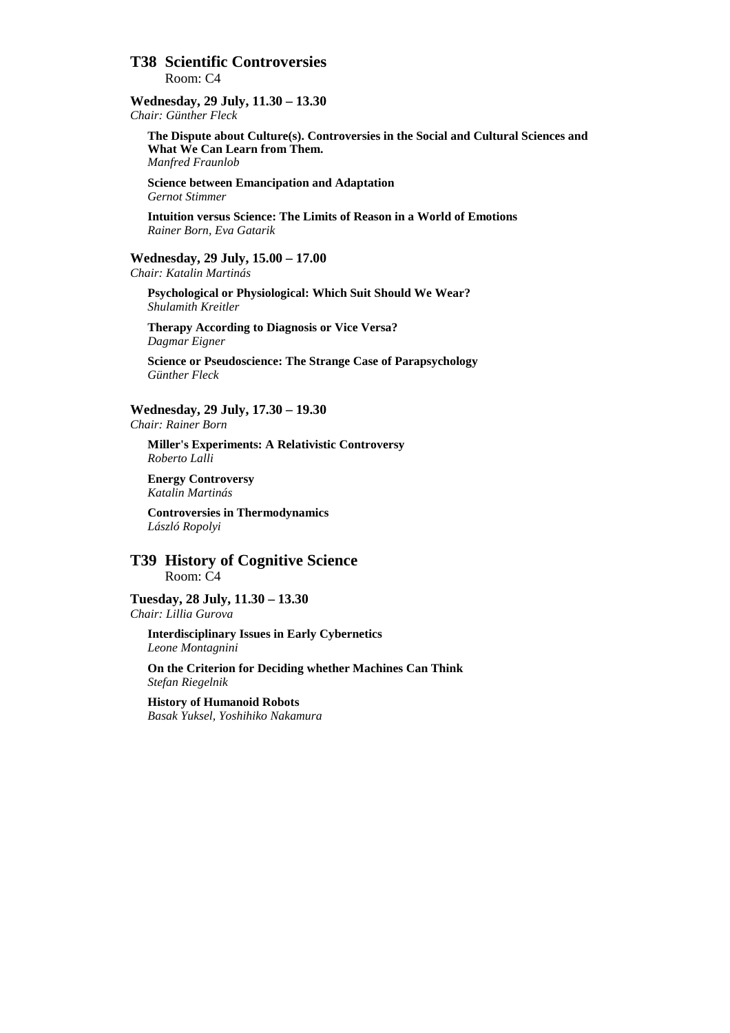## T38 Scientific Controversies

Room: C4

### Wednesday, 29 July, 11.30 – 13.30

*Chair: Günther Fleck*

**The Dispute about Culture(s). Controversies in the Social and Cultural Sciences and What We Can Learn from Them.**
*Manfred Fraunlob*

**Science between Emancipation and Adaptation**
*Gernot Stimmer*

**Intuition versus Science: The Limits of Reason in a World of Emotions**
*Rainer Born, Eva Gatarik*

### Wednesday, 29 July, 15.00 – 17.00

*Chair: Katalin Martinás*

**Psychological or Physiological: Which Suit Should We Wear?**
*Shulamith Kreitler*

**Therapy According to Diagnosis or Vice Versa?**
*Dagmar Eigner*

**Science or Pseudoscience: The Strange Case of Parapsychology**
*Günther Fleck*

### Wednesday, 29 July, 17.30 – 19.30

*Chair: Rainer Born*

**Miller's Experiments: A Relativistic Controversy**
*Roberto Lalli*

**Energy Controversy**
*Katalin Martinás*

**Controversies in Thermodynamics**
*László Ropolyi*

## T39 History of Cognitive Science

Room: C4

### Tuesday, 28 July, 11.30 – 13.30

*Chair: Lillia Gurova*

**Interdisciplinary Issues in Early Cybernetics**
*Leone Montagnini*

**On the Criterion for Deciding whether Machines Can Think**
*Stefan Riegelnik*

**History of Humanoid Robots**
*Basak Yuksel, Yoshihiko Nakamura*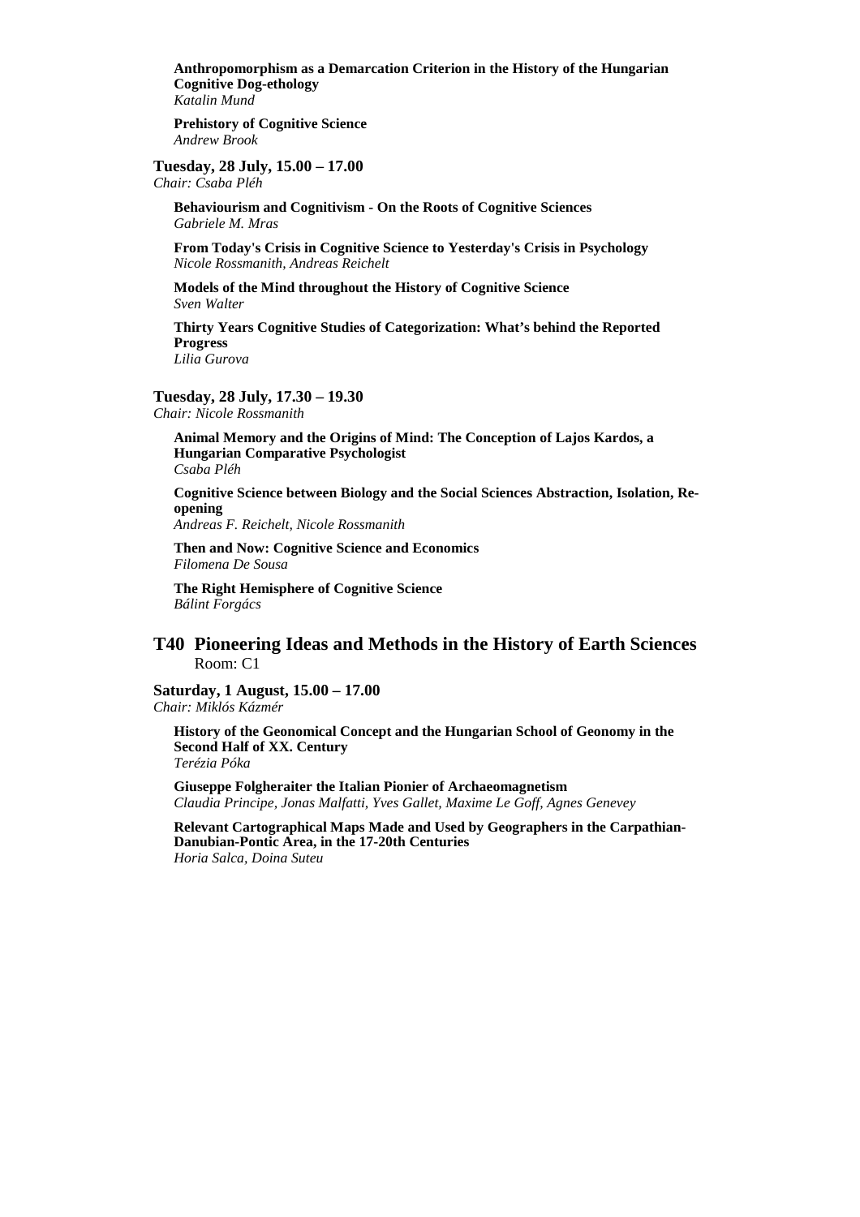**Anthropomorphism as a Demarcation Criterion in the History of the Hungarian Cognitive Dog-ethology**
*Katalin Mund*

**Prehistory of Cognitive Science**
*Andrew Brook*

**Tuesday, 28 July, 15.00 – 17.00**
*Chair: Csaba Pléh*

**Behaviourism and Cognitivism - On the Roots of Cognitive Sciences**
*Gabriele M. Mras*

**From Today's Crisis in Cognitive Science to Yesterday's Crisis in Psychology**
*Nicole Rossmanith, Andreas Reichelt*

**Models of the Mind throughout the History of Cognitive Science**
*Sven Walter*

**Thirty Years Cognitive Studies of Categorization: What's behind the Reported Progress**
*Lilia Gurova*

**Tuesday, 28 July, 17.30 – 19.30**
*Chair: Nicole Rossmanith*

**Animal Memory and the Origins of Mind: The Conception of Lajos Kardos, a Hungarian Comparative Psychologist**
*Csaba Pléh*

**Cognitive Science between Biology and the Social Sciences Abstraction, Isolation, Re-opening**
*Andreas F. Reichelt, Nicole Rossmanith*

**Then and Now: Cognitive Science and Economics**
*Filomena De Sousa*

**The Right Hemisphere of Cognitive Science**
*Bálint Forgács*

## T40 Pioneering Ideas and Methods in the History of Earth Sciences

Room: C1

**Saturday, 1 August, 15.00 – 17.00**
*Chair: Miklós Kázmér*

**History of the Geonomical Concept and the Hungarian School of Geonomy in the Second Half of XX. Century**
*Terézia Póka*

**Giuseppe Folgheraiter the Italian Pionier of Archaeomagnetism**
*Claudia Principe, Jonas Malfatti, Yves Gallet, Maxime Le Goff, Agnes Genevey*

**Relevant Cartographical Maps Made and Used by Geographers in the Carpathian-Danubian-Pontic Area, in the 17-20th Centuries**
*Horia Salca, Doina Suteu*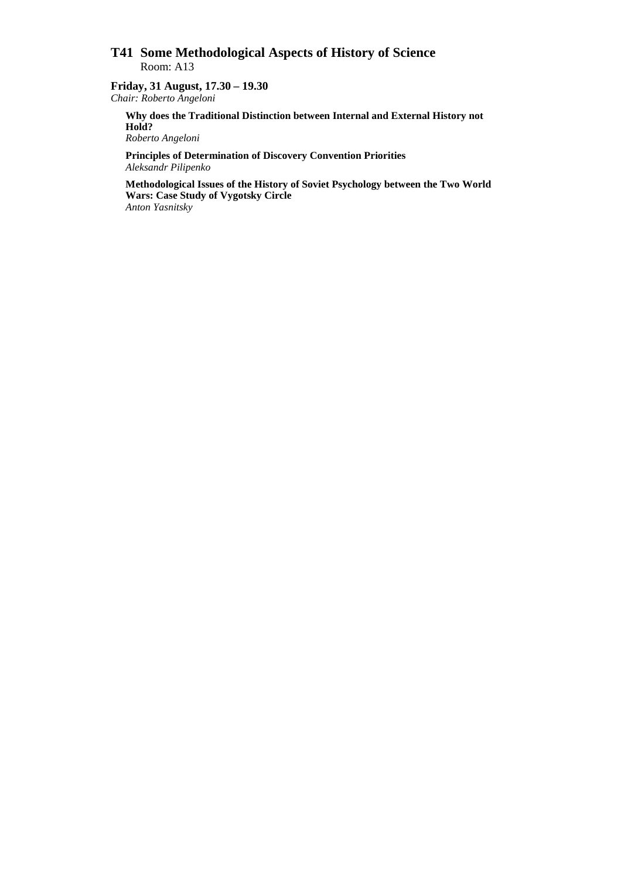## T41 Some Methodological Aspects of History of Science

Room: A13

**Friday, 31 August, 17.30 – 19.30**
*Chair: Roberto Angeloni*

**Why does the Traditional Distinction between Internal and External History not Hold?**
*Roberto Angeloni*

**Principles of Determination of Discovery Convention Priorities**
*Aleksandr Pilipenko*

**Methodological Issues of the History of Soviet Psychology between the Two World Wars: Case Study of Vygotsky Circle**
*Anton Yasnitsky*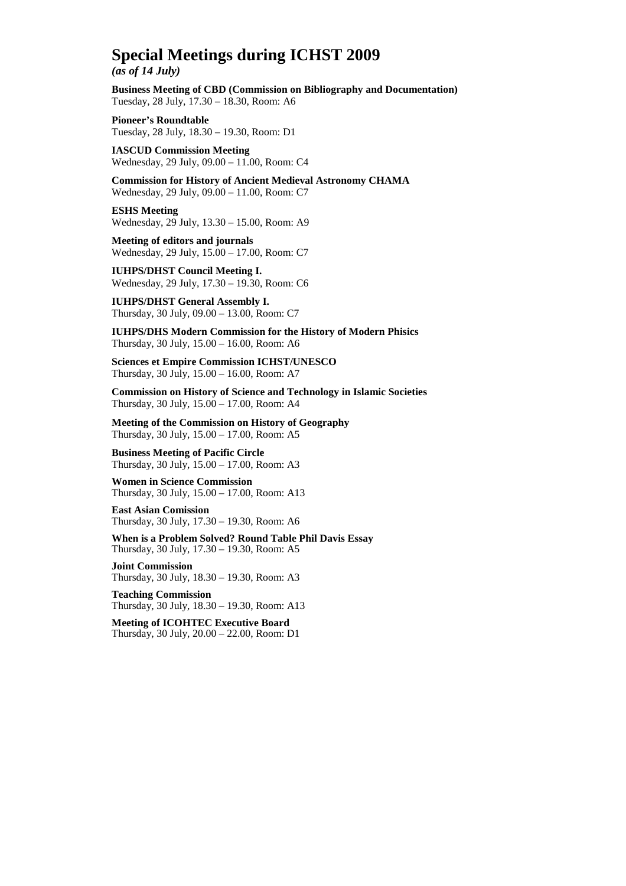# Special Meetings during ICHST 2009

*(as of 14 July)*

**Business Meeting of CBD (Commission on Bibliography and Documentation)**
Tuesday, 28 July, 17.30 – 18.30, Room: A6

**Pioneer's Roundtable**
Tuesday, 28 July, 18.30 – 19.30, Room: D1

**IASCUD Commission Meeting**
Wednesday, 29 July, 09.00 – 11.00, Room: C4

**Commission for History of Ancient Medieval Astronomy CHAMA**
Wednesday, 29 July, 09.00 – 11.00, Room: C7

**ESHS Meeting**
Wednesday, 29 July, 13.30 – 15.00, Room: A9

**Meeting of editors and journals**
Wednesday, 29 July, 15.00 – 17.00, Room: C7

**IUHPS/DHST Council Meeting I.**
Wednesday, 29 July, 17.30 – 19.30, Room: C6

**IUHPS/DHST General Assembly I.**
Thursday, 30 July, 09.00 – 13.00, Room: C7

**IUHPS/DHS Modern Commission for the History of Modern Phisics**
Thursday, 30 July, 15.00 – 16.00, Room: A6

**Sciences et Empire Commission ICHST/UNESCO**
Thursday, 30 July, 15.00 – 16.00, Room: A7

**Commission on History of Science and Technology in Islamic Societies**
Thursday, 30 July, 15.00 – 17.00, Room: A4

**Meeting of the Commission on History of Geography**
Thursday, 30 July, 15.00 – 17.00, Room: A5

**Business Meeting of Pacific Circle**
Thursday, 30 July, 15.00 – 17.00, Room: A3

**Women in Science Commission**
Thursday, 30 July, 15.00 – 17.00, Room: A13

**East Asian Comission**
Thursday, 30 July, 17.30 – 19.30, Room: A6

**When is a Problem Solved? Round Table Phil Davis Essay**
Thursday, 30 July, 17.30 – 19.30, Room: A5

**Joint Commission**
Thursday, 30 July, 18.30 – 19.30, Room: A3

**Teaching Commission**
Thursday, 30 July, 18.30 – 19.30, Room: A13

**Meeting of ICOHTEC Executive Board**
Thursday, 30 July, 20.00 – 22.00, Room: D1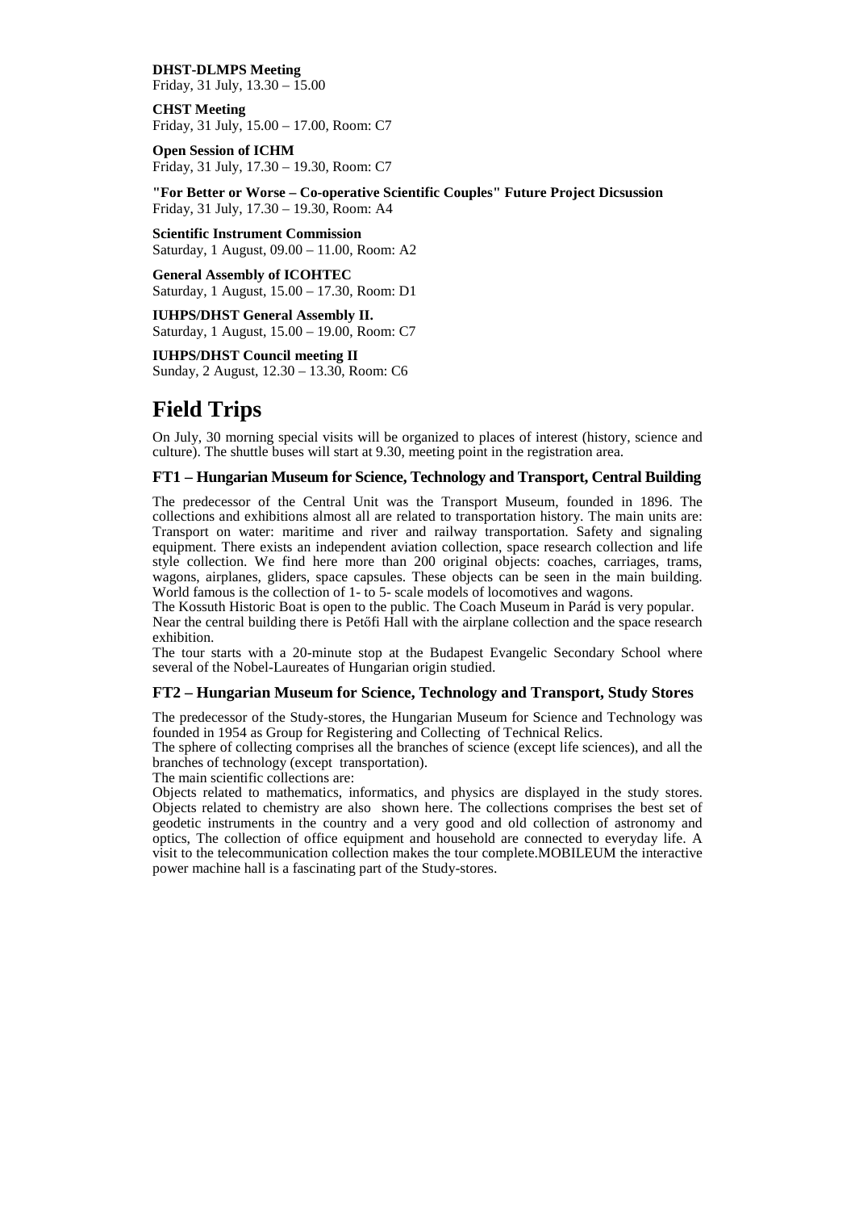**DHST-DLMPS Meeting**
Friday, 31 July, 13.30 – 15.00

**CHST Meeting**
Friday, 31 July, 15.00 – 17.00, Room: C7

**Open Session of ICHM**
Friday, 31 July, 17.30 – 19.30, Room: C7

**"For Better or Worse – Co-operative Scientific Couples" Future Project Dicsussion**
Friday, 31 July, 17.30 – 19.30, Room: A4

**Scientific Instrument Commission**
Saturday, 1 August, 09.00 – 11.00, Room: A2

**General Assembly of ICOHTEC**
Saturday, 1 August, 15.00 – 17.30, Room: D1

**IUHPS/DHST General Assembly II.**
Saturday, 1 August, 15.00 – 19.00, Room: C7

**IUHPS/DHST Council meeting II**
Sunday, 2 August, 12.30 – 13.30, Room: C6

# Field Trips

On July, 30 morning special visits will be organized to places of interest (history, science and culture). The shuttle buses will start at 9.30, meeting point in the registration area.

### FT1 – Hungarian Museum for Science, Technology and Transport, Central Building

The predecessor of the Central Unit was the Transport Museum, founded in 1896. The collections and exhibitions almost all are related to transportation history. The main units are: Transport on water: maritime and river and railway transportation. Safety and signaling equipment. There exists an independent aviation collection, space research collection and life style collection. We find here more than 200 original objects: coaches, carriages, trams, wagons, airplanes, gliders, space capsules. These objects can be seen in the main building. World famous is the collection of 1- to 5- scale models of locomotives and wagons.
The Kossuth Historic Boat is open to the public. The Coach Museum in Parád is very popular.
Near the central building there is Petőfi Hall with the airplane collection and the space research exhibition.
The tour starts with a 20-minute stop at the Budapest Evangelic Secondary School where several of the Nobel-Laureates of Hungarian origin studied.

### FT2 – Hungarian Museum for Science, Technology and Transport, Study Stores

The predecessor of the Study-stores, the Hungarian Museum for Science and Technology was founded in 1954 as Group for Registering and Collecting of Technical Relics.
The sphere of collecting comprises all the branches of science (except life sciences), and all the branches of technology (except transportation).
The main scientific collections are:
Objects related to mathematics, informatics, and physics are displayed in the study stores. Objects related to chemistry are also shown here. The collections comprises the best set of geodetic instruments in the country and a very good and old collection of astronomy and optics, The collection of office equipment and household are connected to everyday life. A visit to the telecommunication collection makes the tour complete.MOBILEUM the interactive power machine hall is a fascinating part of the Study-stores.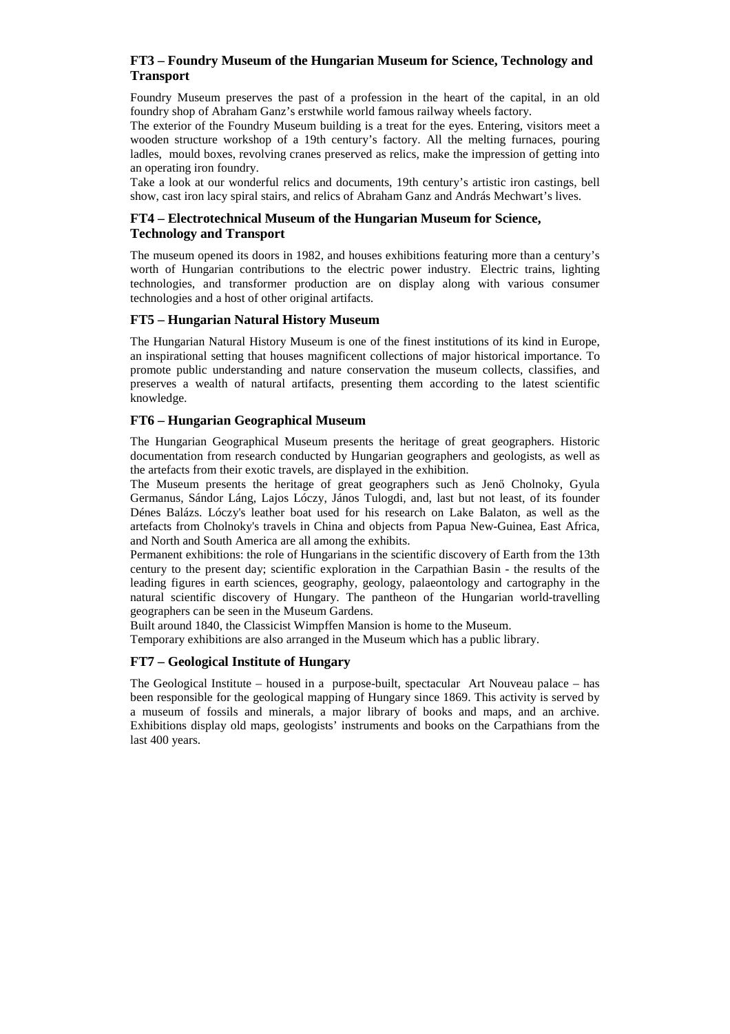### FT3 – Foundry Museum of the Hungarian Museum for Science, Technology and Transport

Foundry Museum preserves the past of a profession in the heart of the capital, in an old foundry shop of Abraham Ganz's erstwhile world famous railway wheels factory.

The exterior of the Foundry Museum building is a treat for the eyes. Entering, visitors meet a wooden structure workshop of a 19th century's factory. All the melting furnaces, pouring ladles, mould boxes, revolving cranes preserved as relics, make the impression of getting into an operating iron foundry.

Take a look at our wonderful relics and documents, 19th century's artistic iron castings, bell show, cast iron lacy spiral stairs, and relics of Abraham Ganz and András Mechwart's lives.

### FT4 – Electrotechnical Museum of the Hungarian Museum for Science, Technology and Transport

The museum opened its doors in 1982, and houses exhibitions featuring more than a century's worth of Hungarian contributions to the electric power industry. Electric trains, lighting technologies, and transformer production are on display along with various consumer technologies and a host of other original artifacts.

### FT5 – Hungarian Natural History Museum

The Hungarian Natural History Museum is one of the finest institutions of its kind in Europe, an inspirational setting that houses magnificent collections of major historical importance. To promote public understanding and nature conservation the museum collects, classifies, and preserves a wealth of natural artifacts, presenting them according to the latest scientific knowledge.

### FT6 – Hungarian Geographical Museum

The Hungarian Geographical Museum presents the heritage of great geographers. Historic documentation from research conducted by Hungarian geographers and geologists, as well as the artefacts from their exotic travels, are displayed in the exhibition.

The Museum presents the heritage of great geographers such as Jenő Cholnoky, Gyula Germanus, Sándor Láng, Lajos Lóczy, János Tulogdi, and, last but not least, of its founder Dénes Balázs. Lóczy's leather boat used for his research on Lake Balaton, as well as the artefacts from Cholnoky's travels in China and objects from Papua New-Guinea, East Africa, and North and South America are all among the exhibits.

Permanent exhibitions: the role of Hungarians in the scientific discovery of Earth from the 13th century to the present day; scientific exploration in the Carpathian Basin - the results of the leading figures in earth sciences, geography, geology, palaeontology and cartography in the natural scientific discovery of Hungary. The pantheon of the Hungarian world-travelling geographers can be seen in the Museum Gardens.

Built around 1840, the Classicist Wimpffen Mansion is home to the Museum.

Temporary exhibitions are also arranged in the Museum which has a public library.

### FT7 – Geological Institute of Hungary

The Geological Institute – housed in a purpose-built, spectacular Art Nouveau palace – has been responsible for the geological mapping of Hungary since 1869. This activity is served by a museum of fossils and minerals, a major library of books and maps, and an archive. Exhibitions display old maps, geologists' instruments and books on the Carpathians from the last 400 years.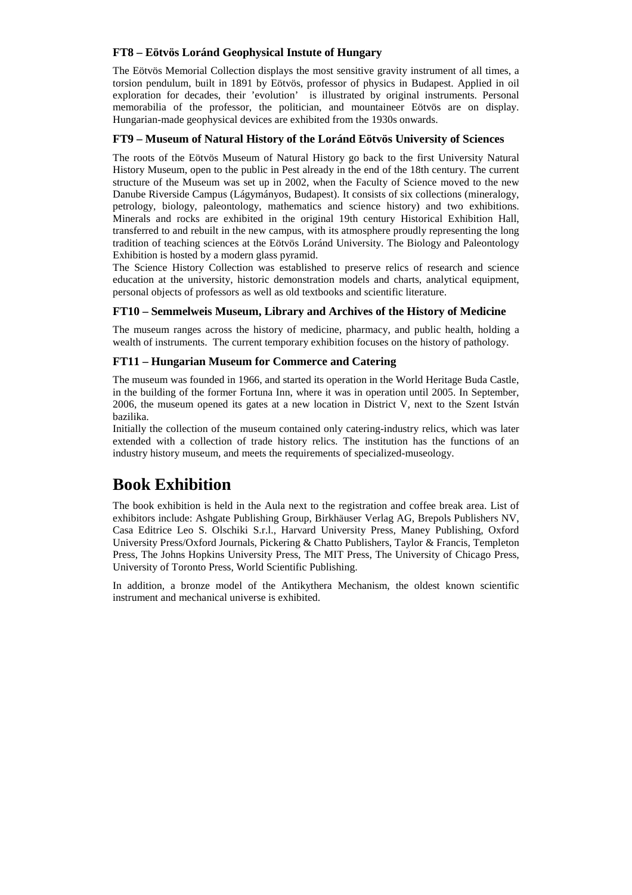### FT8 – Eötvös Loránd Geophysical Instute of Hungary

The Eötvös Memorial Collection displays the most sensitive gravity instrument of all times, a torsion pendulum, built in 1891 by Eötvös, professor of physics in Budapest. Applied in oil exploration for decades, their 'evolution' is illustrated by original instruments. Personal memorabilia of the professor, the politician, and mountaineer Eötvös are on display. Hungarian-made geophysical devices are exhibited from the 1930s onwards.

### FT9 – Museum of Natural History of the Loránd Eötvös University of Sciences

The roots of the Eötvös Museum of Natural History go back to the first University Natural History Museum, open to the public in Pest already in the end of the 18th century. The current structure of the Museum was set up in 2002, when the Faculty of Science moved to the new Danube Riverside Campus (Lágymányos, Budapest). It consists of six collections (mineralogy, petrology, biology, paleontology, mathematics and science history) and two exhibitions. Minerals and rocks are exhibited in the original 19th century Historical Exhibition Hall, transferred to and rebuilt in the new campus, with its atmosphere proudly representing the long tradition of teaching sciences at the Eötvös Loránd University. The Biology and Paleontology Exhibition is hosted by a modern glass pyramid.

The Science History Collection was established to preserve relics of research and science education at the university, historic demonstration models and charts, analytical equipment, personal objects of professors as well as old textbooks and scientific literature.

### FT10 – Semmelweis Museum, Library and Archives of the History of Medicine

The museum ranges across the history of medicine, pharmacy, and public health, holding a wealth of instruments. The current temporary exhibition focuses on the history of pathology.

### FT11 – Hungarian Museum for Commerce and Catering

The museum was founded in 1966, and started its operation in the World Heritage Buda Castle, in the building of the former Fortuna Inn, where it was in operation until 2005. In September, 2006, the museum opened its gates at a new location in District V, next to the Szent István bazilika.

Initially the collection of the museum contained only catering-industry relics, which was later extended with a collection of trade history relics. The institution has the functions of an industry history museum, and meets the requirements of specialized-museology.

# Book Exhibition

The book exhibition is held in the Aula next to the registration and coffee break area. List of exhibitors include: Ashgate Publishing Group, Birkhäuser Verlag AG, Brepols Publishers NV, Casa Editrice Leo S. Olschiki S.r.l., Harvard University Press, Maney Publishing, Oxford University Press/Oxford Journals, Pickering & Chatto Publishers, Taylor & Francis, Templeton Press, The Johns Hopkins University Press, The MIT Press, The University of Chicago Press, University of Toronto Press, World Scientific Publishing.

In addition, a bronze model of the Antikythera Mechanism, the oldest known scientific instrument and mechanical universe is exhibited.